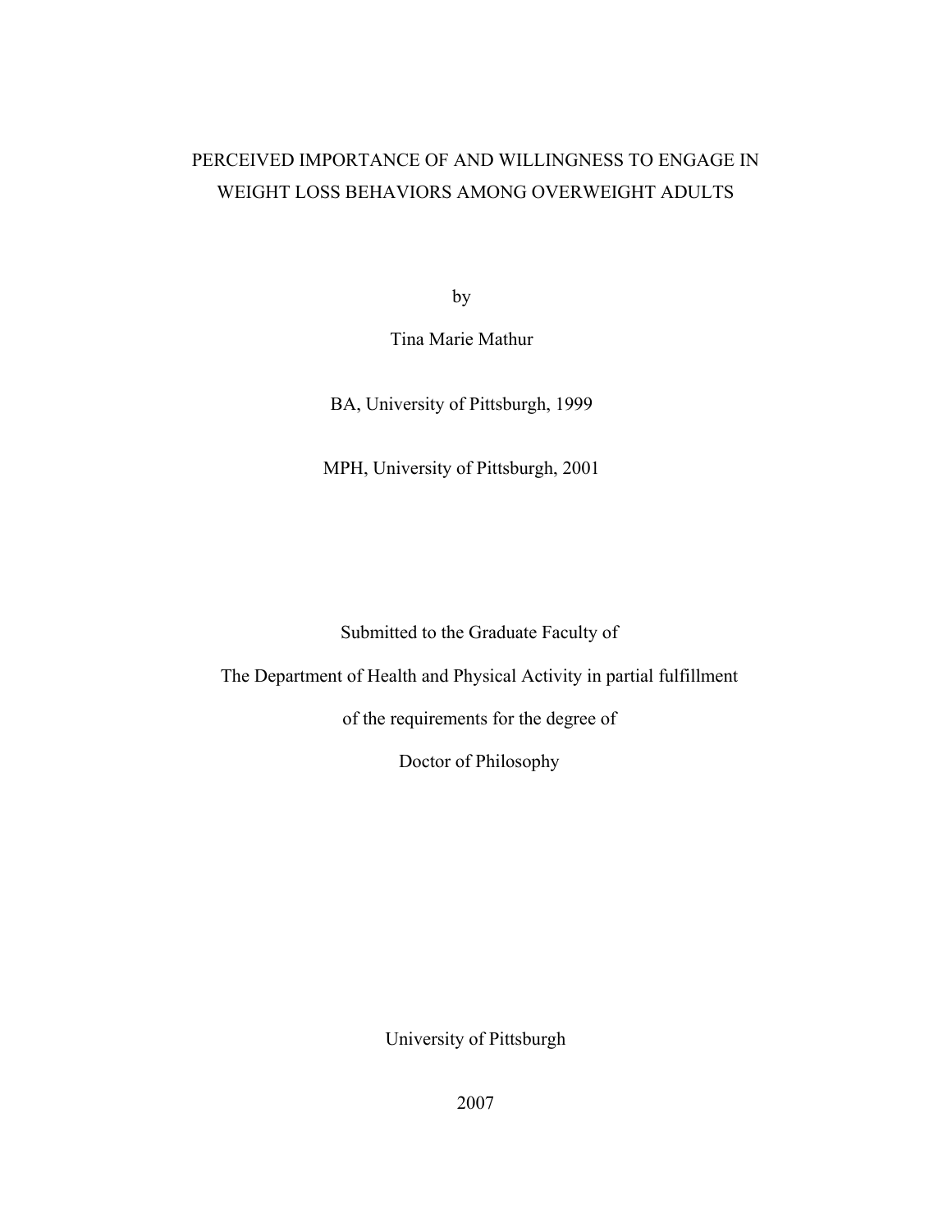# PERCEIVED IMPORTANCE OF AND WILLINGNESS TO ENGAGE IN WEIGHT LOSS BEHAVIORS AMONG OVERWEIGHT ADULTS

by

Tina Marie Mathur

BA, University of Pittsburgh, 1999

MPH, University of Pittsburgh, 2001

Submitted to the Graduate Faculty of

The Department of Health and Physical Activity in partial fulfillment

of the requirements for the degree of

Doctor of Philosophy

University of Pittsburgh

2007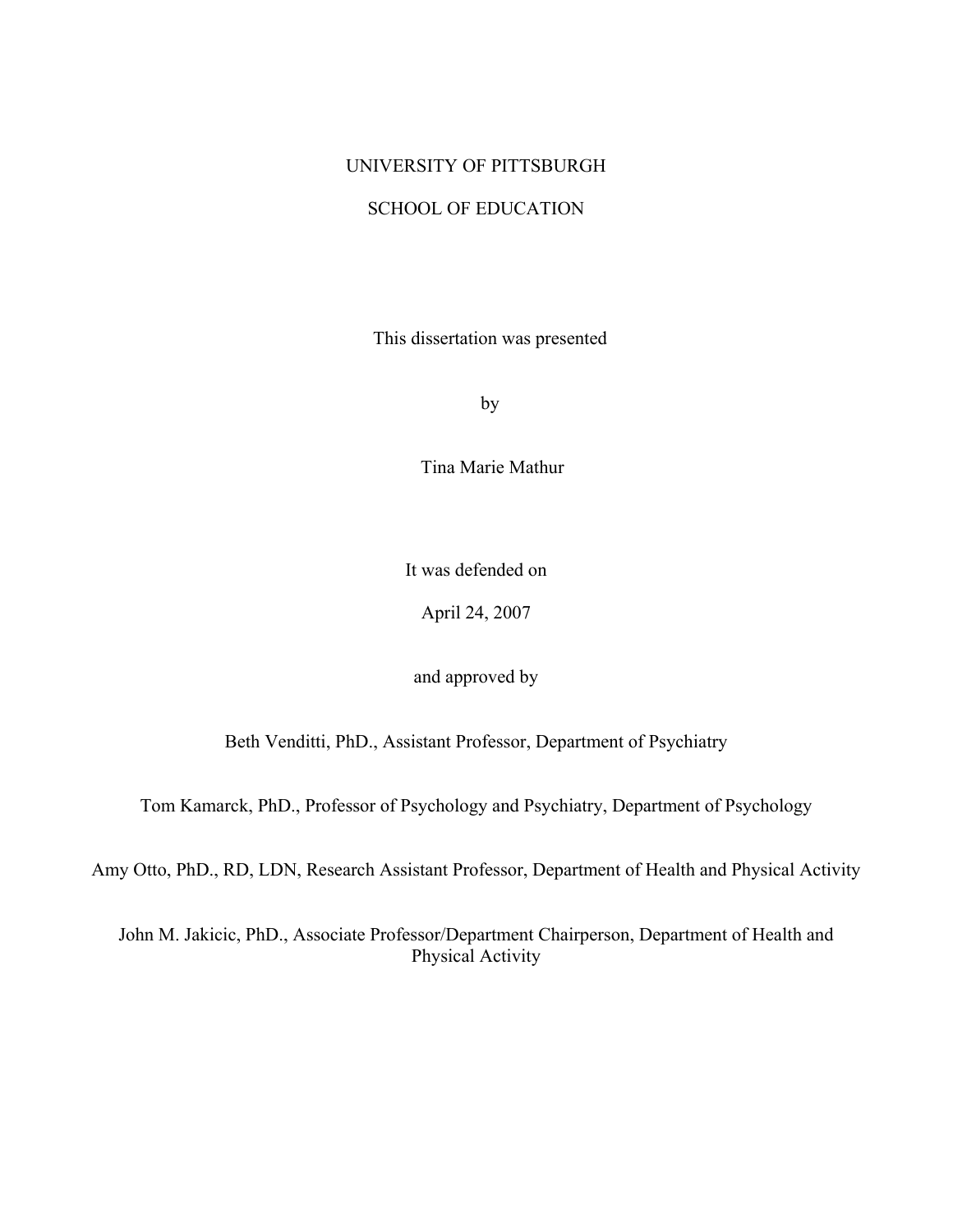UNIVERSITY OF PITTSBURGH

SCHOOL OF EDUCATION

This dissertation was presented

by

Tina Marie Mathur

It was defended on

April 24, 2007

and approved by

Beth Venditti, PhD., Assistant Professor, Department of Psychiatry

Tom Kamarck, PhD., Professor of Psychology and Psychiatry, Department of Psychology

Amy Otto, PhD., RD, LDN, Research Assistant Professor, Department of Health and Physical Activity

John M. Jakicic, PhD., Associate Professor/Department Chairperson, Department of Health and Physical Activity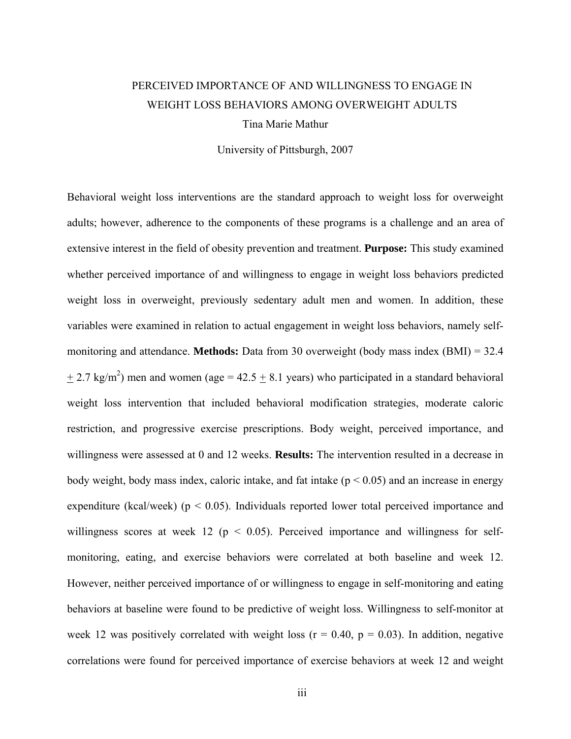PERCEIVED IMPORTANCE OF AND WILLINGNESS TO ENGAGE IN WEIGHT LOSS BEHAVIORS AMONG OVERWEIGHT ADULTS

Tina Marie Mathur

University of Pittsburgh, 2007

Behavioral weight loss interventions are the standard approach to weight loss for overweight adults; however, adherence to the components of these programs is a challenge and an area of extensive interest in the field of obesity prevention and treatment. **Purpose:** This study examined whether perceived importance of and willingness to engage in weight loss behaviors predicted weight loss in overweight, previously sedentary adult men and women. In addition, these variables were examined in relation to actual engagement in weight loss behaviors, namely self-monitoring and attendance. **Methods:** Data from 30 overweight (body mass index (BMI) = 32.4 $\pm$ 2.7 $kg/m^2$) men and women (age = 42.5 $\pm$ 8.1 years) who participated in a standard behavioral weight loss intervention that included behavioral modification strategies, moderate caloric restriction, and progressive exercise prescriptions. Body weight, perceived importance, and willingness were assessed at 0 and 12 weeks. **Results:** The intervention resulted in a decrease in body weight, body mass index, caloric intake, and fat intake ($p < 0.05$) and an increase in energy expenditure (kcal/week) ($p < 0.05$). Individuals reported lower total perceived importance and willingness scores at week 12 ($p < 0.05$). Perceived importance and willingness for self-monitoring, eating, and exercise behaviors were correlated at both baseline and week 12. However, neither perceived importance of or willingness to engage in self-monitoring and eating behaviors at baseline were found to be predictive of weight loss. Willingness to self-monitor at week 12 was positively correlated with weight loss ($r = 0.40$, $p = 0.03$). In addition, negative correlations were found for perceived importance of exercise behaviors at week 12 and weight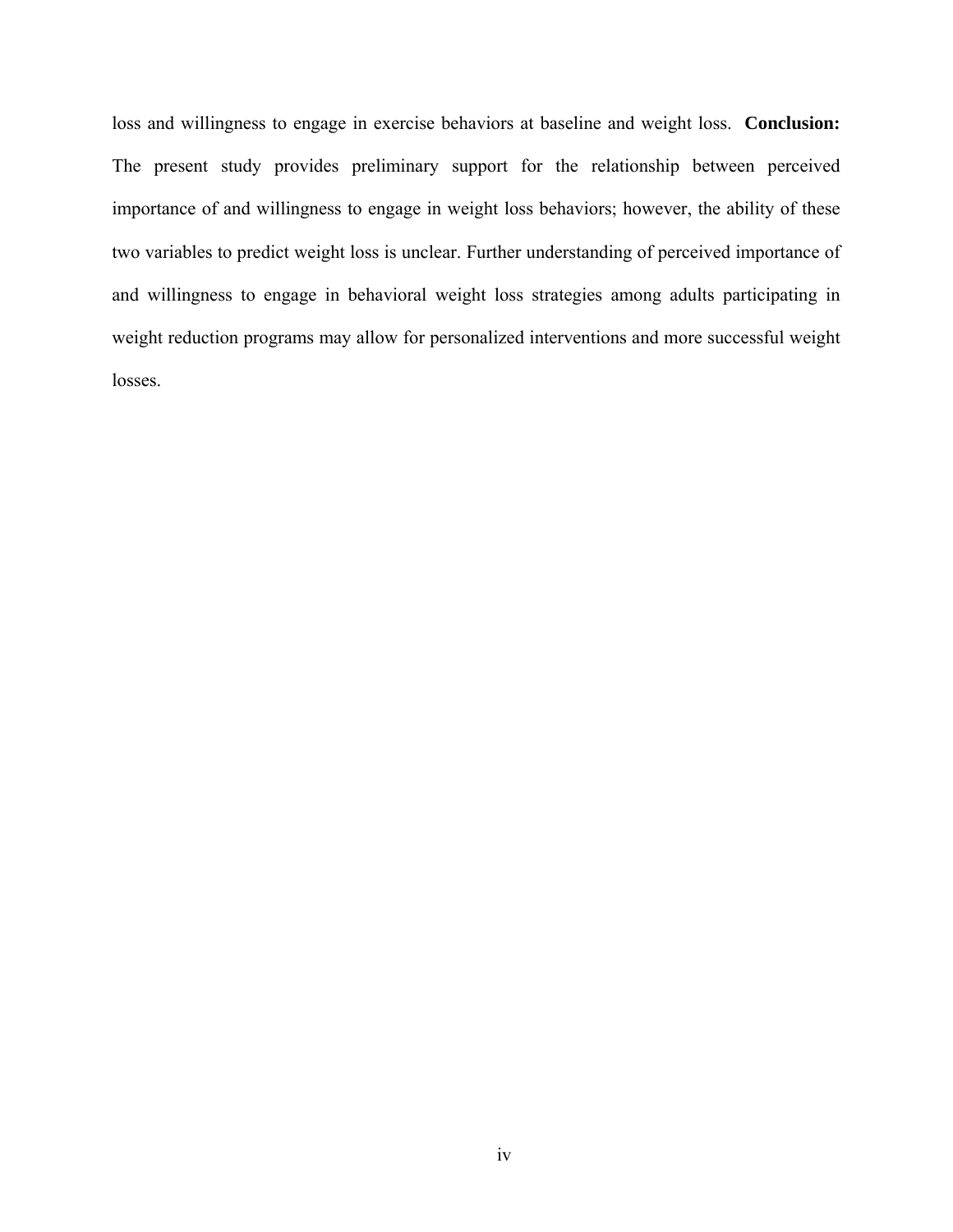loss and willingness to engage in exercise behaviors at baseline and weight loss. **Conclusion:** The present study provides preliminary support for the relationship between perceived importance of and willingness to engage in weight loss behaviors; however, the ability of these two variables to predict weight loss is unclear. Further understanding of perceived importance of and willingness to engage in behavioral weight loss strategies among adults participating in weight reduction programs may allow for personalized interventions and more successful weight losses.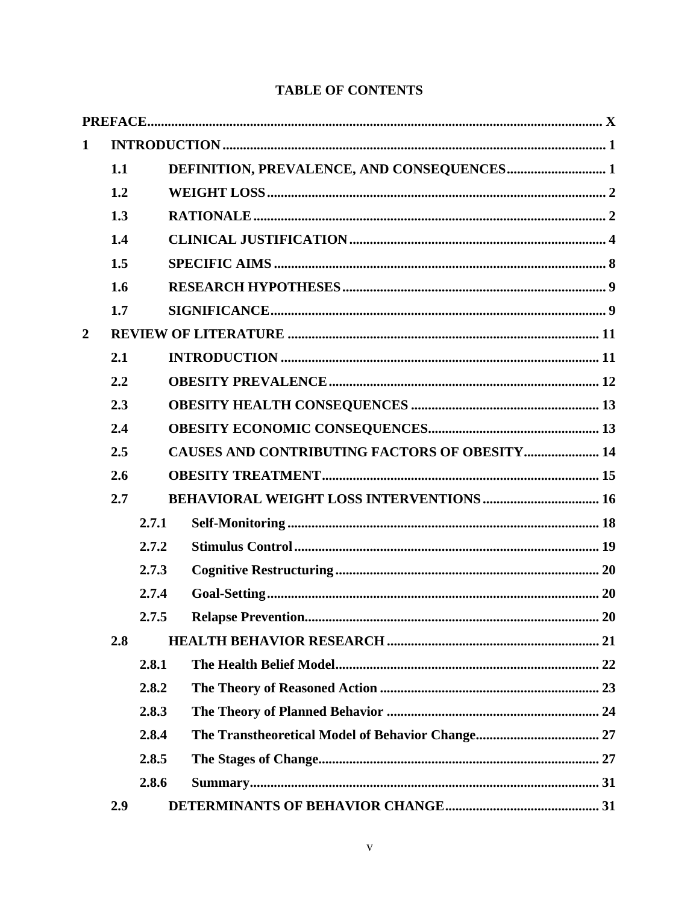# TABLE OF CONTENTS

**PREFACE** ..... X

**1 INTRODUCTION** ..... 1

- **1.1 DEFINITION, PREVALENCE, AND CONSEQUENCES** ..... 1
- **1.2 WEIGHT LOSS** ..... 2
- **1.3 RATIONALE** ..... 2
- **1.4 CLINICAL JUSTIFICATION** ..... 4
- **1.5 SPECIFIC AIMS** ..... 8
- **1.6 RESEARCH HYPOTHESES** ..... 9
- **1.7 SIGNIFICANCE** ..... 9

**2 REVIEW OF LITERATURE** ..... 11

- **2.1 INTRODUCTION** ..... 11
- **2.2 OBESITY PREVALENCE** ..... 12
- **2.3 OBESITY HEALTH CONSEQUENCES** ..... 13
- **2.4 OBESITY ECONOMIC CONSEQUENCES** ..... 13
- **2.5 CAUSES AND CONTRIBUTING FACTORS OF OBESITY** ..... 14
- **2.6 OBESITY TREATMENT** ..... 15
- **2.7 BEHAVIORAL WEIGHT LOSS INTERVENTIONS** ..... 16
  - **2.7.1 Self-Monitoring** ..... 18
  - **2.7.2 Stimulus Control** ..... 19
  - **2.7.3 Cognitive Restructuring** ..... 20
  - **2.7.4 Goal-Setting** ..... 20
  - **2.7.5 Relapse Prevention** ..... 20
- **2.8 HEALTH BEHAVIOR RESEARCH** ..... 21
  - **2.8.1 The Health Belief Model** ..... 22
  - **2.8.2 The Theory of Reasoned Action** ..... 23
  - **2.8.3 The Theory of Planned Behavior** ..... 24
  - **2.8.4 The Transtheoretical Model of Behavior Change** ..... 27
  - **2.8.5 The Stages of Change** ..... 27
  - **2.8.6 Summary** ..... 31
- **2.9 DETERMINANTS OF BEHAVIOR CHANGE** ..... 31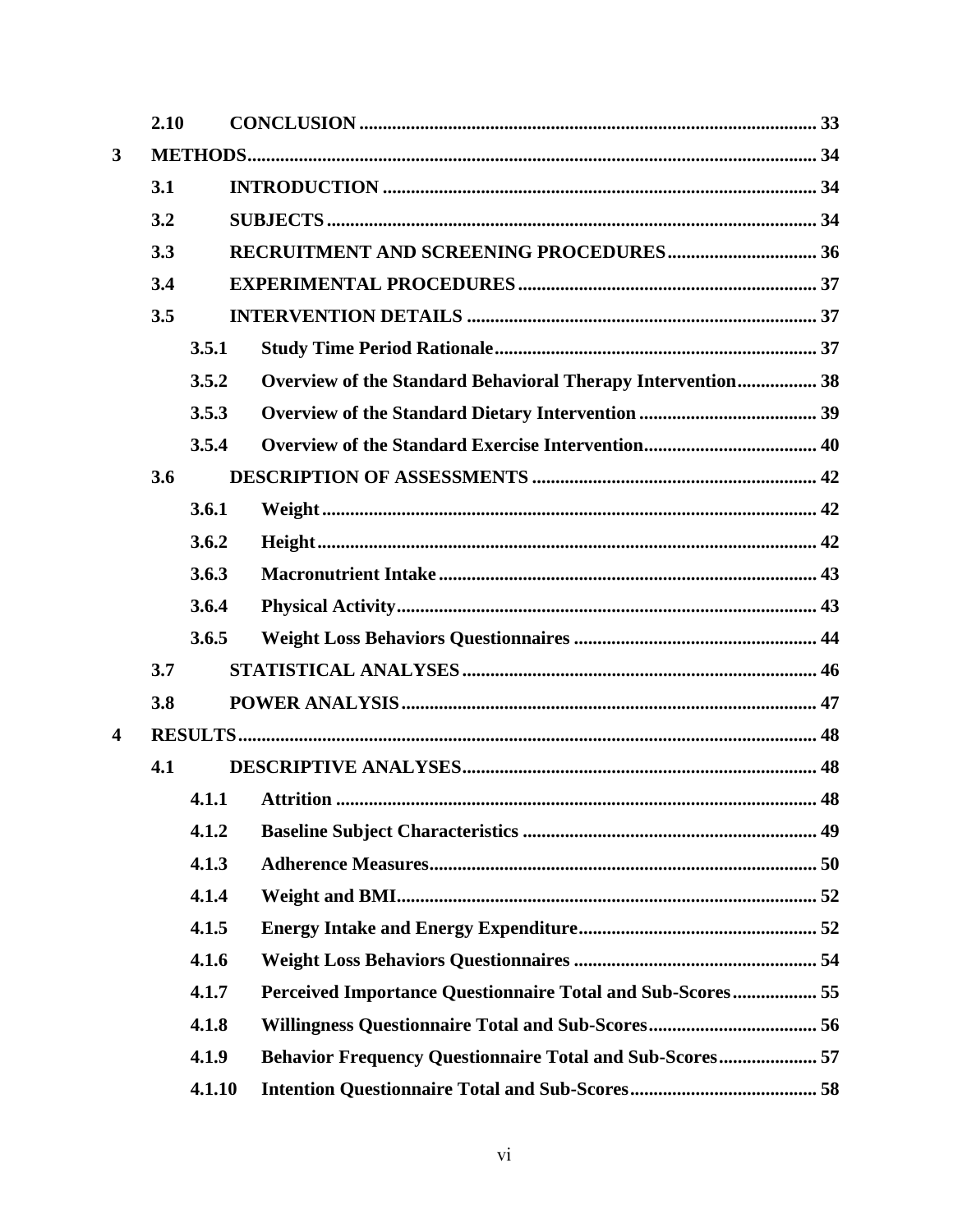2.10 CONCLUSION ........................................................................................ 33

3 METHODS .................................................................................................. 34

3.1 INTRODUCTION .................................................................................... 34

3.2 SUBJECTS ............................................................................................. 34

3.3 RECRUITMENT AND SCREENING PROCEDURES ................................ 36

3.4 EXPERIMENTAL PROCEDURES ............................................................ 37

3.5 INTERVENTION DETAILS ..................................................................... 37

3.5.1 Study Time Period Rationale ................................................................ 37

3.5.2 Overview of the Standard Behavioral Therapy Intervention ................. 38

3.5.3 Overview of the Standard Dietary Intervention ................................... 39

3.5.4 Overview of the Standard Exercise Intervention .................................. 40

3.6 DESCRIPTION OF ASSESSMENTS ......................................................... 42

3.6.1 Weight ................................................................................................. 42

3.6.2 Height .................................................................................................. 42

3.6.3 Macronutrient Intake ............................................................................ 43

3.6.4 Physical Activity ................................................................................... 43

3.6.5 Weight Loss Behaviors Questionnaires ................................................. 44

3.7 STATISTICAL ANALYSES ...................................................................... 46

3.8 POWER ANALYSIS ................................................................................. 47

4 RESULTS .................................................................................................... 48

4.1 DESCRIPTIVE ANALYSES ...................................................................... 48

4.1.1 Attrition ............................................................................................... 48

4.1.2 Baseline Subject Characteristics ........................................................... 49

4.1.3 Adherence Measures ............................................................................. 50

4.1.4 Weight and BMI ................................................................................... 52

4.1.5 Energy Intake and Energy Expenditure ................................................ 52

4.1.6 Weight Loss Behaviors Questionnaires ................................................. 54

4.1.7 Perceived Importance Questionnaire Total and Sub-Scores .................. 55

4.1.8 Willingness Questionnaire Total and Sub-Scores .................................. 56

4.1.9 Behavior Frequency Questionnaire Total and Sub-Scores ..................... 57

4.1.10 Intention Questionnaire Total and Sub-Scores .................................... 58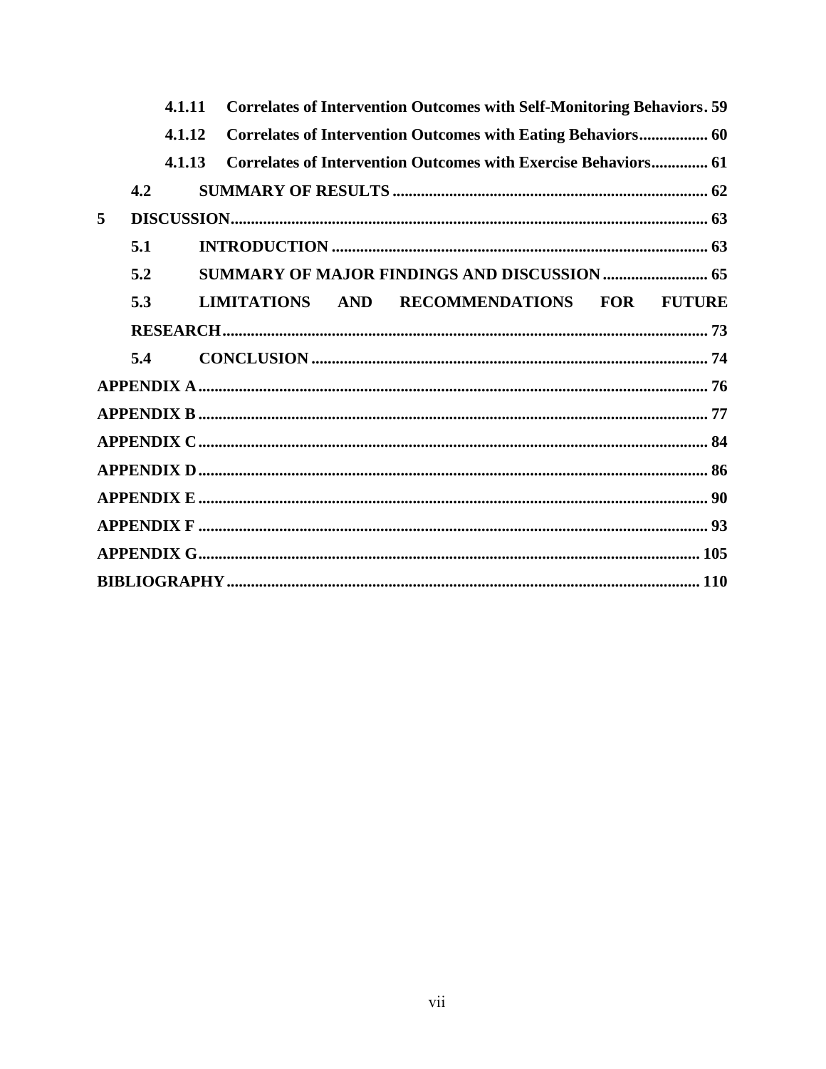- 4.1.11 Correlates of Intervention Outcomes with Self-Monitoring Behaviors . 59
- 4.1.12 Correlates of Intervention Outcomes with Eating Behaviors ................ 60
- 4.1.13 Correlates of Intervention Outcomes with Exercise Behaviors ............. 61
- 4.2 SUMMARY OF RESULTS ............................................................................ 62
- 5 DISCUSSION .................................................................................................... 63
  - 5.1 INTRODUCTION ........................................................................................... 63
  - 5.2 SUMMARY OF MAJOR FINDINGS AND DISCUSSION ......................... 65
  - 5.3 LIMITATIONS AND RECOMMENDATIONS FOR FUTURE RESEARCH ...................................................................................................... 73
  - 5.4 CONCLUSION ................................................................................................ 74
- APPENDIX A ............................................................................................................ 76
- APPENDIX B ............................................................................................................ 77
- APPENDIX C ............................................................................................................ 84
- APPENDIX D ............................................................................................................ 86
- APPENDIX E ............................................................................................................ 90
- APPENDIX F ............................................................................................................ 93
- APPENDIX G .......................................................................................................... 105
- BIBLIOGRAPHY .................................................................................................... 110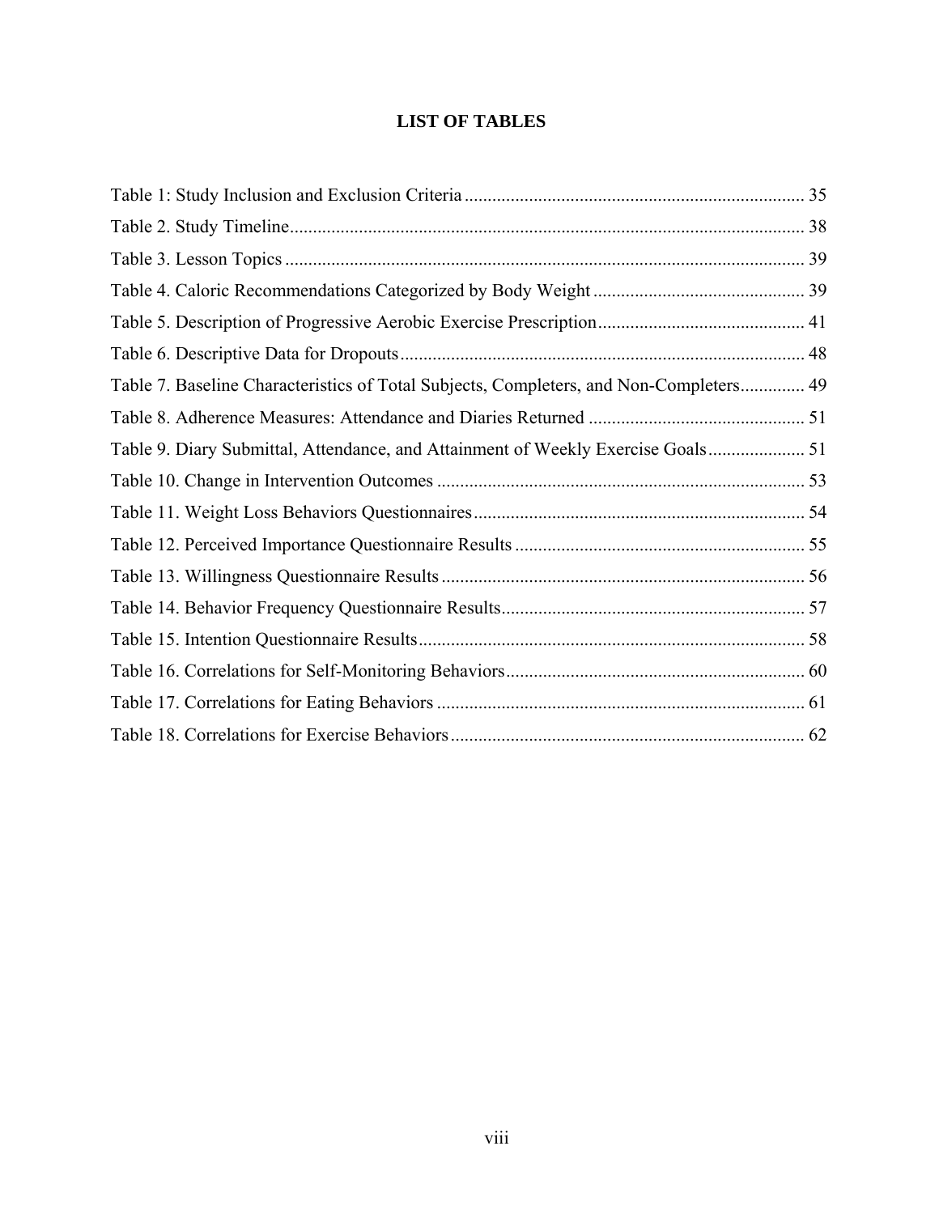# LIST OF TABLES

Table 1: Study Inclusion and Exclusion Criteria ........................................................................ 35

Table 2. Study Timeline............................................................................................................ 38

Table 3. Lesson Topics ............................................................................................................. 39

Table 4. Caloric Recommendations Categorized by Body Weight ............................................ 39

Table 5. Description of Progressive Aerobic Exercise Prescription............................................ 41

Table 6. Descriptive Data for Dropouts...................................................................................... 48

Table 7. Baseline Characteristics of Total Subjects, Completers, and Non-Completers.............. 49

Table 8. Adherence Measures: Attendance and Diaries Returned .............................................. 51

Table 9. Diary Submittal, Attendance, and Attainment of Weekly Exercise Goals..................... 51

Table 10. Change in Intervention Outcomes ............................................................................... 53

Table 11. Weight Loss Behaviors Questionnaires....................................................................... 54

Table 12. Perceived Importance Questionnaire Results .............................................................. 55

Table 13. Willingness Questionnaire Results .............................................................................. 56

Table 14. Behavior Frequency Questionnaire Results................................................................. 57

Table 15. Intention Questionnaire Results................................................................................... 58

Table 16. Correlations for Self-Monitoring Behaviors................................................................ 60

Table 17. Correlations for Eating Behaviors ............................................................................... 61

Table 18. Correlations for Exercise Behaviors............................................................................ 62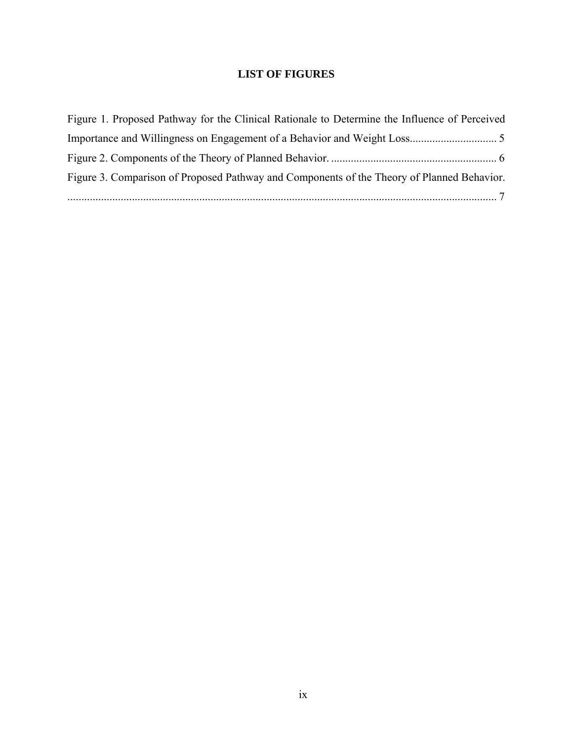# LIST OF FIGURES

Figure 1. Proposed Pathway for the Clinical Rationale to Determine the Influence of Perceived Importance and Willingness on Engagement of a Behavior and Weight Loss............................... 5

Figure 2. Components of the Theory of Planned Behavior. ........................................................... 6

Figure 3. Comparison of Proposed Pathway and Components of the Theory of Planned Behavior. ........................................................................................................................................... 7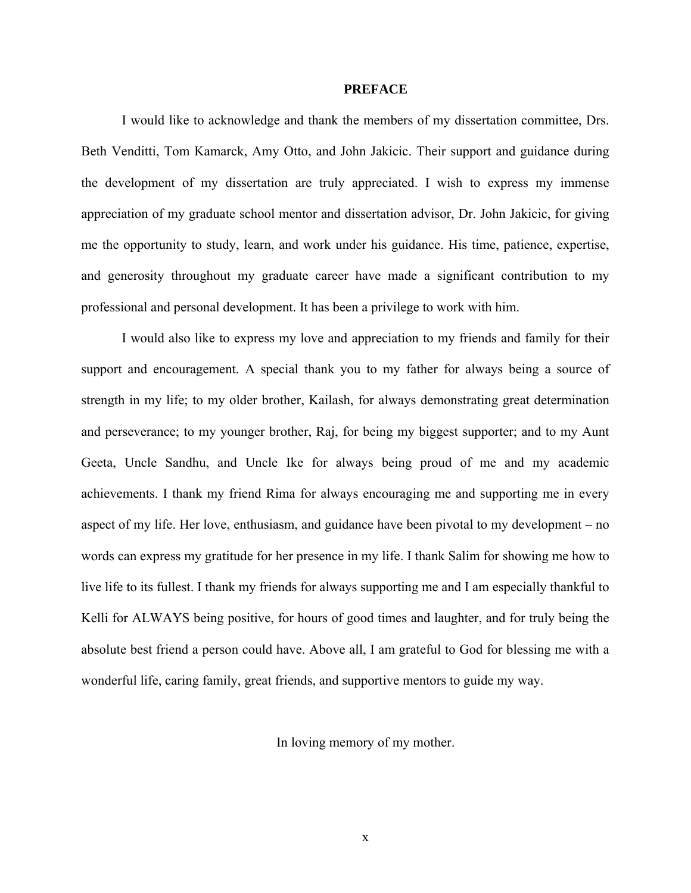# PREFACE

I would like to acknowledge and thank the members of my dissertation committee, Drs. Beth Venditti, Tom Kamarck, Amy Otto, and John Jakicic. Their support and guidance during the development of my dissertation are truly appreciated. I wish to express my immense appreciation of my graduate school mentor and dissertation advisor, Dr. John Jakicic, for giving me the opportunity to study, learn, and work under his guidance. His time, patience, expertise, and generosity throughout my graduate career have made a significant contribution to my professional and personal development. It has been a privilege to work with him.

I would also like to express my love and appreciation to my friends and family for their support and encouragement. A special thank you to my father for always being a source of strength in my life; to my older brother, Kailash, for always demonstrating great determination and perseverance; to my younger brother, Raj, for being my biggest supporter; and to my Aunt Geeta, Uncle Sandhu, and Uncle Ike for always being proud of me and my academic achievements. I thank my friend Rima for always encouraging me and supporting me in every aspect of my life. Her love, enthusiasm, and guidance have been pivotal to my development – no words can express my gratitude for her presence in my life. I thank Salim for showing me how to live life to its fullest. I thank my friends for always supporting me and I am especially thankful to Kelli for ALWAYS being positive, for hours of good times and laughter, and for truly being the absolute best friend a person could have. Above all, I am grateful to God for blessing me with a wonderful life, caring family, great friends, and supportive mentors to guide my way.

In loving memory of my mother.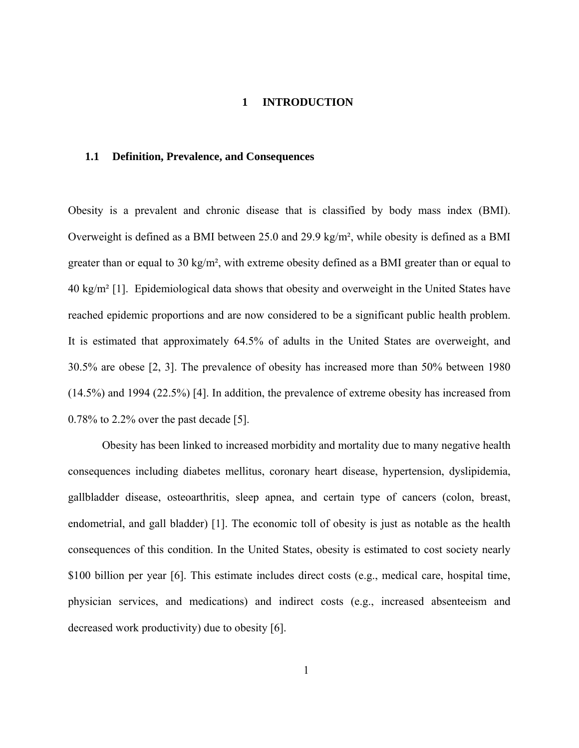# 1 INTRODUCTION

## 1.1 Definition, Prevalence, and Consequences

Obesity is a prevalent and chronic disease that is classified by body mass index (BMI). Overweight is defined as a BMI between 25.0 and 29.9 kg/m², while obesity is defined as a BMI greater than or equal to 30 kg/m², with extreme obesity defined as a BMI greater than or equal to 40 kg/m² [1]. Epidemiological data shows that obesity and overweight in the United States have reached epidemic proportions and are now considered to be a significant public health problem. It is estimated that approximately 64.5% of adults in the United States are overweight, and 30.5% are obese [2, 3]. The prevalence of obesity has increased more than 50% between 1980 (14.5%) and 1994 (22.5%) [4]. In addition, the prevalence of extreme obesity has increased from 0.78% to 2.2% over the past decade [5].

Obesity has been linked to increased morbidity and mortality due to many negative health consequences including diabetes mellitus, coronary heart disease, hypertension, dyslipidemia, gallbladder disease, osteoarthritis, sleep apnea, and certain type of cancers (colon, breast, endometrial, and gall bladder) [1]. The economic toll of obesity is just as notable as the health consequences of this condition. In the United States, obesity is estimated to cost society nearly $100 billion per year [6]. This estimate includes direct costs (e.g., medical care, hospital time, physician services, and medications) and indirect costs (e.g., increased absenteeism and decreased work productivity) due to obesity [6].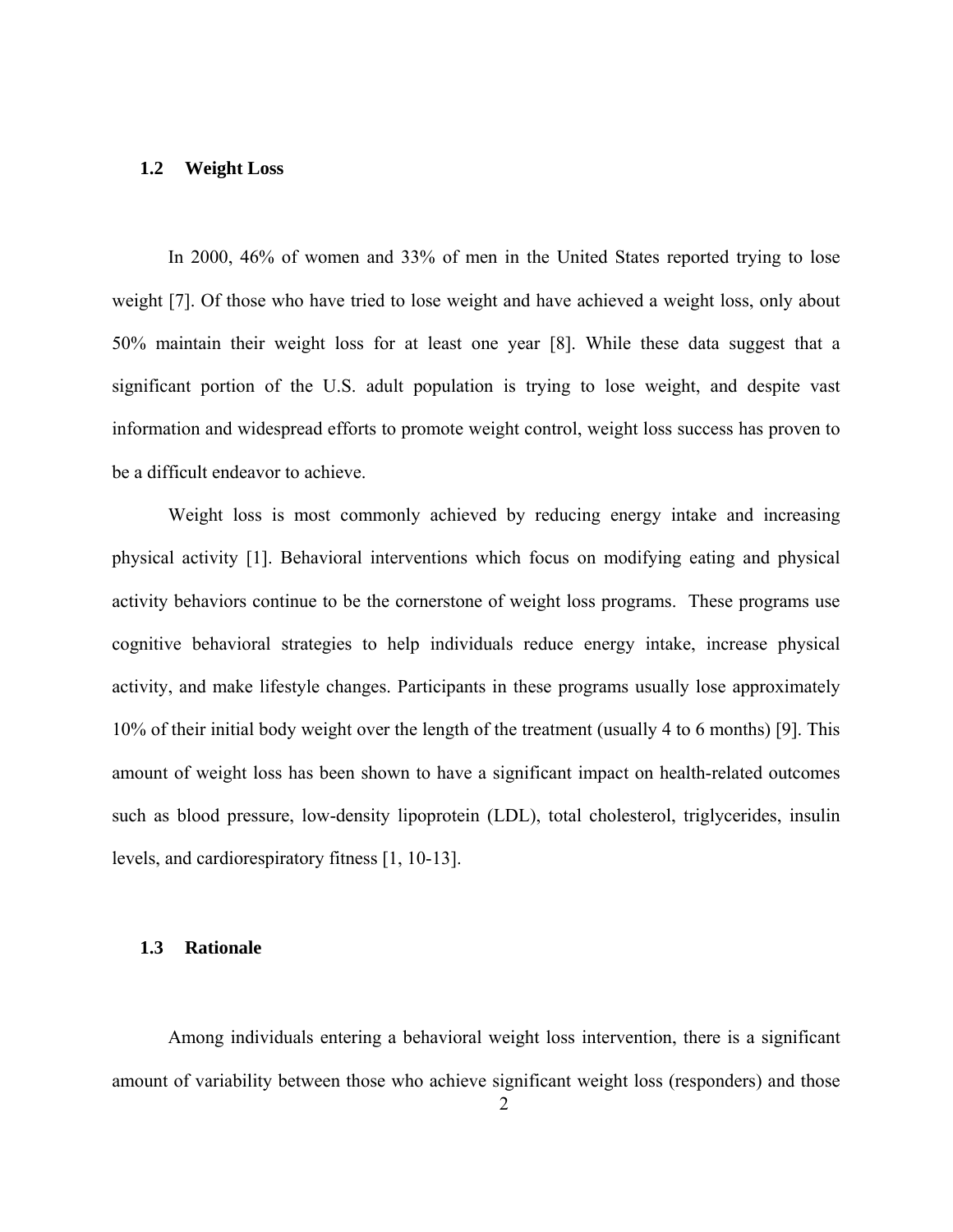### 1.2 Weight Loss

In 2000, 46% of women and 33% of men in the United States reported trying to lose weight [7]. Of those who have tried to lose weight and have achieved a weight loss, only about 50% maintain their weight loss for at least one year [8]. While these data suggest that a significant portion of the U.S. adult population is trying to lose weight, and despite vast information and widespread efforts to promote weight control, weight loss success has proven to be a difficult endeavor to achieve.

Weight loss is most commonly achieved by reducing energy intake and increasing physical activity [1]. Behavioral interventions which focus on modifying eating and physical activity behaviors continue to be the cornerstone of weight loss programs. These programs use cognitive behavioral strategies to help individuals reduce energy intake, increase physical activity, and make lifestyle changes. Participants in these programs usually lose approximately 10% of their initial body weight over the length of the treatment (usually 4 to 6 months) [9]. This amount of weight loss has been shown to have a significant impact on health-related outcomes such as blood pressure, low-density lipoprotein (LDL), total cholesterol, triglycerides, insulin levels, and cardiorespiratory fitness [1, 10-13].

### 1.3 Rationale

Among individuals entering a behavioral weight loss intervention, there is a significant amount of variability between those who achieve significant weight loss (responders) and those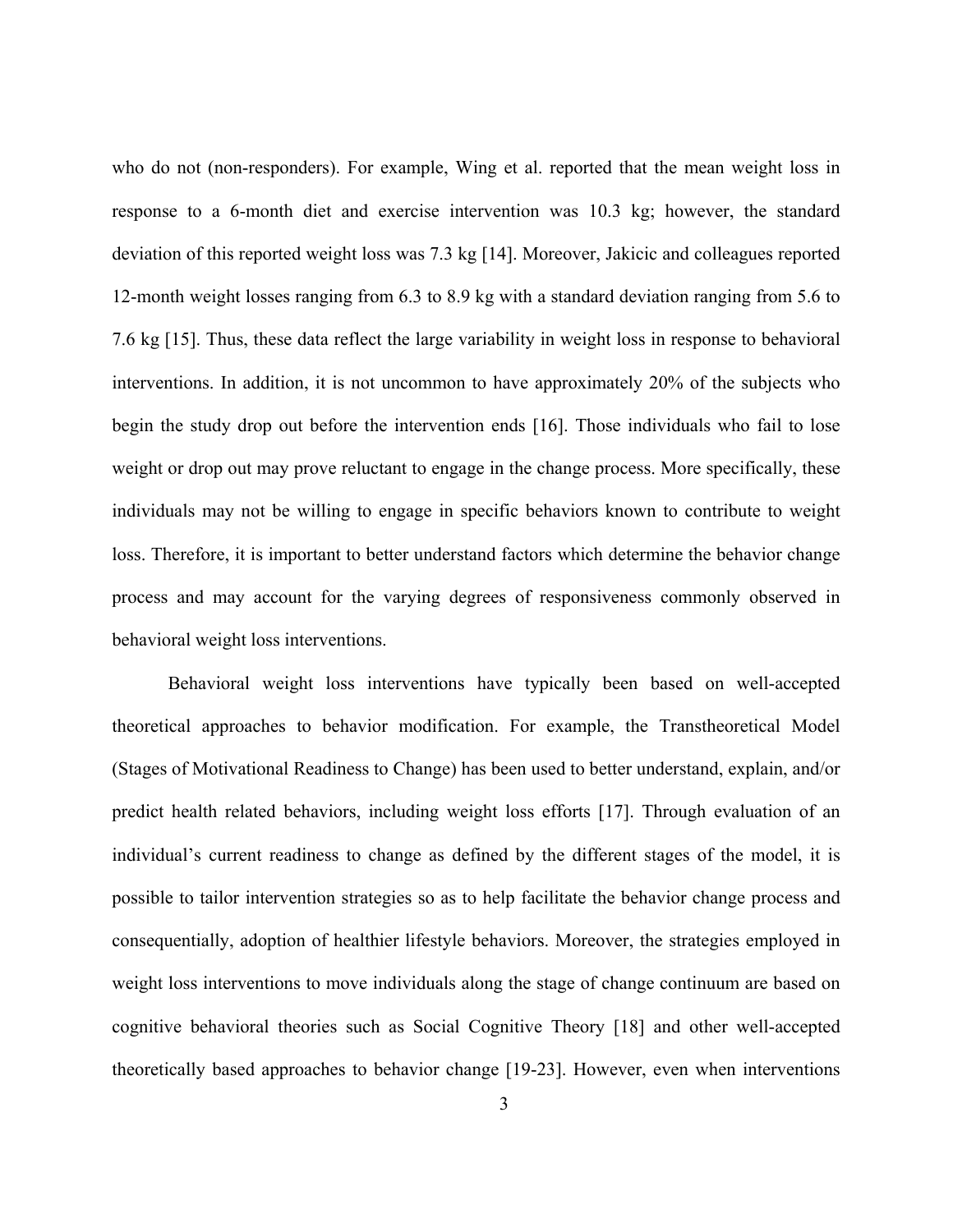who do not (non-responders). For example, Wing et al. reported that the mean weight loss in response to a 6-month diet and exercise intervention was 10.3 kg; however, the standard deviation of this reported weight loss was 7.3 kg [14]. Moreover, Jakicic and colleagues reported 12-month weight losses ranging from 6.3 to 8.9 kg with a standard deviation ranging from 5.6 to 7.6 kg [15]. Thus, these data reflect the large variability in weight loss in response to behavioral interventions. In addition, it is not uncommon to have approximately 20% of the subjects who begin the study drop out before the intervention ends [16]. Those individuals who fail to lose weight or drop out may prove reluctant to engage in the change process. More specifically, these individuals may not be willing to engage in specific behaviors known to contribute to weight loss. Therefore, it is important to better understand factors which determine the behavior change process and may account for the varying degrees of responsiveness commonly observed in behavioral weight loss interventions.

Behavioral weight loss interventions have typically been based on well-accepted theoretical approaches to behavior modification. For example, the Transtheoretical Model (Stages of Motivational Readiness to Change) has been used to better understand, explain, and/or predict health related behaviors, including weight loss efforts [17]. Through evaluation of an individual's current readiness to change as defined by the different stages of the model, it is possible to tailor intervention strategies so as to help facilitate the behavior change process and consequentially, adoption of healthier lifestyle behaviors. Moreover, the strategies employed in weight loss interventions to move individuals along the stage of change continuum are based on cognitive behavioral theories such as Social Cognitive Theory [18] and other well-accepted theoretically based approaches to behavior change [19-23]. However, even when interventions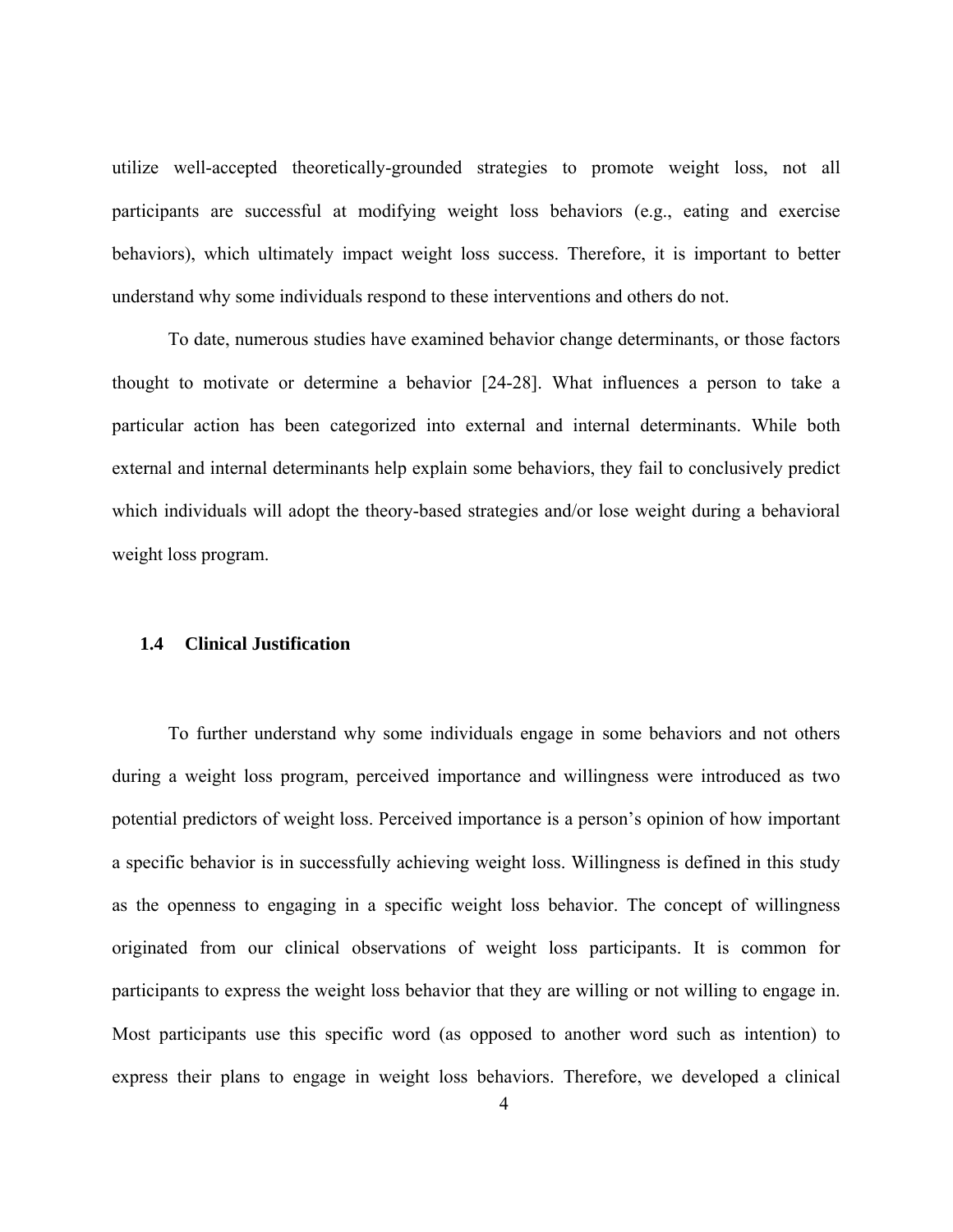utilize well-accepted theoretically-grounded strategies to promote weight loss, not all participants are successful at modifying weight loss behaviors (e.g., eating and exercise behaviors), which ultimately impact weight loss success. Therefore, it is important to better understand why some individuals respond to these interventions and others do not.

To date, numerous studies have examined behavior change determinants, or those factors thought to motivate or determine a behavior [24-28]. What influences a person to take a particular action has been categorized into external and internal determinants. While both external and internal determinants help explain some behaviors, they fail to conclusively predict which individuals will adopt the theory-based strategies and/or lose weight during a behavioral weight loss program.

### 1.4 Clinical Justification

To further understand why some individuals engage in some behaviors and not others during a weight loss program, perceived importance and willingness were introduced as two potential predictors of weight loss. Perceived importance is a person's opinion of how important a specific behavior is in successfully achieving weight loss. Willingness is defined in this study as the openness to engaging in a specific weight loss behavior. The concept of willingness originated from our clinical observations of weight loss participants. It is common for participants to express the weight loss behavior that they are willing or not willing to engage in. Most participants use this specific word (as opposed to another word such as intention) to express their plans to engage in weight loss behaviors. Therefore, we developed a clinical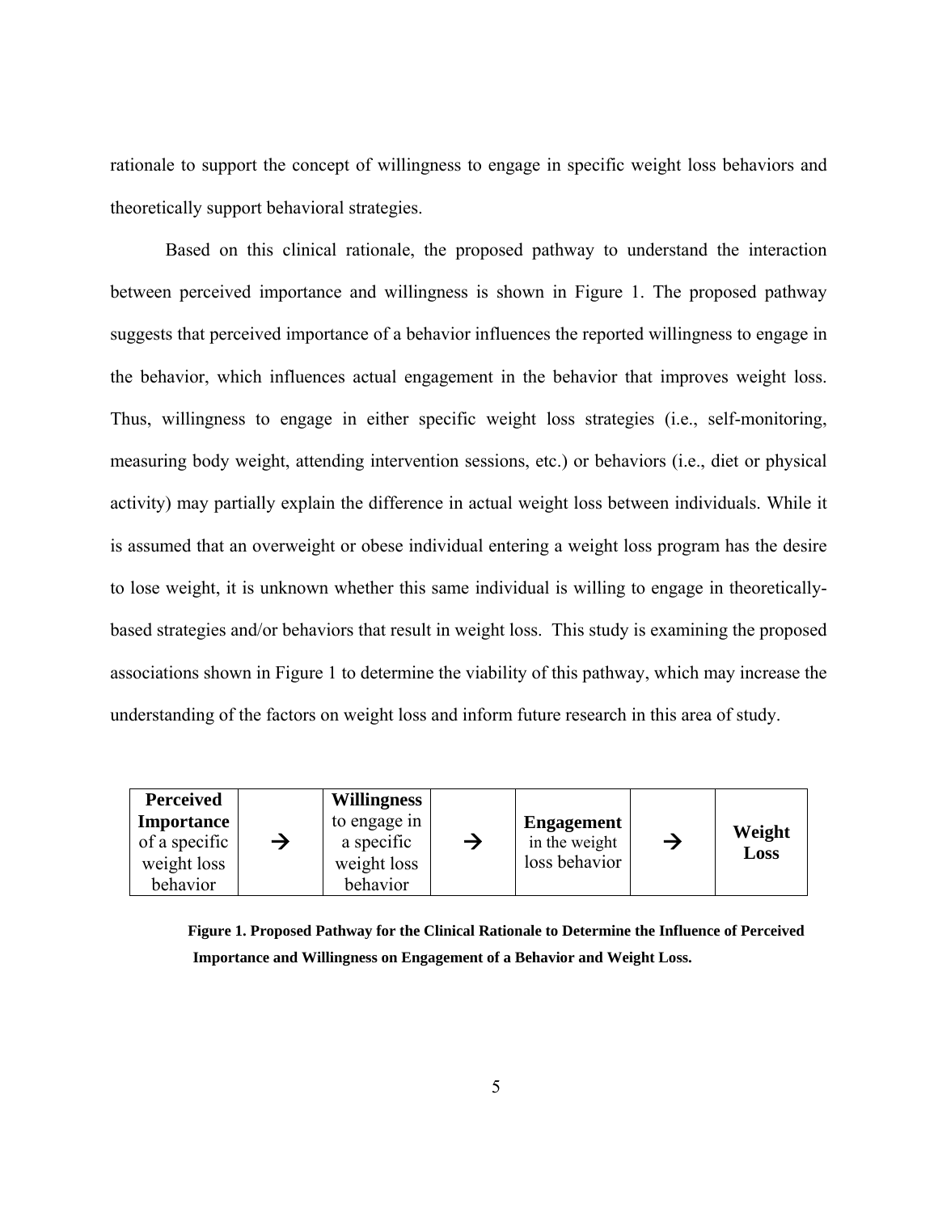rationale to support the concept of willingness to engage in specific weight loss behaviors and theoretically support behavioral strategies.

Based on this clinical rationale, the proposed pathway to understand the interaction between perceived importance and willingness is shown in Figure 1. The proposed pathway suggests that perceived importance of a behavior influences the reported willingness to engage in the behavior, which influences actual engagement in the behavior that improves weight loss. Thus, willingness to engage in either specific weight loss strategies (i.e., self-monitoring, measuring body weight, attending intervention sessions, etc.) or behaviors (i.e., diet or physical activity) may partially explain the difference in actual weight loss between individuals. While it is assumed that an overweight or obese individual entering a weight loss program has the desire to lose weight, it is unknown whether this same individual is willing to engage in theoretically-based strategies and/or behaviors that result in weight loss. This study is examining the proposed associations shown in Figure 1 to determine the viability of this pathway, which may increase the understanding of the factors on weight loss and inform future research in this area of study.

| **Perceived Importance** of a specific weight loss behavior | → | **Willingness** to engage in a specific weight loss behavior | → | **Engagement** in the weight loss behavior | → | **Weight Loss** |
|---|---|---|---|---|---|---|

**Figure 1. Proposed Pathway for the Clinical Rationale to Determine the Influence of Perceived Importance and Willingness on Engagement of a Behavior and Weight Loss.**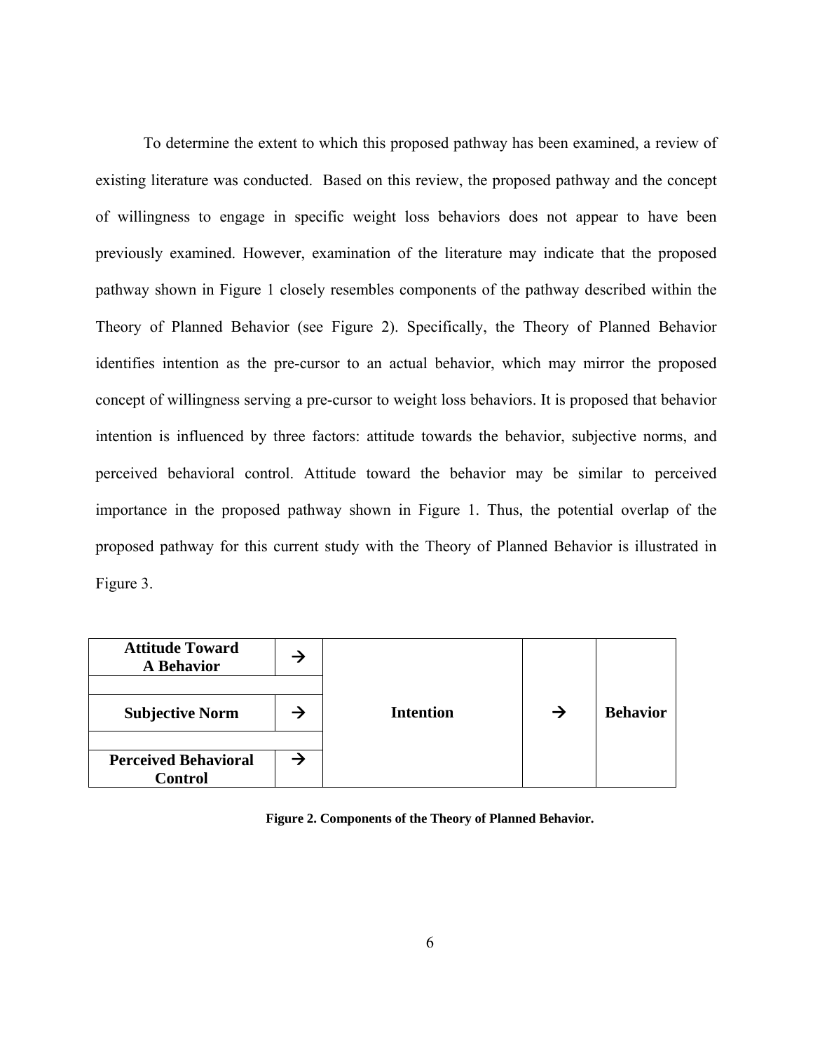To determine the extent to which this proposed pathway has been examined, a review of existing literature was conducted. Based on this review, the proposed pathway and the concept of willingness to engage in specific weight loss behaviors does not appear to have been previously examined. However, examination of the literature may indicate that the proposed pathway shown in Figure 1 closely resembles components of the pathway described within the Theory of Planned Behavior (see Figure 2). Specifically, the Theory of Planned Behavior identifies intention as the pre-cursor to an actual behavior, which may mirror the proposed concept of willingness serving a pre-cursor to weight loss behaviors. It is proposed that behavior intention is influenced by three factors: attitude towards the behavior, subjective norms, and perceived behavioral control. Attitude toward the behavior may be similar to perceived importance in the proposed pathway shown in Figure 1. Thus, the potential overlap of the proposed pathway for this current study with the Theory of Planned Behavior is illustrated in Figure 3.

| | | | | |
|---|---|---|---|---|
| **Attitude Toward A Behavior** | → | | | |
| | | | | |
| **Subjective Norm** | → | **Intention** | → | **Behavior** |
| | | | | |
| **Perceived Behavioral Control** | → | | | |

**Figure 2. Components of the Theory of Planned Behavior.**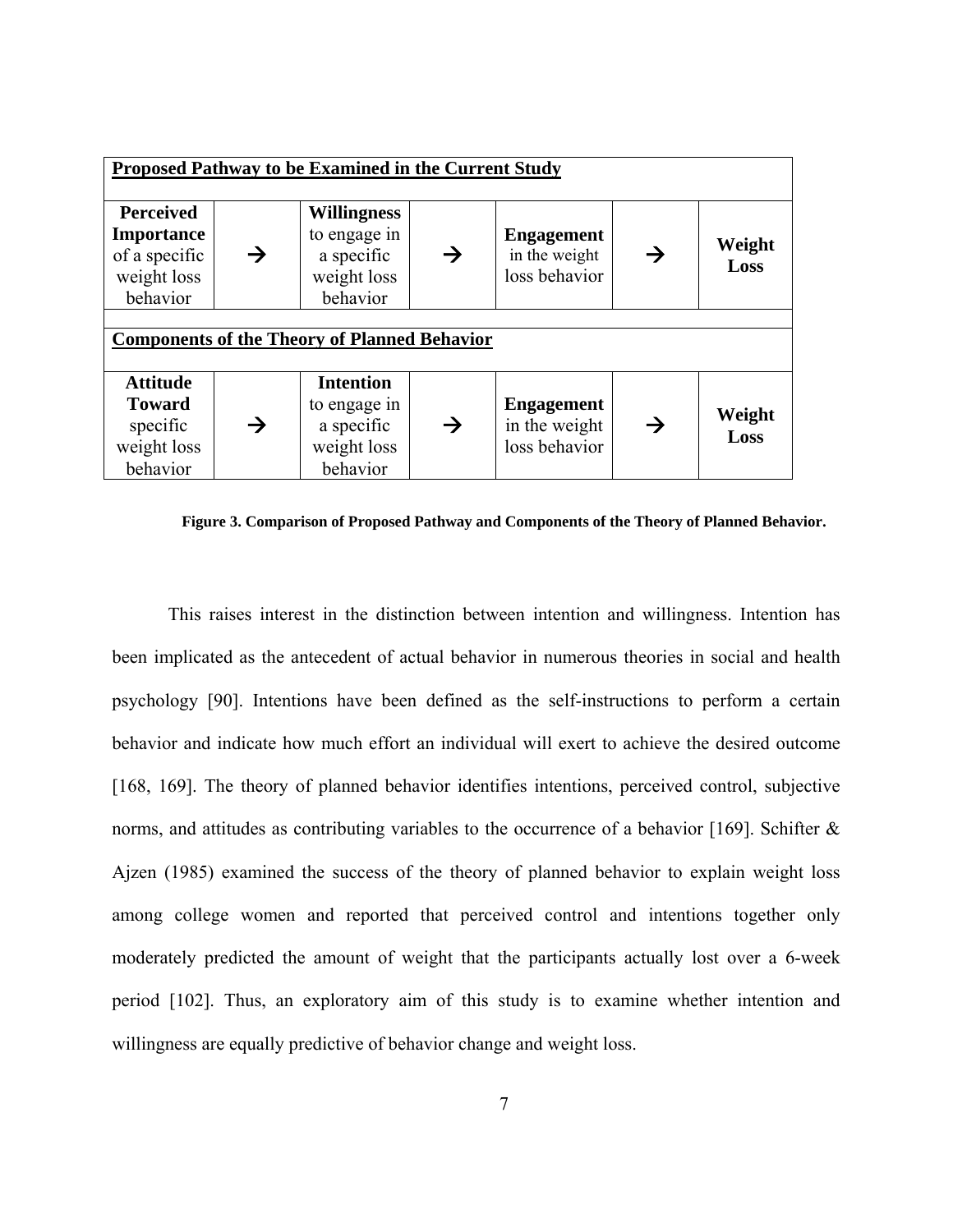| **Proposed Pathway to be Examined in the Current Study** | | | | | | |
|---|---|---|---|---|---|---|
| **Perceived Importance** of a specific weight loss behavior | → | **Willingness** to engage in a specific weight loss behavior | → | **Engagement** in the weight loss behavior | → | **Weight Loss** |
| | | | | | | |
| **Components of the Theory of Planned Behavior** | | | | | | |
| **Attitude Toward** specific weight loss behavior | → | **Intention** to engage in a specific weight loss behavior | → | **Engagement** in the weight loss behavior | → | **Weight Loss** |

**Figure 3. Comparison of Proposed Pathway and Components of the Theory of Planned Behavior.**

This raises interest in the distinction between intention and willingness. Intention has been implicated as the antecedent of actual behavior in numerous theories in social and health psychology [90]. Intentions have been defined as the self-instructions to perform a certain behavior and indicate how much effort an individual will exert to achieve the desired outcome [168, 169]. The theory of planned behavior identifies intentions, perceived control, subjective norms, and attitudes as contributing variables to the occurrence of a behavior [169]. Schifter & Ajzen (1985) examined the success of the theory of planned behavior to explain weight loss among college women and reported that perceived control and intentions together only moderately predicted the amount of weight that the participants actually lost over a 6-week period [102]. Thus, an exploratory aim of this study is to examine whether intention and willingness are equally predictive of behavior change and weight loss.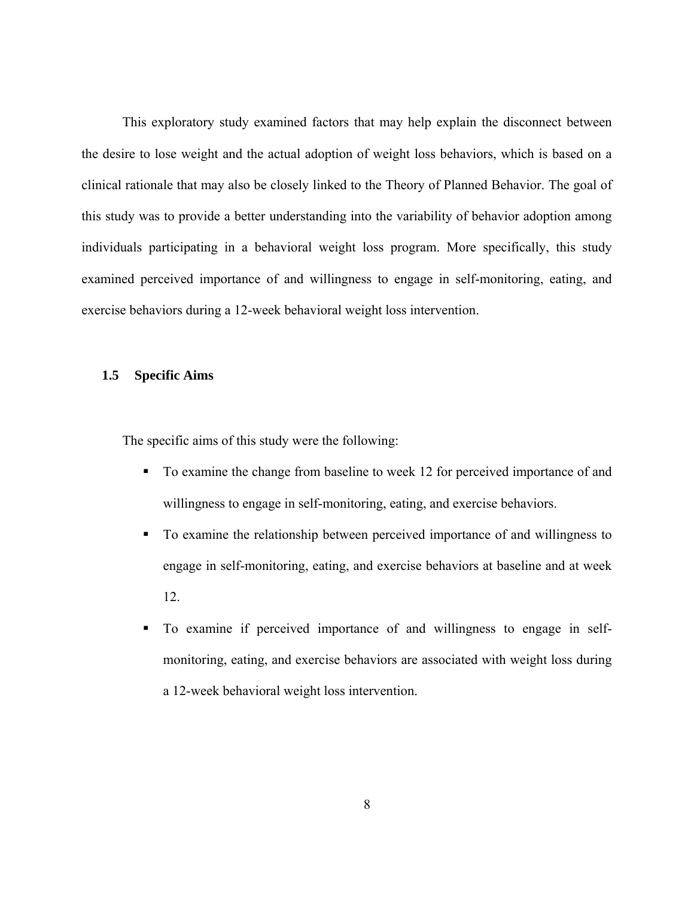This exploratory study examined factors that may help explain the disconnect between the desire to lose weight and the actual adoption of weight loss behaviors, which is based on a clinical rationale that may also be closely linked to the Theory of Planned Behavior. The goal of this study was to provide a better understanding into the variability of behavior adoption among individuals participating in a behavioral weight loss program. More specifically, this study examined perceived importance of and willingness to engage in self-monitoring, eating, and exercise behaviors during a 12-week behavioral weight loss intervention.

### 1.5 Specific Aims

The specific aims of this study were the following:

- To examine the change from baseline to week 12 for perceived importance of and willingness to engage in self-monitoring, eating, and exercise behaviors.
- To examine the relationship between perceived importance of and willingness to engage in self-monitoring, eating, and exercise behaviors at baseline and at week 12.
- To examine if perceived importance of and willingness to engage in self-monitoring, eating, and exercise behaviors are associated with weight loss during a 12-week behavioral weight loss intervention.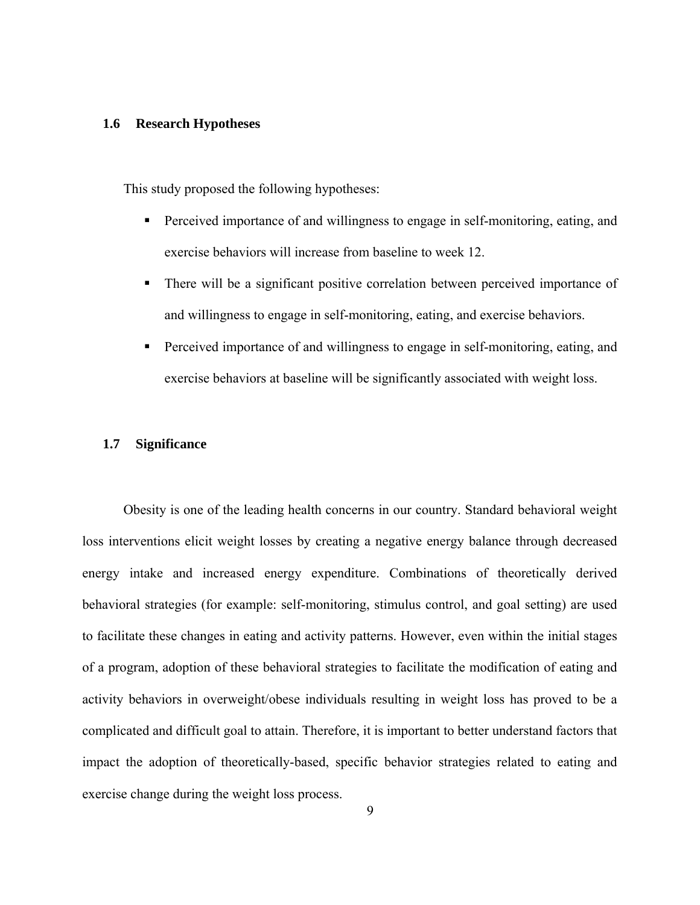## 1.6 Research Hypotheses

This study proposed the following hypotheses:

- Perceived importance of and willingness to engage in self-monitoring, eating, and exercise behaviors will increase from baseline to week 12.
- There will be a significant positive correlation between perceived importance of and willingness to engage in self-monitoring, eating, and exercise behaviors.
- Perceived importance of and willingness to engage in self-monitoring, eating, and exercise behaviors at baseline will be significantly associated with weight loss.

## 1.7 Significance

Obesity is one of the leading health concerns in our country. Standard behavioral weight loss interventions elicit weight losses by creating a negative energy balance through decreased energy intake and increased energy expenditure. Combinations of theoretically derived behavioral strategies (for example: self-monitoring, stimulus control, and goal setting) are used to facilitate these changes in eating and activity patterns. However, even within the initial stages of a program, adoption of these behavioral strategies to facilitate the modification of eating and activity behaviors in overweight/obese individuals resulting in weight loss has proved to be a complicated and difficult goal to attain. Therefore, it is important to better understand factors that impact the adoption of theoretically-based, specific behavior strategies related to eating and exercise change during the weight loss process.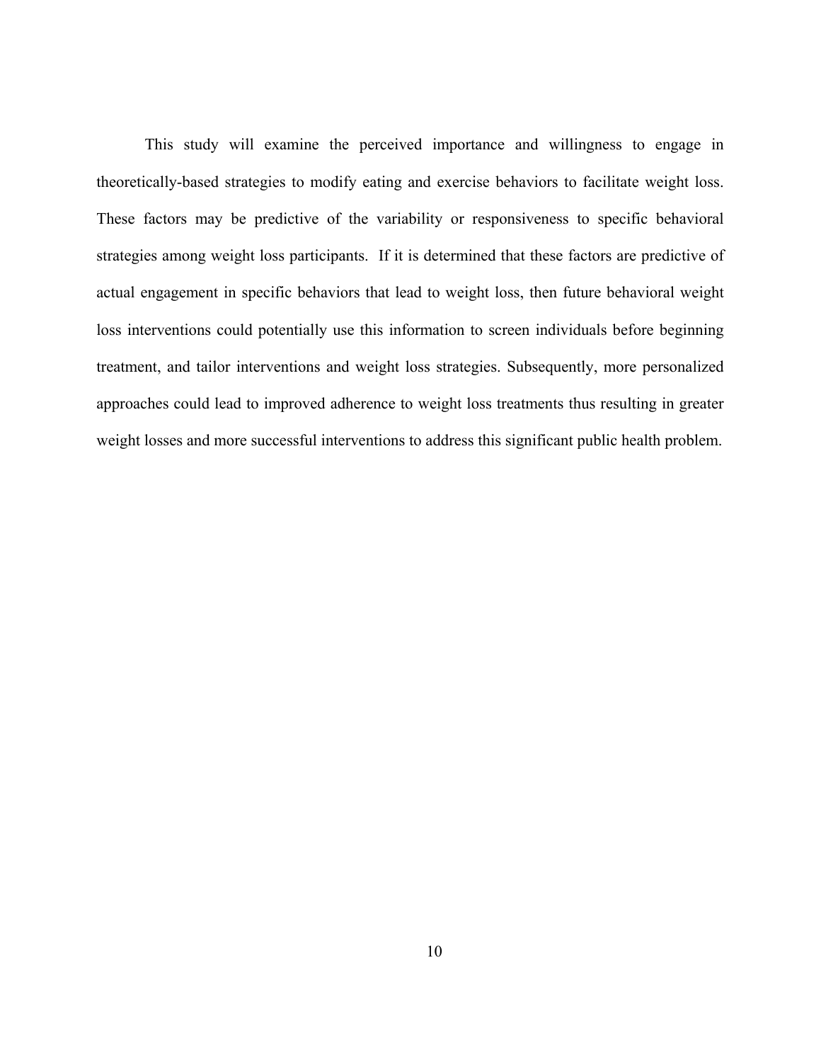This study will examine the perceived importance and willingness to engage in theoretically-based strategies to modify eating and exercise behaviors to facilitate weight loss. These factors may be predictive of the variability or responsiveness to specific behavioral strategies among weight loss participants. If it is determined that these factors are predictive of actual engagement in specific behaviors that lead to weight loss, then future behavioral weight loss interventions could potentially use this information to screen individuals before beginning treatment, and tailor interventions and weight loss strategies. Subsequently, more personalized approaches could lead to improved adherence to weight loss treatments thus resulting in greater weight losses and more successful interventions to address this significant public health problem.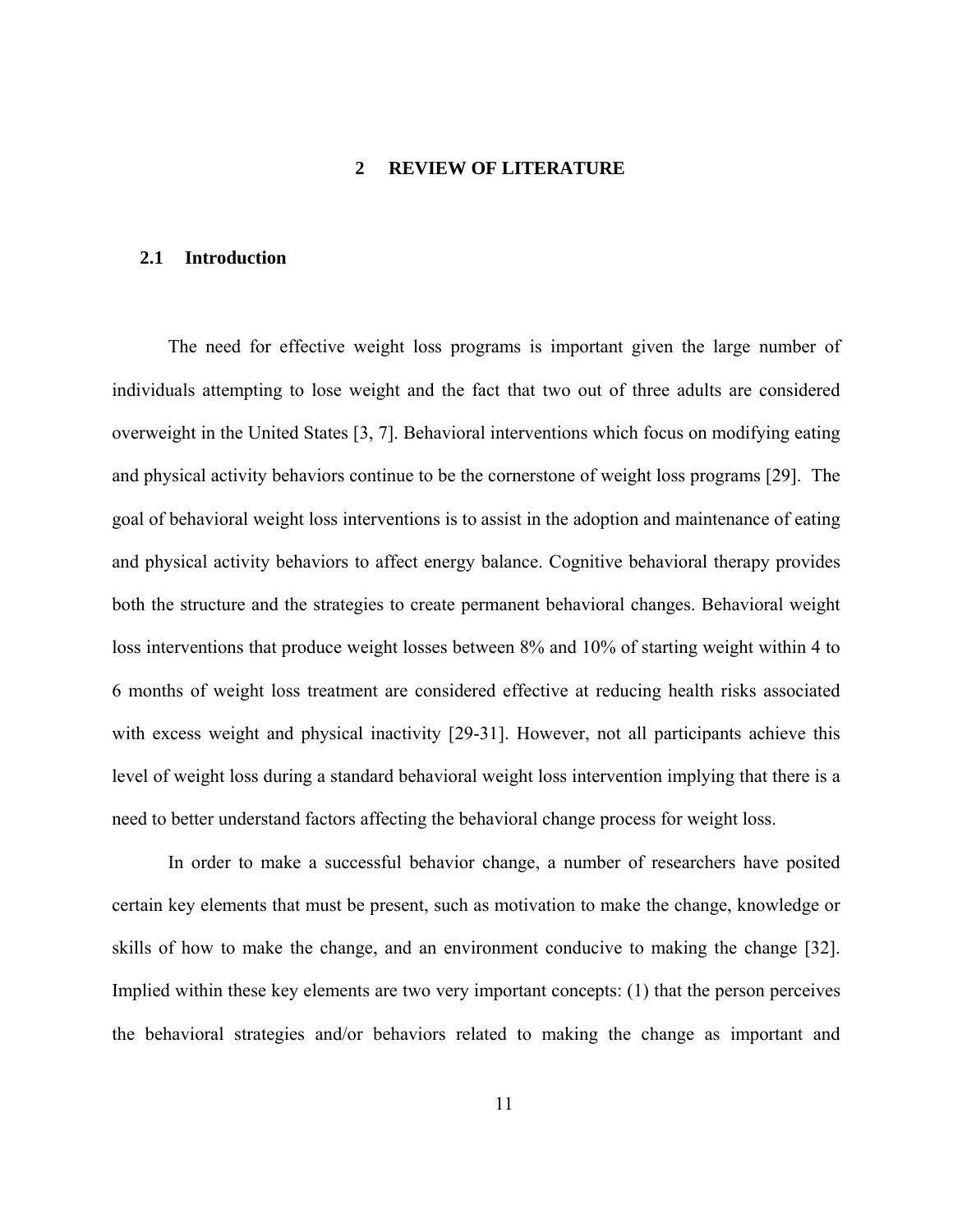# 2 REVIEW OF LITERATURE

## 2.1 Introduction

The need for effective weight loss programs is important given the large number of individuals attempting to lose weight and the fact that two out of three adults are considered overweight in the United States [3, 7]. Behavioral interventions which focus on modifying eating and physical activity behaviors continue to be the cornerstone of weight loss programs [29]. The goal of behavioral weight loss interventions is to assist in the adoption and maintenance of eating and physical activity behaviors to affect energy balance. Cognitive behavioral therapy provides both the structure and the strategies to create permanent behavioral changes. Behavioral weight loss interventions that produce weight losses between 8% and 10% of starting weight within 4 to 6 months of weight loss treatment are considered effective at reducing health risks associated with excess weight and physical inactivity [29-31]. However, not all participants achieve this level of weight loss during a standard behavioral weight loss intervention implying that there is a need to better understand factors affecting the behavioral change process for weight loss.

In order to make a successful behavior change, a number of researchers have posited certain key elements that must be present, such as motivation to make the change, knowledge or skills of how to make the change, and an environment conducive to making the change [32]. Implied within these key elements are two very important concepts: (1) that the person perceives the behavioral strategies and/or behaviors related to making the change as important and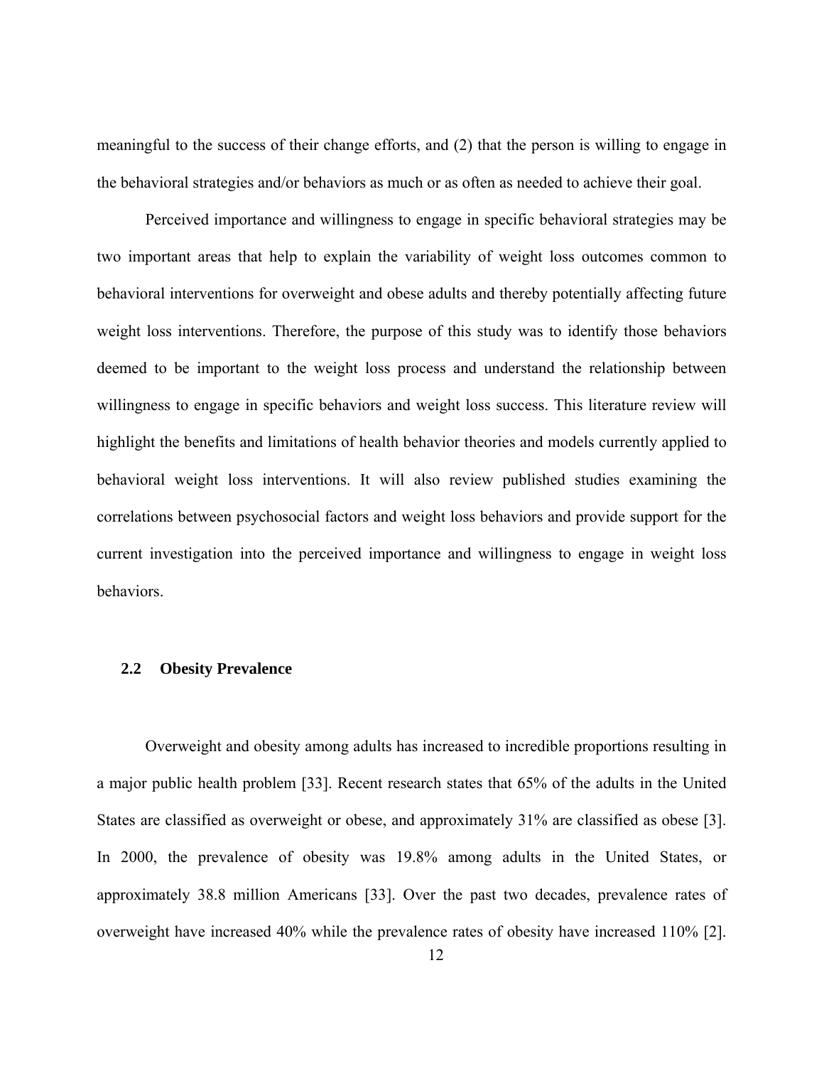meaningful to the success of their change efforts, and (2) that the person is willing to engage in the behavioral strategies and/or behaviors as much or as often as needed to achieve their goal.

Perceived importance and willingness to engage in specific behavioral strategies may be two important areas that help to explain the variability of weight loss outcomes common to behavioral interventions for overweight and obese adults and thereby potentially affecting future weight loss interventions. Therefore, the purpose of this study was to identify those behaviors deemed to be important to the weight loss process and understand the relationship between willingness to engage in specific behaviors and weight loss success. This literature review will highlight the benefits and limitations of health behavior theories and models currently applied to behavioral weight loss interventions. It will also review published studies examining the correlations between psychosocial factors and weight loss behaviors and provide support for the current investigation into the perceived importance and willingness to engage in weight loss behaviors.

## 2.2 Obesity Prevalence

Overweight and obesity among adults has increased to incredible proportions resulting in a major public health problem [33]. Recent research states that 65% of the adults in the United States are classified as overweight or obese, and approximately 31% are classified as obese [3]. In 2000, the prevalence of obesity was 19.8% among adults in the United States, or approximately 38.8 million Americans [33]. Over the past two decades, prevalence rates of overweight have increased 40% while the prevalence rates of obesity have increased 110% [2].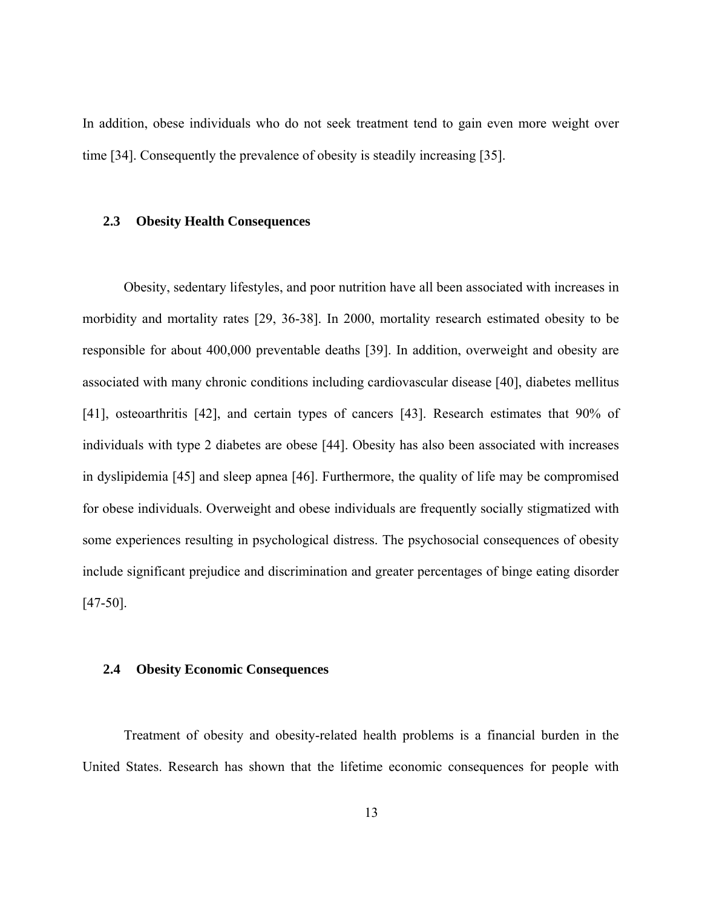In addition, obese individuals who do not seek treatment tend to gain even more weight over time [34]. Consequently the prevalence of obesity is steadily increasing [35].

## 2.3 Obesity Health Consequences

Obesity, sedentary lifestyles, and poor nutrition have all been associated with increases in morbidity and mortality rates [29, 36-38]. In 2000, mortality research estimated obesity to be responsible for about 400,000 preventable deaths [39]. In addition, overweight and obesity are associated with many chronic conditions including cardiovascular disease [40], diabetes mellitus [41], osteoarthritis [42], and certain types of cancers [43]. Research estimates that 90% of individuals with type 2 diabetes are obese [44]. Obesity has also been associated with increases in dyslipidemia [45] and sleep apnea [46]. Furthermore, the quality of life may be compromised for obese individuals. Overweight and obese individuals are frequently socially stigmatized with some experiences resulting in psychological distress. The psychosocial consequences of obesity include significant prejudice and discrimination and greater percentages of binge eating disorder [47-50].

## 2.4 Obesity Economic Consequences

Treatment of obesity and obesity-related health problems is a financial burden in the United States. Research has shown that the lifetime economic consequences for people with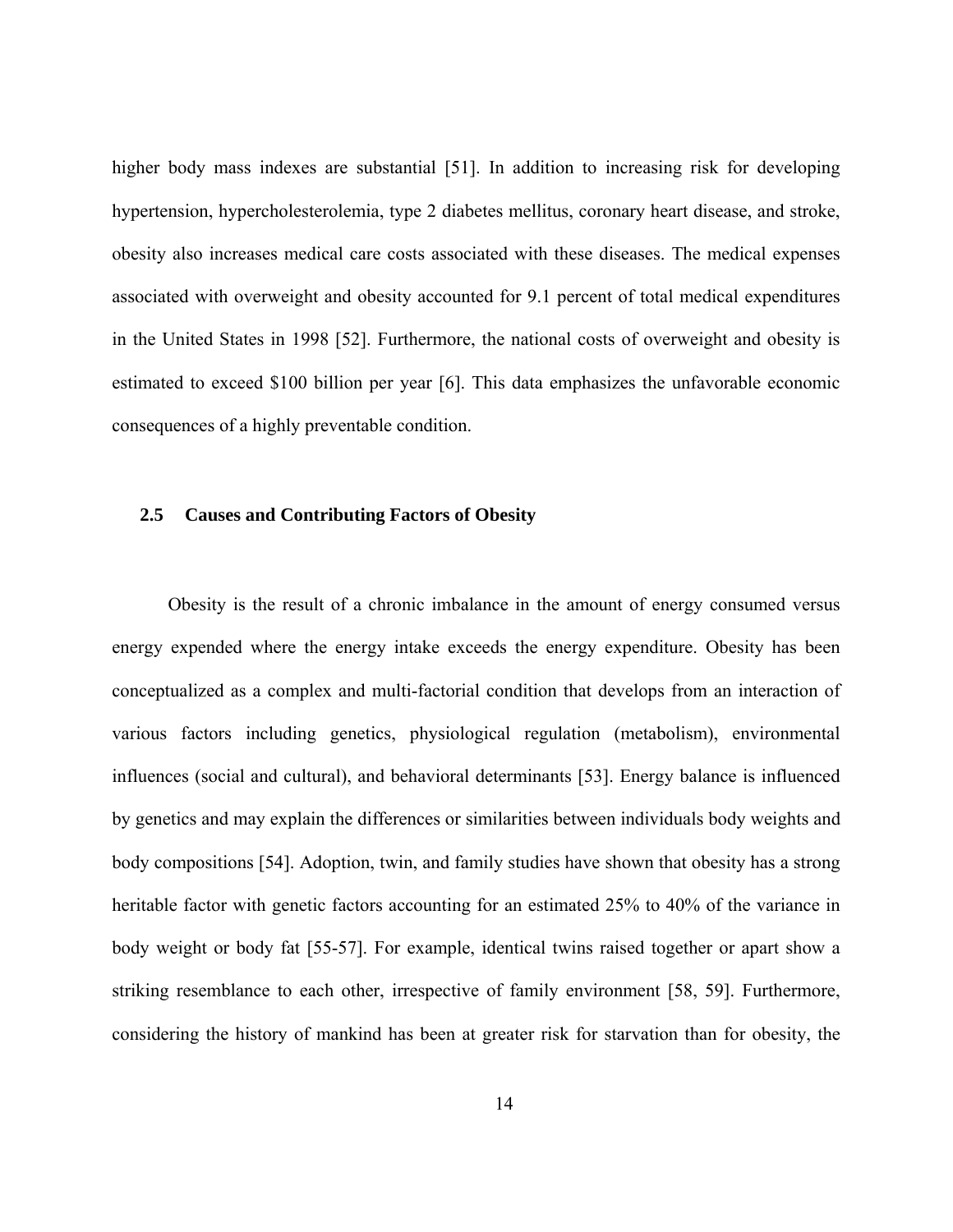higher body mass indexes are substantial [51]. In addition to increasing risk for developing hypertension, hypercholesterolemia, type 2 diabetes mellitus, coronary heart disease, and stroke, obesity also increases medical care costs associated with these diseases. The medical expenses associated with overweight and obesity accounted for 9.1 percent of total medical expenditures in the United States in 1998 [52]. Furthermore, the national costs of overweight and obesity is estimated to exceed $100 billion per year [6]. This data emphasizes the unfavorable economic consequences of a highly preventable condition.

## 2.5 Causes and Contributing Factors of Obesity

Obesity is the result of a chronic imbalance in the amount of energy consumed versus energy expended where the energy intake exceeds the energy expenditure. Obesity has been conceptualized as a complex and multi-factorial condition that develops from an interaction of various factors including genetics, physiological regulation (metabolism), environmental influences (social and cultural), and behavioral determinants [53]. Energy balance is influenced by genetics and may explain the differences or similarities between individuals body weights and body compositions [54]. Adoption, twin, and family studies have shown that obesity has a strong heritable factor with genetic factors accounting for an estimated 25% to 40% of the variance in body weight or body fat [55-57]. For example, identical twins raised together or apart show a striking resemblance to each other, irrespective of family environment [58, 59]. Furthermore, considering the history of mankind has been at greater risk for starvation than for obesity, the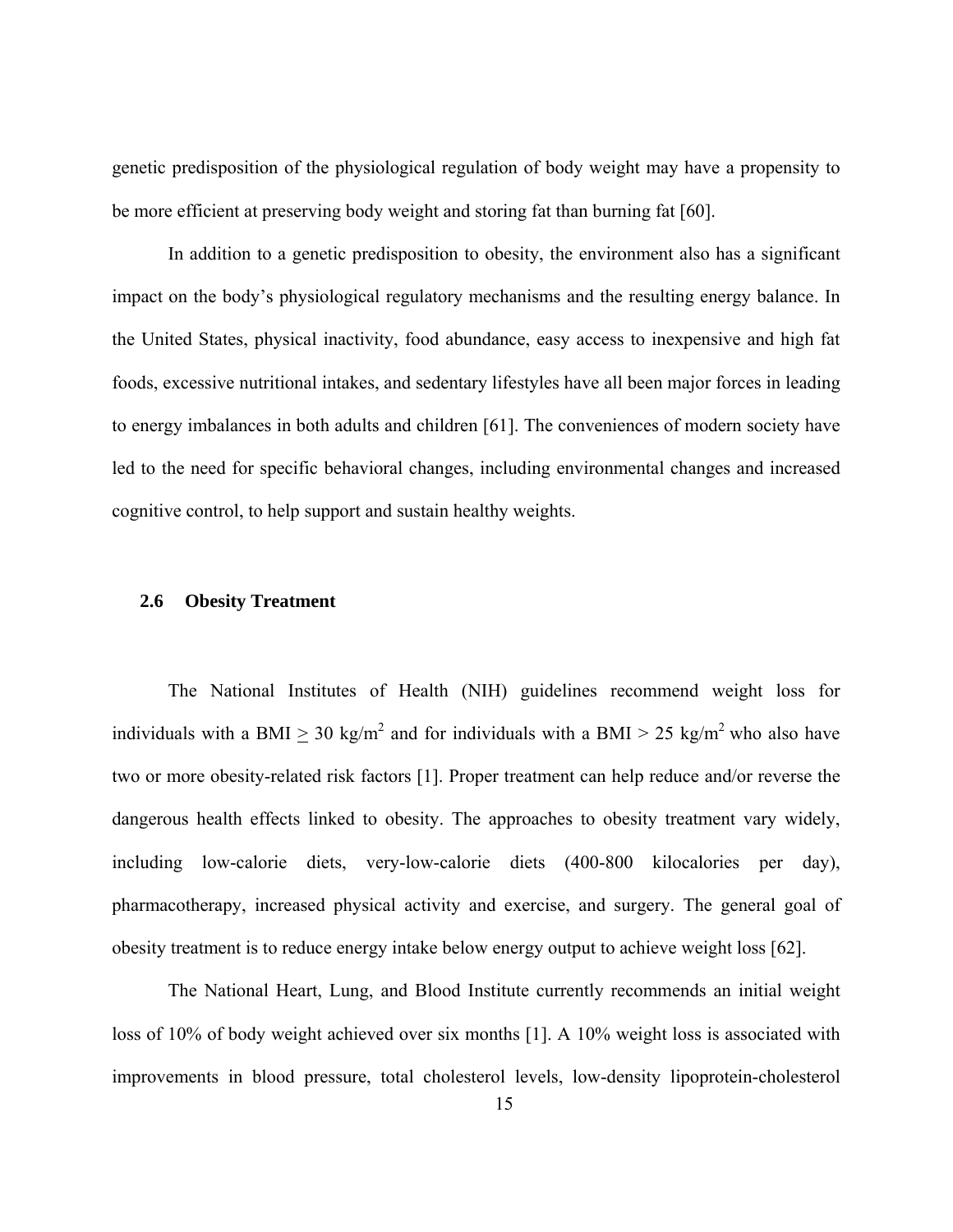genetic predisposition of the physiological regulation of body weight may have a propensity to be more efficient at preserving body weight and storing fat than burning fat [60].

In addition to a genetic predisposition to obesity, the environment also has a significant impact on the body's physiological regulatory mechanisms and the resulting energy balance. In the United States, physical inactivity, food abundance, easy access to inexpensive and high fat foods, excessive nutritional intakes, and sedentary lifestyles have all been major forces in leading to energy imbalances in both adults and children [61]. The conveniences of modern society have led to the need for specific behavioral changes, including environmental changes and increased cognitive control, to help support and sustain healthy weights.

## 2.6 Obesity Treatment

The National Institutes of Health (NIH) guidelines recommend weight loss for individuals with a BMI $\geq$ 30 kg/m$^2$ and for individuals with a BMI > 25 kg/m$^2$ who also have two or more obesity-related risk factors [1]. Proper treatment can help reduce and/or reverse the dangerous health effects linked to obesity. The approaches to obesity treatment vary widely, including low-calorie diets, very-low-calorie diets (400-800 kilocalories per day), pharmacotherapy, increased physical activity and exercise, and surgery. The general goal of obesity treatment is to reduce energy intake below energy output to achieve weight loss [62].

The National Heart, Lung, and Blood Institute currently recommends an initial weight loss of 10% of body weight achieved over six months [1]. A 10% weight loss is associated with improvements in blood pressure, total cholesterol levels, low-density lipoprotein-cholesterol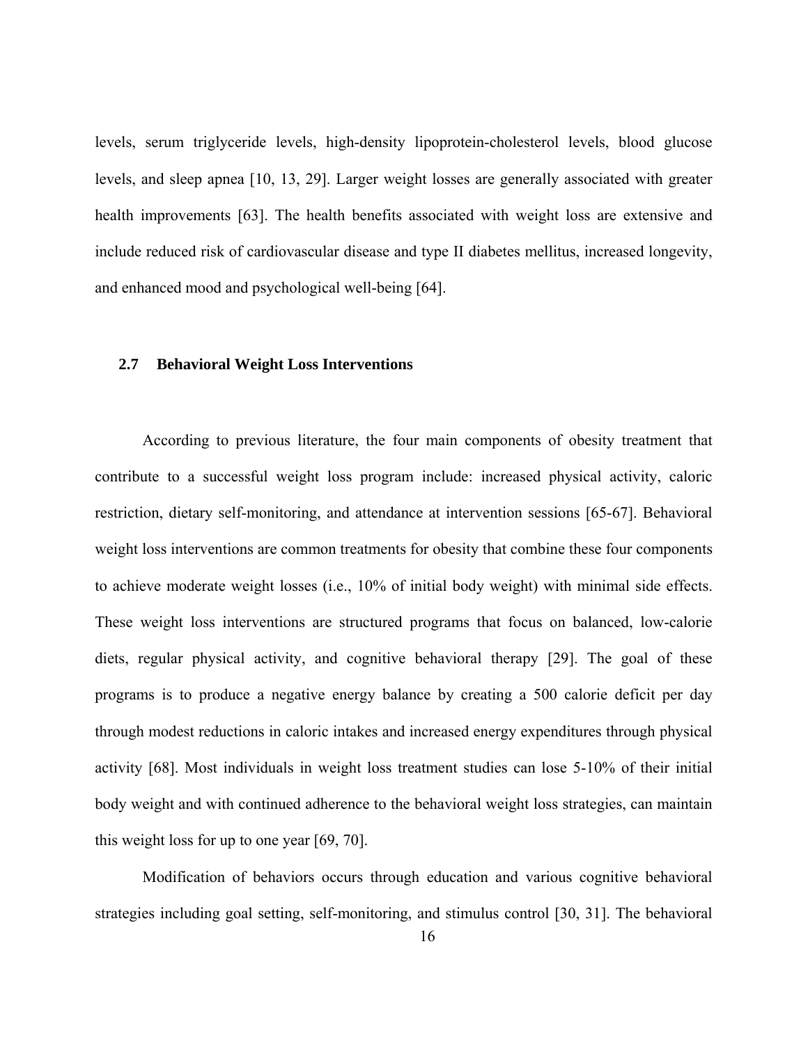levels, serum triglyceride levels, high-density lipoprotein-cholesterol levels, blood glucose levels, and sleep apnea [10, 13, 29]. Larger weight losses are generally associated with greater health improvements [63]. The health benefits associated with weight loss are extensive and include reduced risk of cardiovascular disease and type II diabetes mellitus, increased longevity, and enhanced mood and psychological well-being [64].

## 2.7 Behavioral Weight Loss Interventions

According to previous literature, the four main components of obesity treatment that contribute to a successful weight loss program include: increased physical activity, caloric restriction, dietary self-monitoring, and attendance at intervention sessions [65-67]. Behavioral weight loss interventions are common treatments for obesity that combine these four components to achieve moderate weight losses (i.e., 10% of initial body weight) with minimal side effects. These weight loss interventions are structured programs that focus on balanced, low-calorie diets, regular physical activity, and cognitive behavioral therapy [29]. The goal of these programs is to produce a negative energy balance by creating a 500 calorie deficit per day through modest reductions in caloric intakes and increased energy expenditures through physical activity [68]. Most individuals in weight loss treatment studies can lose 5-10% of their initial body weight and with continued adherence to the behavioral weight loss strategies, can maintain this weight loss for up to one year [69, 70].

Modification of behaviors occurs through education and various cognitive behavioral strategies including goal setting, self-monitoring, and stimulus control [30, 31]. The behavioral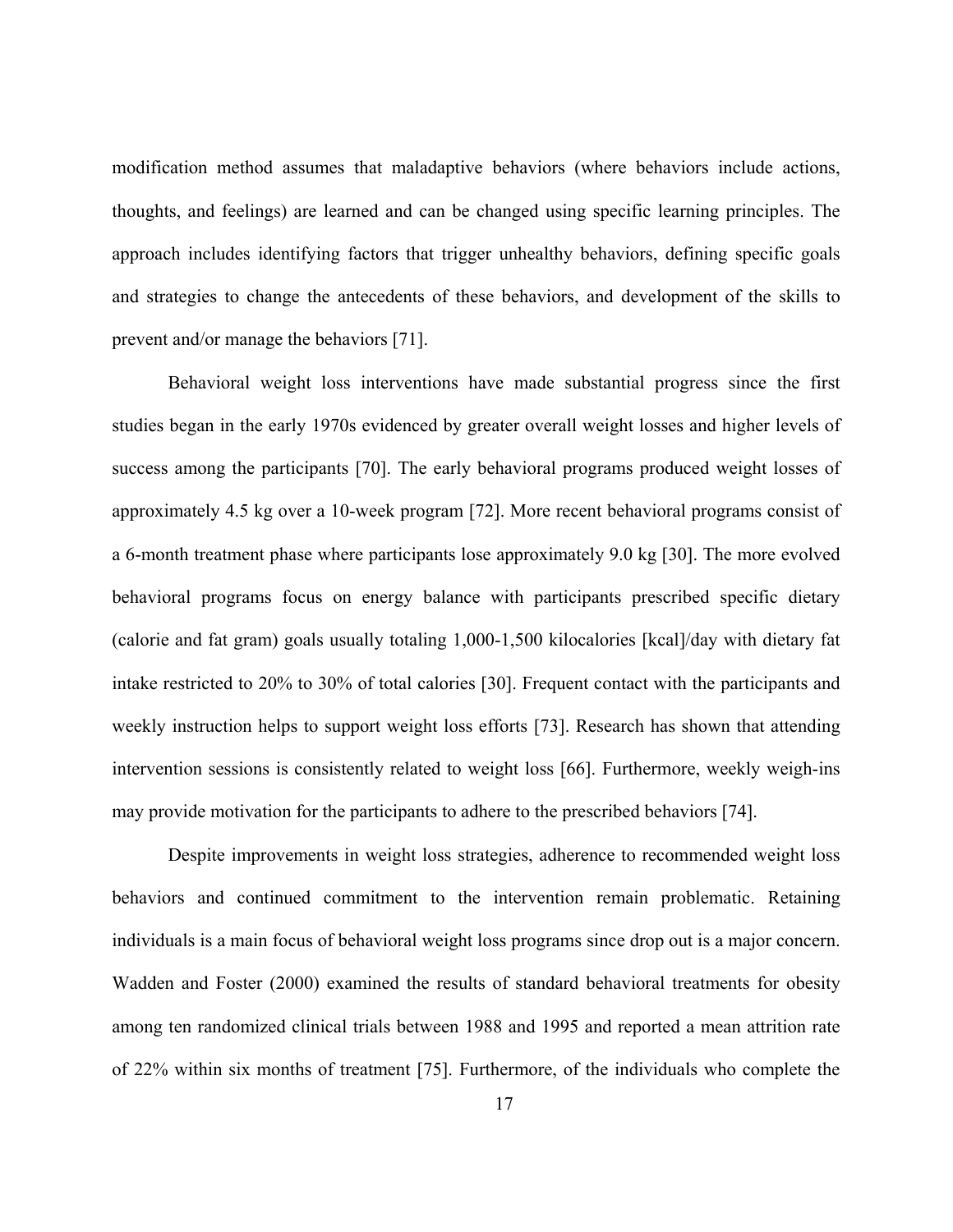modification method assumes that maladaptive behaviors (where behaviors include actions, thoughts, and feelings) are learned and can be changed using specific learning principles. The approach includes identifying factors that trigger unhealthy behaviors, defining specific goals and strategies to change the antecedents of these behaviors, and development of the skills to prevent and/or manage the behaviors [71].

Behavioral weight loss interventions have made substantial progress since the first studies began in the early 1970s evidenced by greater overall weight losses and higher levels of success among the participants [70]. The early behavioral programs produced weight losses of approximately 4.5 kg over a 10-week program [72]. More recent behavioral programs consist of a 6-month treatment phase where participants lose approximately 9.0 kg [30]. The more evolved behavioral programs focus on energy balance with participants prescribed specific dietary (calorie and fat gram) goals usually totaling 1,000-1,500 kilocalories [kcal]/day with dietary fat intake restricted to 20% to 30% of total calories [30]. Frequent contact with the participants and weekly instruction helps to support weight loss efforts [73]. Research has shown that attending intervention sessions is consistently related to weight loss [66]. Furthermore, weekly weigh-ins may provide motivation for the participants to adhere to the prescribed behaviors [74].

Despite improvements in weight loss strategies, adherence to recommended weight loss behaviors and continued commitment to the intervention remain problematic. Retaining individuals is a main focus of behavioral weight loss programs since drop out is a major concern. Wadden and Foster (2000) examined the results of standard behavioral treatments for obesity among ten randomized clinical trials between 1988 and 1995 and reported a mean attrition rate of 22% within six months of treatment [75]. Furthermore, of the individuals who complete the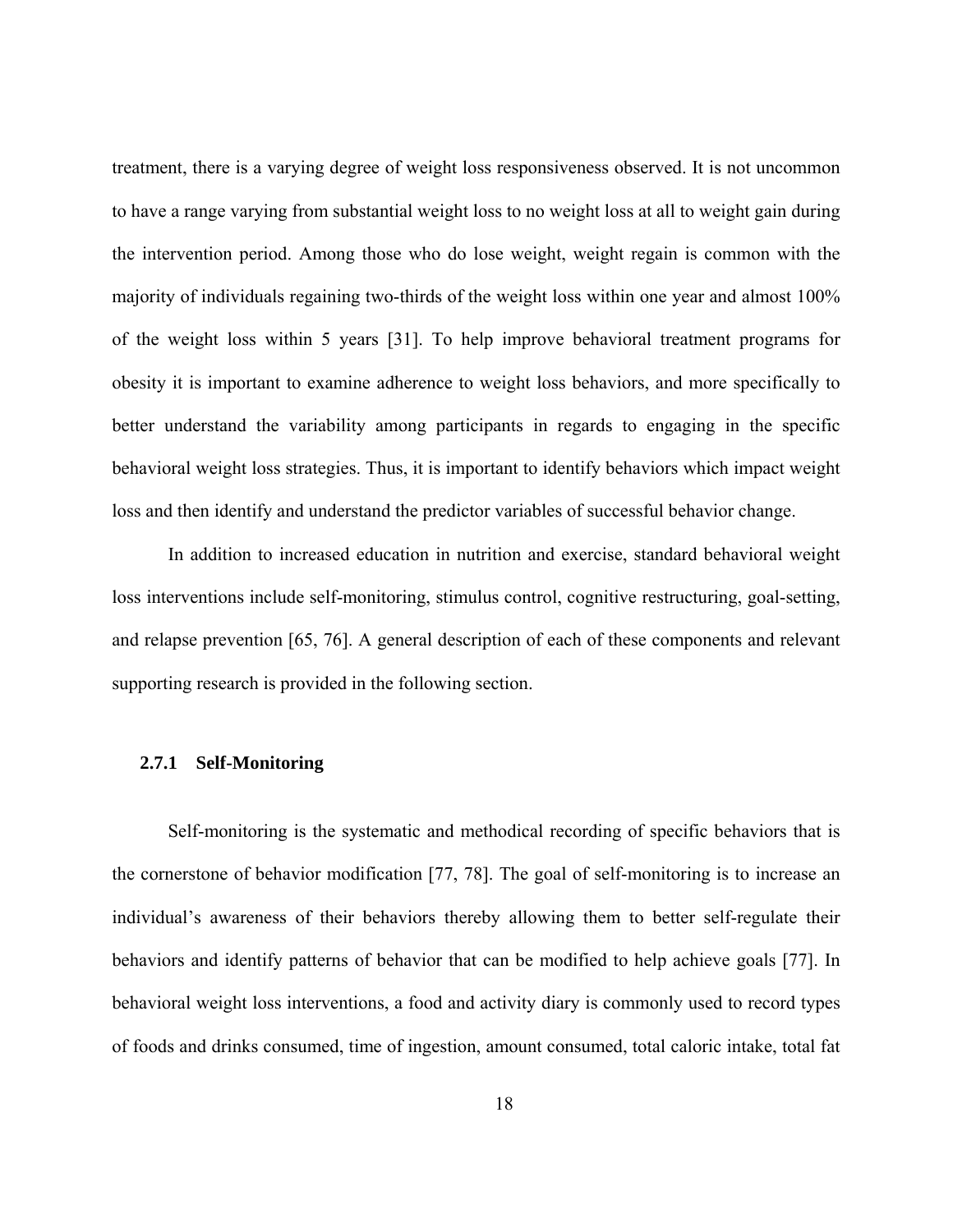treatment, there is a varying degree of weight loss responsiveness observed. It is not uncommon to have a range varying from substantial weight loss to no weight loss at all to weight gain during the intervention period. Among those who do lose weight, weight regain is common with the majority of individuals regaining two-thirds of the weight loss within one year and almost 100% of the weight loss within 5 years [31]. To help improve behavioral treatment programs for obesity it is important to examine adherence to weight loss behaviors, and more specifically to better understand the variability among participants in regards to engaging in the specific behavioral weight loss strategies. Thus, it is important to identify behaviors which impact weight loss and then identify and understand the predictor variables of successful behavior change.

In addition to increased education in nutrition and exercise, standard behavioral weight loss interventions include self-monitoring, stimulus control, cognitive restructuring, goal-setting, and relapse prevention [65, 76]. A general description of each of these components and relevant supporting research is provided in the following section.

### 2.7.1 Self-Monitoring

Self-monitoring is the systematic and methodical recording of specific behaviors that is the cornerstone of behavior modification [77, 78]. The goal of self-monitoring is to increase an individual's awareness of their behaviors thereby allowing them to better self-regulate their behaviors and identify patterns of behavior that can be modified to help achieve goals [77]. In behavioral weight loss interventions, a food and activity diary is commonly used to record types of foods and drinks consumed, time of ingestion, amount consumed, total caloric intake, total fat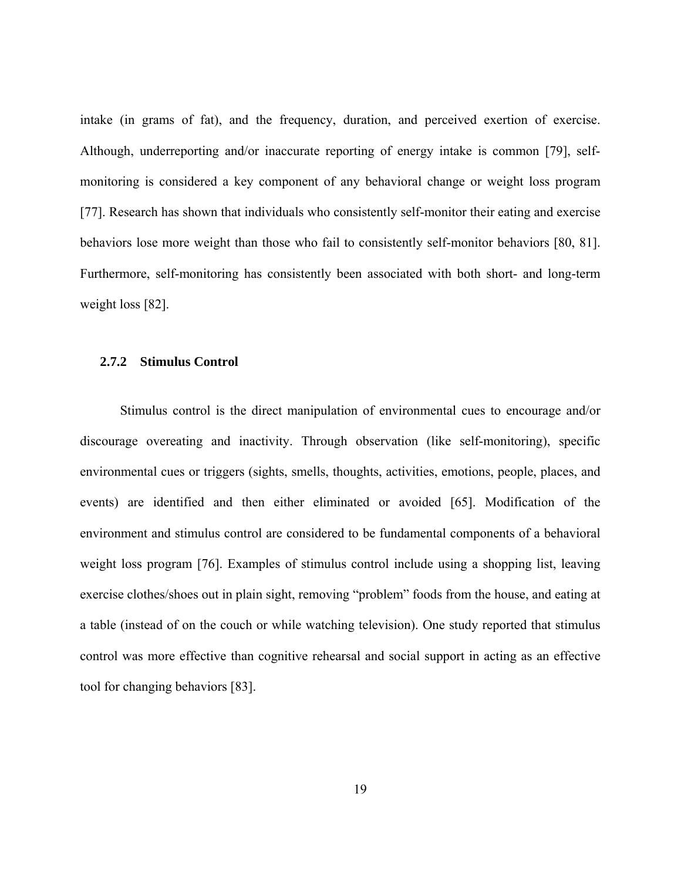intake (in grams of fat), and the frequency, duration, and perceived exertion of exercise. Although, underreporting and/or inaccurate reporting of energy intake is common [79], self-monitoring is considered a key component of any behavioral change or weight loss program [77]. Research has shown that individuals who consistently self-monitor their eating and exercise behaviors lose more weight than those who fail to consistently self-monitor behaviors [80, 81]. Furthermore, self-monitoring has consistently been associated with both short- and long-term weight loss [82].

### 2.7.2 Stimulus Control

Stimulus control is the direct manipulation of environmental cues to encourage and/or discourage overeating and inactivity. Through observation (like self-monitoring), specific environmental cues or triggers (sights, smells, thoughts, activities, emotions, people, places, and events) are identified and then either eliminated or avoided [65]. Modification of the environment and stimulus control are considered to be fundamental components of a behavioral weight loss program [76]. Examples of stimulus control include using a shopping list, leaving exercise clothes/shoes out in plain sight, removing "problem" foods from the house, and eating at a table (instead of on the couch or while watching television). One study reported that stimulus control was more effective than cognitive rehearsal and social support in acting as an effective tool for changing behaviors [83].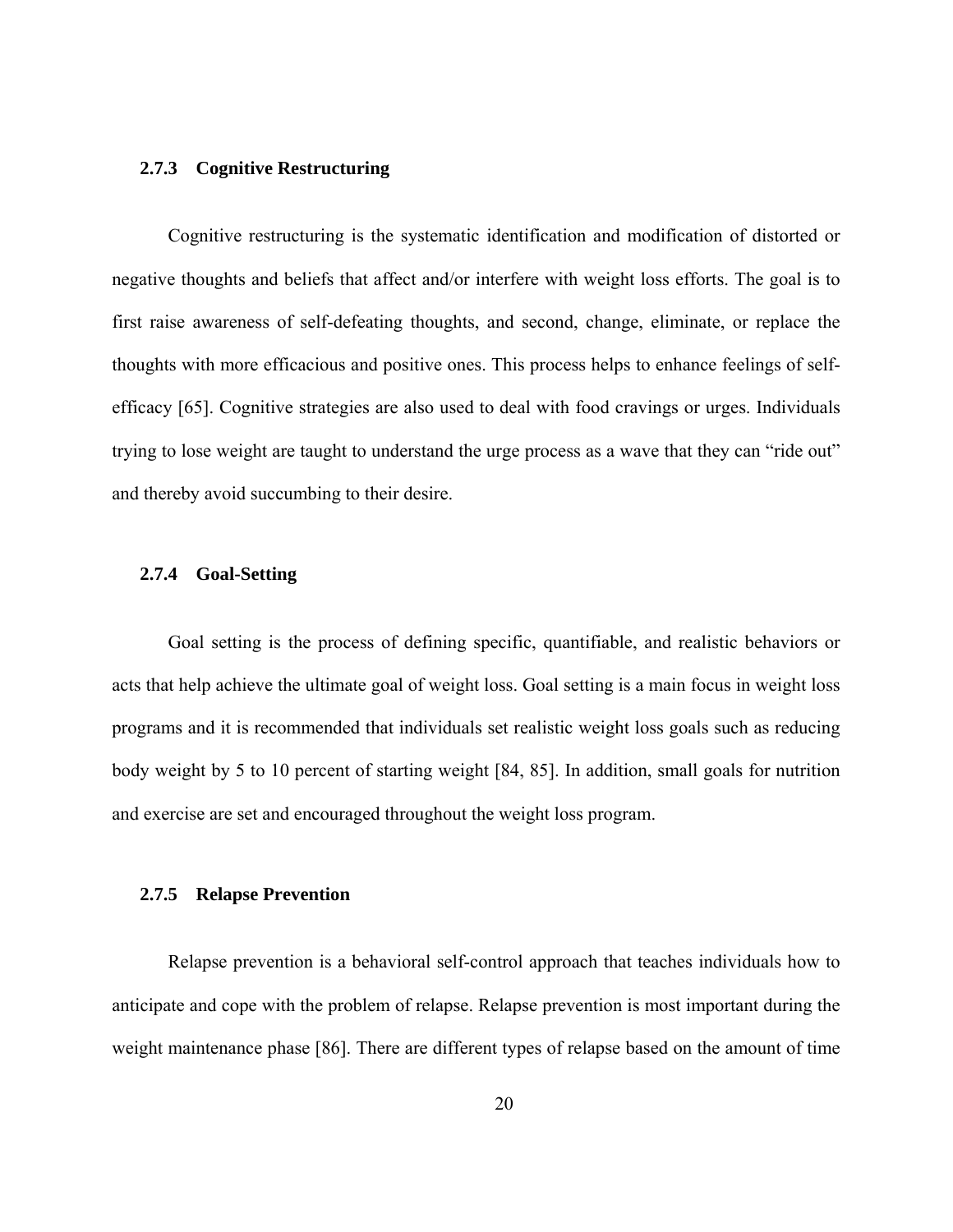### 2.7.3 Cognitive Restructuring

Cognitive restructuring is the systematic identification and modification of distorted or negative thoughts and beliefs that affect and/or interfere with weight loss efforts. The goal is to first raise awareness of self-defeating thoughts, and second, change, eliminate, or replace the thoughts with more efficacious and positive ones. This process helps to enhance feelings of self-efficacy [65]. Cognitive strategies are also used to deal with food cravings or urges. Individuals trying to lose weight are taught to understand the urge process as a wave that they can "ride out" and thereby avoid succumbing to their desire.

### 2.7.4 Goal-Setting

Goal setting is the process of defining specific, quantifiable, and realistic behaviors or acts that help achieve the ultimate goal of weight loss. Goal setting is a main focus in weight loss programs and it is recommended that individuals set realistic weight loss goals such as reducing body weight by 5 to 10 percent of starting weight [84, 85]. In addition, small goals for nutrition and exercise are set and encouraged throughout the weight loss program.

### 2.7.5 Relapse Prevention

Relapse prevention is a behavioral self-control approach that teaches individuals how to anticipate and cope with the problem of relapse. Relapse prevention is most important during the weight maintenance phase [86]. There are different types of relapse based on the amount of time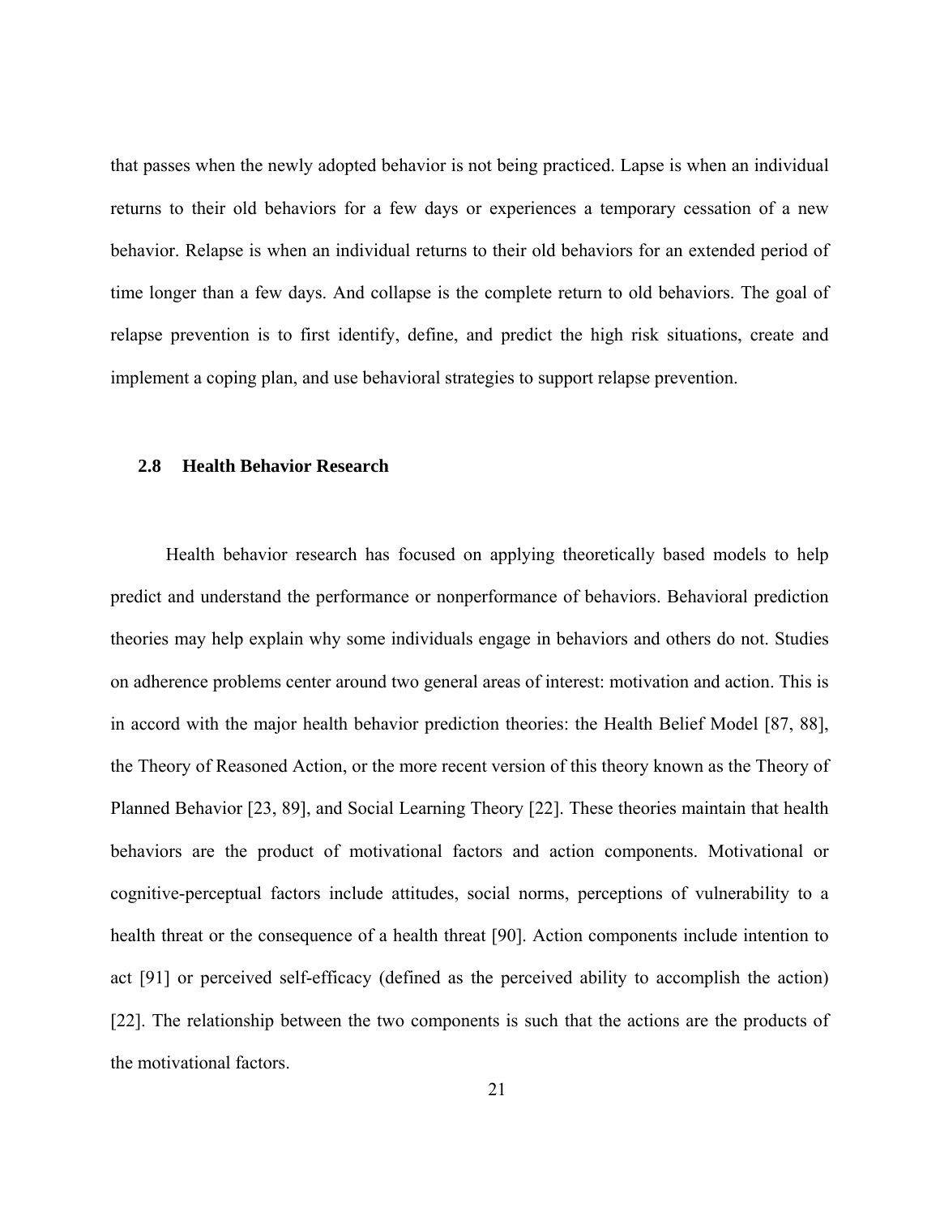that passes when the newly adopted behavior is not being practiced. Lapse is when an individual returns to their old behaviors for a few days or experiences a temporary cessation of a new behavior. Relapse is when an individual returns to their old behaviors for an extended period of time longer than a few days. And collapse is the complete return to old behaviors. The goal of relapse prevention is to first identify, define, and predict the high risk situations, create and implement a coping plan, and use behavioral strategies to support relapse prevention.

## 2.8 Health Behavior Research

Health behavior research has focused on applying theoretically based models to help predict and understand the performance or nonperformance of behaviors. Behavioral prediction theories may help explain why some individuals engage in behaviors and others do not. Studies on adherence problems center around two general areas of interest: motivation and action. This is in accord with the major health behavior prediction theories: the Health Belief Model [87, 88], the Theory of Reasoned Action, or the more recent version of this theory known as the Theory of Planned Behavior [23, 89], and Social Learning Theory [22]. These theories maintain that health behaviors are the product of motivational factors and action components. Motivational or cognitive-perceptual factors include attitudes, social norms, perceptions of vulnerability to a health threat or the consequence of a health threat [90]. Action components include intention to act [91] or perceived self-efficacy (defined as the perceived ability to accomplish the action) [22]. The relationship between the two components is such that the actions are the products of the motivational factors.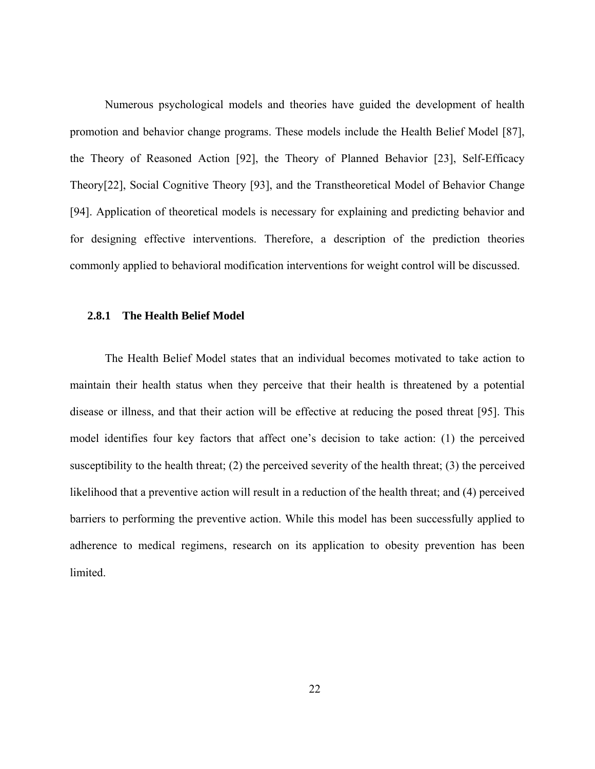Numerous psychological models and theories have guided the development of health promotion and behavior change programs. These models include the Health Belief Model [87], the Theory of Reasoned Action [92], the Theory of Planned Behavior [23], Self-Efficacy Theory[22], Social Cognitive Theory [93], and the Transtheoretical Model of Behavior Change [94]. Application of theoretical models is necessary for explaining and predicting behavior and for designing effective interventions. Therefore, a description of the prediction theories commonly applied to behavioral modification interventions for weight control will be discussed.

### 2.8.1 The Health Belief Model

The Health Belief Model states that an individual becomes motivated to take action to maintain their health status when they perceive that their health is threatened by a potential disease or illness, and that their action will be effective at reducing the posed threat [95]. This model identifies four key factors that affect one's decision to take action: (1) the perceived susceptibility to the health threat; (2) the perceived severity of the health threat; (3) the perceived likelihood that a preventive action will result in a reduction of the health threat; and (4) perceived barriers to performing the preventive action. While this model has been successfully applied to adherence to medical regimens, research on its application to obesity prevention has been limited.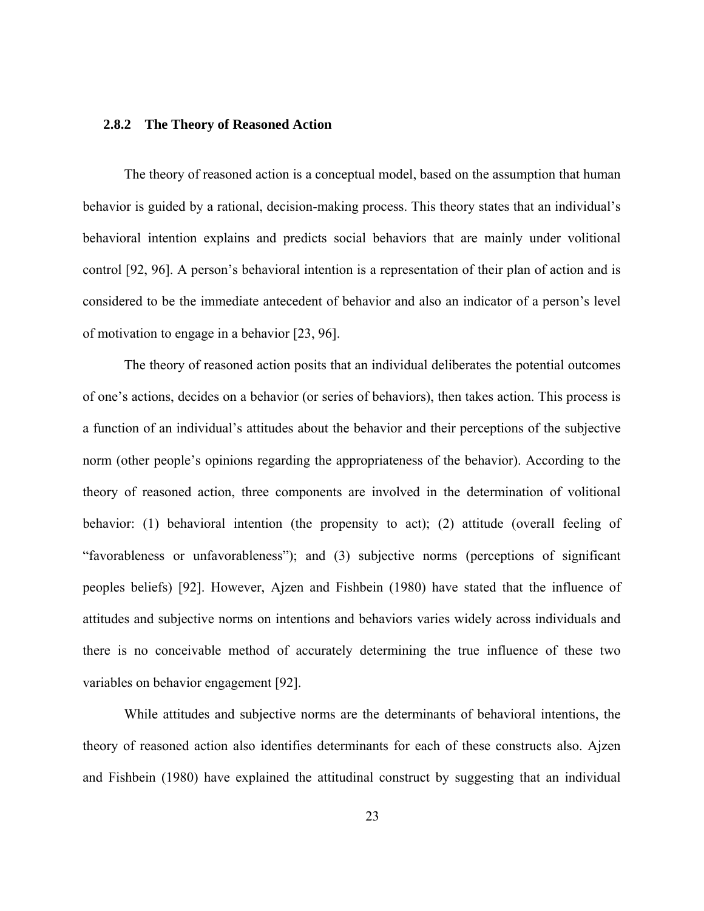### 2.8.2 The Theory of Reasoned Action

The theory of reasoned action is a conceptual model, based on the assumption that human behavior is guided by a rational, decision-making process. This theory states that an individual's behavioral intention explains and predicts social behaviors that are mainly under volitional control [92, 96]. A person's behavioral intention is a representation of their plan of action and is considered to be the immediate antecedent of behavior and also an indicator of a person's level of motivation to engage in a behavior [23, 96].

The theory of reasoned action posits that an individual deliberates the potential outcomes of one's actions, decides on a behavior (or series of behaviors), then takes action. This process is a function of an individual's attitudes about the behavior and their perceptions of the subjective norm (other people's opinions regarding the appropriateness of the behavior). According to the theory of reasoned action, three components are involved in the determination of volitional behavior: (1) behavioral intention (the propensity to act); (2) attitude (overall feeling of "favorableness or unfavorableness"); and (3) subjective norms (perceptions of significant peoples beliefs) [92]. However, Ajzen and Fishbein (1980) have stated that the influence of attitudes and subjective norms on intentions and behaviors varies widely across individuals and there is no conceivable method of accurately determining the true influence of these two variables on behavior engagement [92].

While attitudes and subjective norms are the determinants of behavioral intentions, the theory of reasoned action also identifies determinants for each of these constructs also. Ajzen and Fishbein (1980) have explained the attitudinal construct by suggesting that an individual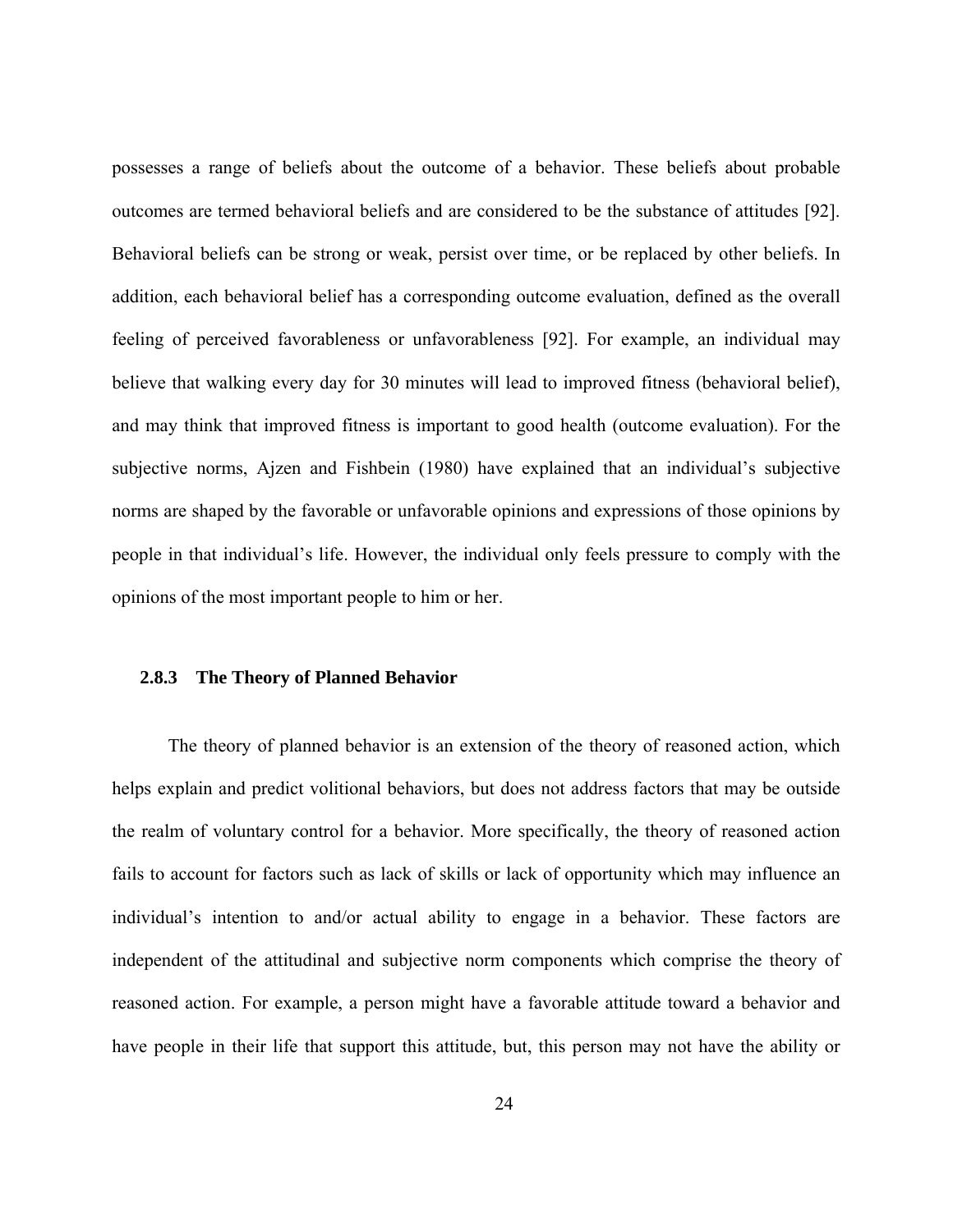possesses a range of beliefs about the outcome of a behavior. These beliefs about probable outcomes are termed behavioral beliefs and are considered to be the substance of attitudes [92]. Behavioral beliefs can be strong or weak, persist over time, or be replaced by other beliefs. In addition, each behavioral belief has a corresponding outcome evaluation, defined as the overall feeling of perceived favorableness or unfavorableness [92]. For example, an individual may believe that walking every day for 30 minutes will lead to improved fitness (behavioral belief), and may think that improved fitness is important to good health (outcome evaluation). For the subjective norms, Ajzen and Fishbein (1980) have explained that an individual's subjective norms are shaped by the favorable or unfavorable opinions and expressions of those opinions by people in that individual's life. However, the individual only feels pressure to comply with the opinions of the most important people to him or her.

### 2.8.3 The Theory of Planned Behavior

The theory of planned behavior is an extension of the theory of reasoned action, which helps explain and predict volitional behaviors, but does not address factors that may be outside the realm of voluntary control for a behavior. More specifically, the theory of reasoned action fails to account for factors such as lack of skills or lack of opportunity which may influence an individual's intention to and/or actual ability to engage in a behavior. These factors are independent of the attitudinal and subjective norm components which comprise the theory of reasoned action. For example, a person might have a favorable attitude toward a behavior and have people in their life that support this attitude, but, this person may not have the ability or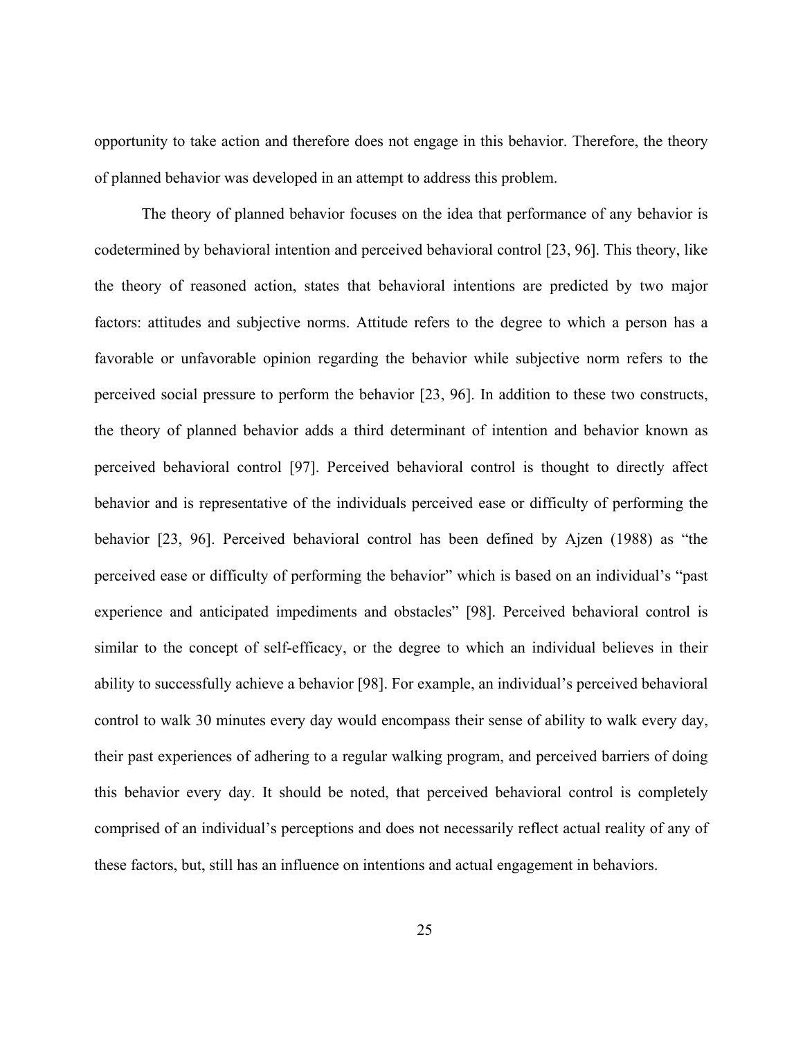opportunity to take action and therefore does not engage in this behavior. Therefore, the theory of planned behavior was developed in an attempt to address this problem.

The theory of planned behavior focuses on the idea that performance of any behavior is codetermined by behavioral intention and perceived behavioral control [23, 96]. This theory, like the theory of reasoned action, states that behavioral intentions are predicted by two major factors: attitudes and subjective norms. Attitude refers to the degree to which a person has a favorable or unfavorable opinion regarding the behavior while subjective norm refers to the perceived social pressure to perform the behavior [23, 96]. In addition to these two constructs, the theory of planned behavior adds a third determinant of intention and behavior known as perceived behavioral control [97]. Perceived behavioral control is thought to directly affect behavior and is representative of the individuals perceived ease or difficulty of performing the behavior [23, 96]. Perceived behavioral control has been defined by Ajzen (1988) as "the perceived ease or difficulty of performing the behavior" which is based on an individual's "past experience and anticipated impediments and obstacles" [98]. Perceived behavioral control is similar to the concept of self-efficacy, or the degree to which an individual believes in their ability to successfully achieve a behavior [98]. For example, an individual's perceived behavioral control to walk 30 minutes every day would encompass their sense of ability to walk every day, their past experiences of adhering to a regular walking program, and perceived barriers of doing this behavior every day. It should be noted, that perceived behavioral control is completely comprised of an individual's perceptions and does not necessarily reflect actual reality of any of these factors, but, still has an influence on intentions and actual engagement in behaviors.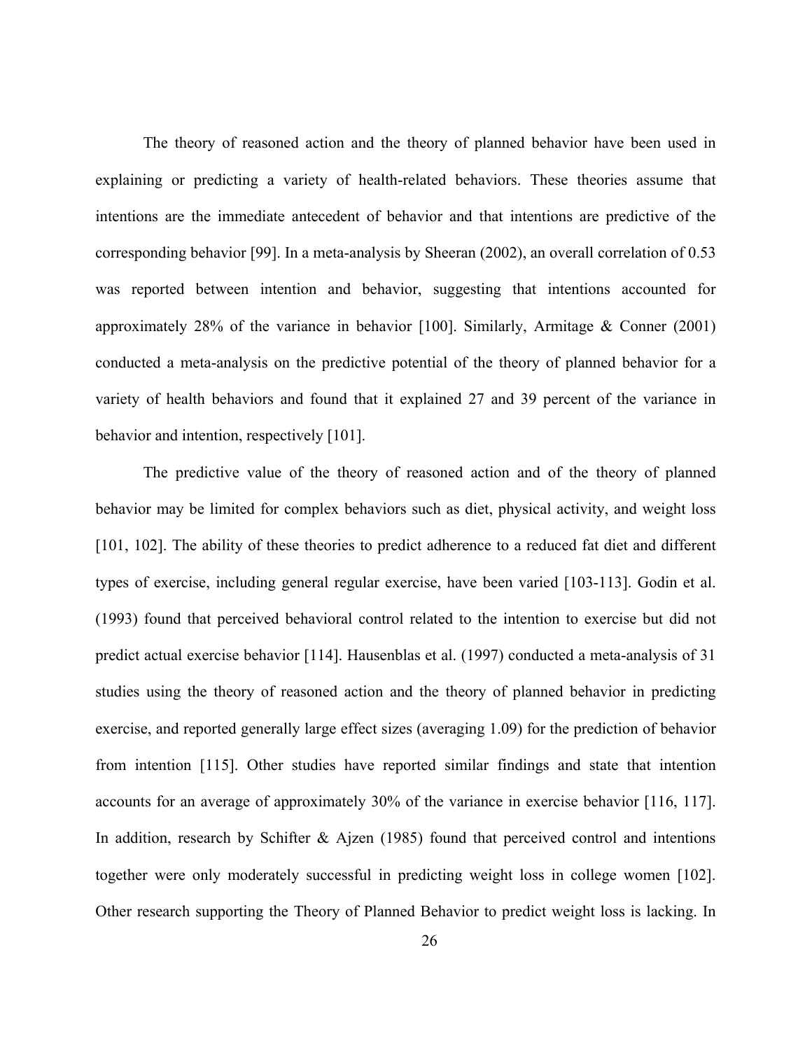The theory of reasoned action and the theory of planned behavior have been used in explaining or predicting a variety of health-related behaviors. These theories assume that intentions are the immediate antecedent of behavior and that intentions are predictive of the corresponding behavior [99]. In a meta-analysis by Sheeran (2002), an overall correlation of 0.53 was reported between intention and behavior, suggesting that intentions accounted for approximately 28% of the variance in behavior [100]. Similarly, Armitage & Conner (2001) conducted a meta-analysis on the predictive potential of the theory of planned behavior for a variety of health behaviors and found that it explained 27 and 39 percent of the variance in behavior and intention, respectively [101].

The predictive value of the theory of reasoned action and of the theory of planned behavior may be limited for complex behaviors such as diet, physical activity, and weight loss [101, 102]. The ability of these theories to predict adherence to a reduced fat diet and different types of exercise, including general regular exercise, have been varied [103-113]. Godin et al. (1993) found that perceived behavioral control related to the intention to exercise but did not predict actual exercise behavior [114]. Hausenblas et al. (1997) conducted a meta-analysis of 31 studies using the theory of reasoned action and the theory of planned behavior in predicting exercise, and reported generally large effect sizes (averaging 1.09) for the prediction of behavior from intention [115]. Other studies have reported similar findings and state that intention accounts for an average of approximately 30% of the variance in exercise behavior [116, 117]. In addition, research by Schifter & Ajzen (1985) found that perceived control and intentions together were only moderately successful in predicting weight loss in college women [102]. Other research supporting the Theory of Planned Behavior to predict weight loss is lacking. In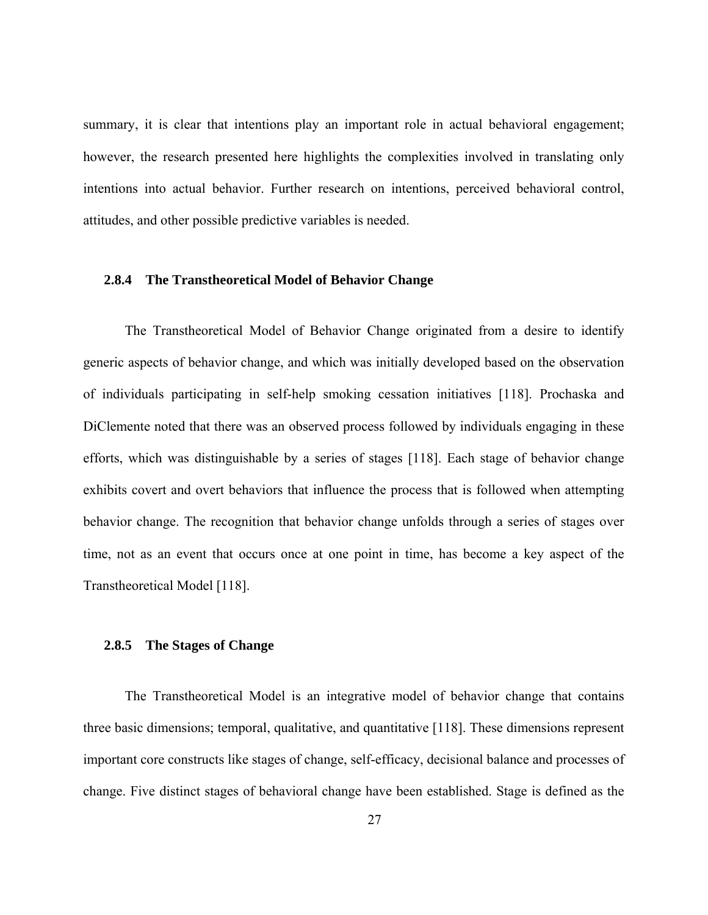summary, it is clear that intentions play an important role in actual behavioral engagement; however, the research presented here highlights the complexities involved in translating only intentions into actual behavior. Further research on intentions, perceived behavioral control, attitudes, and other possible predictive variables is needed.

### 2.8.4 The Transtheoretical Model of Behavior Change

The Transtheoretical Model of Behavior Change originated from a desire to identify generic aspects of behavior change, and which was initially developed based on the observation of individuals participating in self-help smoking cessation initiatives [118]. Prochaska and DiClemente noted that there was an observed process followed by individuals engaging in these efforts, which was distinguishable by a series of stages [118]. Each stage of behavior change exhibits covert and overt behaviors that influence the process that is followed when attempting behavior change. The recognition that behavior change unfolds through a series of stages over time, not as an event that occurs once at one point in time, has become a key aspect of the Transtheoretical Model [118].

### 2.8.5 The Stages of Change

The Transtheoretical Model is an integrative model of behavior change that contains three basic dimensions; temporal, qualitative, and quantitative [118]. These dimensions represent important core constructs like stages of change, self-efficacy, decisional balance and processes of change. Five distinct stages of behavioral change have been established. Stage is defined as the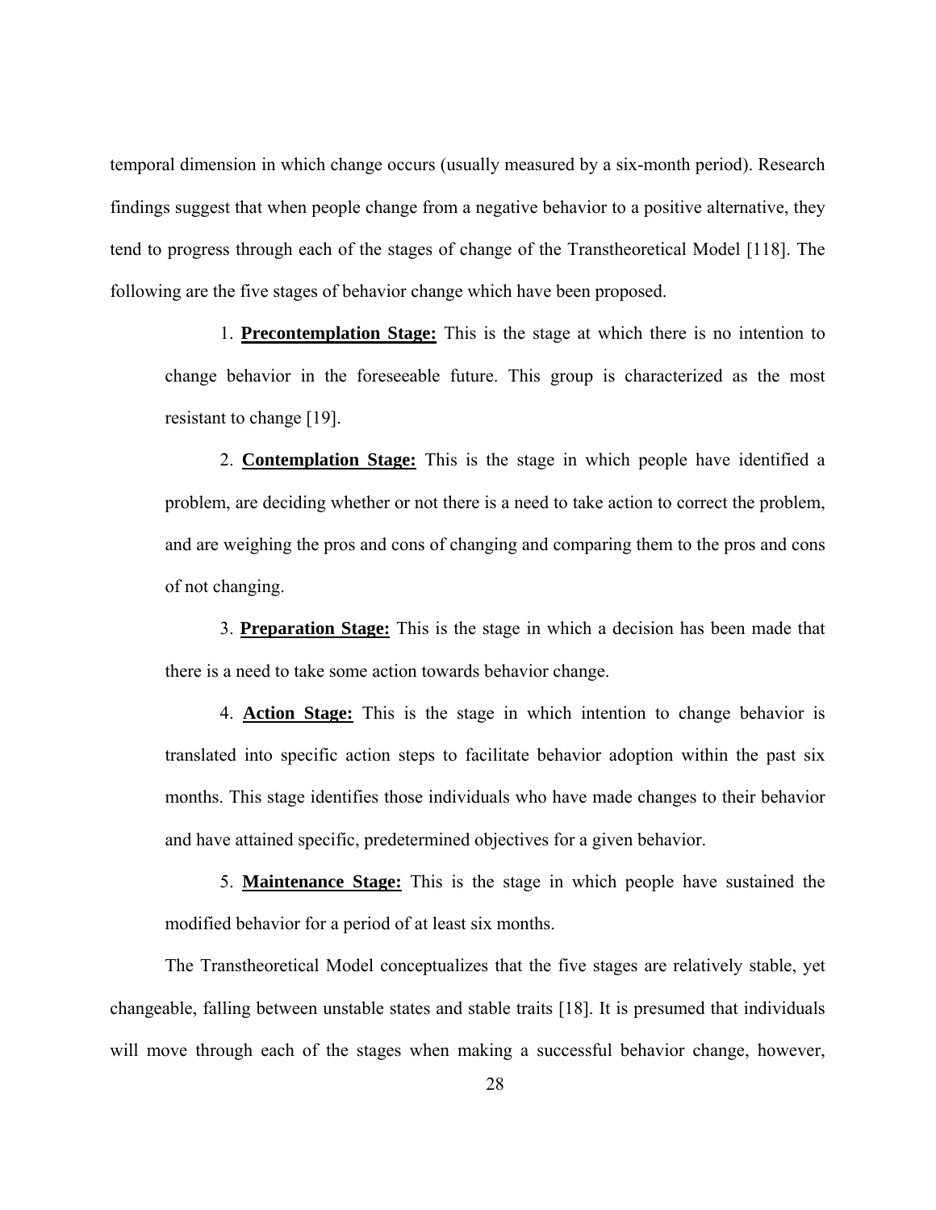temporal dimension in which change occurs (usually measured by a six-month period). Research findings suggest that when people change from a negative behavior to a positive alternative, they tend to progress through each of the stages of change of the Transtheoretical Model [118]. The following are the five stages of behavior change which have been proposed.

1. **Precontemplation Stage:** This is the stage at which there is no intention to change behavior in the foreseeable future. This group is characterized as the most resistant to change [19].

2. **Contemplation Stage:** This is the stage in which people have identified a problem, are deciding whether or not there is a need to take action to correct the problem, and are weighing the pros and cons of changing and comparing them to the pros and cons of not changing.

3. **Preparation Stage:** This is the stage in which a decision has been made that there is a need to take some action towards behavior change.

4. **Action Stage:** This is the stage in which intention to change behavior is translated into specific action steps to facilitate behavior adoption within the past six months. This stage identifies those individuals who have made changes to their behavior and have attained specific, predetermined objectives for a given behavior.

5. **Maintenance Stage:** This is the stage in which people have sustained the modified behavior for a period of at least six months.

The Transtheoretical Model conceptualizes that the five stages are relatively stable, yet changeable, falling between unstable states and stable traits [18]. It is presumed that individuals will move through each of the stages when making a successful behavior change, however,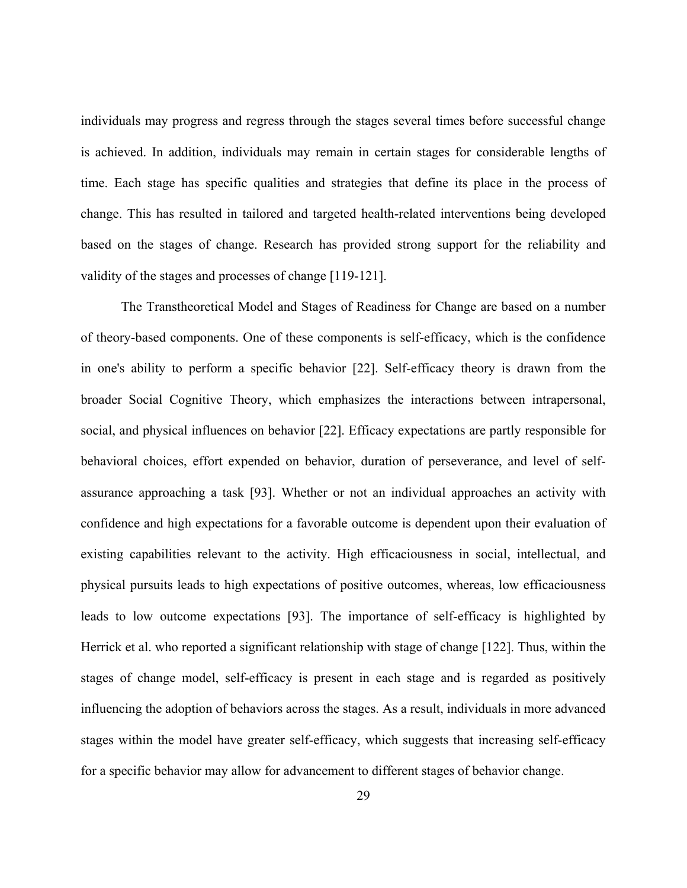individuals may progress and regress through the stages several times before successful change is achieved. In addition, individuals may remain in certain stages for considerable lengths of time. Each stage has specific qualities and strategies that define its place in the process of change. This has resulted in tailored and targeted health-related interventions being developed based on the stages of change. Research has provided strong support for the reliability and validity of the stages and processes of change [119-121].

The Transtheoretical Model and Stages of Readiness for Change are based on a number of theory-based components. One of these components is self-efficacy, which is the confidence in one's ability to perform a specific behavior [22]. Self-efficacy theory is drawn from the broader Social Cognitive Theory, which emphasizes the interactions between intrapersonal, social, and physical influences on behavior [22]. Efficacy expectations are partly responsible for behavioral choices, effort expended on behavior, duration of perseverance, and level of self-assurance approaching a task [93]. Whether or not an individual approaches an activity with confidence and high expectations for a favorable outcome is dependent upon their evaluation of existing capabilities relevant to the activity. High efficaciousness in social, intellectual, and physical pursuits leads to high expectations of positive outcomes, whereas, low efficaciousness leads to low outcome expectations [93]. The importance of self-efficacy is highlighted by Herrick et al. who reported a significant relationship with stage of change [122]. Thus, within the stages of change model, self-efficacy is present in each stage and is regarded as positively influencing the adoption of behaviors across the stages. As a result, individuals in more advanced stages within the model have greater self-efficacy, which suggests that increasing self-efficacy for a specific behavior may allow for advancement to different stages of behavior change.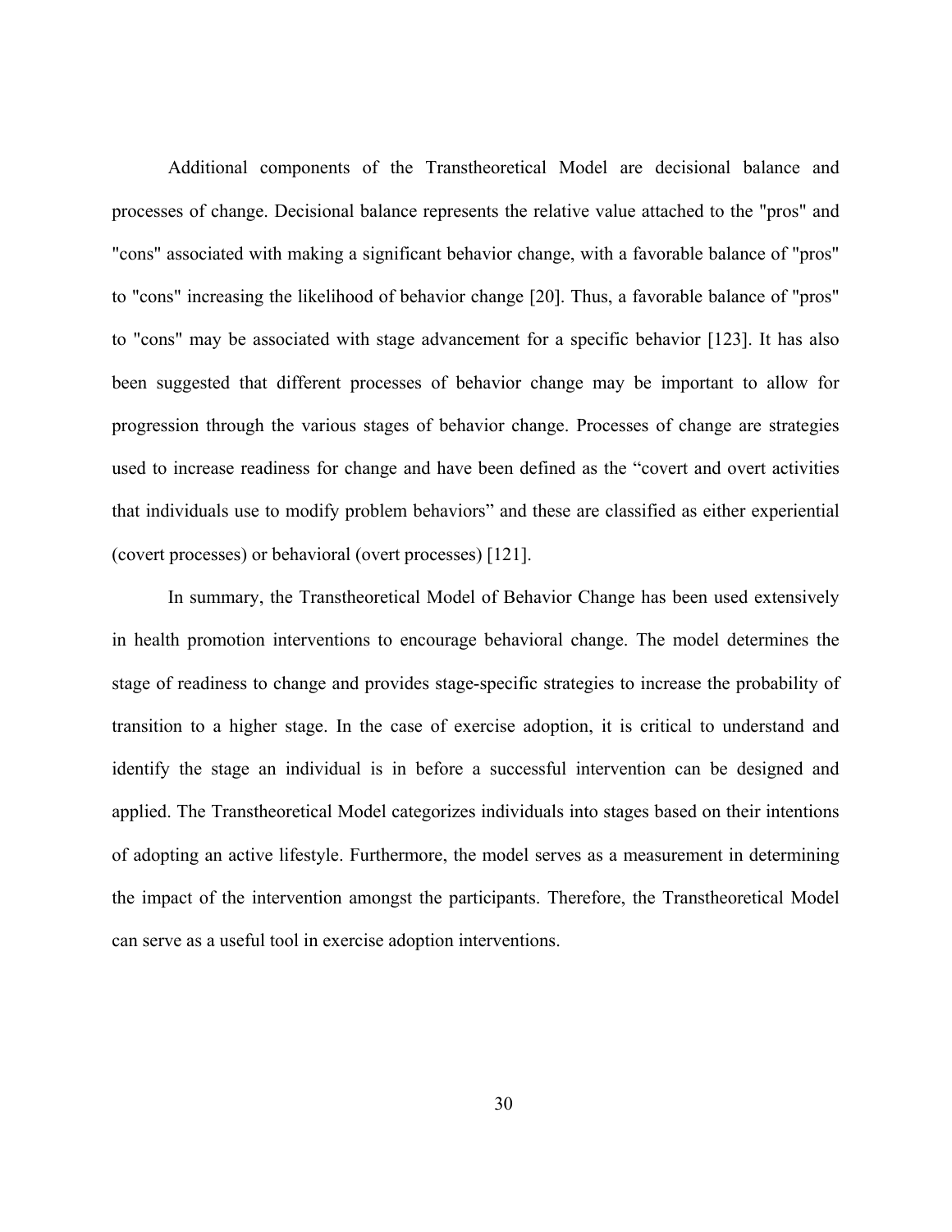Additional components of the Transtheoretical Model are decisional balance and processes of change. Decisional balance represents the relative value attached to the "pros" and "cons" associated with making a significant behavior change, with a favorable balance of "pros" to "cons" increasing the likelihood of behavior change [20]. Thus, a favorable balance of "pros" to "cons" may be associated with stage advancement for a specific behavior [123]. It has also been suggested that different processes of behavior change may be important to allow for progression through the various stages of behavior change. Processes of change are strategies used to increase readiness for change and have been defined as the “covert and overt activities that individuals use to modify problem behaviors” and these are classified as either experiential (covert processes) or behavioral (overt processes) [121].

In summary, the Transtheoretical Model of Behavior Change has been used extensively in health promotion interventions to encourage behavioral change. The model determines the stage of readiness to change and provides stage-specific strategies to increase the probability of transition to a higher stage. In the case of exercise adoption, it is critical to understand and identify the stage an individual is in before a successful intervention can be designed and applied. The Transtheoretical Model categorizes individuals into stages based on their intentions of adopting an active lifestyle. Furthermore, the model serves as a measurement in determining the impact of the intervention amongst the participants. Therefore, the Transtheoretical Model can serve as a useful tool in exercise adoption interventions.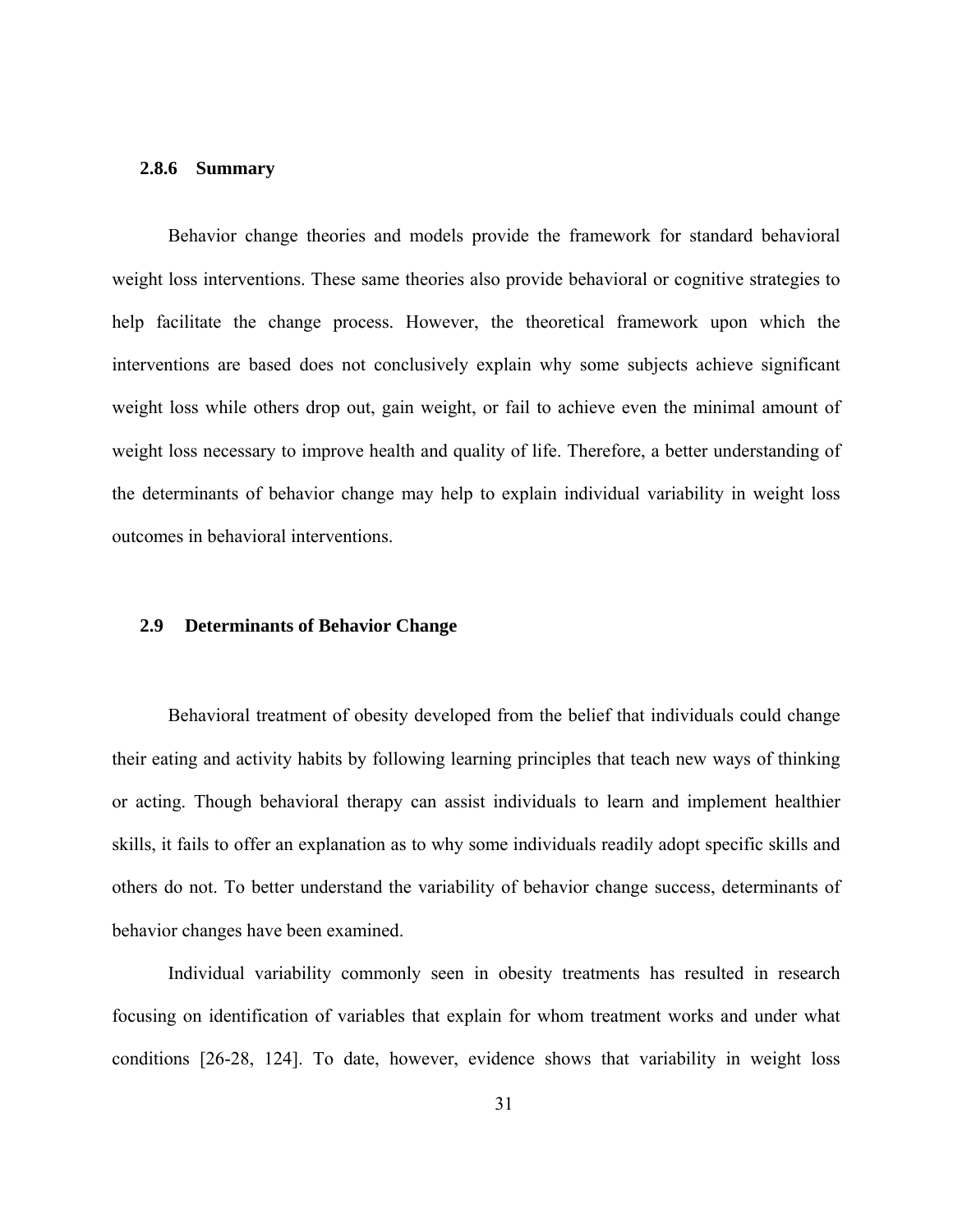### 2.8.6 Summary

Behavior change theories and models provide the framework for standard behavioral weight loss interventions. These same theories also provide behavioral or cognitive strategies to help facilitate the change process. However, the theoretical framework upon which the interventions are based does not conclusively explain why some subjects achieve significant weight loss while others drop out, gain weight, or fail to achieve even the minimal amount of weight loss necessary to improve health and quality of life. Therefore, a better understanding of the determinants of behavior change may help to explain individual variability in weight loss outcomes in behavioral interventions.

## 2.9 Determinants of Behavior Change

Behavioral treatment of obesity developed from the belief that individuals could change their eating and activity habits by following learning principles that teach new ways of thinking or acting. Though behavioral therapy can assist individuals to learn and implement healthier skills, it fails to offer an explanation as to why some individuals readily adopt specific skills and others do not. To better understand the variability of behavior change success, determinants of behavior changes have been examined.

Individual variability commonly seen in obesity treatments has resulted in research focusing on identification of variables that explain for whom treatment works and under what conditions [26-28, 124]. To date, however, evidence shows that variability in weight loss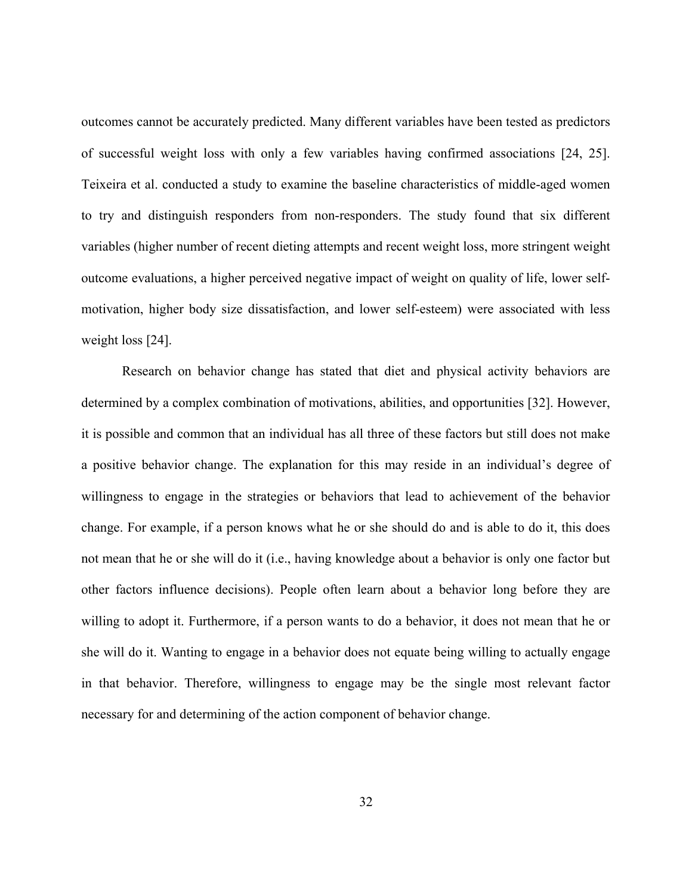outcomes cannot be accurately predicted. Many different variables have been tested as predictors of successful weight loss with only a few variables having confirmed associations [24, 25]. Teixeira et al. conducted a study to examine the baseline characteristics of middle-aged women to try and distinguish responders from non-responders. The study found that six different variables (higher number of recent dieting attempts and recent weight loss, more stringent weight outcome evaluations, a higher perceived negative impact of weight on quality of life, lower self-motivation, higher body size dissatisfaction, and lower self-esteem) were associated with less weight loss [24].

Research on behavior change has stated that diet and physical activity behaviors are determined by a complex combination of motivations, abilities, and opportunities [32]. However, it is possible and common that an individual has all three of these factors but still does not make a positive behavior change. The explanation for this may reside in an individual's degree of willingness to engage in the strategies or behaviors that lead to achievement of the behavior change. For example, if a person knows what he or she should do and is able to do it, this does not mean that he or she will do it (i.e., having knowledge about a behavior is only one factor but other factors influence decisions). People often learn about a behavior long before they are willing to adopt it. Furthermore, if a person wants to do a behavior, it does not mean that he or she will do it. Wanting to engage in a behavior does not equate being willing to actually engage in that behavior. Therefore, willingness to engage may be the single most relevant factor necessary for and determining of the action component of behavior change.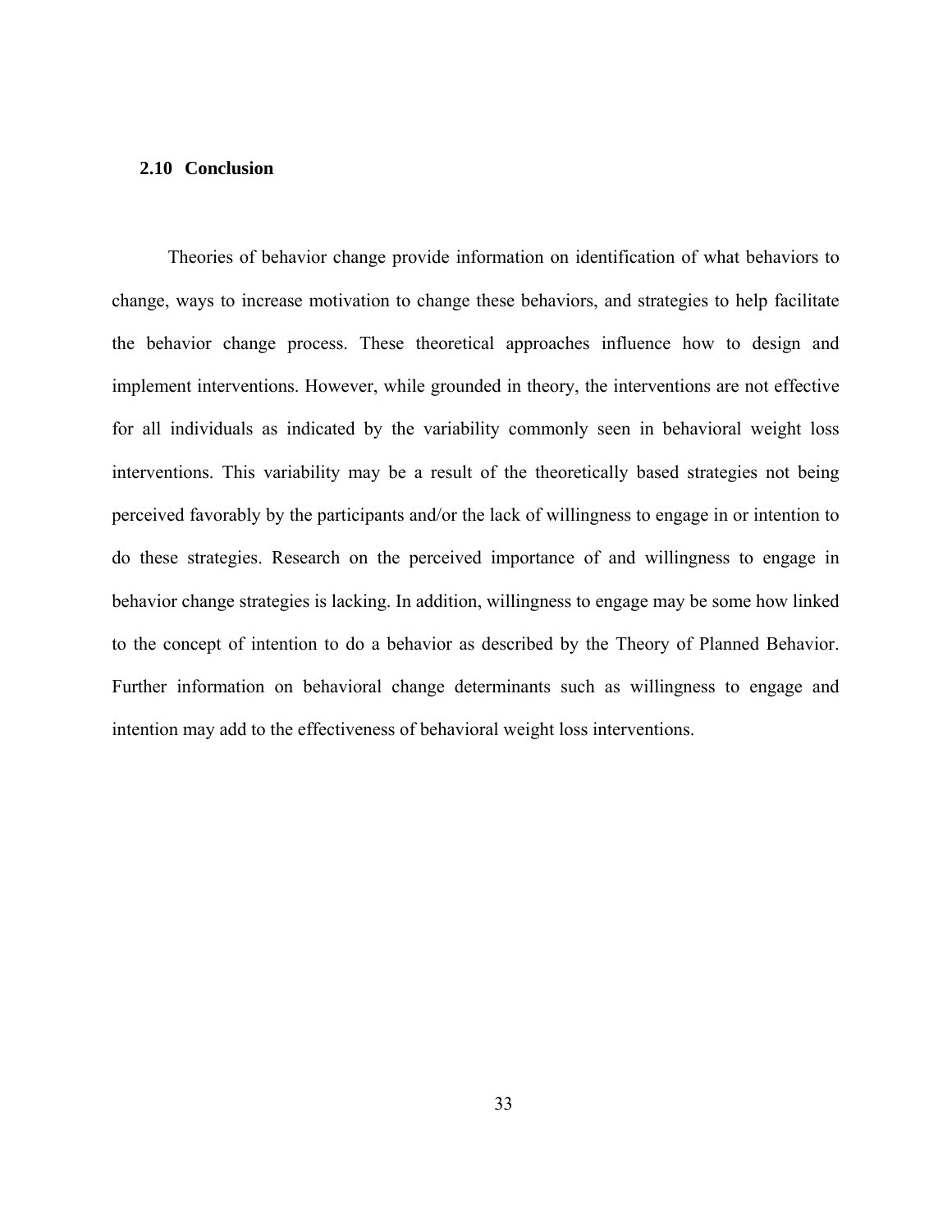### 2.10 Conclusion

Theories of behavior change provide information on identification of what behaviors to change, ways to increase motivation to change these behaviors, and strategies to help facilitate the behavior change process. These theoretical approaches influence how to design and implement interventions. However, while grounded in theory, the interventions are not effective for all individuals as indicated by the variability commonly seen in behavioral weight loss interventions. This variability may be a result of the theoretically based strategies not being perceived favorably by the participants and/or the lack of willingness to engage in or intention to do these strategies. Research on the perceived importance of and willingness to engage in behavior change strategies is lacking. In addition, willingness to engage may be some how linked to the concept of intention to do a behavior as described by the Theory of Planned Behavior. Further information on behavioral change determinants such as willingness to engage and intention may add to the effectiveness of behavioral weight loss interventions.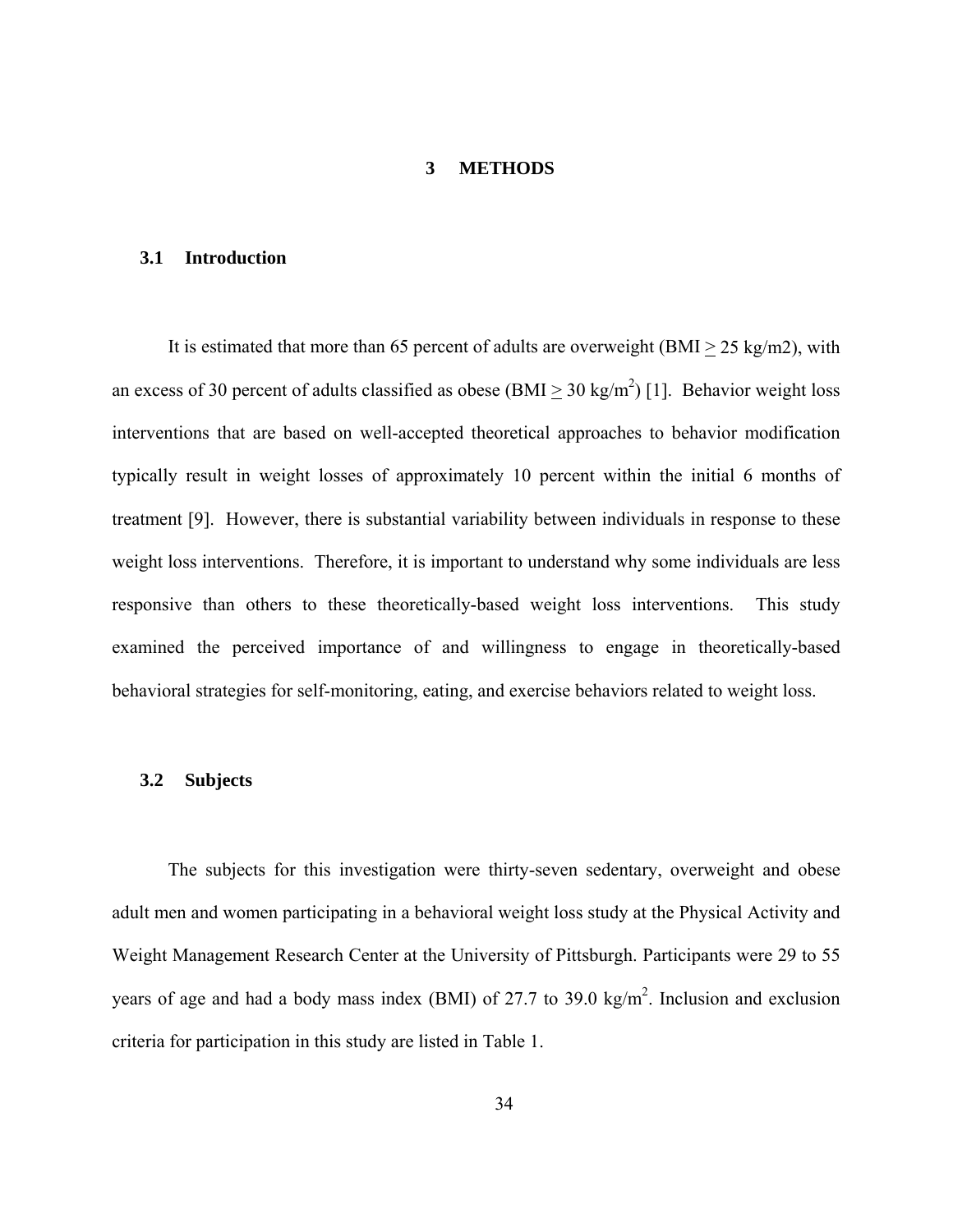# 3 METHODS

## 3.1 Introduction

It is estimated that more than 65 percent of adults are overweight (BMI $\geq$ 25 kg/m2), with an excess of 30 percent of adults classified as obese (BMI $\geq$ 30 kg/m$^2$) [1]. Behavior weight loss interventions that are based on well-accepted theoretical approaches to behavior modification typically result in weight losses of approximately 10 percent within the initial 6 months of treatment [9]. However, there is substantial variability between individuals in response to these weight loss interventions. Therefore, it is important to understand why some individuals are less responsive than others to these theoretically-based weight loss interventions. This study examined the perceived importance of and willingness to engage in theoretically-based behavioral strategies for self-monitoring, eating, and exercise behaviors related to weight loss.

## 3.2 Subjects

The subjects for this investigation were thirty-seven sedentary, overweight and obese adult men and women participating in a behavioral weight loss study at the Physical Activity and Weight Management Research Center at the University of Pittsburgh. Participants were 29 to 55 years of age and had a body mass index (BMI) of 27.7 to 39.0 kg/m$^2$. Inclusion and exclusion criteria for participation in this study are listed in Table 1.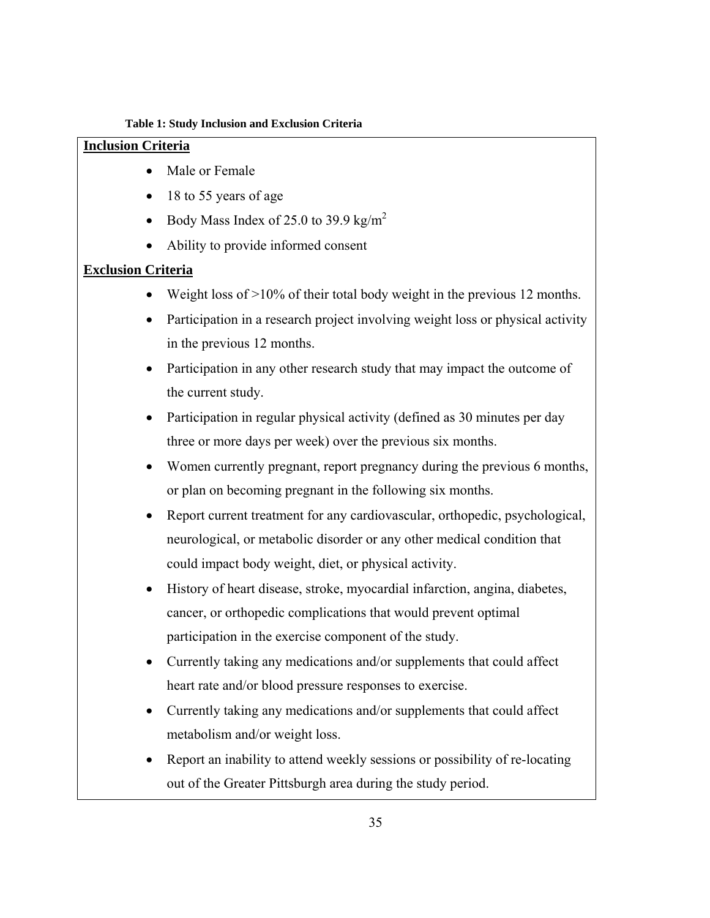**Table 1: Study Inclusion and Exclusion Criteria**

**Inclusion Criteria**

- Male or Female
- 18 to 55 years of age
- Body Mass Index of 25.0 to 39.9 kg/$m^2$
- Ability to provide informed consent

**Exclusion Criteria**

- Weight loss of >10% of their total body weight in the previous 12 months.
- Participation in a research project involving weight loss or physical activity in the previous 12 months.
- Participation in any other research study that may impact the outcome of the current study.
- Participation in regular physical activity (defined as 30 minutes per day three or more days per week) over the previous six months.
- Women currently pregnant, report pregnancy during the previous 6 months, or plan on becoming pregnant in the following six months.
- Report current treatment for any cardiovascular, orthopedic, psychological, neurological, or metabolic disorder or any other medical condition that could impact body weight, diet, or physical activity.
- History of heart disease, stroke, myocardial infarction, angina, diabetes, cancer, or orthopedic complications that would prevent optimal participation in the exercise component of the study.
- Currently taking any medications and/or supplements that could affect heart rate and/or blood pressure responses to exercise.
- Currently taking any medications and/or supplements that could affect metabolism and/or weight loss.
- Report an inability to attend weekly sessions or possibility of re-locating out of the Greater Pittsburgh area during the study period.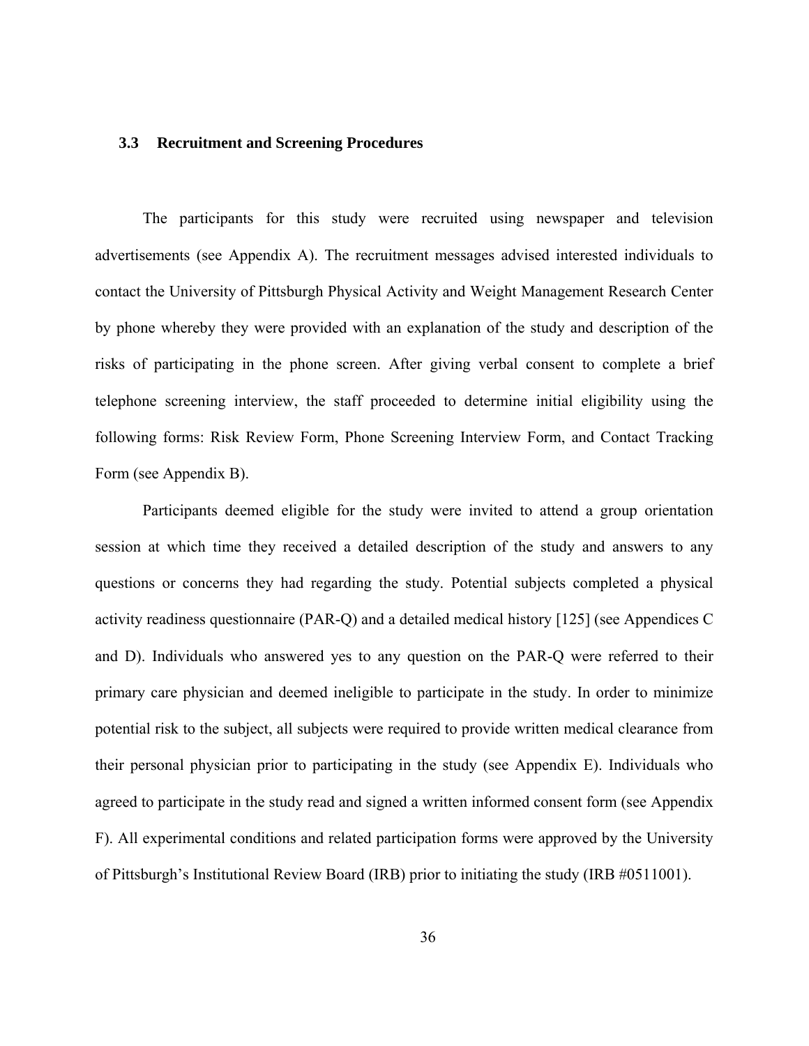### 3.3 Recruitment and Screening Procedures

The participants for this study were recruited using newspaper and television advertisements (see Appendix A). The recruitment messages advised interested individuals to contact the University of Pittsburgh Physical Activity and Weight Management Research Center by phone whereby they were provided with an explanation of the study and description of the risks of participating in the phone screen. After giving verbal consent to complete a brief telephone screening interview, the staff proceeded to determine initial eligibility using the following forms: Risk Review Form, Phone Screening Interview Form, and Contact Tracking Form (see Appendix B).

Participants deemed eligible for the study were invited to attend a group orientation session at which time they received a detailed description of the study and answers to any questions or concerns they had regarding the study. Potential subjects completed a physical activity readiness questionnaire (PAR-Q) and a detailed medical history [125] (see Appendices C and D). Individuals who answered yes to any question on the PAR-Q were referred to their primary care physician and deemed ineligible to participate in the study. In order to minimize potential risk to the subject, all subjects were required to provide written medical clearance from their personal physician prior to participating in the study (see Appendix E). Individuals who agreed to participate in the study read and signed a written informed consent form (see Appendix F). All experimental conditions and related participation forms were approved by the University of Pittsburgh's Institutional Review Board (IRB) prior to initiating the study (IRB #0511001).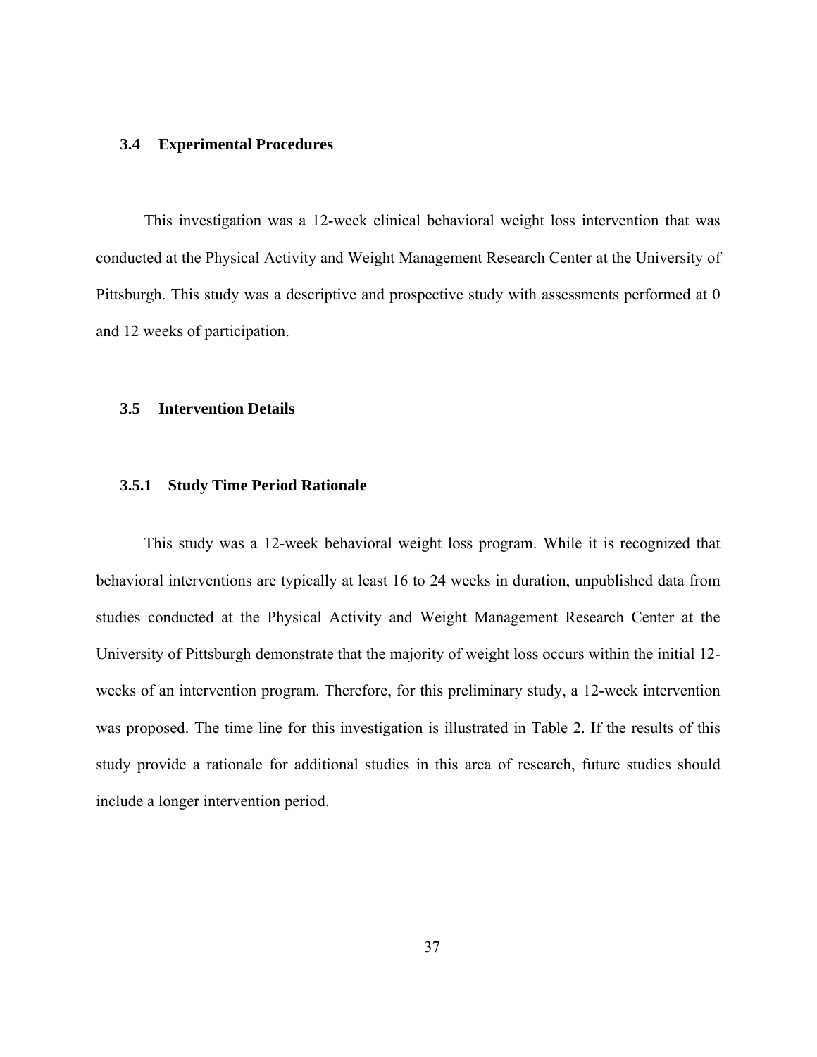## 3.4 Experimental Procedures

This investigation was a 12-week clinical behavioral weight loss intervention that was conducted at the Physical Activity and Weight Management Research Center at the University of Pittsburgh. This study was a descriptive and prospective study with assessments performed at 0 and 12 weeks of participation.

## 3.5 Intervention Details

### 3.5.1 Study Time Period Rationale

This study was a 12-week behavioral weight loss program. While it is recognized that behavioral interventions are typically at least 16 to 24 weeks in duration, unpublished data from studies conducted at the Physical Activity and Weight Management Research Center at the University of Pittsburgh demonstrate that the majority of weight loss occurs within the initial 12-weeks of an intervention program. Therefore, for this preliminary study, a 12-week intervention was proposed. The time line for this investigation is illustrated in Table 2. If the results of this study provide a rationale for additional studies in this area of research, future studies should include a longer intervention period.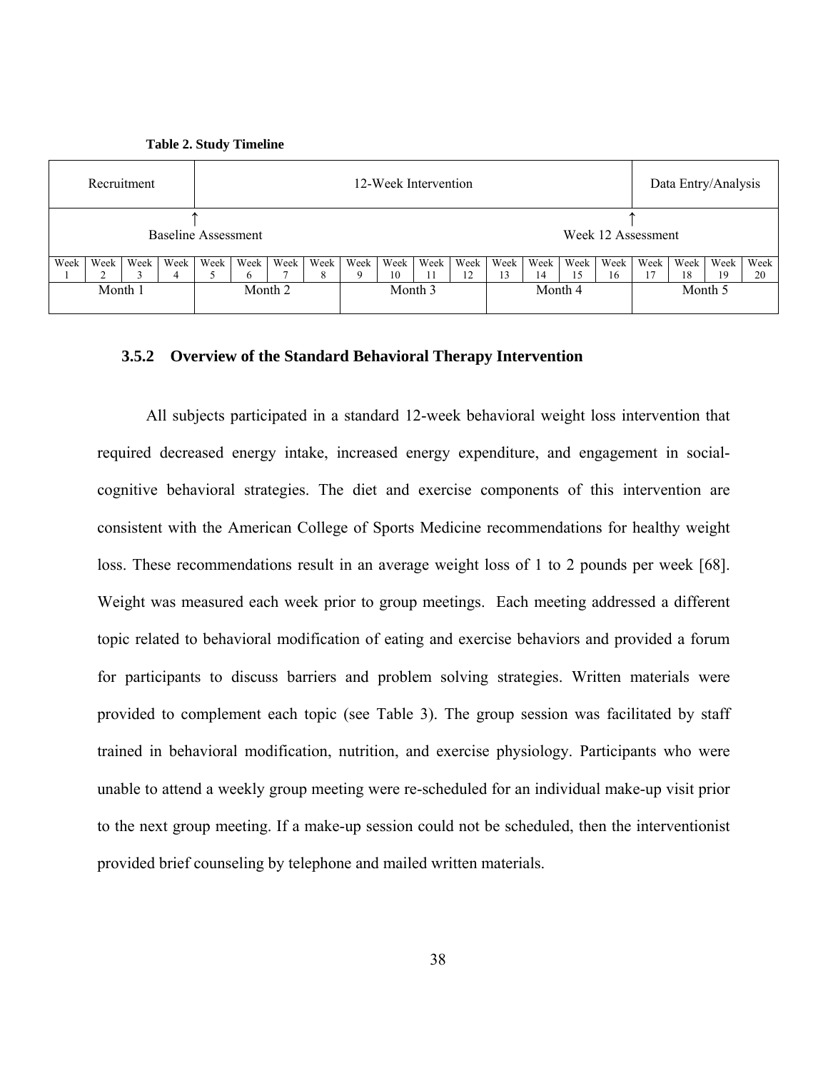**Table 2. Study Timeline**

| Recruitment | | | | 12-Week Intervention | | | | | | | | | | | | Data Entry/Analysis | | | |
|---|---|---|---|---|---|---|---|---|---|---|---|---|---|---|---|---|---|---|---|
| ↑ Baseline Assessment | | | | | | | | | | | | | | | | ↑ Week 12 Assessment | | | |
| Week 1 | Week 2 | Week 3 | Week 4 | Week 5 | Week 6 | Week 7 | Week 8 | Week 9 | Week 10 | Week 11 | Week 12 | Week 13 | Week 14 | Week 15 | Week 16 | Week 17 | Week 18 | Week 19 | Week 20 |
| Month 1 | | | | Month 2 | | | | Month 3 | | | | Month 4 | | | | Month 5 | | | |

### 3.5.2 Overview of the Standard Behavioral Therapy Intervention

All subjects participated in a standard 12-week behavioral weight loss intervention that required decreased energy intake, increased energy expenditure, and engagement in social-cognitive behavioral strategies. The diet and exercise components of this intervention are consistent with the American College of Sports Medicine recommendations for healthy weight loss. These recommendations result in an average weight loss of 1 to 2 pounds per week [68]. Weight was measured each week prior to group meetings. Each meeting addressed a different topic related to behavioral modification of eating and exercise behaviors and provided a forum for participants to discuss barriers and problem solving strategies. Written materials were provided to complement each topic (see Table 3). The group session was facilitated by staff trained in behavioral modification, nutrition, and exercise physiology. Participants who were unable to attend a weekly group meeting were re-scheduled for an individual make-up visit prior to the next group meeting. If a make-up session could not be scheduled, then the interventionist provided brief counseling by telephone and mailed written materials.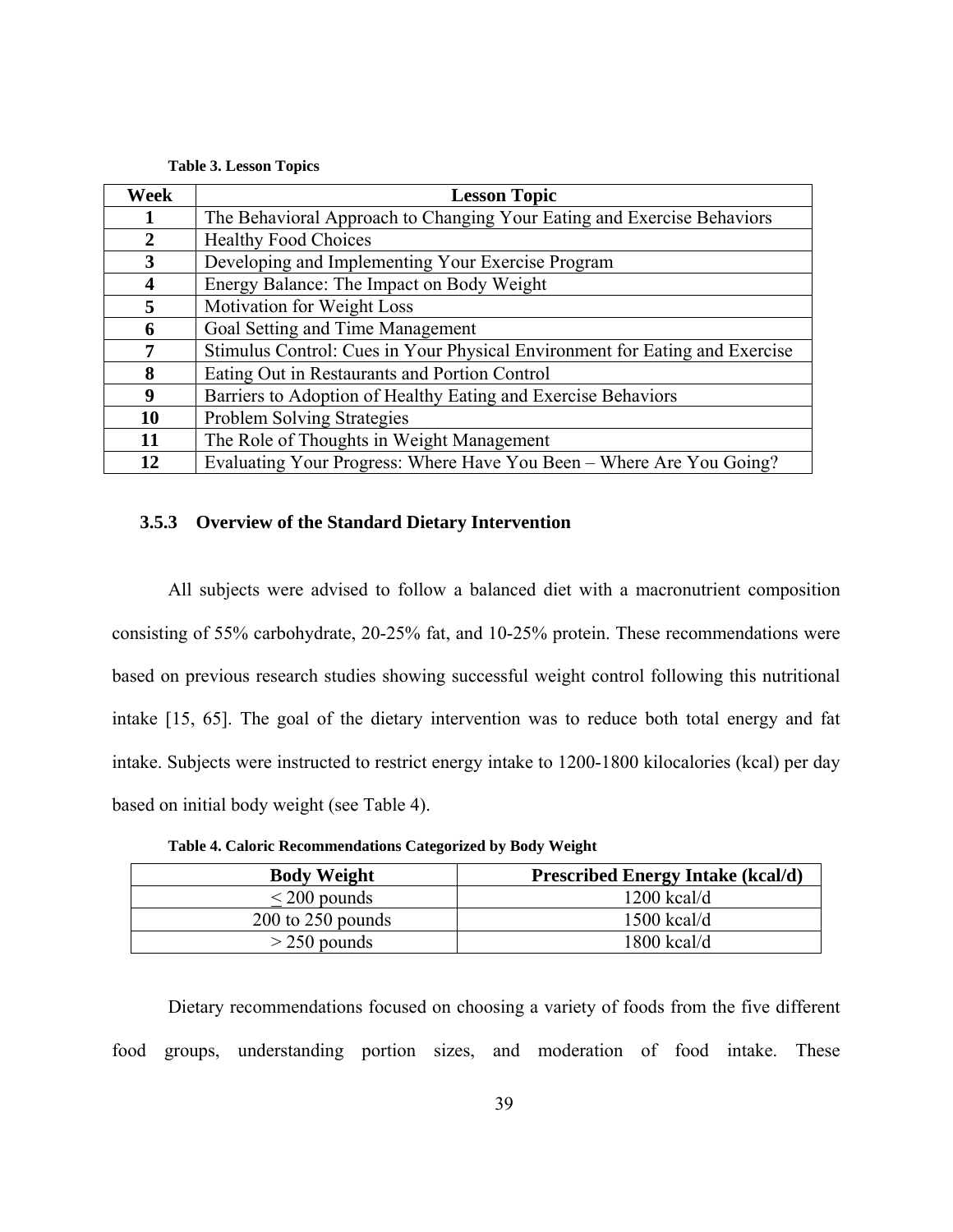**Table 3. Lesson Topics**

| Week | Lesson Topic |
|---|---|
| 1 | The Behavioral Approach to Changing Your Eating and Exercise Behaviors |
| 2 | Healthy Food Choices |
| 3 | Developing and Implementing Your Exercise Program |
| 4 | Energy Balance: The Impact on Body Weight |
| 5 | Motivation for Weight Loss |
| 6 | Goal Setting and Time Management |
| 7 | Stimulus Control: Cues in Your Physical Environment for Eating and Exercise |
| 8 | Eating Out in Restaurants and Portion Control |
| 9 | Barriers to Adoption of Healthy Eating and Exercise Behaviors |
| 10 | Problem Solving Strategies |
| 11 | The Role of Thoughts in Weight Management |
| 12 | Evaluating Your Progress: Where Have You Been – Where Are You Going? |

### 3.5.3 Overview of the Standard Dietary Intervention

All subjects were advised to follow a balanced diet with a macronutrient composition consisting of 55% carbohydrate, 20-25% fat, and 10-25% protein. These recommendations were based on previous research studies showing successful weight control following this nutritional intake [15, 65]. The goal of the dietary intervention was to reduce both total energy and fat intake. Subjects were instructed to restrict energy intake to 1200-1800 kilocalories (kcal) per day based on initial body weight (see Table 4).

**Table 4. Caloric Recommendations Categorized by Body Weight**

| Body Weight | Prescribed Energy Intake (kcal/d) |
|---|---|
| $\leq$ 200 pounds | 1200 kcal/d |
| 200 to 250 pounds | 1500 kcal/d |
| > 250 pounds | 1800 kcal/d |

Dietary recommendations focused on choosing a variety of foods from the five different food groups, understanding portion sizes, and moderation of food intake. These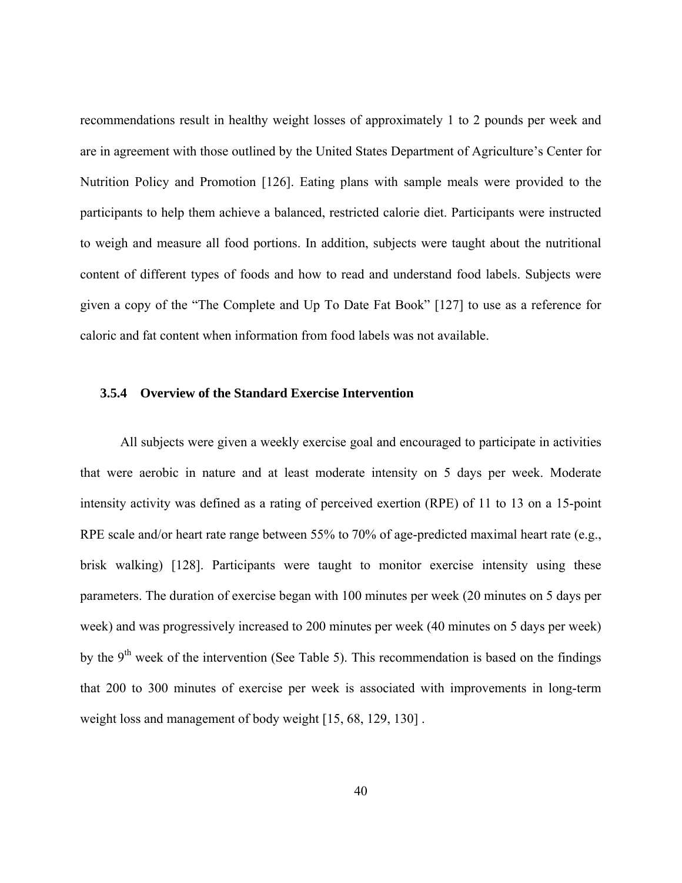recommendations result in healthy weight losses of approximately 1 to 2 pounds per week and are in agreement with those outlined by the United States Department of Agriculture's Center for Nutrition Policy and Promotion [126]. Eating plans with sample meals were provided to the participants to help them achieve a balanced, restricted calorie diet. Participants were instructed to weigh and measure all food portions. In addition, subjects were taught about the nutritional content of different types of foods and how to read and understand food labels. Subjects were given a copy of the "The Complete and Up To Date Fat Book" [127] to use as a reference for caloric and fat content when information from food labels was not available.

### 3.5.4 Overview of the Standard Exercise Intervention

All subjects were given a weekly exercise goal and encouraged to participate in activities that were aerobic in nature and at least moderate intensity on 5 days per week. Moderate intensity activity was defined as a rating of perceived exertion (RPE) of 11 to 13 on a 15-point RPE scale and/or heart rate range between 55% to 70% of age-predicted maximal heart rate (e.g., brisk walking) [128]. Participants were taught to monitor exercise intensity using these parameters. The duration of exercise began with 100 minutes per week (20 minutes on 5 days per week) and was progressively increased to 200 minutes per week (40 minutes on 5 days per week) by the 9th week of the intervention (See Table 5). This recommendation is based on the findings that 200 to 300 minutes of exercise per week is associated with improvements in long-term weight loss and management of body weight [15, 68, 129, 130] .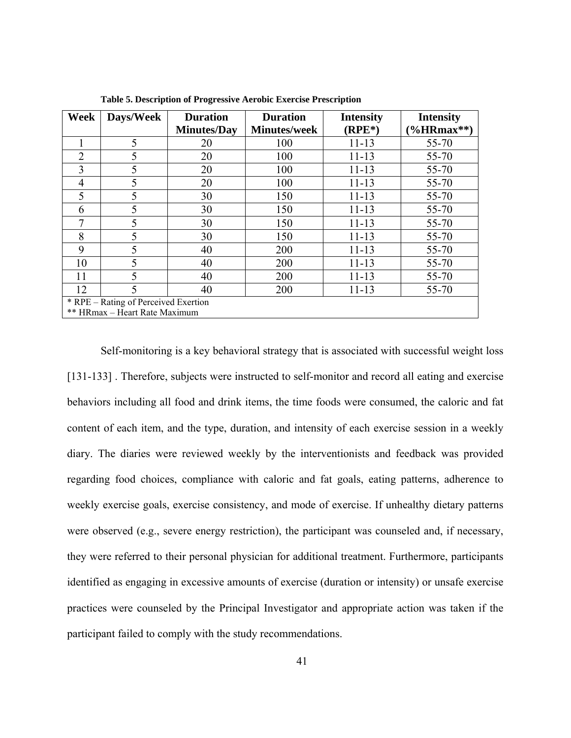**Table 5. Description of Progressive Aerobic Exercise Prescription**

| Week | Days/Week | Duration Minutes/Day | Duration Minutes/week | Intensity (RPE*) | Intensity (%HRmax**) |
|---|---|---|---|---|---|
| 1 | 5 | 20 | 100 | 11-13 | 55-70 |
| 2 | 5 | 20 | 100 | 11-13 | 55-70 |
| 3 | 5 | 20 | 100 | 11-13 | 55-70 |
| 4 | 5 | 20 | 100 | 11-13 | 55-70 |
| 5 | 5 | 30 | 150 | 11-13 | 55-70 |
| 6 | 5 | 30 | 150 | 11-13 | 55-70 |
| 7 | 5 | 30 | 150 | 11-13 | 55-70 |
| 8 | 5 | 30 | 150 | 11-13 | 55-70 |
| 9 | 5 | 40 | 200 | 11-13 | 55-70 |
| 10 | 5 | 40 | 200 | 11-13 | 55-70 |
| 11 | 5 | 40 | 200 | 11-13 | 55-70 |
| 12 | 5 | 40 | 200 | 11-13 | 55-70 |

* RPE – Rating of Perceived Exertion
** HRmax – Heart Rate Maximum

Self-monitoring is a key behavioral strategy that is associated with successful weight loss [131-133] . Therefore, subjects were instructed to self-monitor and record all eating and exercise behaviors including all food and drink items, the time foods were consumed, the caloric and fat content of each item, and the type, duration, and intensity of each exercise session in a weekly diary. The diaries were reviewed weekly by the interventionists and feedback was provided regarding food choices, compliance with caloric and fat goals, eating patterns, adherence to weekly exercise goals, exercise consistency, and mode of exercise. If unhealthy dietary patterns were observed (e.g., severe energy restriction), the participant was counseled and, if necessary, they were referred to their personal physician for additional treatment. Furthermore, participants identified as engaging in excessive amounts of exercise (duration or intensity) or unsafe exercise practices were counseled by the Principal Investigator and appropriate action was taken if the participant failed to comply with the study recommendations.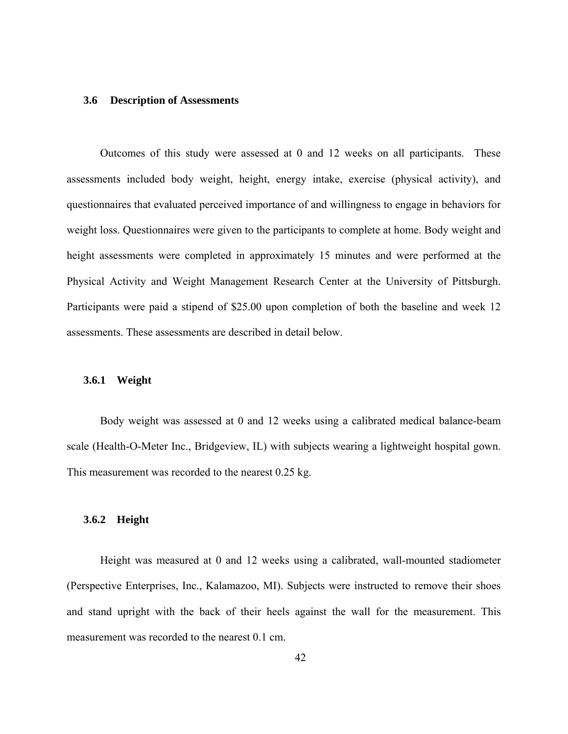## 3.6 Description of Assessments

Outcomes of this study were assessed at 0 and 12 weeks on all participants. These assessments included body weight, height, energy intake, exercise (physical activity), and questionnaires that evaluated perceived importance of and willingness to engage in behaviors for weight loss. Questionnaires were given to the participants to complete at home. Body weight and height assessments were completed in approximately 15 minutes and were performed at the Physical Activity and Weight Management Research Center at the University of Pittsburgh. Participants were paid a stipend of $25.00 upon completion of both the baseline and week 12 assessments. These assessments are described in detail below.

### 3.6.1 Weight

Body weight was assessed at 0 and 12 weeks using a calibrated medical balance-beam scale (Health-O-Meter Inc., Bridgeview, IL) with subjects wearing a lightweight hospital gown. This measurement was recorded to the nearest 0.25 kg.

### 3.6.2 Height

Height was measured at 0 and 12 weeks using a calibrated, wall-mounted stadiometer (Perspective Enterprises, Inc., Kalamazoo, MI). Subjects were instructed to remove their shoes and stand upright with the back of their heels against the wall for the measurement. This measurement was recorded to the nearest 0.1 cm.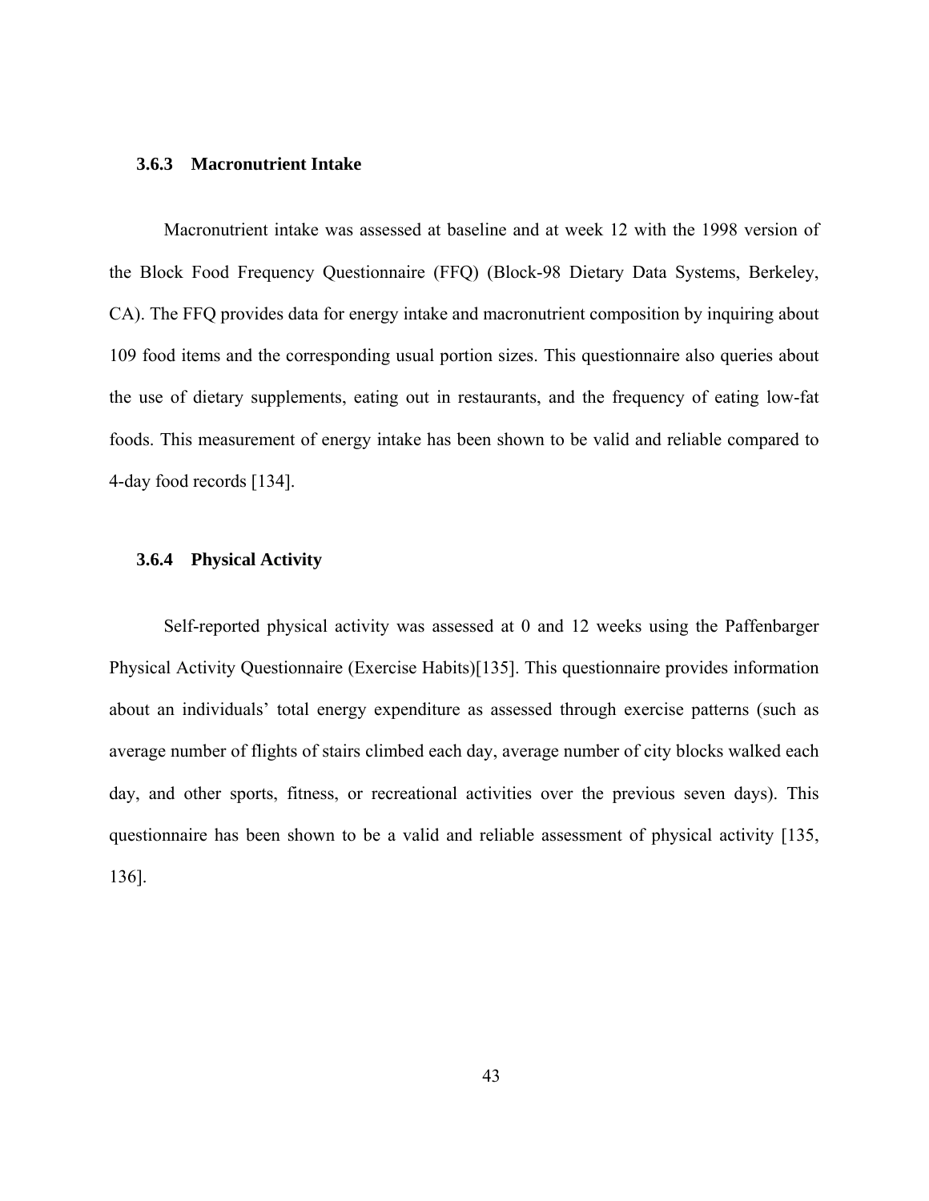### 3.6.3 Macronutrient Intake

Macronutrient intake was assessed at baseline and at week 12 with the 1998 version of the Block Food Frequency Questionnaire (FFQ) (Block-98 Dietary Data Systems, Berkeley, CA). The FFQ provides data for energy intake and macronutrient composition by inquiring about 109 food items and the corresponding usual portion sizes. This questionnaire also queries about the use of dietary supplements, eating out in restaurants, and the frequency of eating low-fat foods. This measurement of energy intake has been shown to be valid and reliable compared to 4-day food records [134].

### 3.6.4 Physical Activity

Self-reported physical activity was assessed at 0 and 12 weeks using the Paffenbarger Physical Activity Questionnaire (Exercise Habits)[135]. This questionnaire provides information about an individuals' total energy expenditure as assessed through exercise patterns (such as average number of flights of stairs climbed each day, average number of city blocks walked each day, and other sports, fitness, or recreational activities over the previous seven days). This questionnaire has been shown to be a valid and reliable assessment of physical activity [135, 136].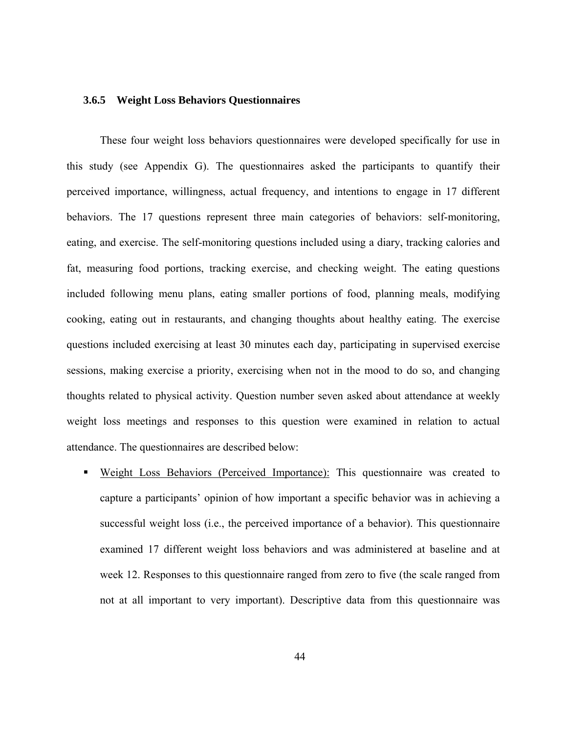### 3.6.5 Weight Loss Behaviors Questionnaires

These four weight loss behaviors questionnaires were developed specifically for use in this study (see Appendix G). The questionnaires asked the participants to quantify their perceived importance, willingness, actual frequency, and intentions to engage in 17 different behaviors. The 17 questions represent three main categories of behaviors: self-monitoring, eating, and exercise. The self-monitoring questions included using a diary, tracking calories and fat, measuring food portions, tracking exercise, and checking weight. The eating questions included following menu plans, eating smaller portions of food, planning meals, modifying cooking, eating out in restaurants, and changing thoughts about healthy eating. The exercise questions included exercising at least 30 minutes each day, participating in supervised exercise sessions, making exercise a priority, exercising when not in the mood to do so, and changing thoughts related to physical activity. Question number seven asked about attendance at weekly weight loss meetings and responses to this question were examined in relation to actual attendance. The questionnaires are described below:

- <u>Weight Loss Behaviors (Perceived Importance):</u> This questionnaire was created to capture a participants' opinion of how important a specific behavior was in achieving a successful weight loss (i.e., the perceived importance of a behavior). This questionnaire examined 17 different weight loss behaviors and was administered at baseline and at week 12. Responses to this questionnaire ranged from zero to five (the scale ranged from not at all important to very important). Descriptive data from this questionnaire was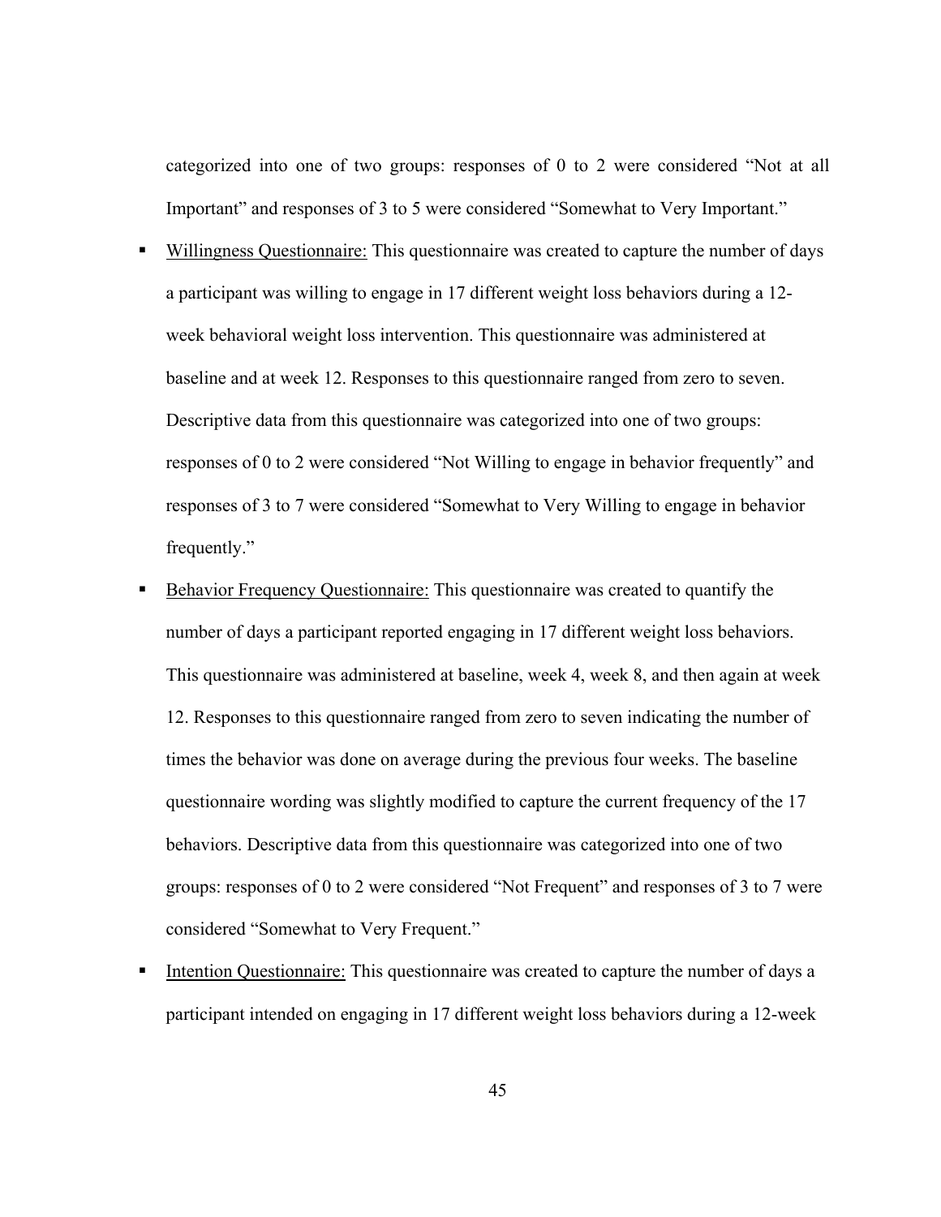categorized into one of two groups: responses of 0 to 2 were considered "Not at all Important" and responses of 3 to 5 were considered "Somewhat to Very Important."

- Willingness Questionnaire: This questionnaire was created to capture the number of days a participant was willing to engage in 17 different weight loss behaviors during a 12-week behavioral weight loss intervention. This questionnaire was administered at baseline and at week 12. Responses to this questionnaire ranged from zero to seven. Descriptive data from this questionnaire was categorized into one of two groups: responses of 0 to 2 were considered "Not Willing to engage in behavior frequently" and responses of 3 to 7 were considered "Somewhat to Very Willing to engage in behavior frequently."
- Behavior Frequency Questionnaire: This questionnaire was created to quantify the number of days a participant reported engaging in 17 different weight loss behaviors. This questionnaire was administered at baseline, week 4, week 8, and then again at week 12. Responses to this questionnaire ranged from zero to seven indicating the number of times the behavior was done on average during the previous four weeks. The baseline questionnaire wording was slightly modified to capture the current frequency of the 17 behaviors. Descriptive data from this questionnaire was categorized into one of two groups: responses of 0 to 2 were considered "Not Frequent" and responses of 3 to 7 were considered "Somewhat to Very Frequent."
- Intention Questionnaire: This questionnaire was created to capture the number of days a participant intended on engaging in 17 different weight loss behaviors during a 12-week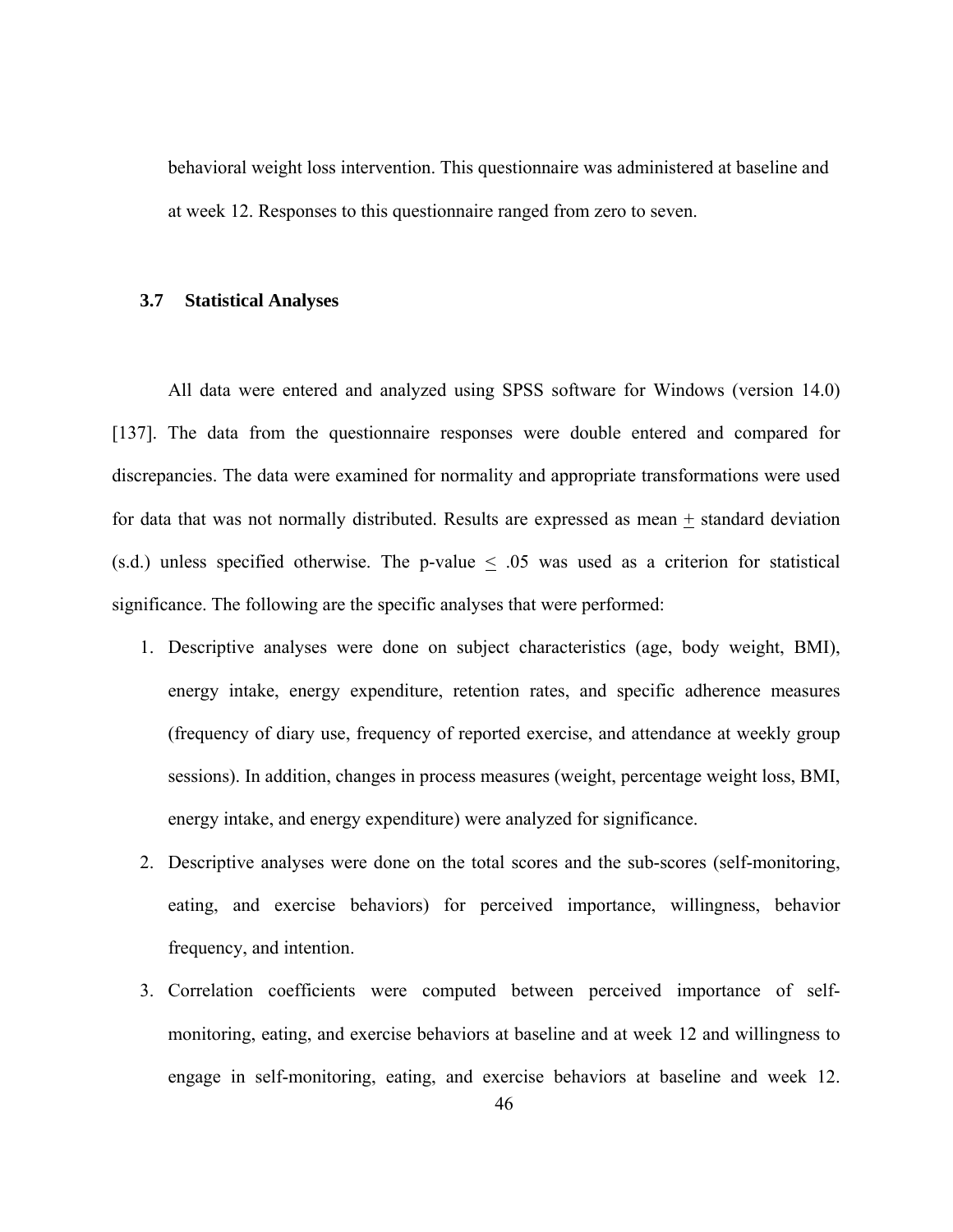behavioral weight loss intervention. This questionnaire was administered at baseline and at week 12. Responses to this questionnaire ranged from zero to seven.

## 3.7 Statistical Analyses

All data were entered and analyzed using SPSS software for Windows (version 14.0) [137]. The data from the questionnaire responses were double entered and compared for discrepancies. The data were examined for normality and appropriate transformations were used for data that was not normally distributed. Results are expressed as mean $\pm$ standard deviation (s.d.) unless specified otherwise. The p-value $\leq$ .05 was used as a criterion for statistical significance. The following are the specific analyses that were performed:

1. Descriptive analyses were done on subject characteristics (age, body weight, BMI), energy intake, energy expenditure, retention rates, and specific adherence measures (frequency of diary use, frequency of reported exercise, and attendance at weekly group sessions). In addition, changes in process measures (weight, percentage weight loss, BMI, energy intake, and energy expenditure) were analyzed for significance.
2. Descriptive analyses were done on the total scores and the sub-scores (self-monitoring, eating, and exercise behaviors) for perceived importance, willingness, behavior frequency, and intention.
3. Correlation coefficients were computed between perceived importance of self-monitoring, eating, and exercise behaviors at baseline and at week 12 and willingness to engage in self-monitoring, eating, and exercise behaviors at baseline and week 12.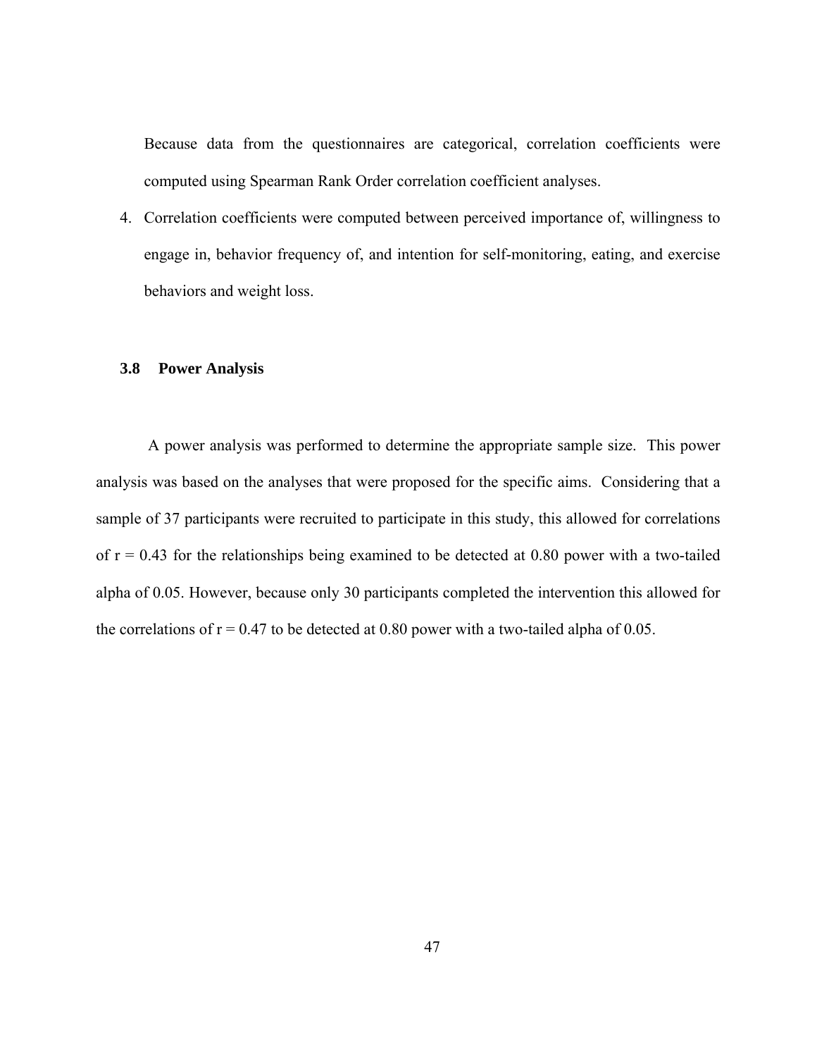Because data from the questionnaires are categorical, correlation coefficients were computed using Spearman Rank Order correlation coefficient analyses.

4. Correlation coefficients were computed between perceived importance of, willingness to engage in, behavior frequency of, and intention for self-monitoring, eating, and exercise behaviors and weight loss.

### 3.8 Power Analysis

A power analysis was performed to determine the appropriate sample size. This power analysis was based on the analyses that were proposed for the specific aims. Considering that a sample of 37 participants were recruited to participate in this study, this allowed for correlations of $r = 0.43$ for the relationships being examined to be detected at 0.80 power with a two-tailed alpha of 0.05. However, because only 30 participants completed the intervention this allowed for the correlations of $r = 0.47$ to be detected at 0.80 power with a two-tailed alpha of 0.05.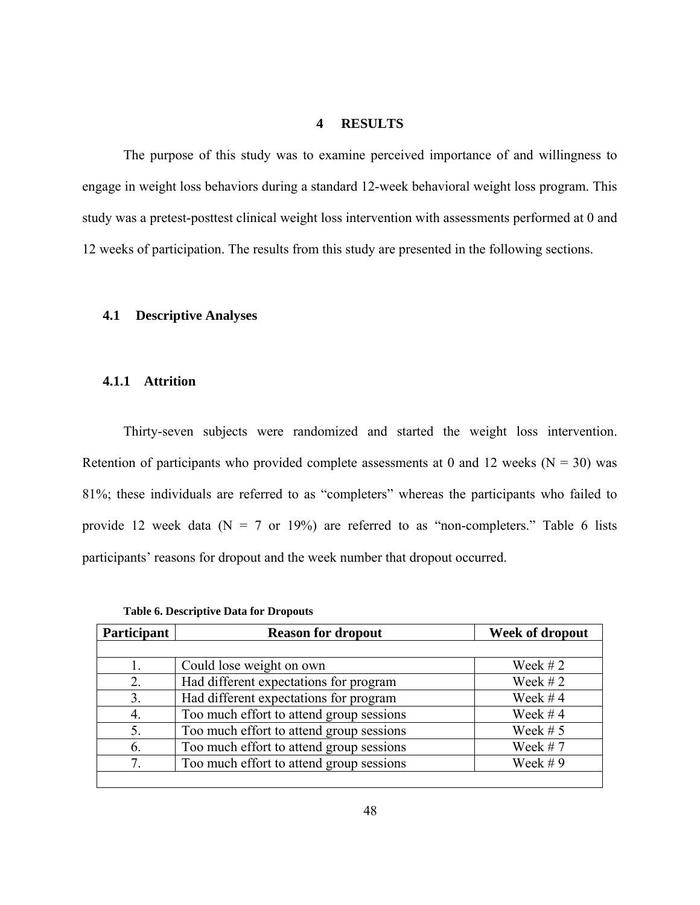# 4 RESULTS

The purpose of this study was to examine perceived importance of and willingness to engage in weight loss behaviors during a standard 12-week behavioral weight loss program. This study was a pretest-posttest clinical weight loss intervention with assessments performed at 0 and 12 weeks of participation. The results from this study are presented in the following sections.

## 4.1 Descriptive Analyses

### 4.1.1 Attrition

Thirty-seven subjects were randomized and started the weight loss intervention. Retention of participants who provided complete assessments at 0 and 12 weeks (N = 30) was 81%; these individuals are referred to as "completers" whereas the participants who failed to provide 12 week data (N = 7 or 19%) are referred to as "non-completers." Table 6 lists participants' reasons for dropout and the week number that dropout occurred.

**Table 6. Descriptive Data for Dropouts**

| Participant | Reason for dropout | Week of dropout |
|---|---|---|
| 1. | Could lose weight on own | Week # 2 |
| 2. | Had different expectations for program | Week # 2 |
| 3. | Had different expectations for program | Week # 4 |
| 4. | Too much effort to attend group sessions | Week # 4 |
| 5. | Too much effort to attend group sessions | Week # 5 |
| 6. | Too much effort to attend group sessions | Week # 7 |
| 7. | Too much effort to attend group sessions | Week # 9 |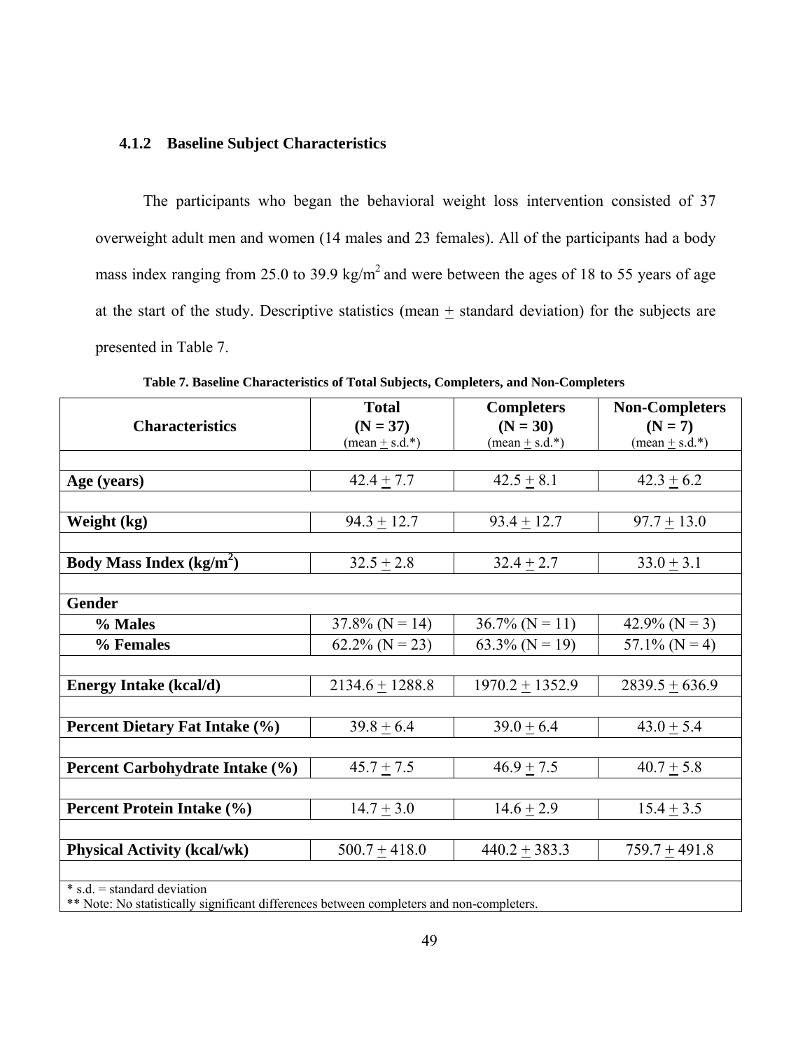### 4.1.2 Baseline Subject Characteristics

The participants who began the behavioral weight loss intervention consisted of 37 overweight adult men and women (14 males and 23 females). All of the participants had a body mass index ranging from 25.0 to 39.9 kg/m$^2$ and were between the ages of 18 to 55 years of age at the start of the study. Descriptive statistics (mean ± standard deviation) for the subjects are presented in Table 7.

**Table 7. Baseline Characteristics of Total Subjects, Completers, and Non-Completers**

| Characteristics | Total (N = 37) (mean ± s.d.*) | Completers (N = 30) (mean ± s.d.*) | Non-Completers (N = 7) (mean ± s.d.*) |
|---|---|---|---|
| **Age (years)** | 42.4 ± 7.7 | 42.5 ± 8.1 | 42.3 ± 6.2 |
| **Weight (kg)** | 94.3 ± 12.7 | 93.4 ± 12.7 | 97.7 ± 13.0 |
| **Body Mass Index (kg/m$^2$)** | 32.5 ± 2.8 | 32.4 ± 2.7 | 33.0 ± 3.1 |
| **Gender** | | | |
| **% Males** | 37.8% (N = 14) | 36.7% (N = 11) | 42.9% (N = 3) |
| **% Females** | 62.2% (N = 23) | 63.3% (N = 19) | 57.1% (N = 4) |
| **Energy Intake (kcal/d)** | 2134.6 ± 1288.8 | 1970.2 ± 1352.9 | 2839.5 ± 636.9 |
| **Percent Dietary Fat Intake (%)** | 39.8 ± 6.4 | 39.0 ± 6.4 | 43.0 ± 5.4 |
| **Percent Carbohydrate Intake (%)** | 45.7 ± 7.5 | 46.9 ± 7.5 | 40.7 ± 5.8 |
| **Percent Protein Intake (%)** | 14.7 ± 3.0 | 14.6 ± 2.9 | 15.4 ± 3.5 |
| **Physical Activity (kcal/wk)** | 500.7 ± 418.0 | 440.2 ± 383.3 | 759.7 ± 491.8 |

\* s.d. = standard deviation
** Note: No statistically significant differences between completers and non-completers.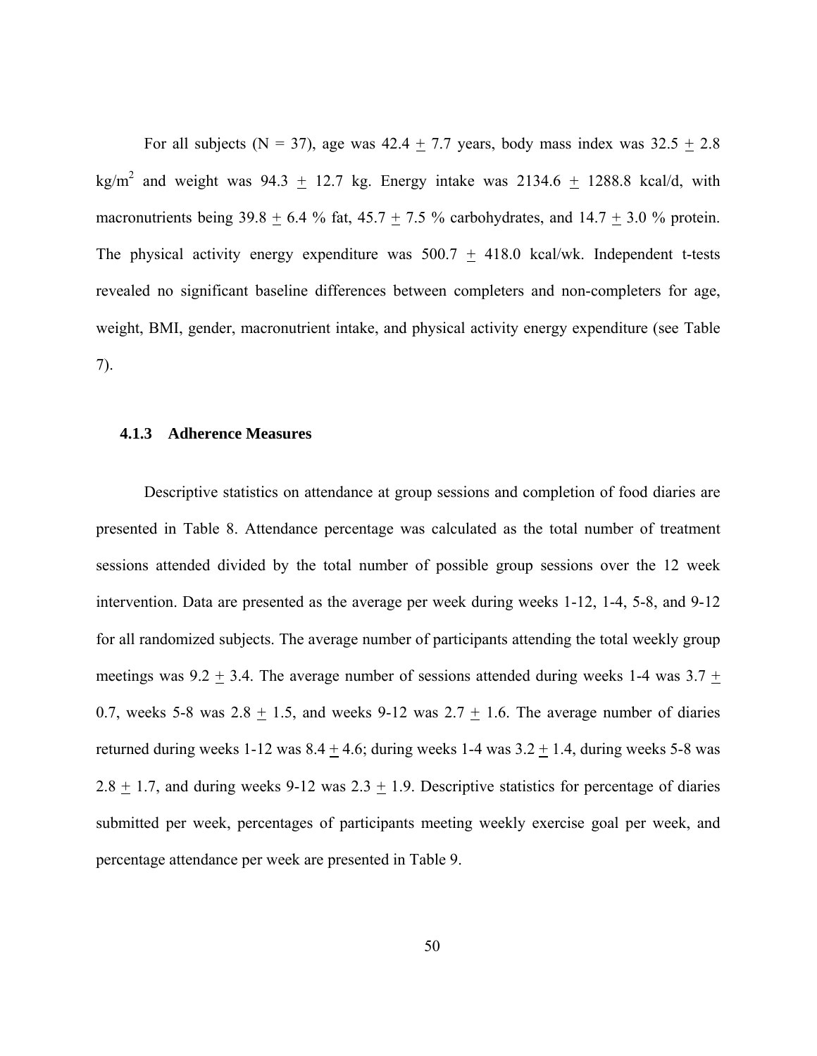For all subjects ($N = 37$), age was $42.4 \pm 7.7$ years, body mass index was $32.5 \pm 2.8$ $kg/m^2$ and weight was $94.3 \pm 12.7$ kg. Energy intake was $2134.6 \pm 1288.8$ kcal/d, with macronutrients being $39.8 \pm 6.4$ % fat, $45.7 \pm 7.5$ % carbohydrates, and $14.7 \pm 3.0$ % protein. The physical activity energy expenditure was $500.7 \pm 418.0$ kcal/wk. Independent t-tests revealed no significant baseline differences between completers and non-completers for age, weight, BMI, gender, macronutrient intake, and physical activity energy expenditure (see Table 7).

### 4.1.3 Adherence Measures

Descriptive statistics on attendance at group sessions and completion of food diaries are presented in Table 8. Attendance percentage was calculated as the total number of treatment sessions attended divided by the total number of possible group sessions over the 12 week intervention. Data are presented as the average per week during weeks 1-12, 1-4, 5-8, and 9-12 for all randomized subjects. The average number of participants attending the total weekly group meetings was $9.2 \pm 3.4$. The average number of sessions attended during weeks 1-4 was $3.7 \pm 0.7$, weeks 5-8 was $2.8 \pm 1.5$, and weeks 9-12 was $2.7 \pm 1.6$. The average number of diaries returned during weeks 1-12 was $8.4 \pm 4.6$; during weeks 1-4 was $3.2 \pm 1.4$, during weeks 5-8 was $2.8 \pm 1.7$, and during weeks 9-12 was $2.3 \pm 1.9$. Descriptive statistics for percentage of diaries submitted per week, percentages of participants meeting weekly exercise goal per week, and percentage attendance per week are presented in Table 9.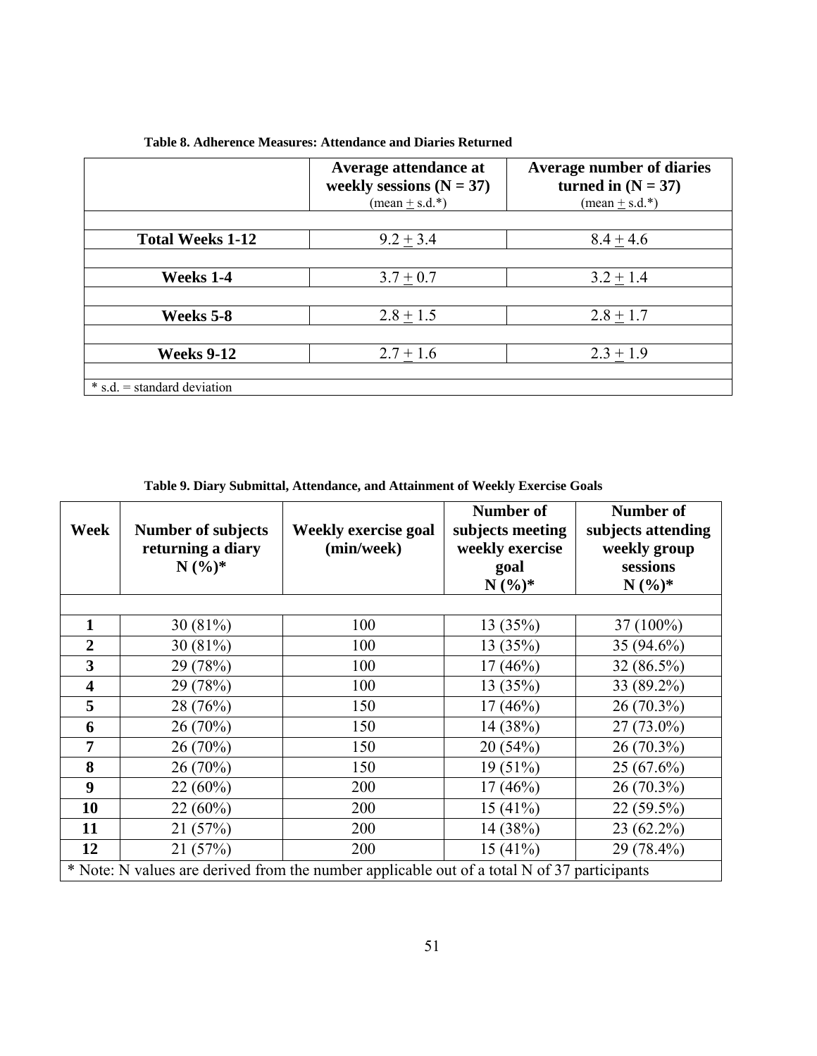**Table 8. Adherence Measures: Attendance and Diaries Returned**

| | Average attendance at weekly sessions (N = 37) (mean ± s.d.*) | Average number of diaries turned in (N = 37) (mean ± s.d.*) |
|---|---|---|
| **Total Weeks 1-12** | 9.2 ± 3.4 | 8.4 ± 4.6 |
| **Weeks 1-4** | 3.7 ± 0.7 | 3.2 ± 1.4 |
| **Weeks 5-8** | 2.8 ± 1.5 | 2.8 ± 1.7 |
| **Weeks 9-12** | 2.7 ± 1.6 | 2.3 ± 1.9 |

* s.d. = standard deviation

**Table 9. Diary Submittal, Attendance, and Attainment of Weekly Exercise Goals**

| Week | Number of subjects returning a diary N (%)* | Weekly exercise goal (min/week) | Number of subjects meeting weekly exercise goal N (%)* | Number of subjects attending weekly group sessions N (%)* |
|---|---|---|---|---|
| **1** | 30 (81%) | 100 | 13 (35%) | 37 (100%) |
| **2** | 30 (81%) | 100 | 13 (35%) | 35 (94.6%) |
| **3** | 29 (78%) | 100 | 17 (46%) | 32 (86.5%) |
| **4** | 29 (78%) | 100 | 13 (35%) | 33 (89.2%) |
| **5** | 28 (76%) | 150 | 17 (46%) | 26 (70.3%) |
| **6** | 26 (70%) | 150 | 14 (38%) | 27 (73.0%) |
| **7** | 26 (70%) | 150 | 20 (54%) | 26 (70.3%) |
| **8** | 26 (70%) | 150 | 19 (51%) | 25 (67.6%) |
| **9** | 22 (60%) | 200 | 17 (46%) | 26 (70.3%) |
| **10** | 22 (60%) | 200 | 15 (41%) | 22 (59.5%) |
| **11** | 21 (57%) | 200 | 14 (38%) | 23 (62.2%) |
| **12** | 21 (57%) | 200 | 15 (41%) | 29 (78.4%) |

* Note: N values are derived from the number applicable out of a total N of 37 participants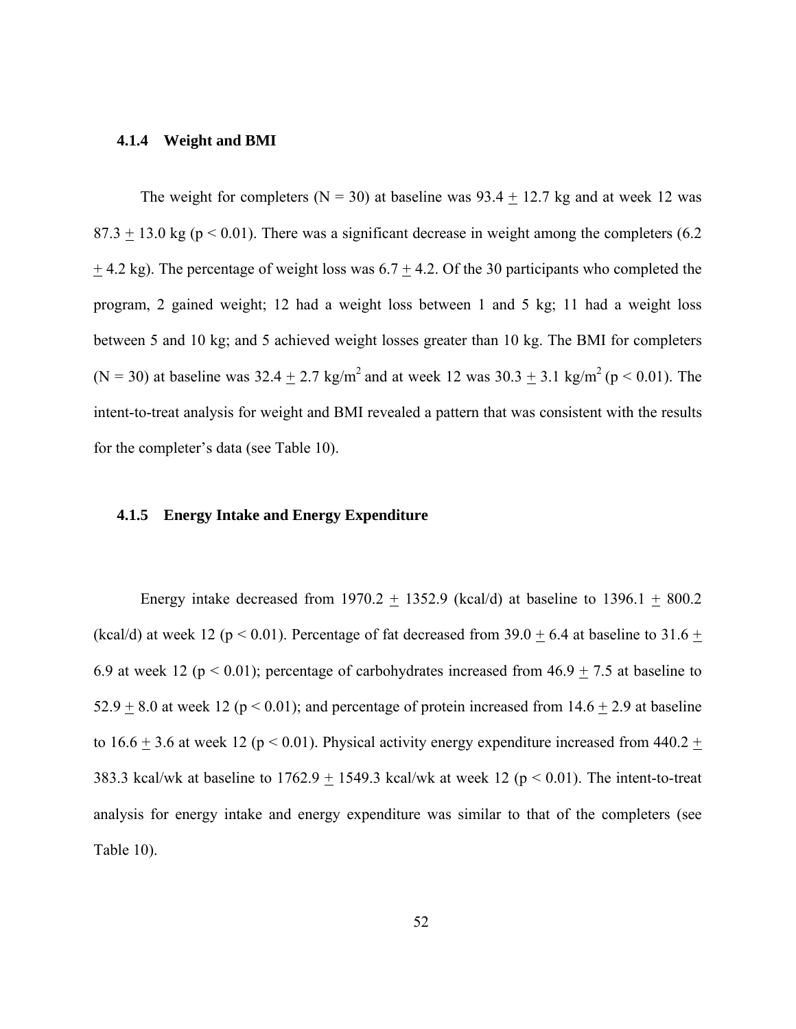### 4.1.4 Weight and BMI

The weight for completers (N = 30) at baseline was 93.4 ± 12.7 kg and at week 12 was 87.3 ± 13.0 kg ($p < 0.01$). There was a significant decrease in weight among the completers (6.2 ± 4.2 kg). The percentage of weight loss was 6.7 ± 4.2. Of the 30 participants who completed the program, 2 gained weight; 12 had a weight loss between 1 and 5 kg; 11 had a weight loss between 5 and 10 kg; and 5 achieved weight losses greater than 10 kg. The BMI for completers (N = 30) at baseline was 32.4 ± 2.7 kg/m$^2$ and at week 12 was 30.3 ± 3.1 kg/m$^2$ ($p < 0.01$). The intent-to-treat analysis for weight and BMI revealed a pattern that was consistent with the results for the completer's data (see Table 10).

### 4.1.5 Energy Intake and Energy Expenditure

Energy intake decreased from 1970.2 ± 1352.9 (kcal/d) at baseline to 1396.1 ± 800.2 (kcal/d) at week 12 ($p < 0.01$). Percentage of fat decreased from 39.0 ± 6.4 at baseline to 31.6 ± 6.9 at week 12 ($p < 0.01$); percentage of carbohydrates increased from 46.9 ± 7.5 at baseline to 52.9 ± 8.0 at week 12 ($p < 0.01$); and percentage of protein increased from 14.6 ± 2.9 at baseline to 16.6 ± 3.6 at week 12 ($p < 0.01$). Physical activity energy expenditure increased from 440.2 ± 383.3 kcal/wk at baseline to 1762.9 ± 1549.3 kcal/wk at week 12 ($p < 0.01$). The intent-to-treat analysis for energy intake and energy expenditure was similar to that of the completers (see Table 10).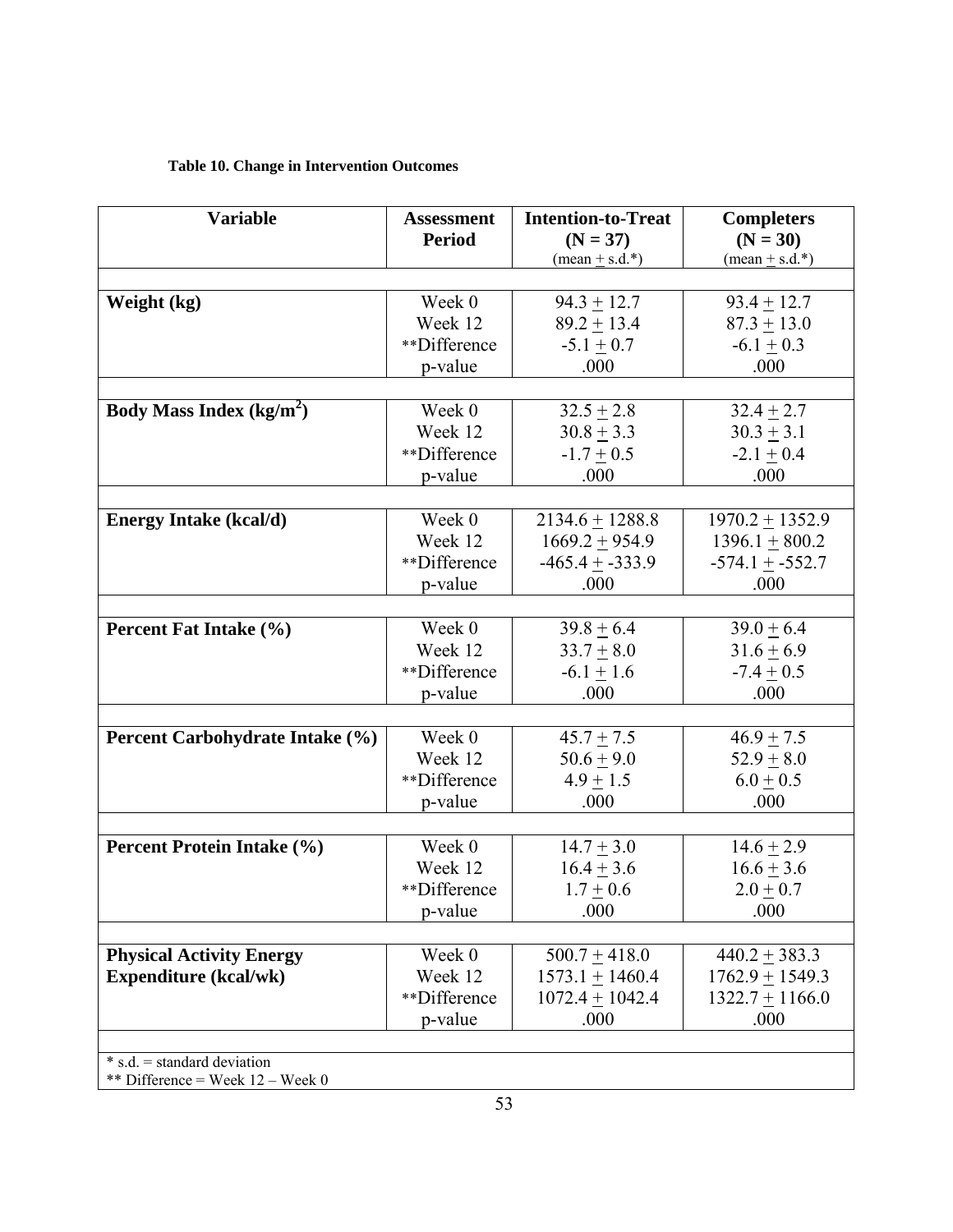**Table 10. Change in Intervention Outcomes**

| Variable | Assessment Period | Intention-to-Treat (N = 37) (mean ± s.d.*) | Completers (N = 30) (mean ± s.d.*) |
|---|---|---|---|
| **Weight (kg)** | Week 0 | 94.3 ± 12.7 | 93.4 ± 12.7 |
| | Week 12 | 89.2 ± 13.4 | 87.3 ± 13.0 |
| | **Difference | -5.1 ± 0.7 | -6.1 ± 0.3 |
| | p-value | .000 | .000 |
| **Body Mass Index ($kg/m^2$)** | Week 0 | 32.5 ± 2.8 | 32.4 ± 2.7 |
| | Week 12 | 30.8 ± 3.3 | 30.3 ± 3.1 |
| | **Difference | -1.7 ± 0.5 | -2.1 ± 0.4 |
| | p-value | .000 | .000 |
| **Energy Intake (kcal/d)** | Week 0 | 2134.6 ± 1288.8 | 1970.2 ± 1352.9 |
| | Week 12 | 1669.2 ± 954.9 | 1396.1 ± 800.2 |
| | **Difference | -465.4 ± -333.9 | -574.1 ± -552.7 |
| | p-value | .000 | .000 |
| **Percent Fat Intake (%)** | Week 0 | 39.8 ± 6.4 | 39.0 ± 6.4 |
| | Week 12 | 33.7 ± 8.0 | 31.6 ± 6.9 |
| | **Difference | -6.1 ± 1.6 | -7.4 ± 0.5 |
| | p-value | .000 | .000 |
| **Percent Carbohydrate Intake (%)** | Week 0 | 45.7 ± 7.5 | 46.9 ± 7.5 |
| | Week 12 | 50.6 ± 9.0 | 52.9 ± 8.0 |
| | **Difference | 4.9 ± 1.5 | 6.0 ± 0.5 |
| | p-value | .000 | .000 |
| **Percent Protein Intake (%)** | Week 0 | 14.7 ± 3.0 | 14.6 ± 2.9 |
| | Week 12 | 16.4 ± 3.6 | 16.6 ± 3.6 |
| | **Difference | 1.7 ± 0.6 | 2.0 ± 0.7 |
| | p-value | .000 | .000 |
| **Physical Activity Energy Expenditure (kcal/wk)** | Week 0 | 500.7 ± 418.0 | 440.2 ± 383.3 |
| | Week 12 | 1573.1 ± 1460.4 | 1762.9 ± 1549.3 |
| | **Difference | 1072.4 ± 1042.4 | 1322.7 ± 1166.0 |
| | p-value | .000 | .000 |

* s.d. = standard deviation
** Difference = Week 12 – Week 0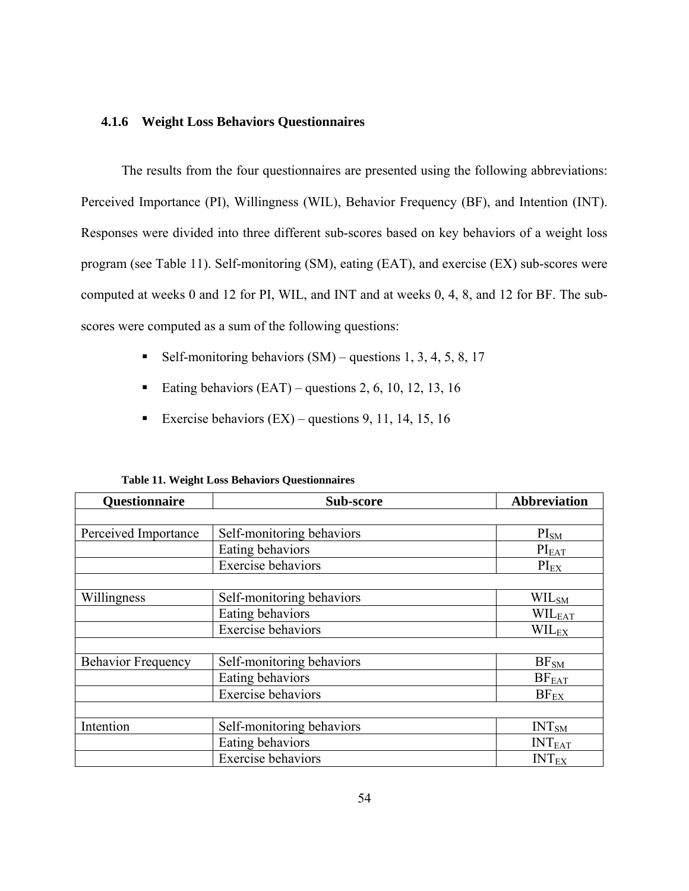### 4.1.6 Weight Loss Behaviors Questionnaires

The results from the four questionnaires are presented using the following abbreviations: Perceived Importance (PI), Willingness (WIL), Behavior Frequency (BF), and Intention (INT). Responses were divided into three different sub-scores based on key behaviors of a weight loss program (see Table 11). Self-monitoring (SM), eating (EAT), and exercise (EX) sub-scores were computed at weeks 0 and 12 for PI, WIL, and INT and at weeks 0, 4, 8, and 12 for BF. The sub-scores were computed as a sum of the following questions:

- Self-monitoring behaviors (SM) – questions 1, 3, 4, 5, 8, 17
- Eating behaviors (EAT) – questions 2, 6, 10, 12, 13, 16
- Exercise behaviors (EX) – questions 9, 11, 14, 15, 16

**Table 11. Weight Loss Behaviors Questionnaires**

| Questionnaire | Sub-score | Abbreviation |
|---|---|---|
| | | |
| Perceived Importance | Self-monitoring behaviors | $PI_{SM}$ |
| | Eating behaviors | $PI_{EAT}$ |
| | Exercise behaviors | $PI_{EX}$ |
| | | |
| Willingness | Self-monitoring behaviors | $WIL_{SM}$ |
| | Eating behaviors | $WIL_{EAT}$ |
| | Exercise behaviors | $WIL_{EX}$ |
| | | |
| Behavior Frequency | Self-monitoring behaviors | $BF_{SM}$ |
| | Eating behaviors | $BF_{EAT}$ |
| | Exercise behaviors | $BF_{EX}$ |
| | | |
| Intention | Self-monitoring behaviors | $INT_{SM}$ |
| | Eating behaviors | $INT_{EAT}$ |
| | Exercise behaviors | $INT_{EX}$ |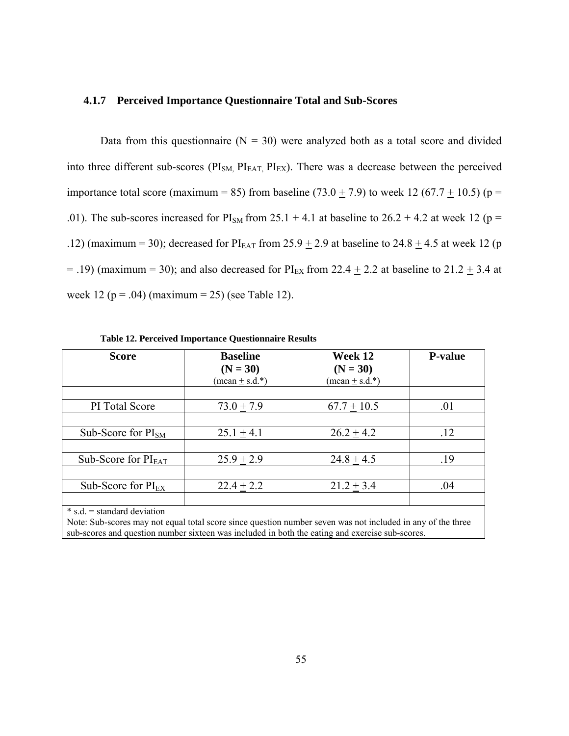### 4.1.7 Perceived Importance Questionnaire Total and Sub-Scores

Data from this questionnaire (N = 30) were analyzed both as a total score and divided into three different sub-scores ($PI_{SM}$, $PI_{EAT}$, $PI_{EX}$). There was a decrease between the perceived importance total score (maximum = 85) from baseline (73.0 ± 7.9) to week 12 (67.7 ± 10.5) (p = .01). The sub-scores increased for $PI_{SM}$ from 25.1 ± 4.1 at baseline to 26.2 ± 4.2 at week 12 (p = .12) (maximum = 30); decreased for $PI_{EAT}$ from 25.9 ± 2.9 at baseline to 24.8 ± 4.5 at week 12 (p = .19) (maximum = 30); and also decreased for $PI_{EX}$ from 22.4 ± 2.2 at baseline to 21.2 ± 3.4 at week 12 (p = .04) (maximum = 25) (see Table 12).

**Table 12. Perceived Importance Questionnaire Results**

| Score | Baseline (N = 30) (mean ± s.d.*) | Week 12 (N = 30) (mean ± s.d.*) | P-value |
|---|---|---|---|
| PI Total Score | 73.0 ± 7.9 | 67.7 ± 10.5 | .01 |
| Sub-Score for $PI_{SM}$ | 25.1 ± 4.1 | 26.2 ± 4.2 | .12 |
| Sub-Score for $PI_{EAT}$ | 25.9 ± 2.9 | 24.8 ± 4.5 | .19 |
| Sub-Score for $PI_{EX}$ | 22.4 ± 2.2 | 21.2 ± 3.4 | .04 |

\* s.d. = standard deviation
Note: Sub-scores may not equal total score since question number seven was not included in any of the three sub-scores and question number sixteen was included in both the eating and exercise sub-scores.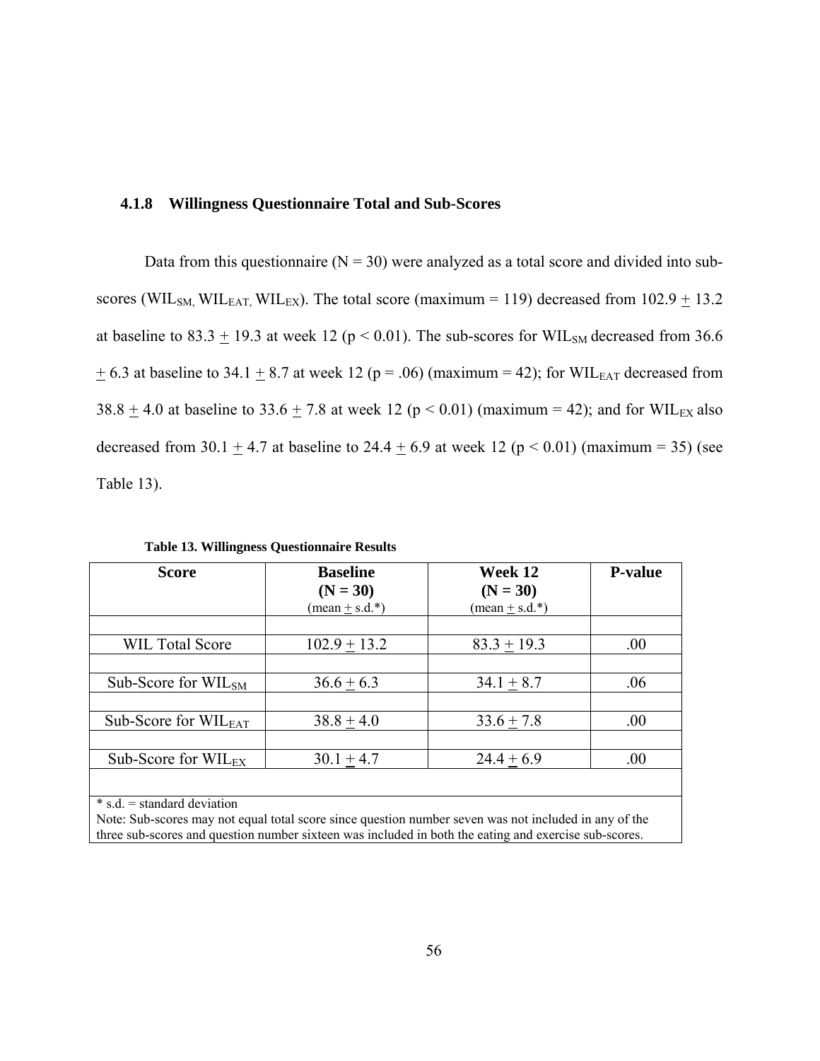### 4.1.8 Willingness Questionnaire Total and Sub-Scores

Data from this questionnaire (N = 30) were analyzed as a total score and divided into sub-scores ($WIL_{SM}$, $WIL_{EAT}$, $WIL_{EX}$). The total score (maximum = 119) decreased from 102.9 $\pm$ 13.2 at baseline to 83.3 $\pm$ 19.3 at week 12 ($p < 0.01$). The sub-scores for $WIL_{SM}$ decreased from 36.6 $\pm$ 6.3 at baseline to 34.1 $\pm$ 8.7 at week 12 ($p = .06$) (maximum = 42); for $WIL_{EAT}$ decreased from 38.8 $\pm$ 4.0 at baseline to 33.6 $\pm$ 7.8 at week 12 ($p < 0.01$) (maximum = 42); and for $WIL_{EX}$ also decreased from 30.1 $\pm$ 4.7 at baseline to 24.4 $\pm$ 6.9 at week 12 ($p < 0.01$) (maximum = 35) (see Table 13).

**Table 13. Willingness Questionnaire Results**

| Score | Baseline (N = 30) (mean $\pm$ s.d.*) | Week 12 (N = 30) (mean $\pm$ s.d.*) | P-value |
|---|---|---|---|
| WIL Total Score | 102.9 $\pm$ 13.2 | 83.3 $\pm$ 19.3 | .00 |
| Sub-Score for $WIL_{SM}$ | 36.6 $\pm$ 6.3 | 34.1 $\pm$ 8.7 | .06 |
| Sub-Score for $WIL_{EAT}$ | 38.8 $\pm$ 4.0 | 33.6 $\pm$ 7.8 | .00 |
| Sub-Score for $WIL_{EX}$ | 30.1 $\pm$ 4.7 | 24.4 $\pm$ 6.9 | .00 |

\* s.d. = standard deviation

Note: Sub-scores may not equal total score since question number seven was not included in any of the three sub-scores and question number sixteen was included in both the eating and exercise sub-scores.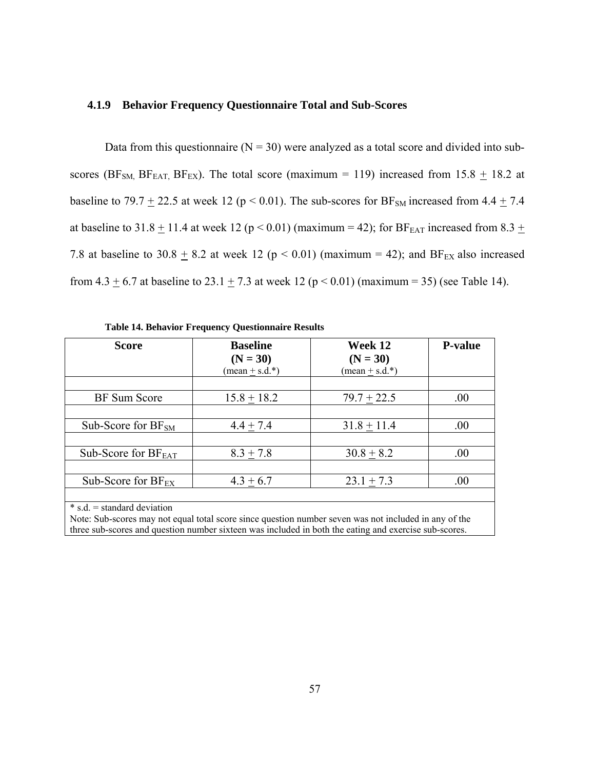### 4.1.9 Behavior Frequency Questionnaire Total and Sub-Scores

Data from this questionnaire (N = 30) were analyzed as a total score and divided into sub-scores ($BF_{SM}$, $BF_{EAT}$, $BF_{EX}$). The total score (maximum = 119) increased from 15.8 $\pm$ 18.2 at baseline to 79.7 $\pm$ 22.5 at week 12 ($p < 0.01$). The sub-scores for $BF_{SM}$ increased from 4.4 $\pm$ 7.4 at baseline to 31.8 $\pm$ 11.4 at week 12 ($p < 0.01$) (maximum = 42); for $BF_{EAT}$ increased from 8.3 $\pm$ 7.8 at baseline to 30.8 $\pm$ 8.2 at week 12 ($p < 0.01$) (maximum = 42); and $BF_{EX}$ also increased from 4.3 $\pm$ 6.7 at baseline to 23.1 $\pm$ 7.3 at week 12 ($p < 0.01$) (maximum = 35) (see Table 14).

**Table 14. Behavior Frequency Questionnaire Results**

| Score | Baseline (N = 30) (mean $\pm$ s.d.*) | Week 12 (N = 30) (mean $\pm$ s.d.*) | P-value |
|---|---|---|---|
| BF Sum Score | 15.8 $\pm$ 18.2 | 79.7 $\pm$ 22.5 | .00 |
| Sub-Score for $BF_{SM}$ | 4.4 $\pm$ 7.4 | 31.8 $\pm$ 11.4 | .00 |
| Sub-Score for $BF_{EAT}$ | 8.3 $\pm$ 7.8 | 30.8 $\pm$ 8.2 | .00 |
| Sub-Score for $BF_{EX}$ | 4.3 $\pm$ 6.7 | 23.1 $\pm$ 7.3 | .00 |

\* s.d. = standard deviation

Note: Sub-scores may not equal total score since question number seven was not included in any of the three sub-scores and question number sixteen was included in both the eating and exercise sub-scores.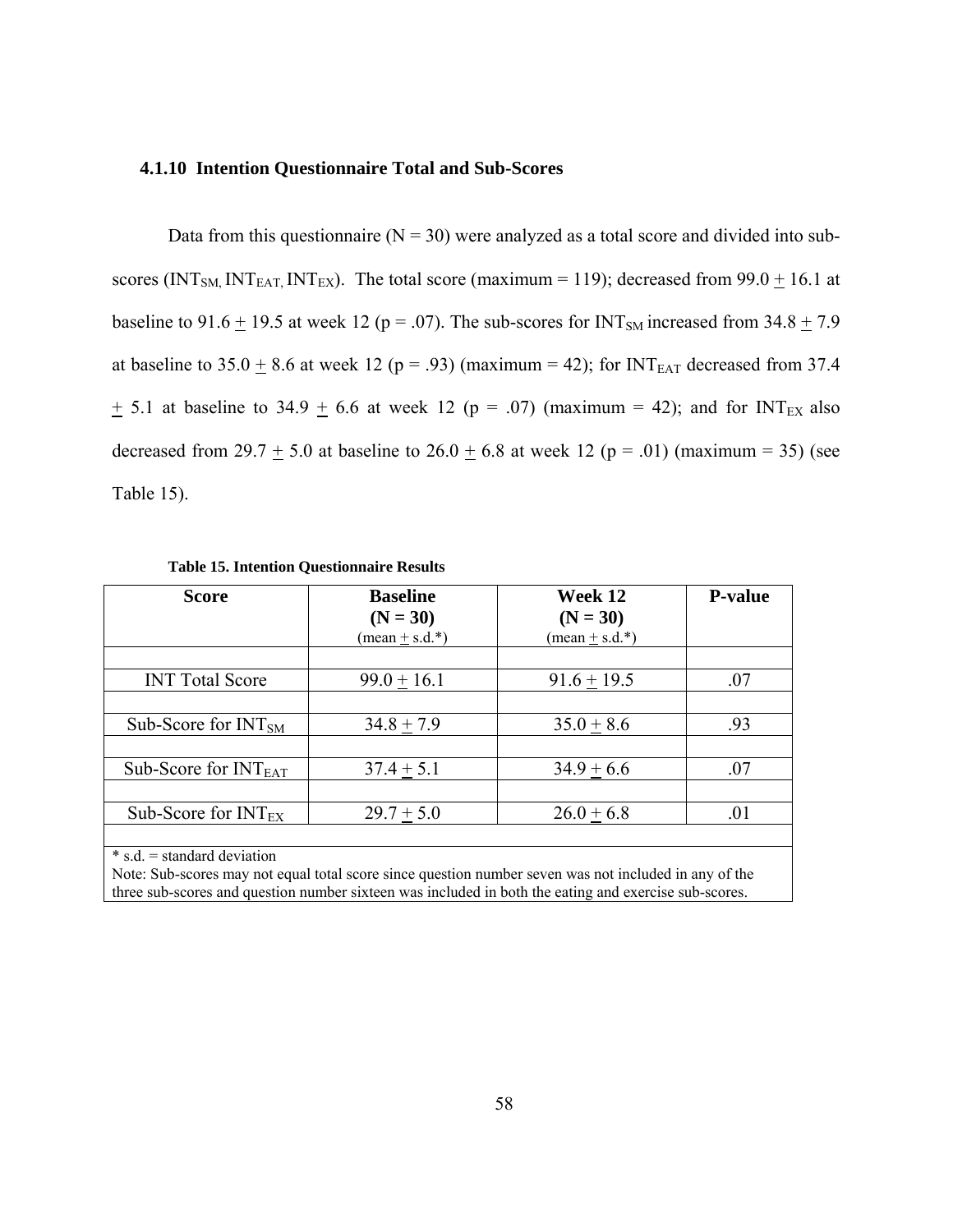### 4.1.10 Intention Questionnaire Total and Sub-Scores

Data from this questionnaire (N = 30) were analyzed as a total score and divided into sub-scores ($INT_{SM}$, $INT_{EAT}$, $INT_{EX}$). The total score (maximum = 119); decreased from 99.0 $\pm$ 16.1 at baseline to 91.6 $\pm$ 19.5 at week 12 (p = .07). The sub-scores for $INT_{SM}$ increased from 34.8 $\pm$ 7.9 at baseline to 35.0 $\pm$ 8.6 at week 12 (p = .93) (maximum = 42); for $INT_{EAT}$ decreased from 37.4 $\pm$ 5.1 at baseline to 34.9 $\pm$ 6.6 at week 12 (p = .07) (maximum = 42); and for $INT_{EX}$ also decreased from 29.7 $\pm$ 5.0 at baseline to 26.0 $\pm$ 6.8 at week 12 (p = .01) (maximum = 35) (see Table 15).

**Table 15. Intention Questionnaire Results**

| Score | Baseline (N = 30) (mean $\pm$ s.d.*) | Week 12 (N = 30) (mean $\pm$ s.d.*) | P-value |
|---|---|---|---|
| INT Total Score | 99.0 $\pm$ 16.1 | 91.6 $\pm$ 19.5 | .07 |
| Sub-Score for $INT_{SM}$ | 34.8 $\pm$ 7.9 | 35.0 $\pm$ 8.6 | .93 |
| Sub-Score for $INT_{EAT}$ | 37.4 $\pm$ 5.1 | 34.9 $\pm$ 6.6 | .07 |
| Sub-Score for $INT_{EX}$ | 29.7 $\pm$ 5.0 | 26.0 $\pm$ 6.8 | .01 |

\* s.d. = standard deviation
Note: Sub-scores may not equal total score since question number seven was not included in any of the three sub-scores and question number sixteen was included in both the eating and exercise sub-scores.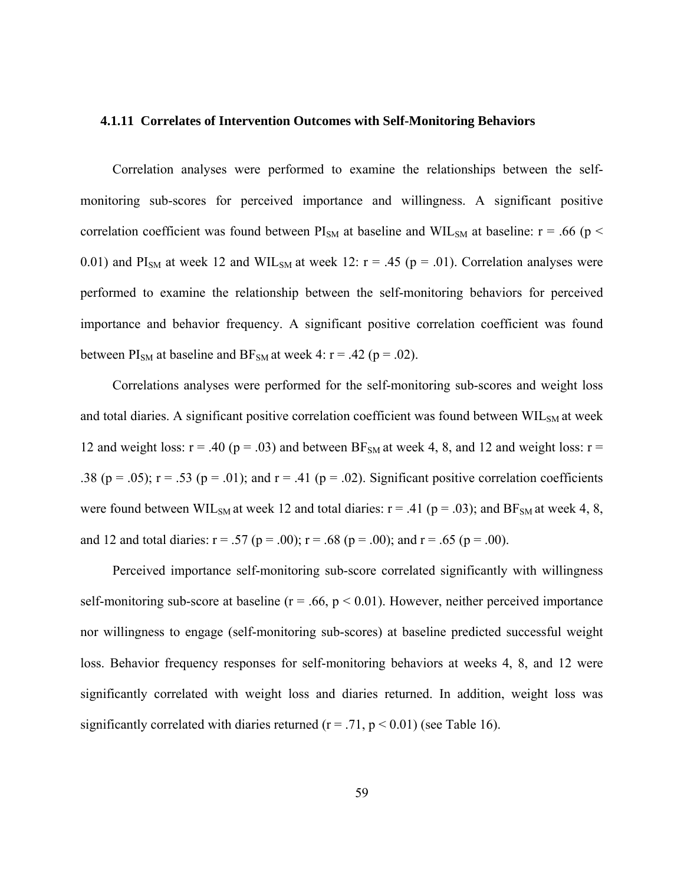### 4.1.11 Correlates of Intervention Outcomes with Self-Monitoring Behaviors

Correlation analyses were performed to examine the relationships between the self-monitoring sub-scores for perceived importance and willingness. A significant positive correlation coefficient was found between $PI_{SM}$ at baseline and $WIL_{SM}$ at baseline: $r = .66$ ($p < 0.01$) and $PI_{SM}$ at week 12 and $WIL_{SM}$ at week 12: $r = .45$ ($p = .01$). Correlation analyses were performed to examine the relationship between the self-monitoring behaviors for perceived importance and behavior frequency. A significant positive correlation coefficient was found between $PI_{SM}$ at baseline and $BF_{SM}$ at week 4: $r = .42$ ($p = .02$).

Correlations analyses were performed for the self-monitoring sub-scores and weight loss and total diaries. A significant positive correlation coefficient was found between $WIL_{SM}$ at week 12 and weight loss: $r = .40$ ($p = .03$) and between $BF_{SM}$ at week 4, 8, and 12 and weight loss: $r = .38$ ($p = .05$); $r = .53$ ($p = .01$); and $r = .41$ ($p = .02$). Significant positive correlation coefficients were found between $WIL_{SM}$ at week 12 and total diaries: $r = .41$ ($p = .03$); and $BF_{SM}$ at week 4, 8, and 12 and total diaries: $r = .57$ ($p = .00$); $r = .68$ ($p = .00$); and $r = .65$ ($p = .00$).

Perceived importance self-monitoring sub-score correlated significantly with willingness self-monitoring sub-score at baseline ($r = .66$, $p < 0.01$). However, neither perceived importance nor willingness to engage (self-monitoring sub-scores) at baseline predicted successful weight loss. Behavior frequency responses for self-monitoring behaviors at weeks 4, 8, and 12 were significantly correlated with weight loss and diaries returned. In addition, weight loss was significantly correlated with diaries returned ($r = .71$, $p < 0.01$) (see Table 16).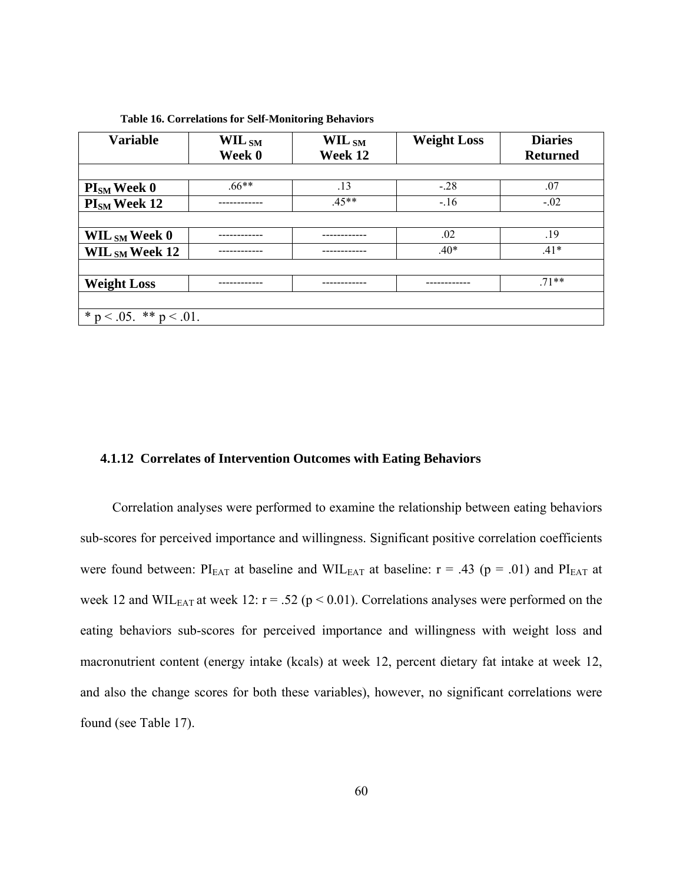**Table 16. Correlations for Self-Monitoring Behaviors**

| Variable | $WIL_{SM}$ Week 0 | $WIL_{SM}$ Week 12 | Weight Loss | Diaries Returned |
|---|---|---|---|---|
| | | | | |
| **$PI_{SM}$ Week 0** | .66** | .13 | -.28 | .07 |
| **$PI_{SM}$ Week 12** | ------------ | .45** | -.16 | -.02 |
| | | | | |
| **$WIL_{SM}$ Week 0** | ------------ | ------------ | .02 | .19 |
| **$WIL_{SM}$ Week 12** | ------------ | ------------ | .40* | .41* |
| | | | | |
| **Weight Loss** | ------------ | ------------ | ------------ | .71** |
| | | | | |
| * p < .05. ** p < .01. | | | | |

### 4.1.12 Correlates of Intervention Outcomes with Eating Behaviors

Correlation analyses were performed to examine the relationship between eating behaviors sub-scores for perceived importance and willingness. Significant positive correlation coefficients were found between: $PI_{EAT}$ at baseline and $WIL_{EAT}$ at baseline: $r = .43$ ($p = .01$) and $PI_{EAT}$ at week 12 and $WIL_{EAT}$ at week 12: $r = .52$ ($p < 0.01$). Correlations analyses were performed on the eating behaviors sub-scores for perceived importance and willingness with weight loss and macronutrient content (energy intake (kcals) at week 12, percent dietary fat intake at week 12, and also the change scores for both these variables), however, no significant correlations were found (see Table 17).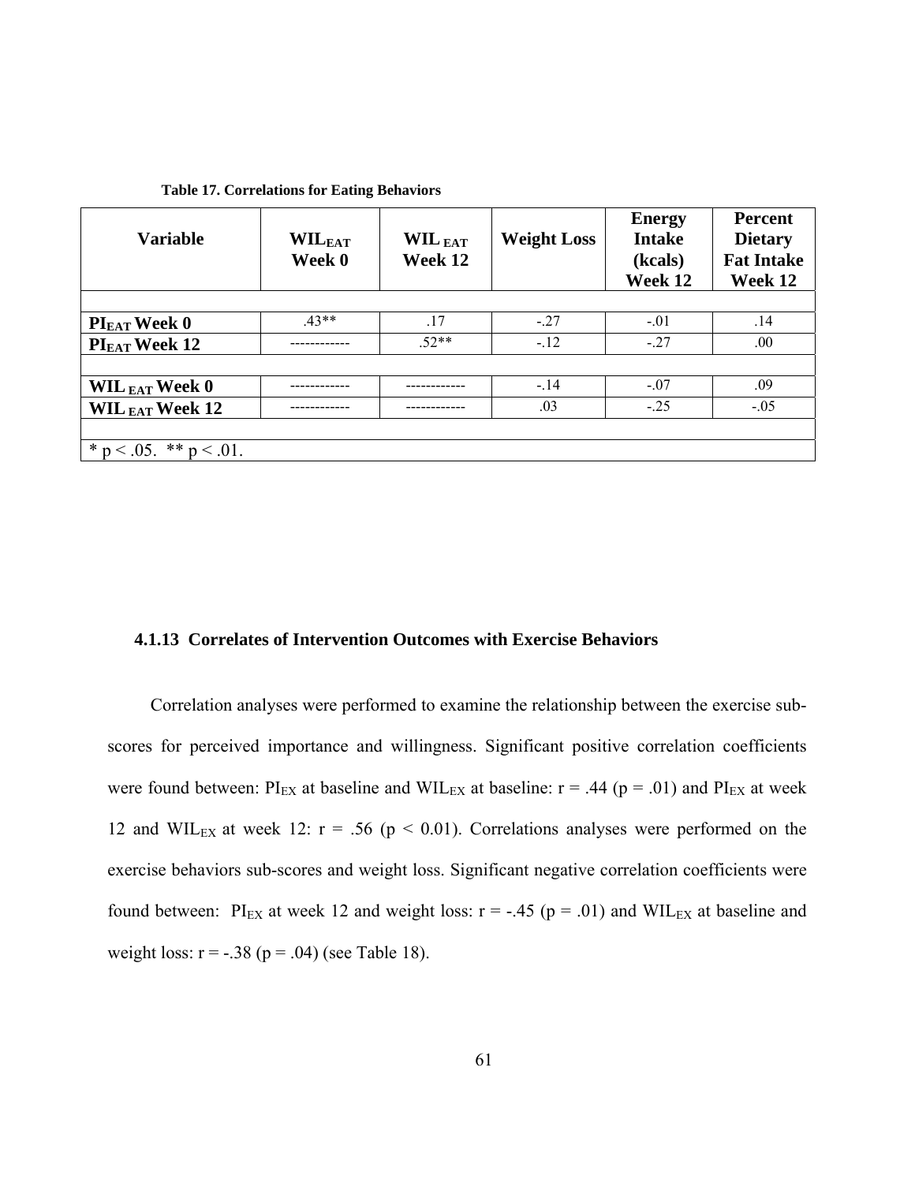**Table 17. Correlations for Eating Behaviors**

| Variable | $WIL_{EAT}$ Week 0 | $WIL_{EAT}$ Week 12 | Weight Loss | Energy Intake (kcals) Week 12 | Percent Dietary Fat Intake Week 12 |
|---|---|---|---|---|---|
| | | | | | |
| $PI_{EAT}$ Week 0 | .43** | .17 | -.27 | -.01 | .14 |
| $PI_{EAT}$ Week 12 | ------------ | .52** | -.12 | -.27 | .00 |
| | | | | | |
| $WIL_{EAT}$ Week 0 | ------------ | ------------ | -.14 | -.07 | .09 |
| $WIL_{EAT}$ Week 12 | ------------ | ------------ | .03 | -.25 | -.05 |
| | | | | | |
| * p < .05. ** p < .01. | | | | | |

### 4.1.13 Correlates of Intervention Outcomes with Exercise Behaviors

Correlation analyses were performed to examine the relationship between the exercise sub-scores for perceived importance and willingness. Significant positive correlation coefficients were found between: $PI_{EX}$ at baseline and $WIL_{EX}$ at baseline: $r = .44$ ($p = .01$) and $PI_{EX}$ at week 12 and $WIL_{EX}$ at week 12: $r = .56$ ($p < 0.01$). Correlations analyses were performed on the exercise behaviors sub-scores and weight loss. Significant negative correlation coefficients were found between: $PI_{EX}$ at week 12 and weight loss: $r = -.45$ ($p = .01$) and $WIL_{EX}$ at baseline and weight loss: $r = -.38$ ($p = .04$) (see Table 18).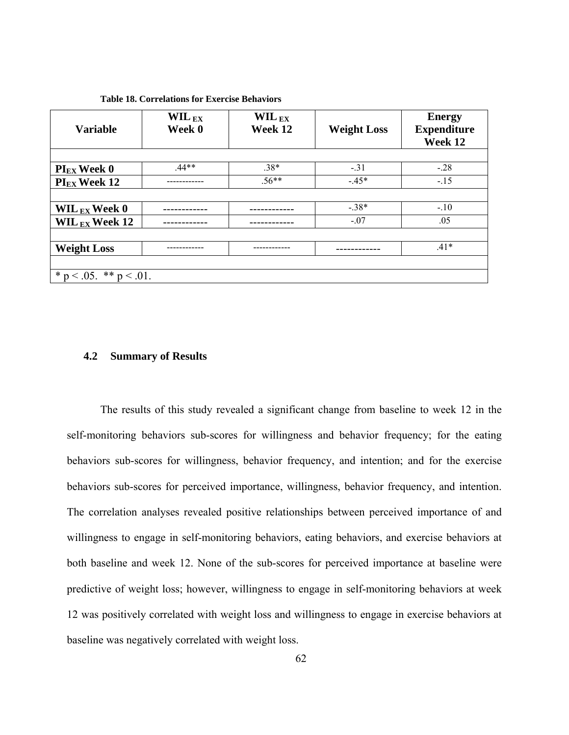**Table 18. Correlations for Exercise Behaviors**

| Variable | $WIL_{EX}$ Week 0 | $WIL_{EX}$ Week 12 | Weight Loss | Energy Expenditure Week 12 |
|---|---|---|---|---|
| | | | | |
| $PI_{EX}$ Week 0 | .44** | .38* | -.31 | -.28 |
| $PI_{EX}$ Week 12 | ------------ | .56** | -.45* | -.15 |
| | | | | |
| $WIL_{EX}$ Week 0 | ------------ | ------------ | -.38* | -.10 |
| $WIL_{EX}$ Week 12 | ------------ | ------------ | -.07 | .05 |
| | | | | |
| Weight Loss | ------------ | ------------ | ------------ | .41* |
| | | | | |
| * $p < .05$. ** $p < .01$. | | | | |

## 4.2 Summary of Results

The results of this study revealed a significant change from baseline to week 12 in the self-monitoring behaviors sub-scores for willingness and behavior frequency; for the eating behaviors sub-scores for willingness, behavior frequency, and intention; and for the exercise behaviors sub-scores for perceived importance, willingness, behavior frequency, and intention. The correlation analyses revealed positive relationships between perceived importance of and willingness to engage in self-monitoring behaviors, eating behaviors, and exercise behaviors at both baseline and week 12. None of the sub-scores for perceived importance at baseline were predictive of weight loss; however, willingness to engage in self-monitoring behaviors at week 12 was positively correlated with weight loss and willingness to engage in exercise behaviors at baseline was negatively correlated with weight loss.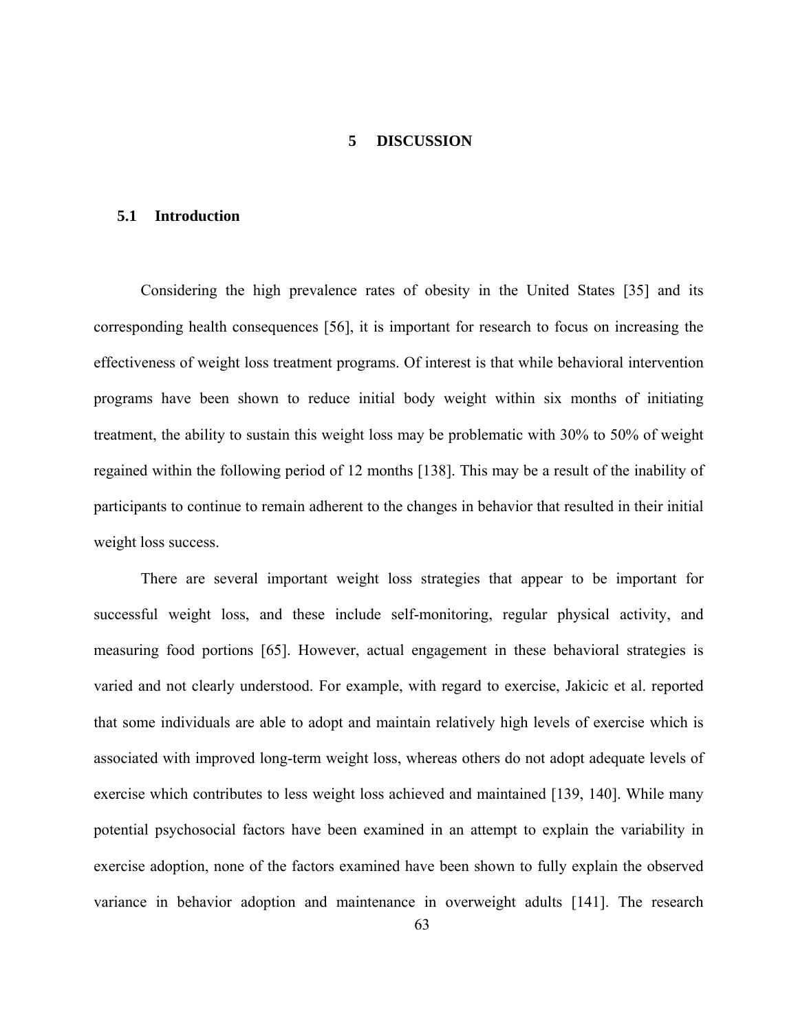# 5 DISCUSSION

## 5.1 Introduction

Considering the high prevalence rates of obesity in the United States [35] and its corresponding health consequences [56], it is important for research to focus on increasing the effectiveness of weight loss treatment programs. Of interest is that while behavioral intervention programs have been shown to reduce initial body weight within six months of initiating treatment, the ability to sustain this weight loss may be problematic with 30% to 50% of weight regained within the following period of 12 months [138]. This may be a result of the inability of participants to continue to remain adherent to the changes in behavior that resulted in their initial weight loss success.

There are several important weight loss strategies that appear to be important for successful weight loss, and these include self-monitoring, regular physical activity, and measuring food portions [65]. However, actual engagement in these behavioral strategies is varied and not clearly understood. For example, with regard to exercise, Jakicic et al. reported that some individuals are able to adopt and maintain relatively high levels of exercise which is associated with improved long-term weight loss, whereas others do not adopt adequate levels of exercise which contributes to less weight loss achieved and maintained [139, 140]. While many potential psychosocial factors have been examined in an attempt to explain the variability in exercise adoption, none of the factors examined have been shown to fully explain the observed variance in behavior adoption and maintenance in overweight adults [141]. The research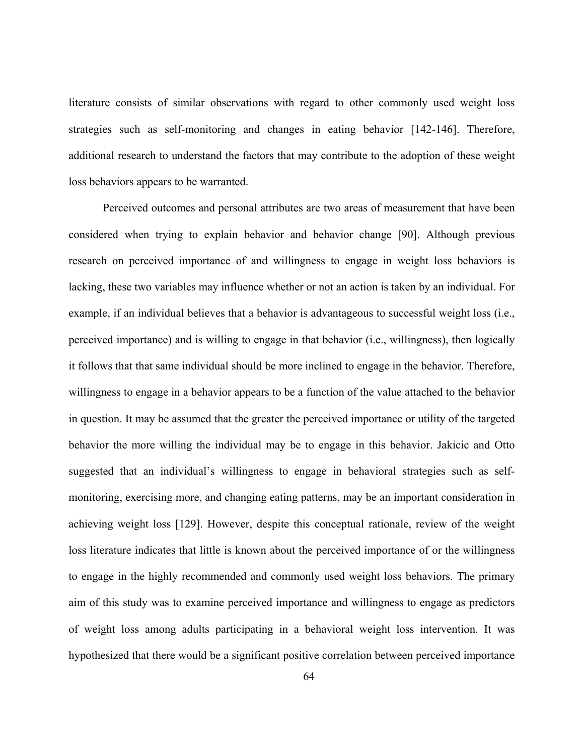literature consists of similar observations with regard to other commonly used weight loss strategies such as self-monitoring and changes in eating behavior [142-146]. Therefore, additional research to understand the factors that may contribute to the adoption of these weight loss behaviors appears to be warranted.

Perceived outcomes and personal attributes are two areas of measurement that have been considered when trying to explain behavior and behavior change [90]. Although previous research on perceived importance of and willingness to engage in weight loss behaviors is lacking, these two variables may influence whether or not an action is taken by an individual. For example, if an individual believes that a behavior is advantageous to successful weight loss (i.e., perceived importance) and is willing to engage in that behavior (i.e., willingness), then logically it follows that that same individual should be more inclined to engage in the behavior. Therefore, willingness to engage in a behavior appears to be a function of the value attached to the behavior in question. It may be assumed that the greater the perceived importance or utility of the targeted behavior the more willing the individual may be to engage in this behavior. Jakicic and Otto suggested that an individual's willingness to engage in behavioral strategies such as self-monitoring, exercising more, and changing eating patterns, may be an important consideration in achieving weight loss [129]. However, despite this conceptual rationale, review of the weight loss literature indicates that little is known about the perceived importance of or the willingness to engage in the highly recommended and commonly used weight loss behaviors. The primary aim of this study was to examine perceived importance and willingness to engage as predictors of weight loss among adults participating in a behavioral weight loss intervention. It was hypothesized that there would be a significant positive correlation between perceived importance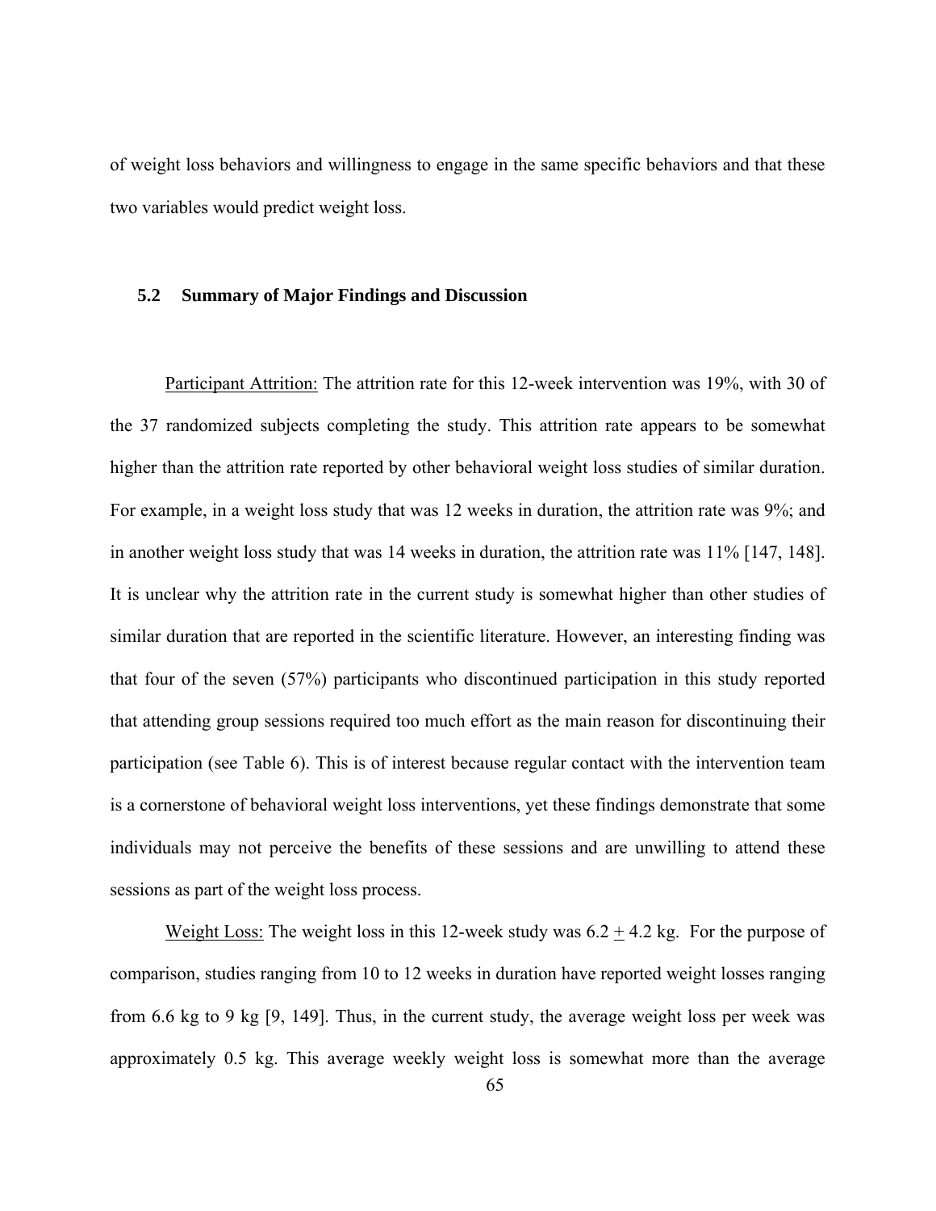of weight loss behaviors and willingness to engage in the same specific behaviors and that these two variables would predict weight loss.

## 5.2 Summary of Major Findings and Discussion

Participant Attrition: The attrition rate for this 12-week intervention was 19%, with 30 of the 37 randomized subjects completing the study. This attrition rate appears to be somewhat higher than the attrition rate reported by other behavioral weight loss studies of similar duration. For example, in a weight loss study that was 12 weeks in duration, the attrition rate was 9%; and in another weight loss study that was 14 weeks in duration, the attrition rate was 11% [147, 148]. It is unclear why the attrition rate in the current study is somewhat higher than other studies of similar duration that are reported in the scientific literature. However, an interesting finding was that four of the seven (57%) participants who discontinued participation in this study reported that attending group sessions required too much effort as the main reason for discontinuing their participation (see Table 6). This is of interest because regular contact with the intervention team is a cornerstone of behavioral weight loss interventions, yet these findings demonstrate that some individuals may not perceive the benefits of these sessions and are unwilling to attend these sessions as part of the weight loss process.

Weight Loss: The weight loss in this 12-week study was $6.2 \pm 4.2$ kg. For the purpose of comparison, studies ranging from 10 to 12 weeks in duration have reported weight losses ranging from 6.6 kg to 9 kg [9, 149]. Thus, in the current study, the average weight loss per week was approximately 0.5 kg. This average weekly weight loss is somewhat more than the average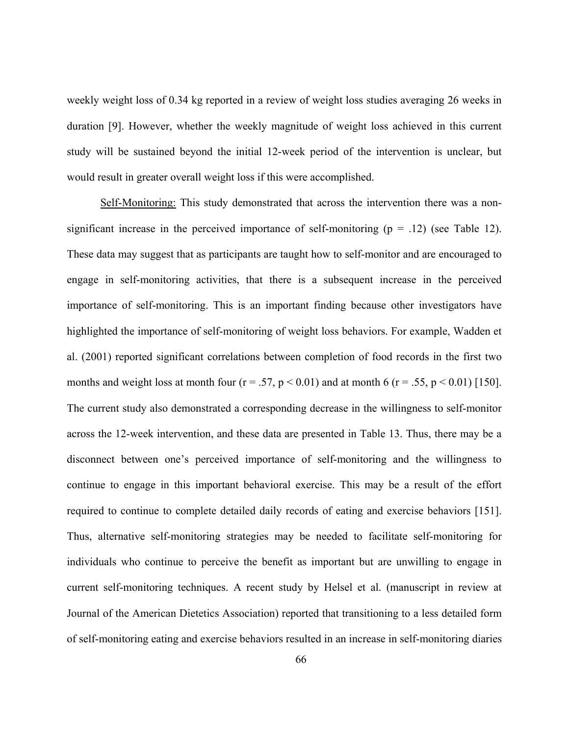weekly weight loss of 0.34 kg reported in a review of weight loss studies averaging 26 weeks in duration [9]. However, whether the weekly magnitude of weight loss achieved in this current study will be sustained beyond the initial 12-week period of the intervention is unclear, but would result in greater overall weight loss if this were accomplished.

Self-Monitoring: This study demonstrated that across the intervention there was a non-significant increase in the perceived importance of self-monitoring ($p = .12$) (see Table 12). These data may suggest that as participants are taught how to self-monitor and are encouraged to engage in self-monitoring activities, that there is a subsequent increase in the perceived importance of self-monitoring. This is an important finding because other investigators have highlighted the importance of self-monitoring of weight loss behaviors. For example, Wadden et al. (2001) reported significant correlations between completion of food records in the first two months and weight loss at month four ($r = .57$, $p < 0.01$) and at month 6 ($r = .55$, $p < 0.01$) [150]. The current study also demonstrated a corresponding decrease in the willingness to self-monitor across the 12-week intervention, and these data are presented in Table 13. Thus, there may be a disconnect between one's perceived importance of self-monitoring and the willingness to continue to engage in this important behavioral exercise. This may be a result of the effort required to continue to complete detailed daily records of eating and exercise behaviors [151]. Thus, alternative self-monitoring strategies may be needed to facilitate self-monitoring for individuals who continue to perceive the benefit as important but are unwilling to engage in current self-monitoring techniques. A recent study by Helsel et al. (manuscript in review at Journal of the American Dietetics Association) reported that transitioning to a less detailed form of self-monitoring eating and exercise behaviors resulted in an increase in self-monitoring diaries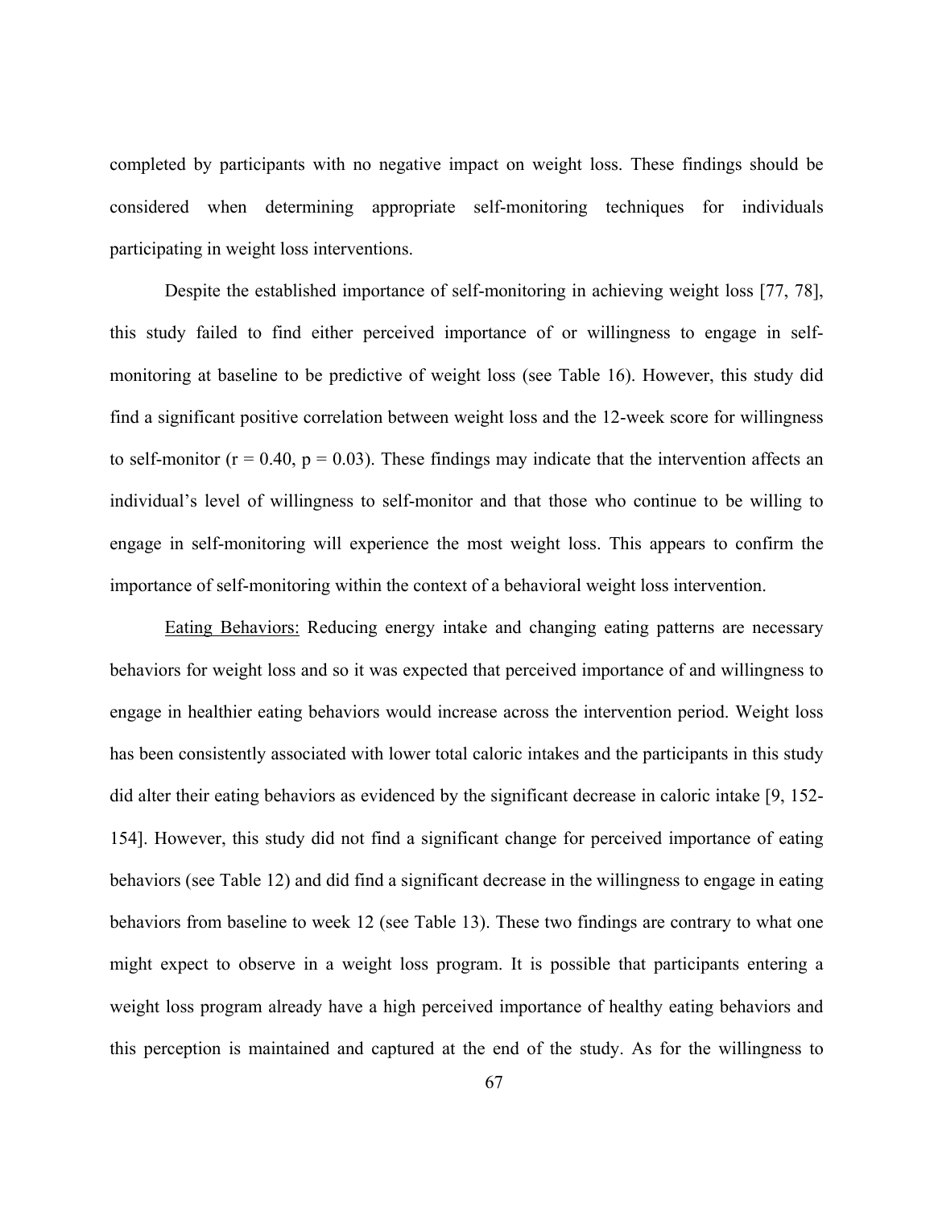completed by participants with no negative impact on weight loss. These findings should be considered when determining appropriate self-monitoring techniques for individuals participating in weight loss interventions.

Despite the established importance of self-monitoring in achieving weight loss [77, 78], this study failed to find either perceived importance of or willingness to engage in self-monitoring at baseline to be predictive of weight loss (see Table 16). However, this study did find a significant positive correlation between weight loss and the 12-week score for willingness to self-monitor ($r = 0.40$, $p = 0.03$). These findings may indicate that the intervention affects an individual's level of willingness to self-monitor and that those who continue to be willing to engage in self-monitoring will experience the most weight loss. This appears to confirm the importance of self-monitoring within the context of a behavioral weight loss intervention.

<u>Eating Behaviors:</u> Reducing energy intake and changing eating patterns are necessary behaviors for weight loss and so it was expected that perceived importance of and willingness to engage in healthier eating behaviors would increase across the intervention period. Weight loss has been consistently associated with lower total caloric intakes and the participants in this study did alter their eating behaviors as evidenced by the significant decrease in caloric intake [9, 152-154]. However, this study did not find a significant change for perceived importance of eating behaviors (see Table 12) and did find a significant decrease in the willingness to engage in eating behaviors from baseline to week 12 (see Table 13). These two findings are contrary to what one might expect to observe in a weight loss program. It is possible that participants entering a weight loss program already have a high perceived importance of healthy eating behaviors and this perception is maintained and captured at the end of the study. As for the willingness to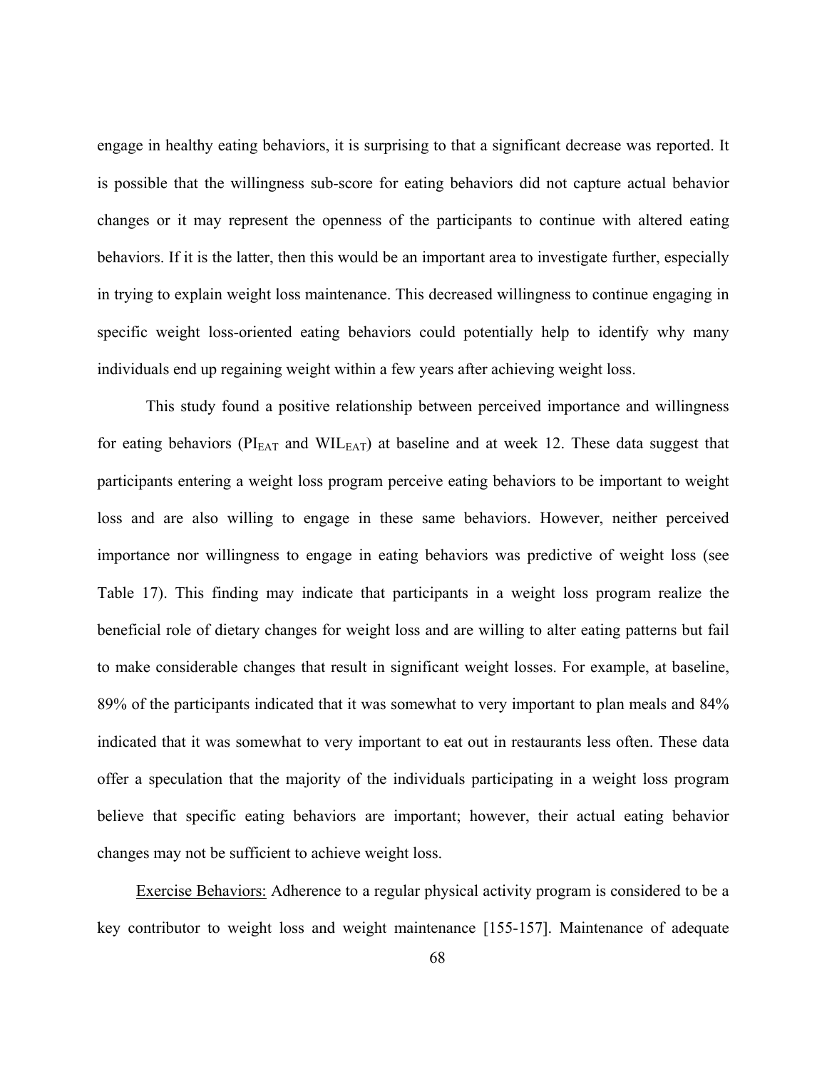engage in healthy eating behaviors, it is surprising to that a significant decrease was reported. It is possible that the willingness sub-score for eating behaviors did not capture actual behavior changes or it may represent the openness of the participants to continue with altered eating behaviors. If it is the latter, then this would be an important area to investigate further, especially in trying to explain weight loss maintenance. This decreased willingness to continue engaging in specific weight loss-oriented eating behaviors could potentially help to identify why many individuals end up regaining weight within a few years after achieving weight loss.

This study found a positive relationship between perceived importance and willingness for eating behaviors ($PI_{EAT}$ and $WIL_{EAT}$) at baseline and at week 12. These data suggest that participants entering a weight loss program perceive eating behaviors to be important to weight loss and are also willing to engage in these same behaviors. However, neither perceived importance nor willingness to engage in eating behaviors was predictive of weight loss (see Table 17). This finding may indicate that participants in a weight loss program realize the beneficial role of dietary changes for weight loss and are willing to alter eating patterns but fail to make considerable changes that result in significant weight losses. For example, at baseline, 89% of the participants indicated that it was somewhat to very important to plan meals and 84% indicated that it was somewhat to very important to eat out in restaurants less often. These data offer a speculation that the majority of the individuals participating in a weight loss program believe that specific eating behaviors are important; however, their actual eating behavior changes may not be sufficient to achieve weight loss.

Exercise Behaviors: Adherence to a regular physical activity program is considered to be a key contributor to weight loss and weight maintenance [155-157]. Maintenance of adequate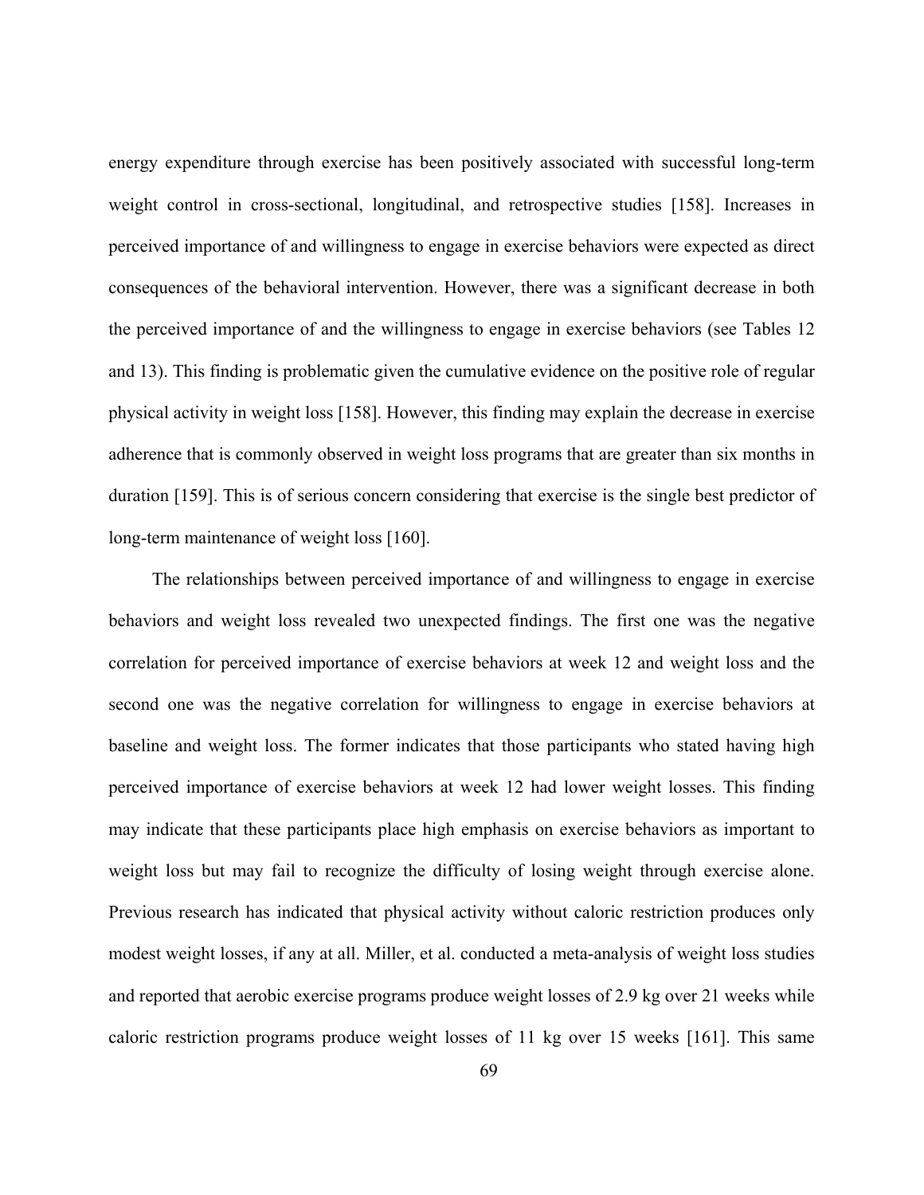energy expenditure through exercise has been positively associated with successful long-term weight control in cross-sectional, longitudinal, and retrospective studies [158]. Increases in perceived importance of and willingness to engage in exercise behaviors were expected as direct consequences of the behavioral intervention. However, there was a significant decrease in both the perceived importance of and the willingness to engage in exercise behaviors (see Tables 12 and 13). This finding is problematic given the cumulative evidence on the positive role of regular physical activity in weight loss [158]. However, this finding may explain the decrease in exercise adherence that is commonly observed in weight loss programs that are greater than six months in duration [159]. This is of serious concern considering that exercise is the single best predictor of long-term maintenance of weight loss [160].

The relationships between perceived importance of and willingness to engage in exercise behaviors and weight loss revealed two unexpected findings. The first one was the negative correlation for perceived importance of exercise behaviors at week 12 and weight loss and the second one was the negative correlation for willingness to engage in exercise behaviors at baseline and weight loss. The former indicates that those participants who stated having high perceived importance of exercise behaviors at week 12 had lower weight losses. This finding may indicate that these participants place high emphasis on exercise behaviors as important to weight loss but may fail to recognize the difficulty of losing weight through exercise alone. Previous research has indicated that physical activity without caloric restriction produces only modest weight losses, if any at all. Miller, et al. conducted a meta-analysis of weight loss studies and reported that aerobic exercise programs produce weight losses of 2.9 kg over 21 weeks while caloric restriction programs produce weight losses of 11 kg over 15 weeks [161]. This same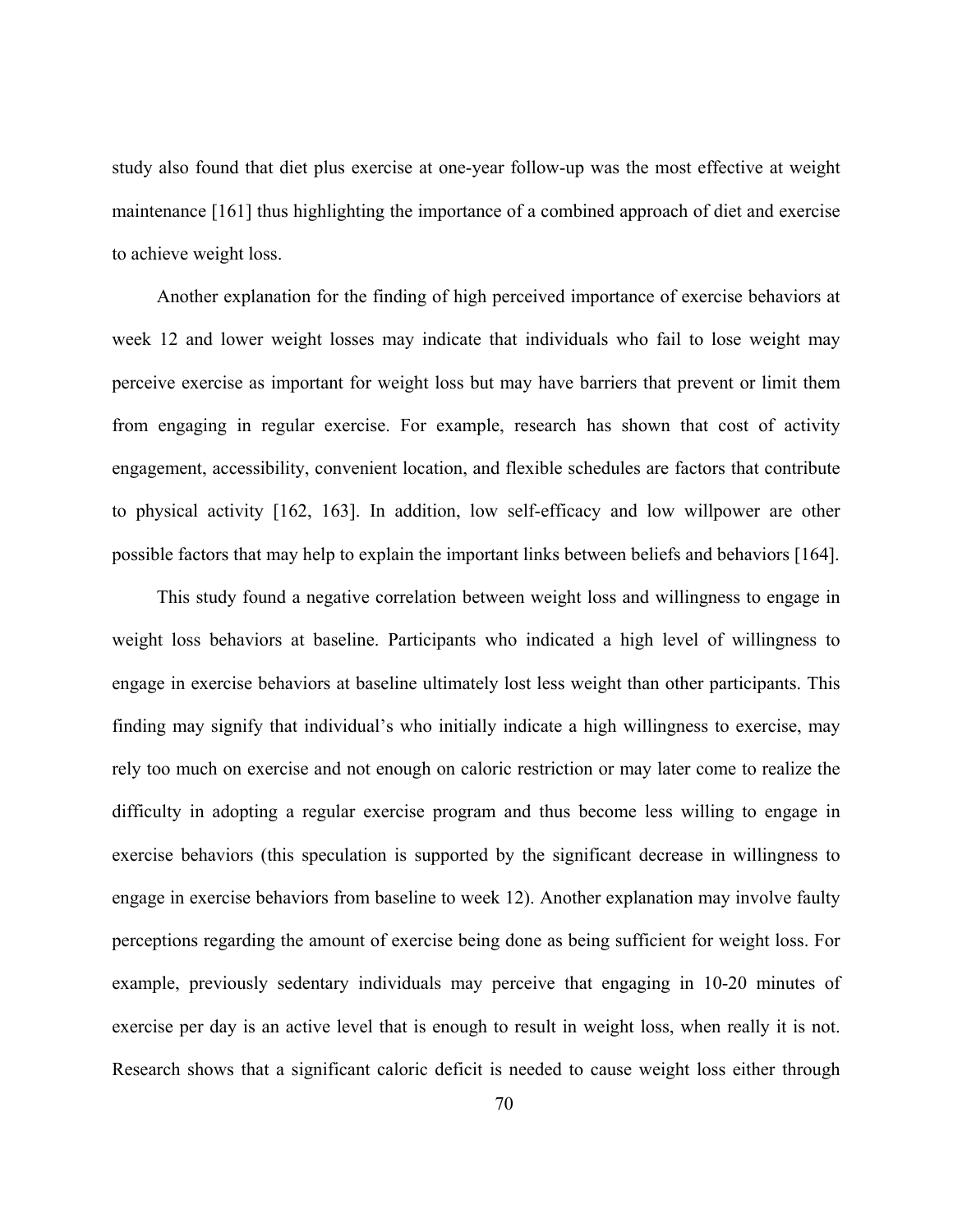study also found that diet plus exercise at one-year follow-up was the most effective at weight maintenance [161] thus highlighting the importance of a combined approach of diet and exercise to achieve weight loss.

Another explanation for the finding of high perceived importance of exercise behaviors at week 12 and lower weight losses may indicate that individuals who fail to lose weight may perceive exercise as important for weight loss but may have barriers that prevent or limit them from engaging in regular exercise. For example, research has shown that cost of activity engagement, accessibility, convenient location, and flexible schedules are factors that contribute to physical activity [162, 163]. In addition, low self-efficacy and low willpower are other possible factors that may help to explain the important links between beliefs and behaviors [164].

This study found a negative correlation between weight loss and willingness to engage in weight loss behaviors at baseline. Participants who indicated a high level of willingness to engage in exercise behaviors at baseline ultimately lost less weight than other participants. This finding may signify that individual's who initially indicate a high willingness to exercise, may rely too much on exercise and not enough on caloric restriction or may later come to realize the difficulty in adopting a regular exercise program and thus become less willing to engage in exercise behaviors (this speculation is supported by the significant decrease in willingness to engage in exercise behaviors from baseline to week 12). Another explanation may involve faulty perceptions regarding the amount of exercise being done as being sufficient for weight loss. For example, previously sedentary individuals may perceive that engaging in 10-20 minutes of exercise per day is an active level that is enough to result in weight loss, when really it is not. Research shows that a significant caloric deficit is needed to cause weight loss either through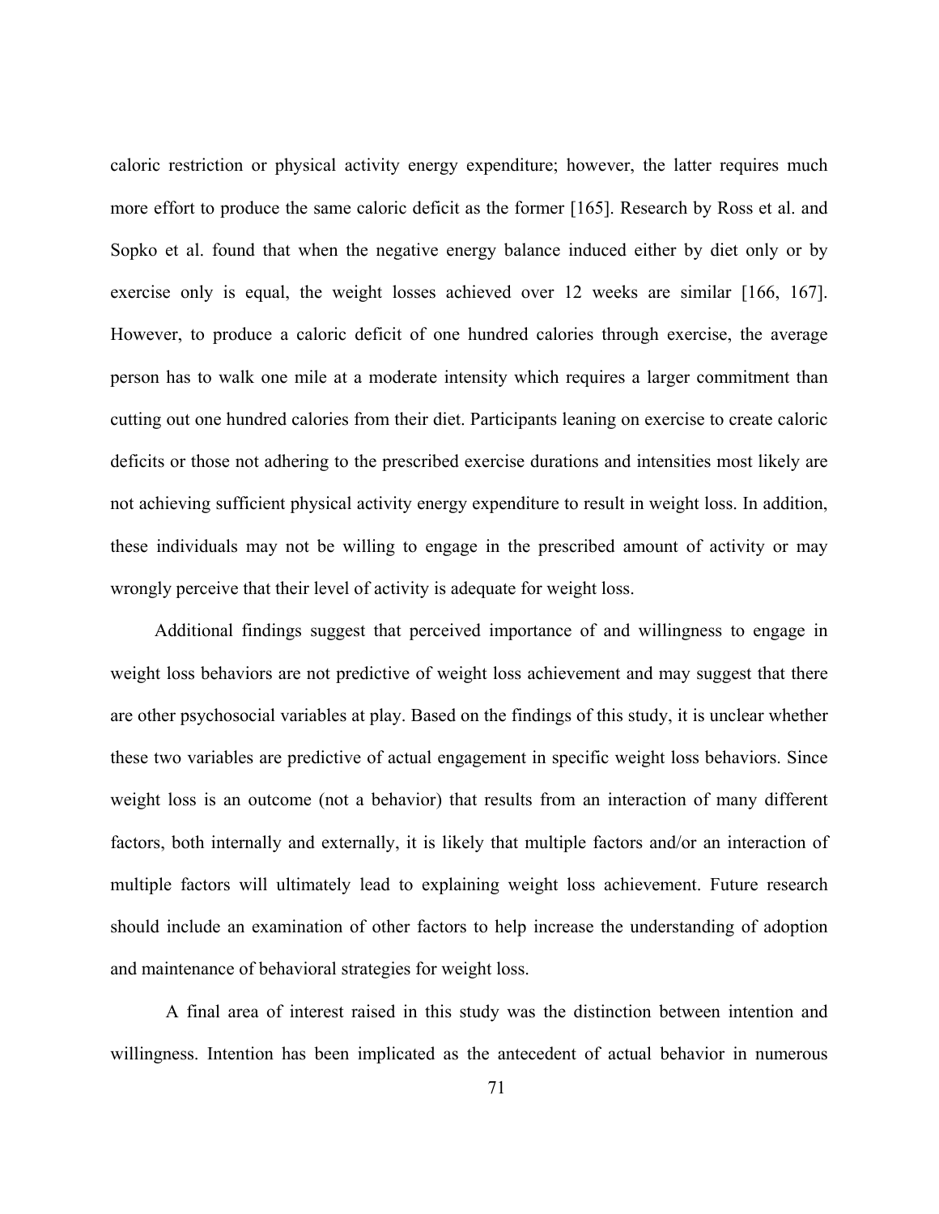caloric restriction or physical activity energy expenditure; however, the latter requires much more effort to produce the same caloric deficit as the former [165]. Research by Ross et al. and Sopko et al. found that when the negative energy balance induced either by diet only or by exercise only is equal, the weight losses achieved over 12 weeks are similar [166, 167]. However, to produce a caloric deficit of one hundred calories through exercise, the average person has to walk one mile at a moderate intensity which requires a larger commitment than cutting out one hundred calories from their diet. Participants leaning on exercise to create caloric deficits or those not adhering to the prescribed exercise durations and intensities most likely are not achieving sufficient physical activity energy expenditure to result in weight loss. In addition, these individuals may not be willing to engage in the prescribed amount of activity or may wrongly perceive that their level of activity is adequate for weight loss.

Additional findings suggest that perceived importance of and willingness to engage in weight loss behaviors are not predictive of weight loss achievement and may suggest that there are other psychosocial variables at play. Based on the findings of this study, it is unclear whether these two variables are predictive of actual engagement in specific weight loss behaviors. Since weight loss is an outcome (not a behavior) that results from an interaction of many different factors, both internally and externally, it is likely that multiple factors and/or an interaction of multiple factors will ultimately lead to explaining weight loss achievement. Future research should include an examination of other factors to help increase the understanding of adoption and maintenance of behavioral strategies for weight loss.

A final area of interest raised in this study was the distinction between intention and willingness. Intention has been implicated as the antecedent of actual behavior in numerous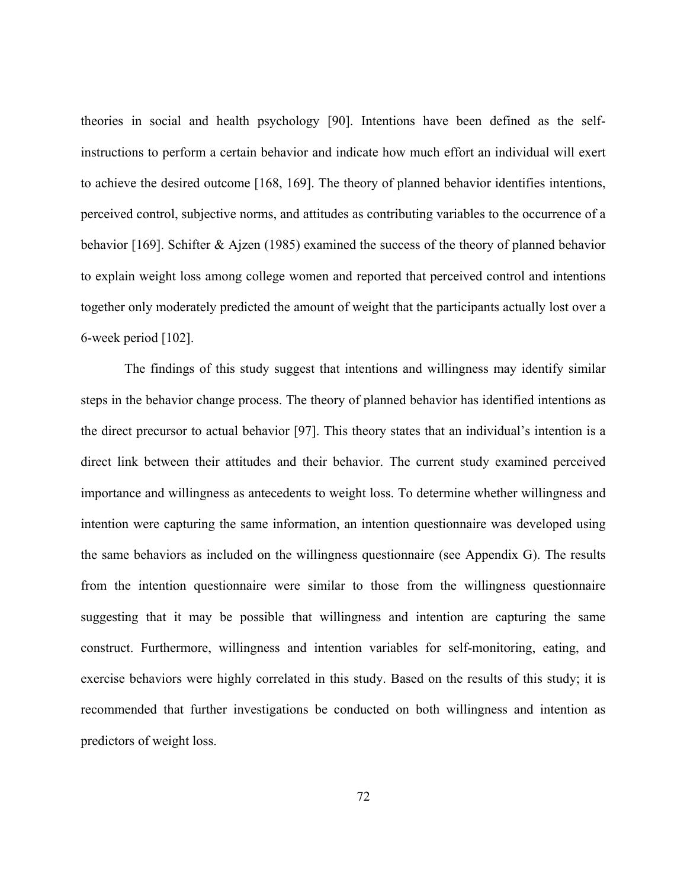theories in social and health psychology [90]. Intentions have been defined as the self-instructions to perform a certain behavior and indicate how much effort an individual will exert to achieve the desired outcome [168, 169]. The theory of planned behavior identifies intentions, perceived control, subjective norms, and attitudes as contributing variables to the occurrence of a behavior [169]. Schifter & Ajzen (1985) examined the success of the theory of planned behavior to explain weight loss among college women and reported that perceived control and intentions together only moderately predicted the amount of weight that the participants actually lost over a 6-week period [102].

The findings of this study suggest that intentions and willingness may identify similar steps in the behavior change process. The theory of planned behavior has identified intentions as the direct precursor to actual behavior [97]. This theory states that an individual's intention is a direct link between their attitudes and their behavior. The current study examined perceived importance and willingness as antecedents to weight loss. To determine whether willingness and intention were capturing the same information, an intention questionnaire was developed using the same behaviors as included on the willingness questionnaire (see Appendix G). The results from the intention questionnaire were similar to those from the willingness questionnaire suggesting that it may be possible that willingness and intention are capturing the same construct. Furthermore, willingness and intention variables for self-monitoring, eating, and exercise behaviors were highly correlated in this study. Based on the results of this study; it is recommended that further investigations be conducted on both willingness and intention as predictors of weight loss.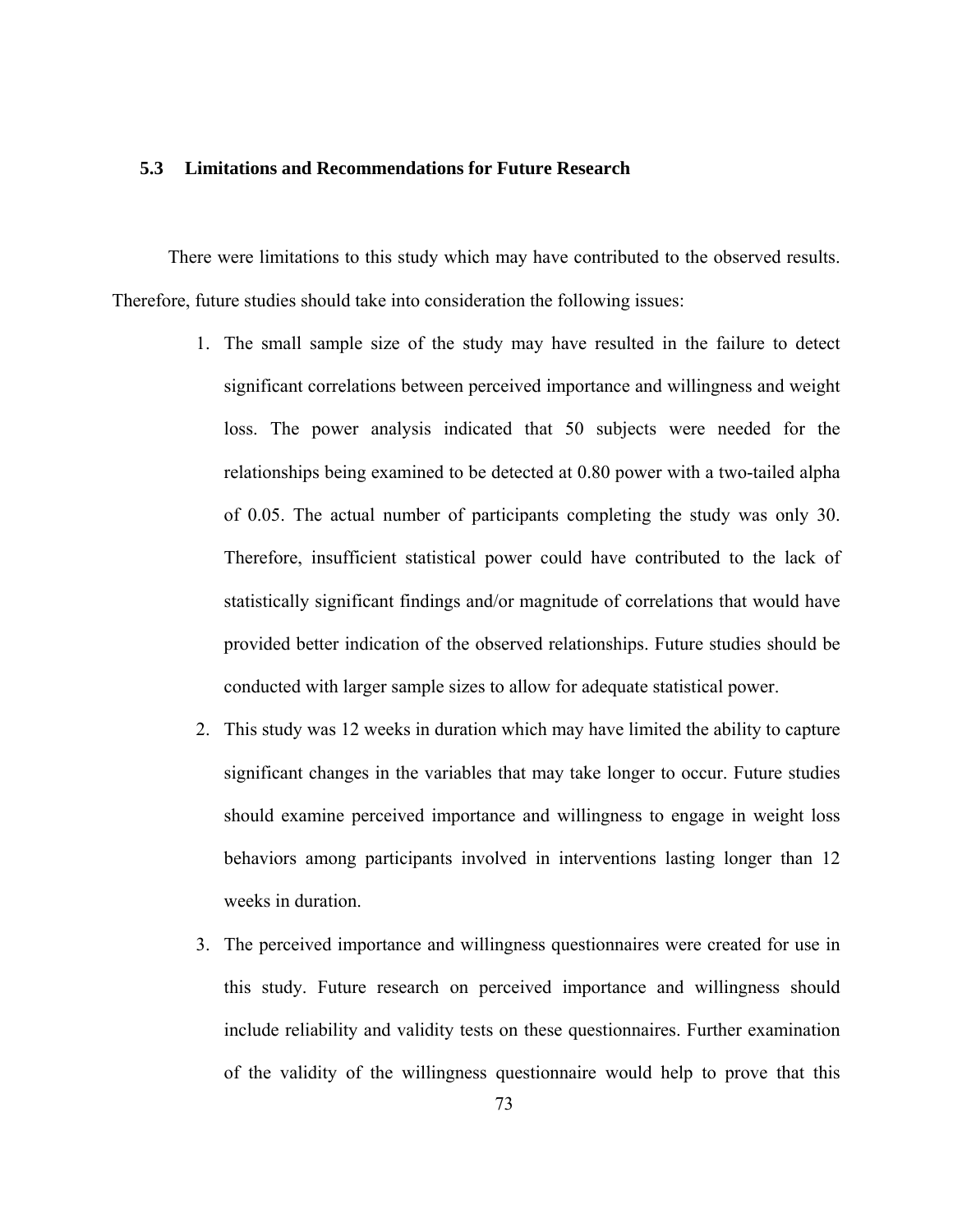## 5.3 Limitations and Recommendations for Future Research

There were limitations to this study which may have contributed to the observed results. Therefore, future studies should take into consideration the following issues:

1. The small sample size of the study may have resulted in the failure to detect significant correlations between perceived importance and willingness and weight loss. The power analysis indicated that 50 subjects were needed for the relationships being examined to be detected at 0.80 power with a two-tailed alpha of 0.05. The actual number of participants completing the study was only 30. Therefore, insufficient statistical power could have contributed to the lack of statistically significant findings and/or magnitude of correlations that would have provided better indication of the observed relationships. Future studies should be conducted with larger sample sizes to allow for adequate statistical power.
2. This study was 12 weeks in duration which may have limited the ability to capture significant changes in the variables that may take longer to occur. Future studies should examine perceived importance and willingness to engage in weight loss behaviors among participants involved in interventions lasting longer than 12 weeks in duration.
3. The perceived importance and willingness questionnaires were created for use in this study. Future research on perceived importance and willingness should include reliability and validity tests on these questionnaires. Further examination of the validity of the willingness questionnaire would help to prove that this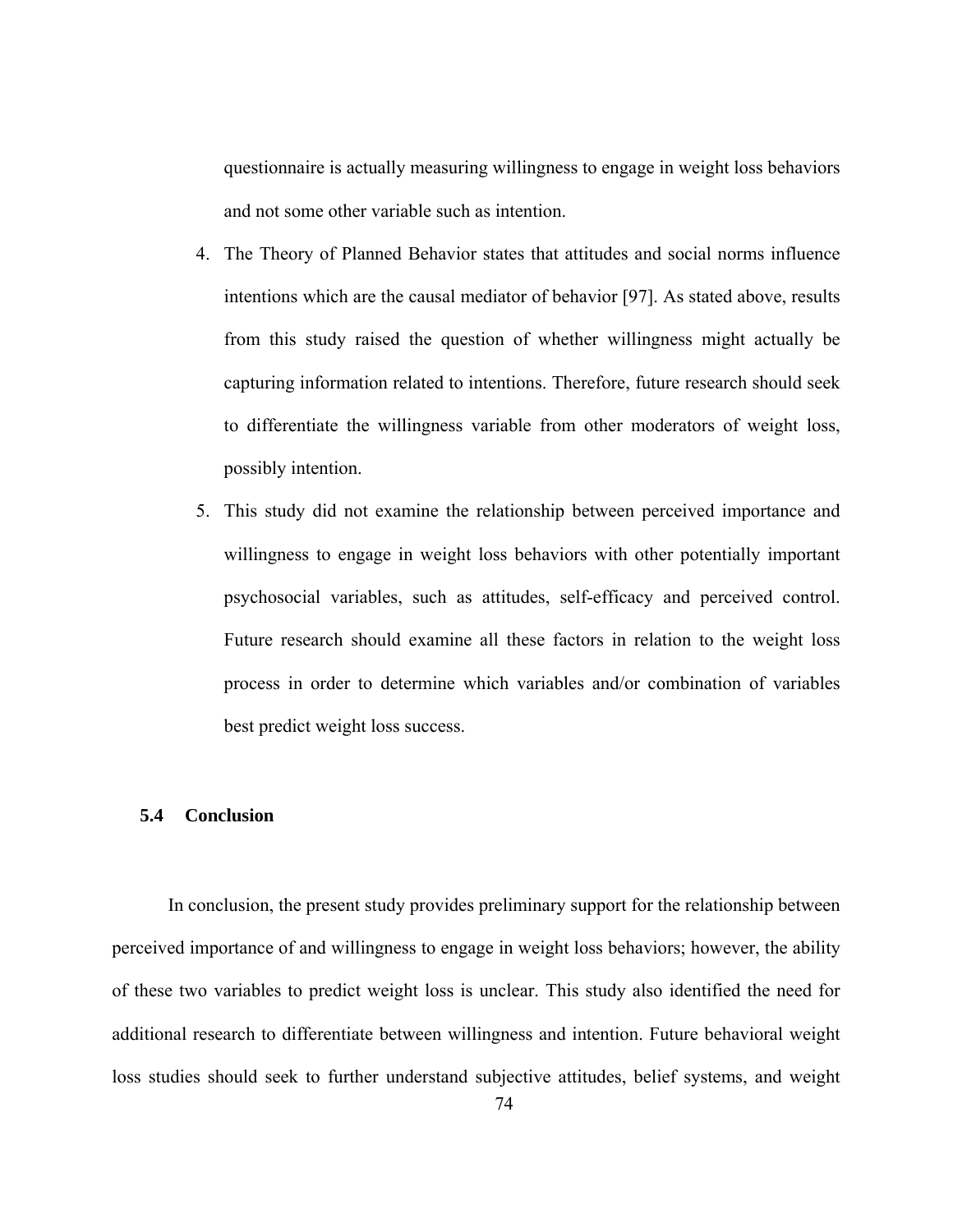questionnaire is actually measuring willingness to engage in weight loss behaviors and not some other variable such as intention.

4. The Theory of Planned Behavior states that attitudes and social norms influence intentions which are the causal mediator of behavior [97]. As stated above, results from this study raised the question of whether willingness might actually be capturing information related to intentions. Therefore, future research should seek to differentiate the willingness variable from other moderators of weight loss, possibly intention.
5. This study did not examine the relationship between perceived importance and willingness to engage in weight loss behaviors with other potentially important psychosocial variables, such as attitudes, self-efficacy and perceived control. Future research should examine all these factors in relation to the weight loss process in order to determine which variables and/or combination of variables best predict weight loss success.

### 5.4 Conclusion

In conclusion, the present study provides preliminary support for the relationship between perceived importance of and willingness to engage in weight loss behaviors; however, the ability of these two variables to predict weight loss is unclear. This study also identified the need for additional research to differentiate between willingness and intention. Future behavioral weight loss studies should seek to further understand subjective attitudes, belief systems, and weight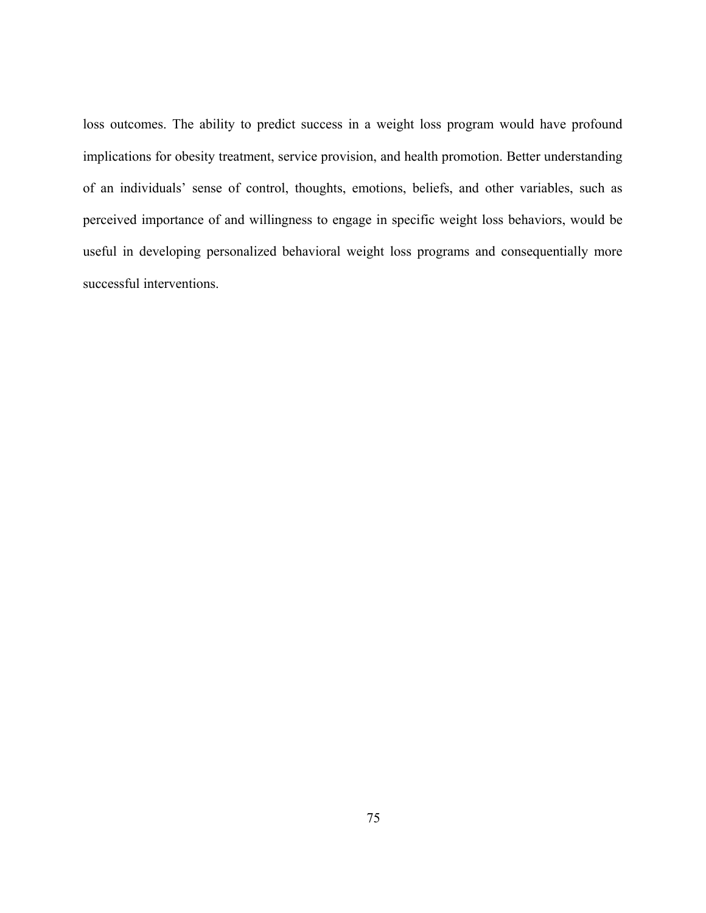loss outcomes. The ability to predict success in a weight loss program would have profound implications for obesity treatment, service provision, and health promotion. Better understanding of an individuals' sense of control, thoughts, emotions, beliefs, and other variables, such as perceived importance of and willingness to engage in specific weight loss behaviors, would be useful in developing personalized behavioral weight loss programs and consequentially more successful interventions.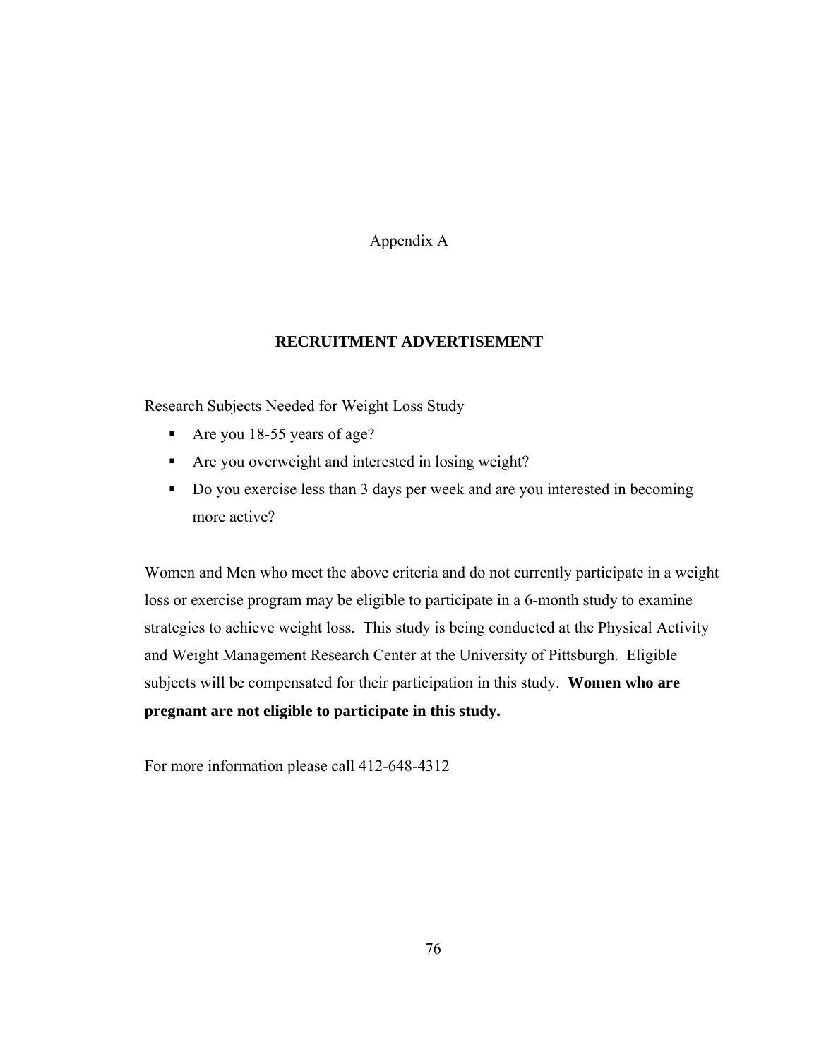# Appendix A

## RECRUITMENT ADVERTISEMENT

Research Subjects Needed for Weight Loss Study

- Are you 18-55 years of age?
- Are you overweight and interested in losing weight?
- Do you exercise less than 3 days per week and are you interested in becoming more active?

Women and Men who meet the above criteria and do not currently participate in a weight loss or exercise program may be eligible to participate in a 6-month study to examine strategies to achieve weight loss. This study is being conducted at the Physical Activity and Weight Management Research Center at the University of Pittsburgh. Eligible subjects will be compensated for their participation in this study. **Women who are pregnant are not eligible to participate in this study.**

For more information please call 412-648-4312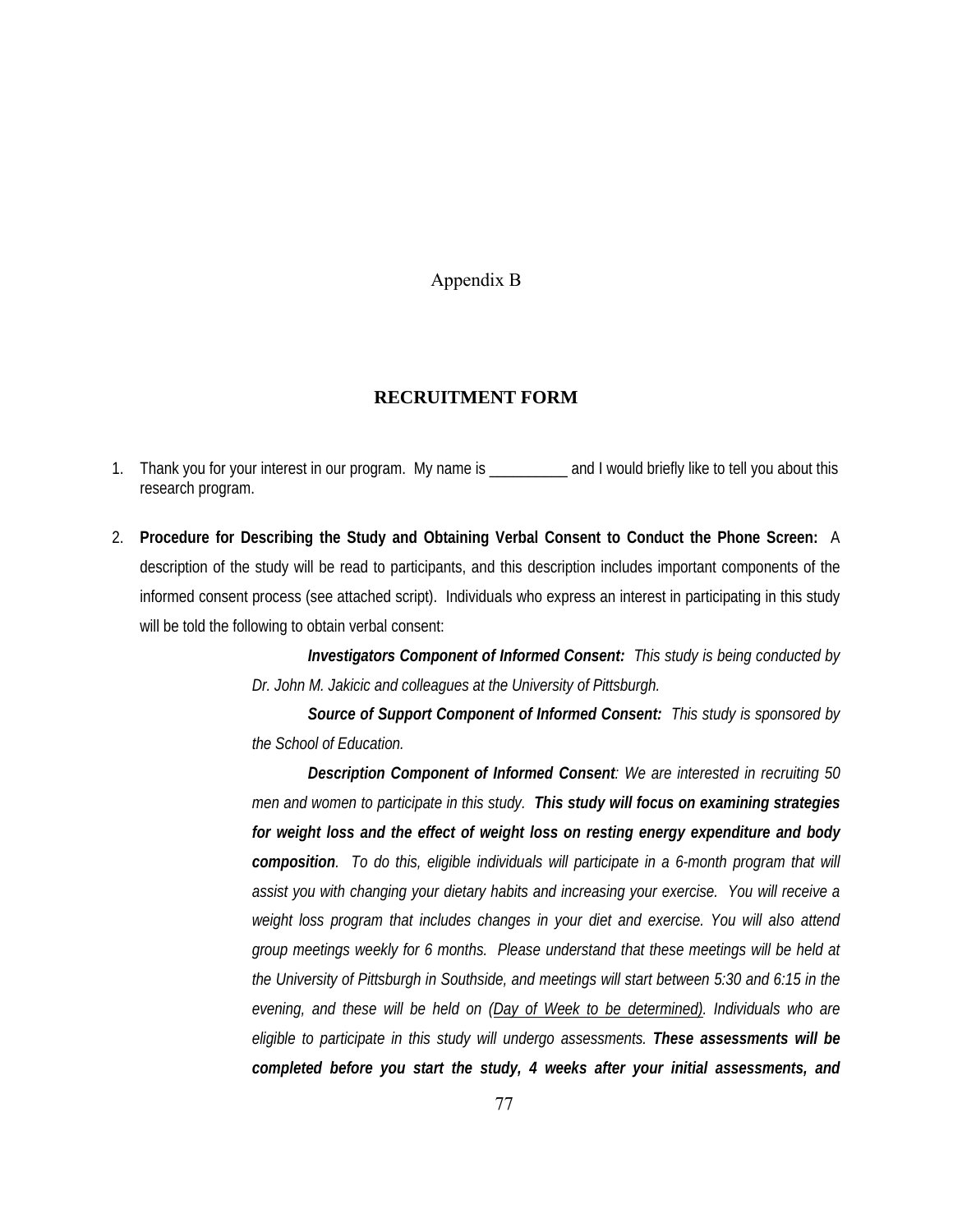Appendix B

## RECRUITMENT FORM

1. Thank you for your interest in our program. My name is __________ and I would briefly like to tell you about this research program.

2. **Procedure for Describing the Study and Obtaining Verbal Consent to Conduct the Phone Screen:** A description of the study will be read to participants, and this description includes important components of the informed consent process (see attached script). Individuals who express an interest in participating in this study will be told the following to obtain verbal consent:

   ***Investigators Component of Informed Consent:*** *This study is being conducted by Dr. John M. Jakicic and colleagues at the University of Pittsburgh.*

   ***Source of Support Component of Informed Consent:*** *This study is sponsored by the School of Education.*

   ***Description Component of Informed Consent****: We are interested in recruiting 50 men and women to participate in this study.* ***This study will focus on examining strategies for weight loss and the effect of weight loss on resting energy expenditure and body composition****. To do this, eligible individuals will participate in a 6-month program that will assist you with changing your dietary habits and increasing your exercise. You will receive a weight loss program that includes changes in your diet and exercise. You will also attend group meetings weekly for 6 months. Please understand that these meetings will be held at the University of Pittsburgh in Southside, and meetings will start between 5:30 and 6:15 in the evening, and these will be held on (<u>Day of Week to be determined</u>). Individuals who are eligible to participate in this study will undergo assessments.* ***These assessments will be completed before you start the study, 4 weeks after your initial assessments, and***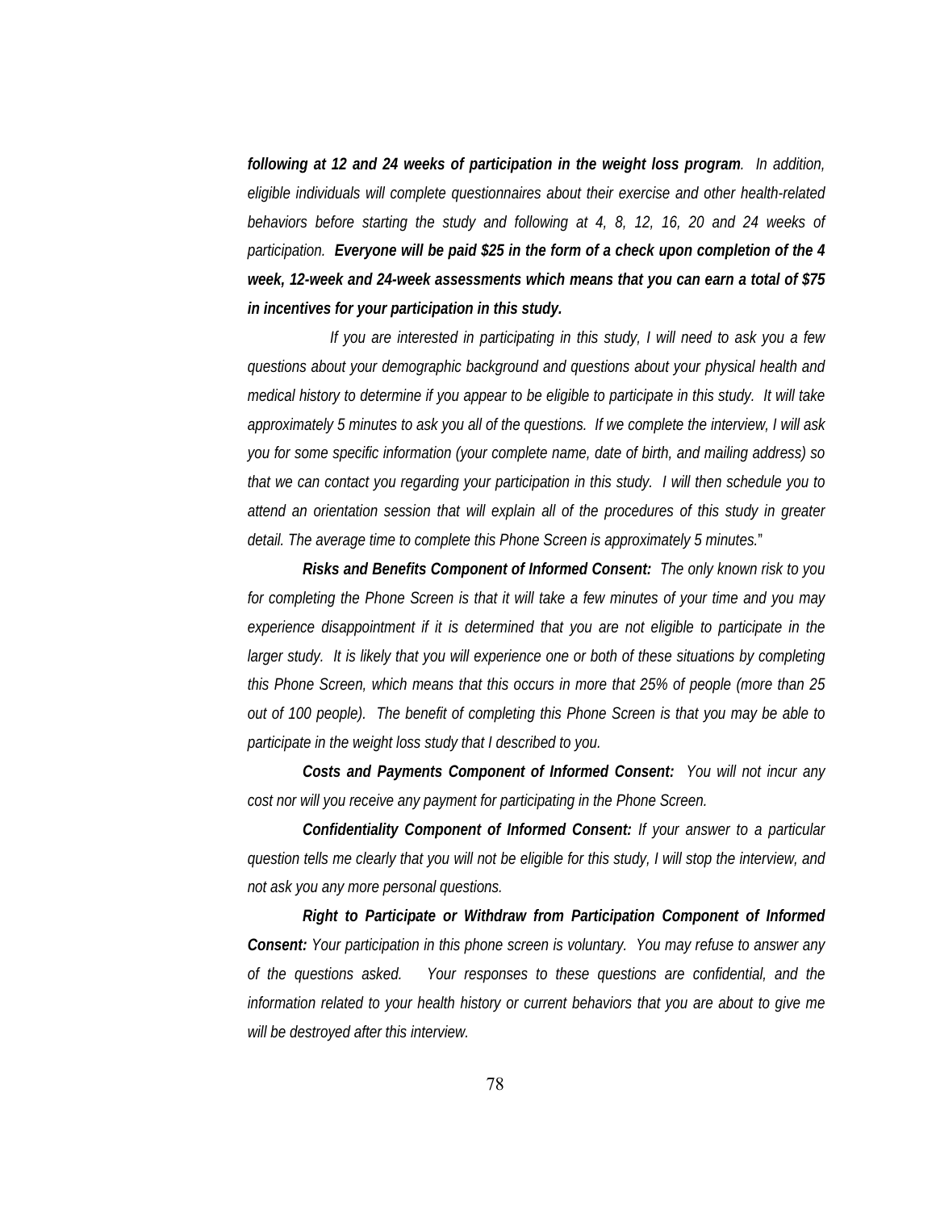***following at 12 and 24 weeks of participation in the weight loss program****. In addition, eligible individuals will complete questionnaires about their exercise and other health-related behaviors before starting the study and following at 4, 8, 12, 16, 20 and 24 weeks of participation.* ***Everyone will be paid $25 in the form of a check upon completion of the 4 week, 12-week and 24-week assessments which means that you can earn a total of $75 in incentives for your participation in this study.***

*If you are interested in participating in this study, I will need to ask you a few questions about your demographic background and questions about your physical health and medical history to determine if you appear to be eligible to participate in this study. It will take approximately 5 minutes to ask you all of the questions. If we complete the interview, I will ask you for some specific information (your complete name, date of birth, and mailing address) so that we can contact you regarding your participation in this study. I will then schedule you to attend an orientation session that will explain all of the procedures of this study in greater detail. The average time to complete this Phone Screen is approximately 5 minutes.*"

***Risks and Benefits Component of Informed Consent:*** *The only known risk to you for completing the Phone Screen is that it will take a few minutes of your time and you may experience disappointment if it is determined that you are not eligible to participate in the larger study. It is likely that you will experience one or both of these situations by completing this Phone Screen, which means that this occurs in more that 25% of people (more than 25 out of 100 people). The benefit of completing this Phone Screen is that you may be able to participate in the weight loss study that I described to you.*

***Costs and Payments Component of Informed Consent:*** *You will not incur any cost nor will you receive any payment for participating in the Phone Screen.*

***Confidentiality Component of Informed Consent:*** *If your answer to a particular question tells me clearly that you will not be eligible for this study, I will stop the interview, and not ask you any more personal questions.*

***Right to Participate or Withdraw from Participation Component of Informed Consent:*** *Your participation in this phone screen is voluntary. You may refuse to answer any of the questions asked. Your responses to these questions are confidential, and the information related to your health history or current behaviors that you are about to give me will be destroyed after this interview.*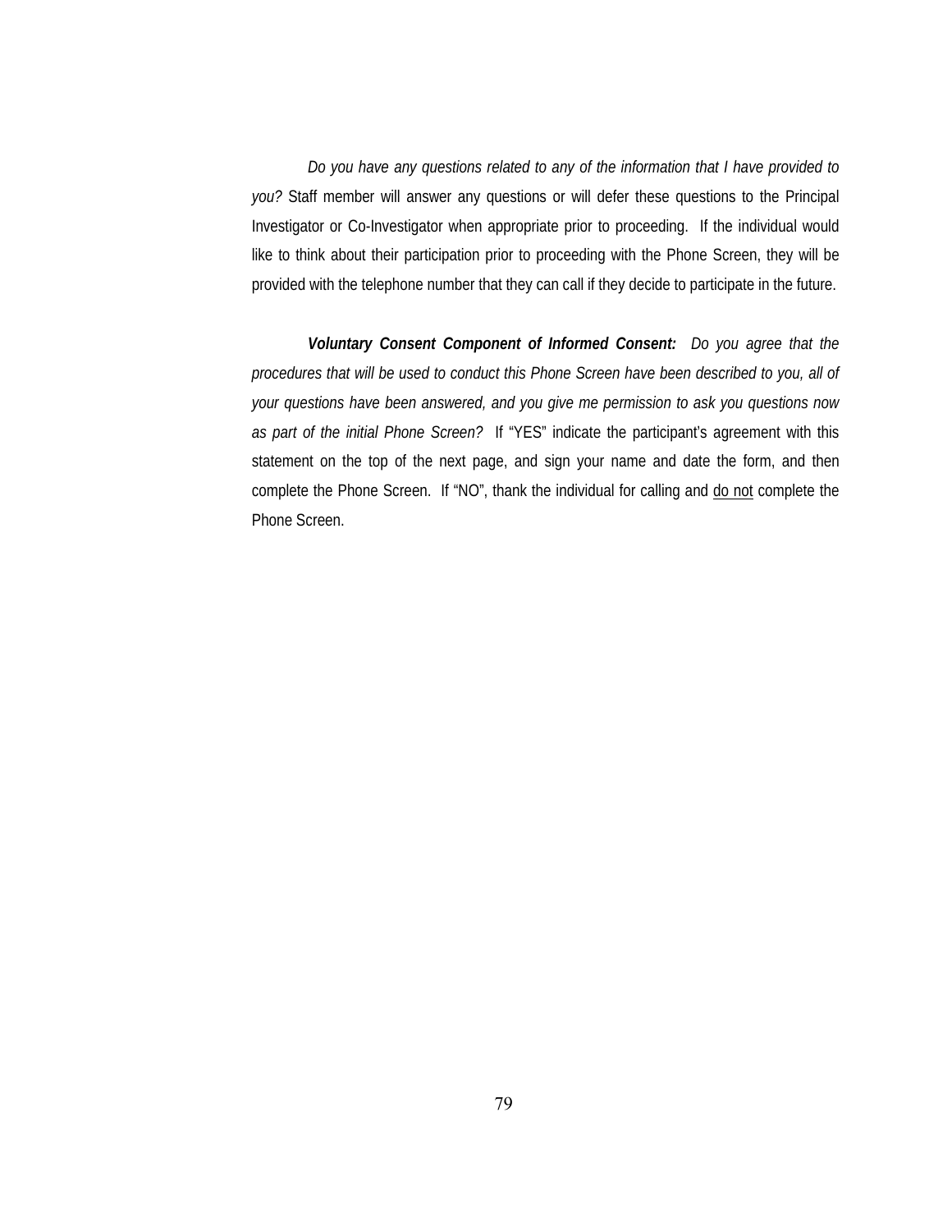*Do you have any questions related to any of the information that I have provided to you?* Staff member will answer any questions or will defer these questions to the Principal Investigator or Co-Investigator when appropriate prior to proceeding. If the individual would like to think about their participation prior to proceeding with the Phone Screen, they will be provided with the telephone number that they can call if they decide to participate in the future.

***Voluntary Consent Component of Informed Consent:*** *Do you agree that the procedures that will be used to conduct this Phone Screen have been described to you, all of your questions have been answered, and you give me permission to ask you questions now as part of the initial Phone Screen?* If "YES" indicate the participant's agreement with this statement on the top of the next page, and sign your name and date the form, and then complete the Phone Screen. If "NO", thank the individual for calling and <u>do not</u> complete the Phone Screen.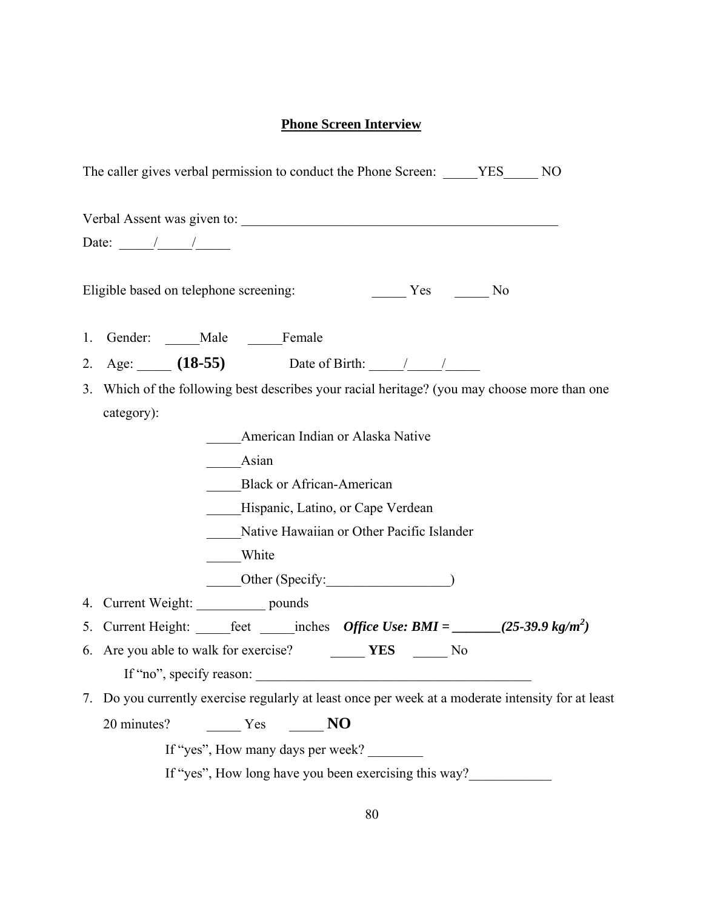**Phone Screen Interview**

The caller gives verbal permission to conduct the Phone Screen: _____YES_____ NO

Verbal Assent was given to: _________________________________________________

Date: _____/_____/_____

Eligible based on telephone screening: _____ Yes _____ No

1. Gender: _____Male _____Female
2. Age: _____ **(18-55)** Date of Birth: _____/_____/_____
3. Which of the following best describes your racial heritage? (you may choose more than one category):

   _____American Indian or Alaska Native

   _____Asian

   _____Black or African-American

   _____Hispanic, Latino, or Cape Verdean

   _____Native Hawaiian or Other Pacific Islander

   _____White

   _____Other (Specify:__________________)

4. Current Weight: __________ pounds
5. Current Height: _____feet _____inches ***Office Use: BMI = _______(25-39.9 kg/m²)***
6. Are you able to walk for exercise? _____ **YES** _____ No

   If "no", specify reason: _________________________________________

7. Do you currently exercise regularly at least once per week at a moderate intensity for at least 20 minutes? _____ Yes _____ **NO**

   If "yes", How many days per week? ________

   If "yes", How long have you been exercising this way?____________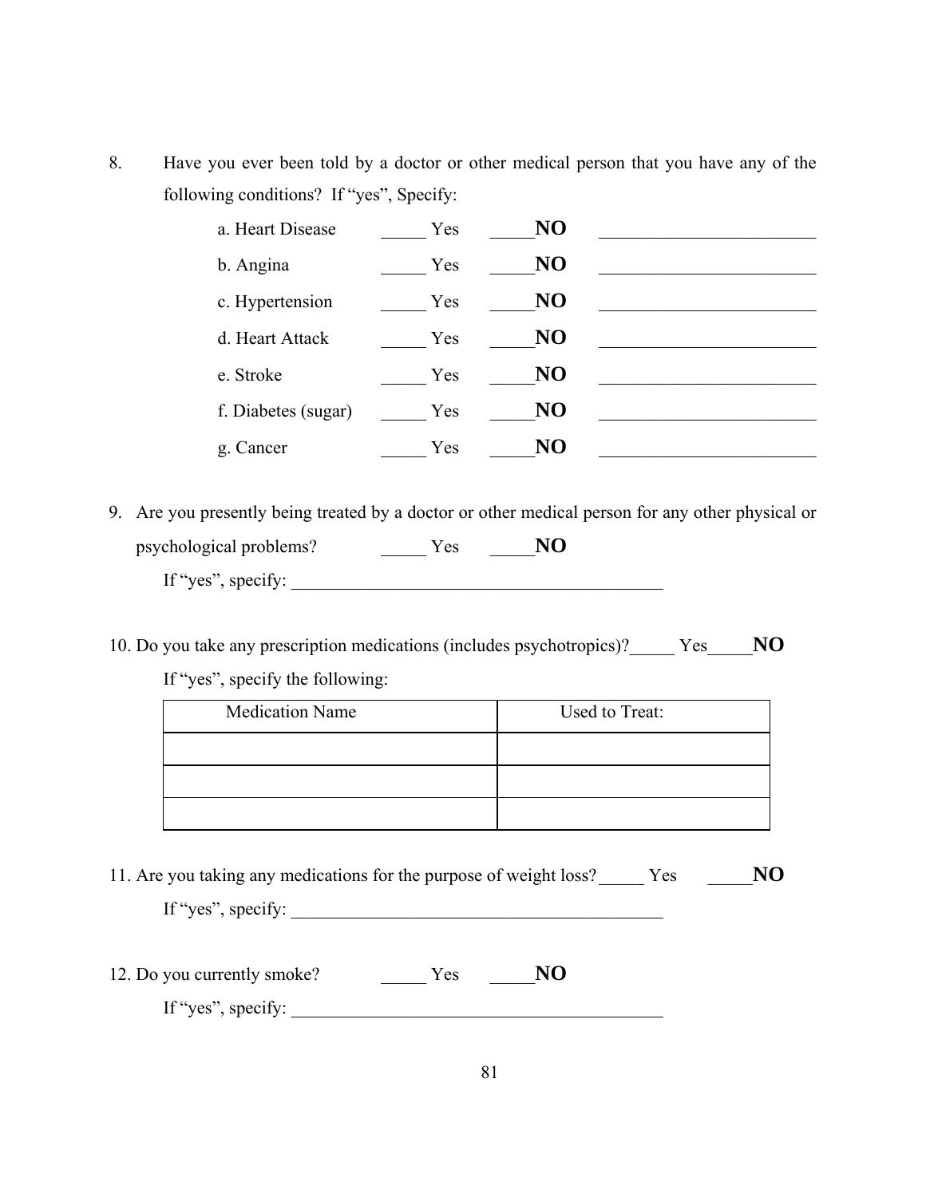8. Have you ever been told by a doctor or other medical person that you have any of the following conditions? If "yes", Specify:

   a. Heart Disease _____ Yes _____**NO** ________________________

   b. Angina _____ Yes _____**NO** ________________________

   c. Hypertension _____ Yes _____**NO** ________________________

   d. Heart Attack _____ Yes _____**NO** ________________________

   e. Stroke _____ Yes _____**NO** ________________________

   f. Diabetes (sugar) _____ Yes _____**NO** ________________________

   g. Cancer _____ Yes _____**NO** ________________________

9. Are you presently being treated by a doctor or other medical person for any other physical or psychological problems? _____ Yes _____**NO**

   If "yes", specify: ___________________________________________

10. Do you take any prescription medications (includes psychotropics)?_____ Yes_____**NO**

    If "yes", specify the following:

| Medication Name | Used to Treat: |
|---|---|
| | |
| | |
| | |

11. Are you taking any medications for the purpose of weight loss?_____ Yes _____**NO**

    If "yes", specify: ___________________________________________

12. Do you currently smoke? _____ Yes _____**NO**

    If "yes", specify: ___________________________________________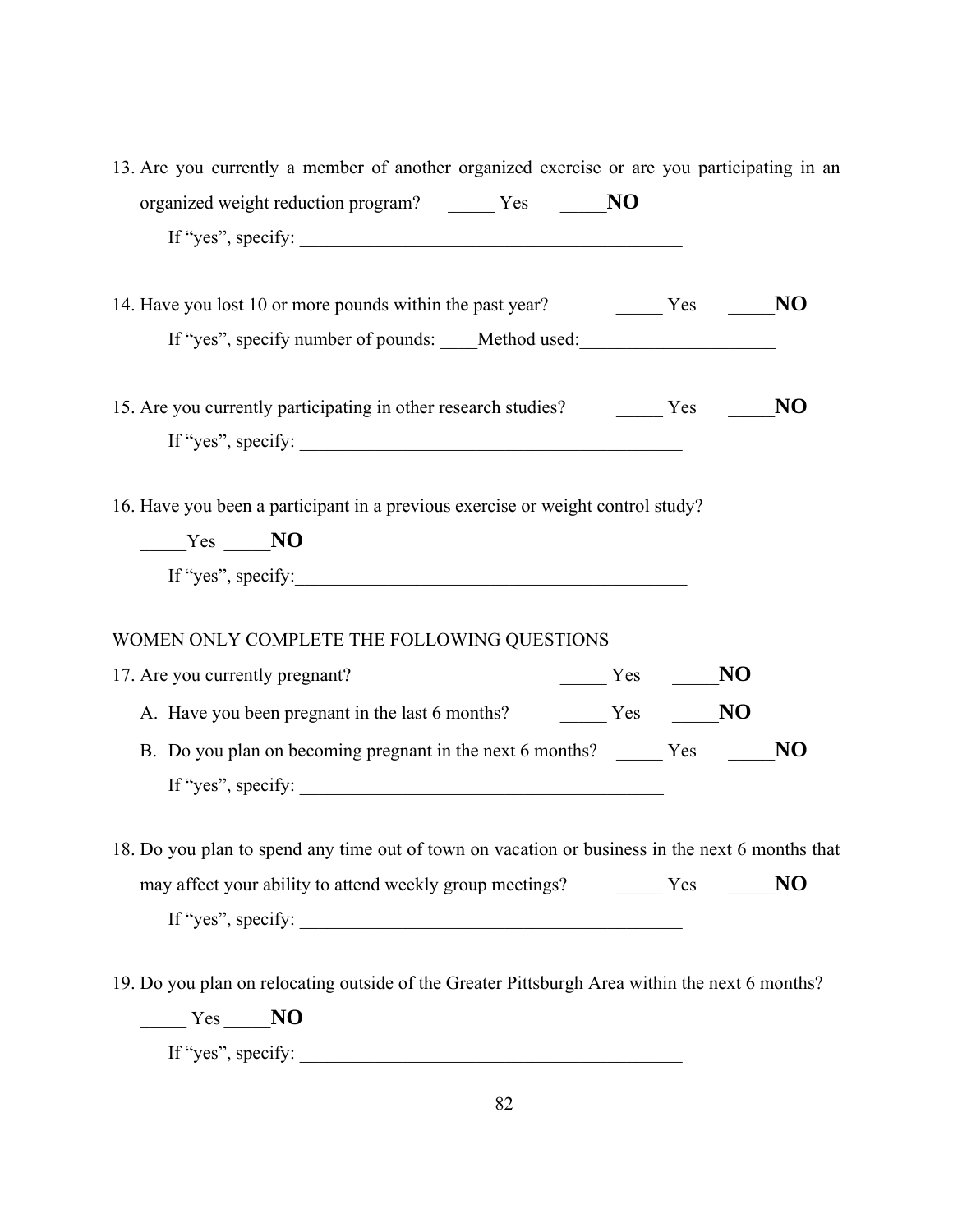13. Are you currently a member of another organized exercise or are you participating in an organized weight reduction program? _____ Yes _____**NO**

    If "yes", specify: ___________________________________________

14. Have you lost 10 or more pounds within the past year? _____ Yes _____**NO**

    If "yes", specify number of pounds: ____Method used:_____________________

15. Are you currently participating in other research studies? _____ Yes _____**NO**

    If "yes", specify: ___________________________________________

16. Have you been a participant in a previous exercise or weight control study?

    _____Yes _____**NO**

    If "yes", specify:___________________________________________

WOMEN ONLY COMPLETE THE FOLLOWING QUESTIONS

17. Are you currently pregnant? _____ Yes _____**NO**

    A. Have you been pregnant in the last 6 months? _____ Yes _____**NO**

    B. Do you plan on becoming pregnant in the next 6 months? _____ Yes _____**NO**

    If "yes", specify: _________________________________________

18. Do you plan to spend any time out of town on vacation or business in the next 6 months that may affect your ability to attend weekly group meetings? _____ Yes _____**NO**

    If "yes", specify: ___________________________________________

19. Do you plan on relocating outside of the Greater Pittsburgh Area within the next 6 months?

    _____ Yes _____**NO**

    If "yes", specify: ___________________________________________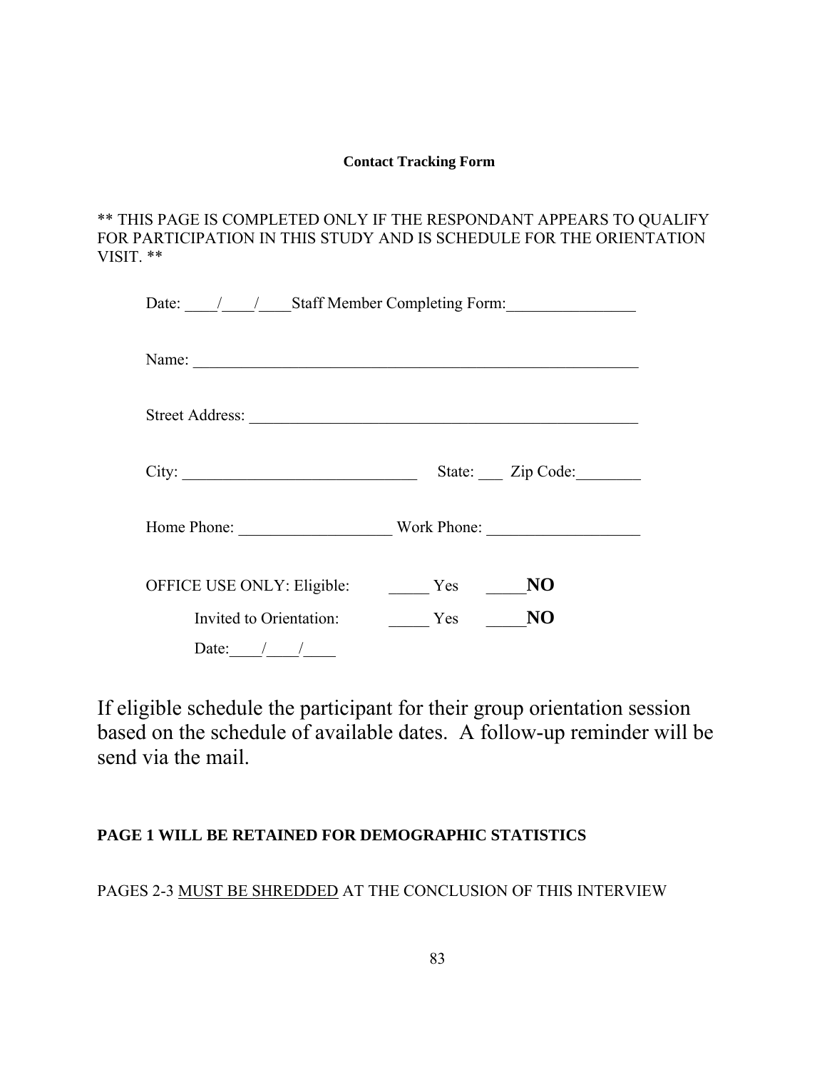**Contact Tracking Form**

** THIS PAGE IS COMPLETED ONLY IF THE RESPONDANT APPEARS TO QUALIFY FOR PARTICIPATION IN THIS STUDY AND IS SCHEDULE FOR THE ORIENTATION VISIT. **

Date: ____/____/____Staff Member Completing Form:________________

Name: _________________________________________________________

Street Address: _________________________________________________

City: _____________________________ State: ___ Zip Code:________

Home Phone: ___________________ Work Phone: ___________________

OFFICE USE ONLY: Eligible: _____ Yes _____**NO**

Invited to Orientation: _____ Yes _____**NO**

Date:____/____/____

If eligible schedule the participant for their group orientation session based on the schedule of available dates. A follow-up reminder will be send via the mail.

**PAGE 1 WILL BE RETAINED FOR DEMOGRAPHIC STATISTICS**

PAGES 2-3 <u>MUST BE SHREDDED</u> AT THE CONCLUSION OF THIS INTERVIEW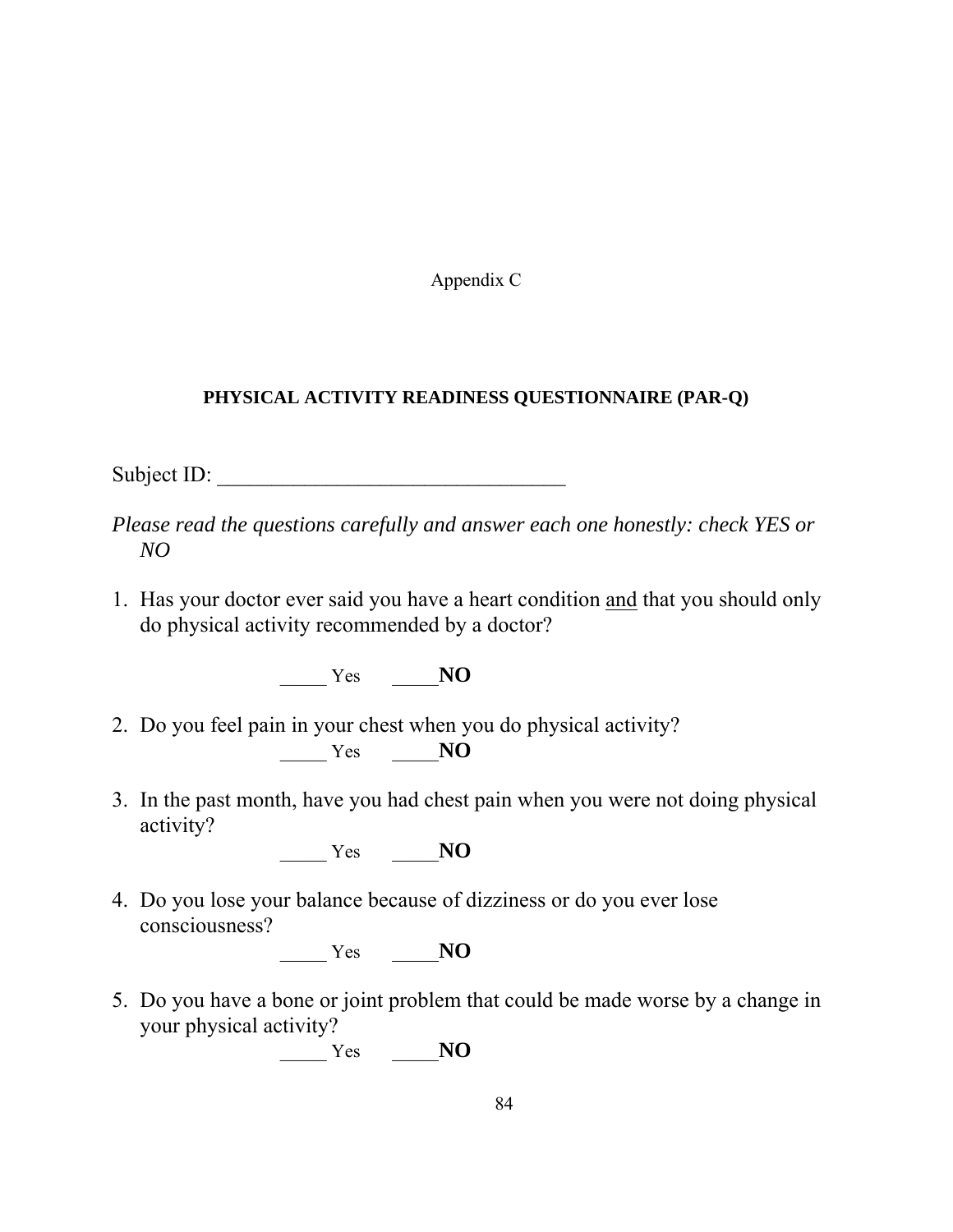Appendix C

## PHYSICAL ACTIVITY READINESS QUESTIONNAIRE (PAR-Q)

Subject ID: ________________________________

*Please read the questions carefully and answer each one honestly: check YES or NO*

1. Has your doctor ever said you have a heart condition <u>and</u> that you should only do physical activity recommended by a doctor?

   _____ Yes      _____**NO**

2. Do you feel pain in your chest when you do physical activity?

   _____ Yes      _____**NO**

3. In the past month, have you had chest pain when you were not doing physical activity?

   _____ Yes      _____**NO**

4. Do you lose your balance because of dizziness or do you ever lose consciousness?

   _____ Yes      _____**NO**

5. Do you have a bone or joint problem that could be made worse by a change in your physical activity?

   _____ Yes      _____**NO**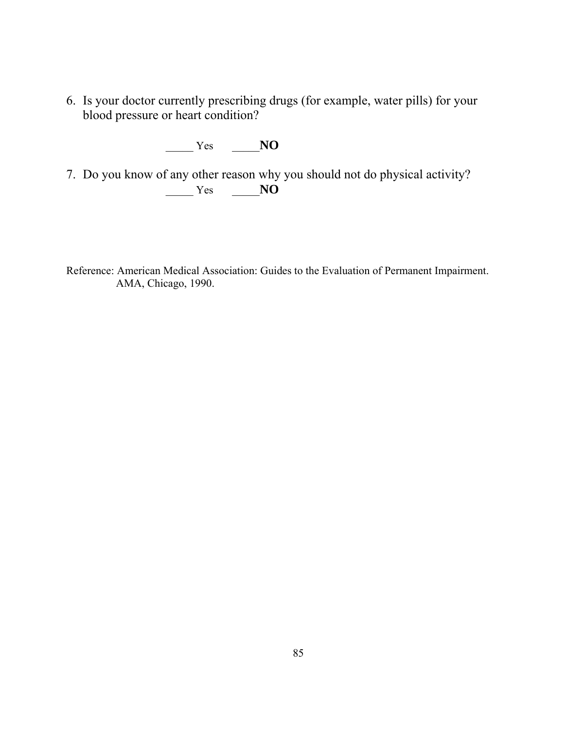6. Is your doctor currently prescribing drugs (for example, water pills) for your blood pressure or heart condition?

   _____ Yes     _____**NO**

7. Do you know of any other reason why you should not do physical activity?

   _____ Yes     _____**NO**

Reference: American Medical Association: Guides to the Evaluation of Permanent Impairment. AMA, Chicago, 1990.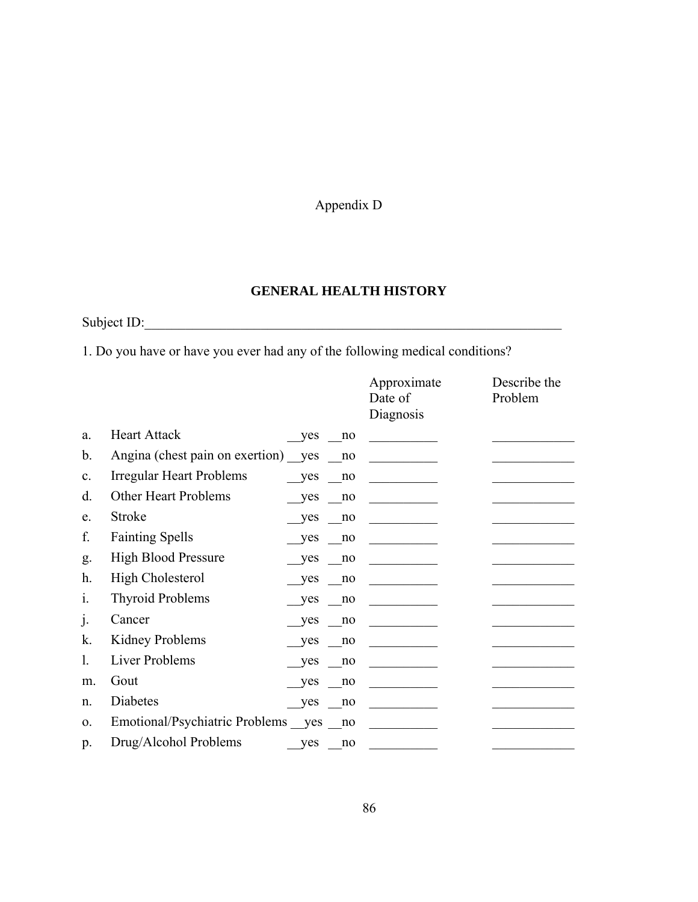Appendix D

## GENERAL HEALTH HISTORY

Subject ID:\_\_\_\_\_\_\_\_\_\_\_\_\_\_\_\_\_\_\_\_\_\_\_\_\_\_\_\_\_\_\_\_\_\_\_\_\_\_\_\_\_\_\_\_\_\_\_\_\_\_\_\_\_\_\_\_\_\_\_\_\_\_

1. Do you have or have you ever had any of the following medical conditions?

| | | | Approximate Date of Diagnosis | Describe the Problem |
|---|---|---|---|---|
| a. | Heart Attack | __yes __no | __________ | ____________ |
| b. | Angina (chest pain on exertion) | __yes __no | __________ | ____________ |
| c. | Irregular Heart Problems | __yes __no | __________ | ____________ |
| d. | Other Heart Problems | __yes __no | __________ | ____________ |
| e. | Stroke | __yes __no | __________ | ____________ |
| f. | Fainting Spells | __yes __no | __________ | ____________ |
| g. | High Blood Pressure | __yes __no | __________ | ____________ |
| h. | High Cholesterol | __yes __no | __________ | ____________ |
| i. | Thyroid Problems | __yes __no | __________ | ____________ |
| j. | Cancer | __yes __no | __________ | ____________ |
| k. | Kidney Problems | __yes __no | __________ | ____________ |
| l. | Liver Problems | __yes __no | __________ | ____________ |
| m. | Gout | __yes __no | __________ | ____________ |
| n. | Diabetes | __yes __no | __________ | ____________ |
| o. | Emotional/Psychiatric Problems | __yes __no | __________ | ____________ |
| p. | Drug/Alcohol Problems | __yes __no | __________ | ____________ |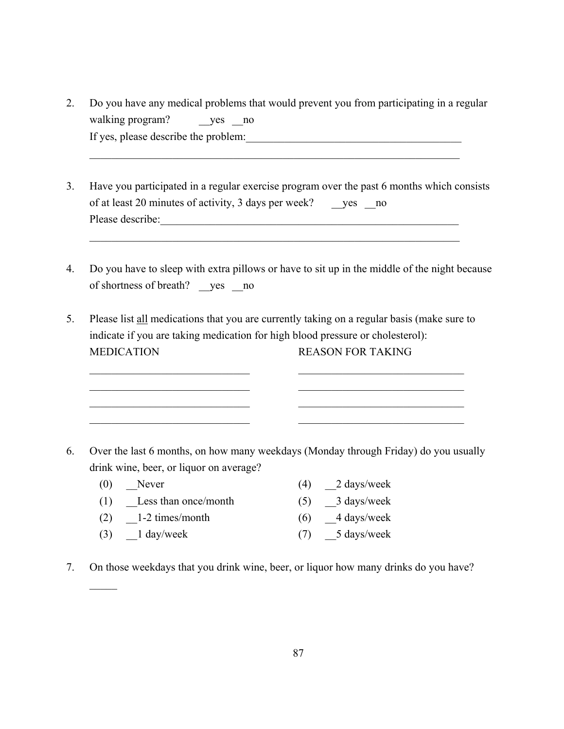2. Do you have any medical problems that would prevent you from participating in a regular walking program? __yes __no
   If yes, please describe the problem:________________________________________
   ________________________________________________________________________

3. Have you participated in a regular exercise program over the past 6 months which consists of at least 20 minutes of activity, 3 days per week? __yes __no
   Please describe:________________________________________________________
   ________________________________________________________________________

4. Do you have to sleep with extra pillows or have to sit up in the middle of the night because of shortness of breath? __yes __no

5. Please list <u>all</u> medications that you are currently taking on a regular basis (make sure to indicate if you are taking medication for high blood pressure or cholesterol):

| MEDICATION | REASON FOR TAKING |
|---|---|
| ______________________________ | ______________________________ |
| ______________________________ | ______________________________ |
| ______________________________ | ______________________________ |
| ______________________________ | ______________________________ |

6. Over the last 6 months, on how many weekdays (Monday through Friday) do you usually drink wine, beer, or liquor on average?

| | | | |
|---|---|---|---|
| (0) | __Never | (4) | __2 days/week |
| (1) | __Less than once/month | (5) | __3 days/week |
| (2) | __1-2 times/month | (6) | __4 days/week |
| (3) | __1 day/week | (7) | __5 days/week |

7. On those weekdays that you drink wine, beer, or liquor how many drinks do you have?
   _____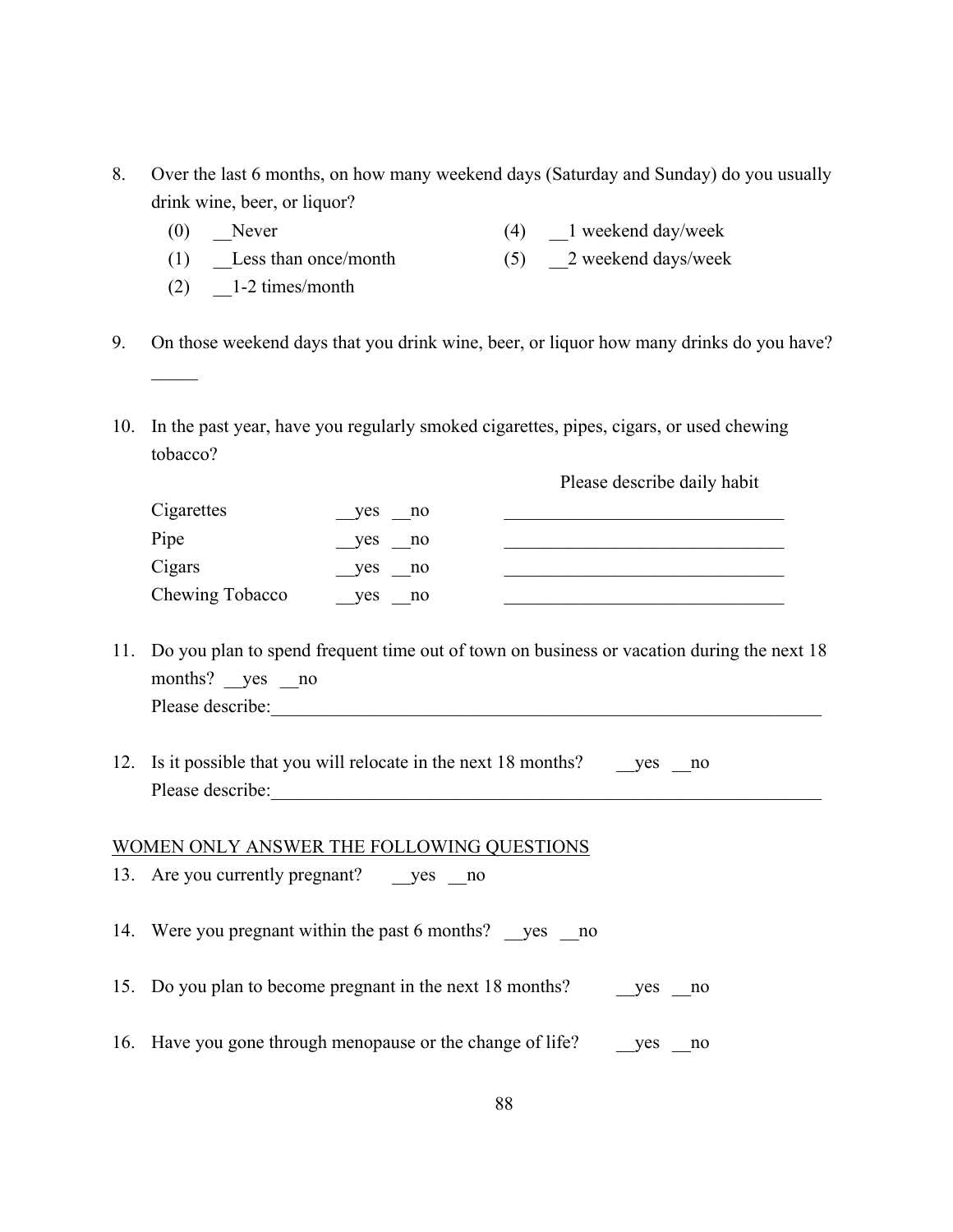8. Over the last 6 months, on how many weekend days (Saturday and Sunday) do you usually drink wine, beer, or liquor?

   (0) __Never
   (1) __Less than once/month
   (2) __1-2 times/month
   (4) __1 weekend day/week
   (5) __2 weekend days/week

9. On those weekend days that you drink wine, beer, or liquor how many drinks do you have? _____

10. In the past year, have you regularly smoked cigarettes, pipes, cigars, or used chewing tobacco?

|  |  | Please describe daily habit |
|---|---|---|
| Cigarettes | __yes __no | _______________________________ |
| Pipe | __yes __no | _______________________________ |
| Cigars | __yes __no | _______________________________ |
| Chewing Tobacco | __yes __no | _______________________________ |

11. Do you plan to spend frequent time out of town on business or vacation during the next 18 months? __yes __no
    Please describe:_______________________________________________________________

12. Is it possible that you will relocate in the next 18 months? __yes __no
    Please describe:_______________________________________________________________

<u>WOMEN ONLY ANSWER THE FOLLOWING QUESTIONS</u>

13. Are you currently pregnant? __yes __no

14. Were you pregnant within the past 6 months? __yes __no

15. Do you plan to become pregnant in the next 18 months? __yes __no

16. Have you gone through menopause or the change of life? __yes __no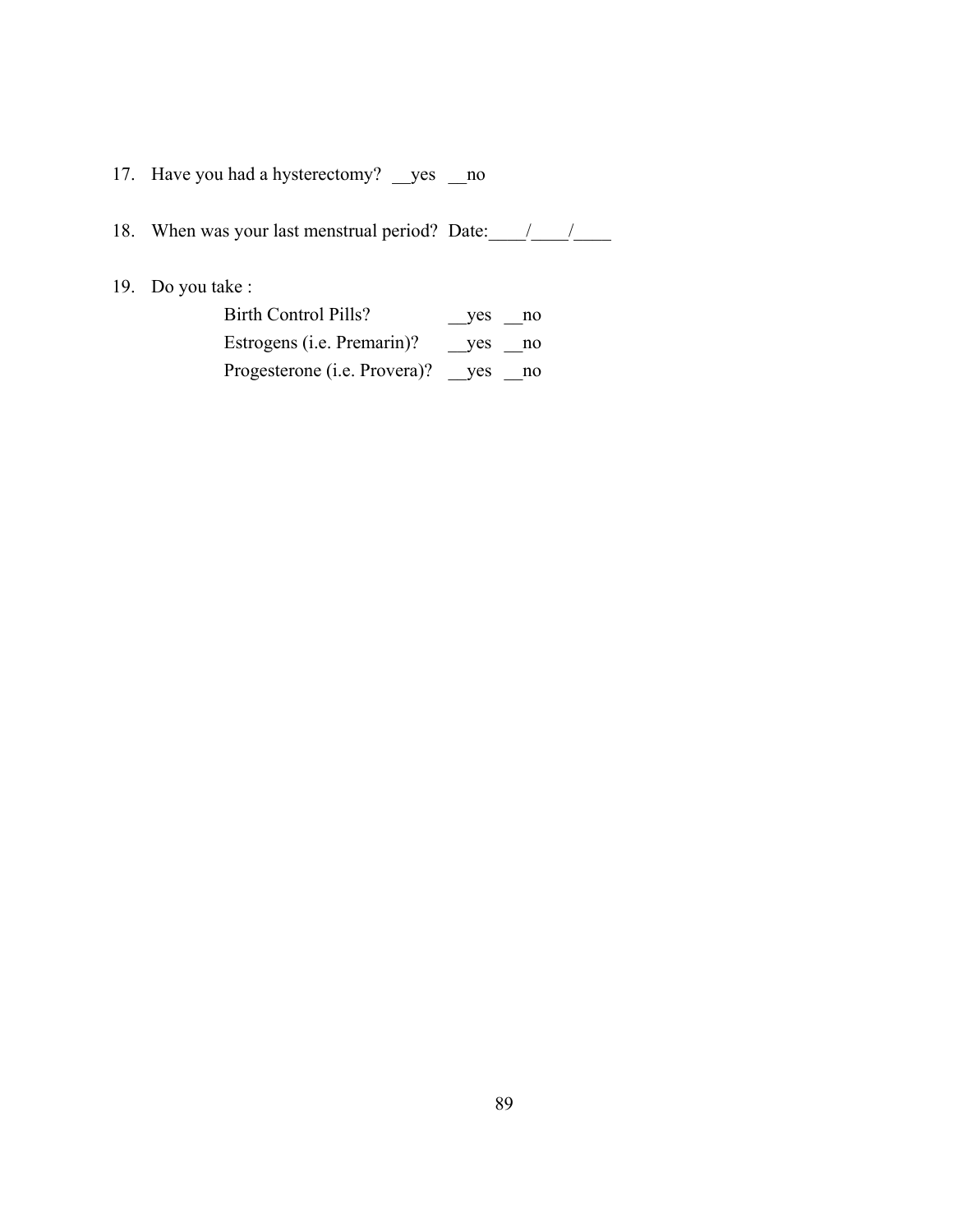17. Have you had a hysterectomy? __yes __no

18. When was your last menstrual period? Date:____/____/____

19. Do you take :

    Birth Control Pills? __yes __no

    Estrogens (i.e. Premarin)? __yes __no

    Progesterone (i.e. Provera)? __yes __no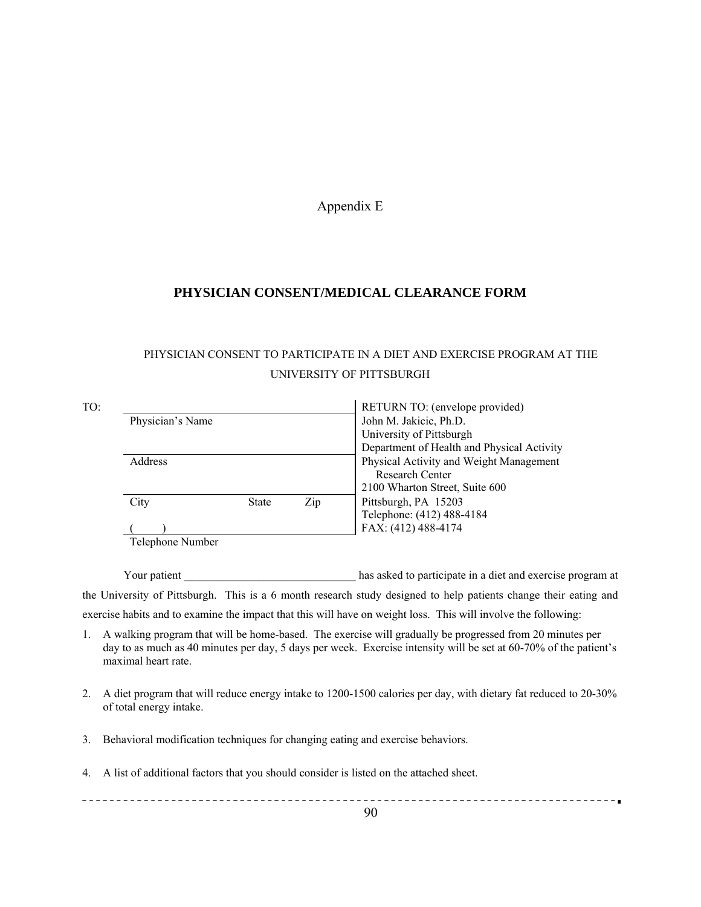Appendix E

# PHYSICIAN CONSENT/MEDICAL CLEARANCE FORM

PHYSICIAN CONSENT TO PARTICIPATE IN A DIET AND EXERCISE PROGRAM AT THE UNIVERSITY OF PITTSBURGH

| TO: | | RETURN TO: (envelope provided) |
|---|---|---|
| | Physician's Name | John M. Jakicic, Ph.D. |
| | | University of Pittsburgh |
| | | Department of Health and Physical Activity |
| | Address | Physical Activity and Weight Management Research Center |
| | | 2100 Wharton Street, Suite 600 |
| | City State Zip | Pittsburgh, PA 15203 |
| | | Telephone: (412) 488-4184 |
| | (    ) | FAX: (412) 488-4174 |
| | Telephone Number | |

Your patient ______________________________ has asked to participate in a diet and exercise program at the University of Pittsburgh. This is a 6 month research study designed to help patients change their eating and exercise habits and to examine the impact that this will have on weight loss. This will involve the following:

1. A walking program that will be home-based. The exercise will gradually be progressed from 20 minutes per day to as much as 40 minutes per day, 5 days per week. Exercise intensity will be set at 60-70% of the patient's maximal heart rate.

2. A diet program that will reduce energy intake to 1200-1500 calories per day, with dietary fat reduced to 20-30% of total energy intake.

3. Behavioral modification techniques for changing eating and exercise behaviors.

4. A list of additional factors that you should consider is listed on the attached sheet.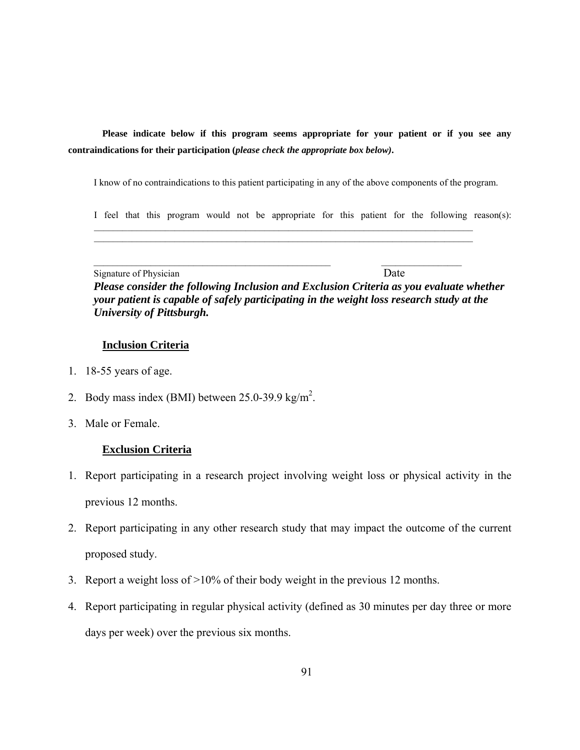**Please indicate below if this program seems appropriate for your patient or if you see any contraindications for their participation (*please check the appropriate box below*).**

I know of no contraindications to this patient participating in any of the above components of the program.

I feel that this program would not be appropriate for this patient for the following reason(s): \_\_\_\_\_\_\_\_\_\_\_\_\_\_\_\_\_\_\_\_\_\_\_\_\_\_\_\_\_\_\_\_\_\_\_\_\_\_\_\_\_\_\_\_\_\_\_\_\_\_\_\_\_\_\_\_\_\_\_\_\_\_\_\_\_\_\_\_\_\_\_\_\_\_\_\_
\_\_\_\_\_\_\_\_\_\_\_\_\_\_\_\_\_\_\_\_\_\_\_\_\_\_\_\_\_\_\_\_\_\_\_\_\_\_\_\_\_\_\_\_\_\_\_\_\_\_\_\_\_\_\_\_\_\_\_\_\_\_\_\_\_\_\_\_\_\_\_\_\_\_\_\_

\_\_\_\_\_\_\_\_\_\_\_\_\_\_\_\_\_\_\_\_\_\_\_\_\_\_\_\_\_\_\_\_\_\_\_\_\_\_\_\_\_\_\_\_\_\_ \_\_\_\_\_\_\_\_\_\_\_\_\_\_\_\_
Signature of Physician Date

***Please consider the following Inclusion and Exclusion Criteria as you evaluate whether your patient is capable of safely participating in the weight loss research study at the University of Pittsburgh.***

**Inclusion Criteria**

1. 18-55 years of age.
2. Body mass index (BMI) between 25.0-39.9 kg/$m^2$.
3. Male or Female.

**Exclusion Criteria**

1. Report participating in a research project involving weight loss or physical activity in the previous 12 months.
2. Report participating in any other research study that may impact the outcome of the current proposed study.
3. Report a weight loss of >10% of their body weight in the previous 12 months.
4. Report participating in regular physical activity (defined as 30 minutes per day three or more days per week) over the previous six months.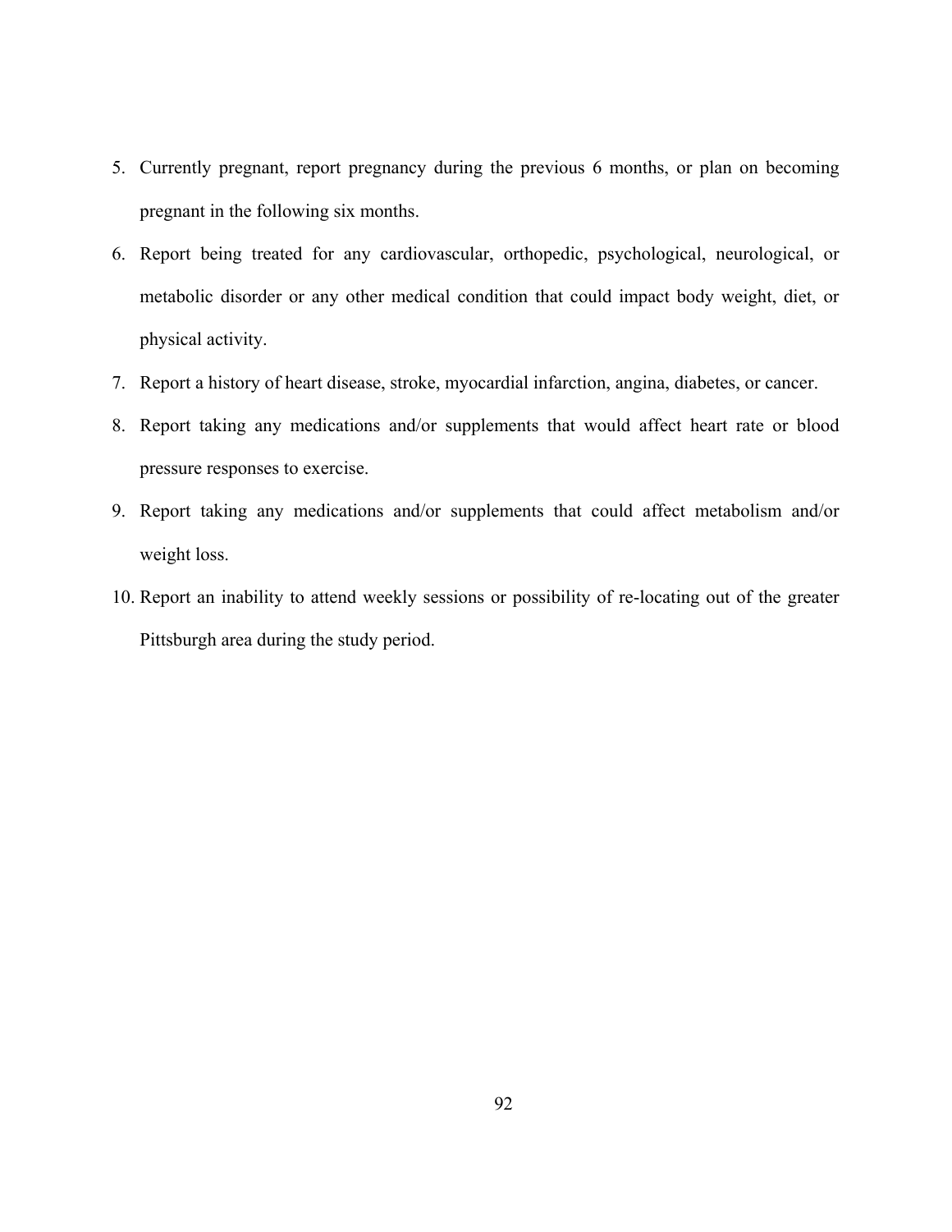5. Currently pregnant, report pregnancy during the previous 6 months, or plan on becoming pregnant in the following six months.
6. Report being treated for any cardiovascular, orthopedic, psychological, neurological, or metabolic disorder or any other medical condition that could impact body weight, diet, or physical activity.
7. Report a history of heart disease, stroke, myocardial infarction, angina, diabetes, or cancer.
8. Report taking any medications and/or supplements that would affect heart rate or blood pressure responses to exercise.
9. Report taking any medications and/or supplements that could affect metabolism and/or weight loss.
10. Report an inability to attend weekly sessions or possibility of re-locating out of the greater Pittsburgh area during the study period.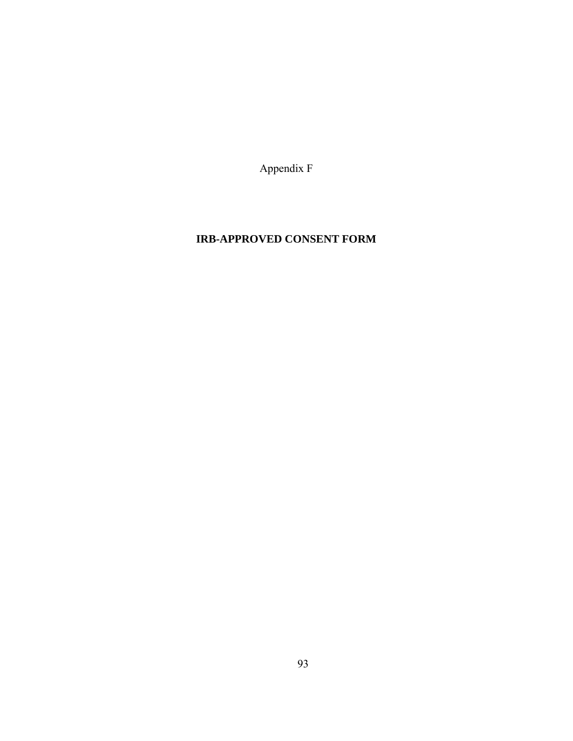Appendix F

**IRB-APPROVED CONSENT FORM**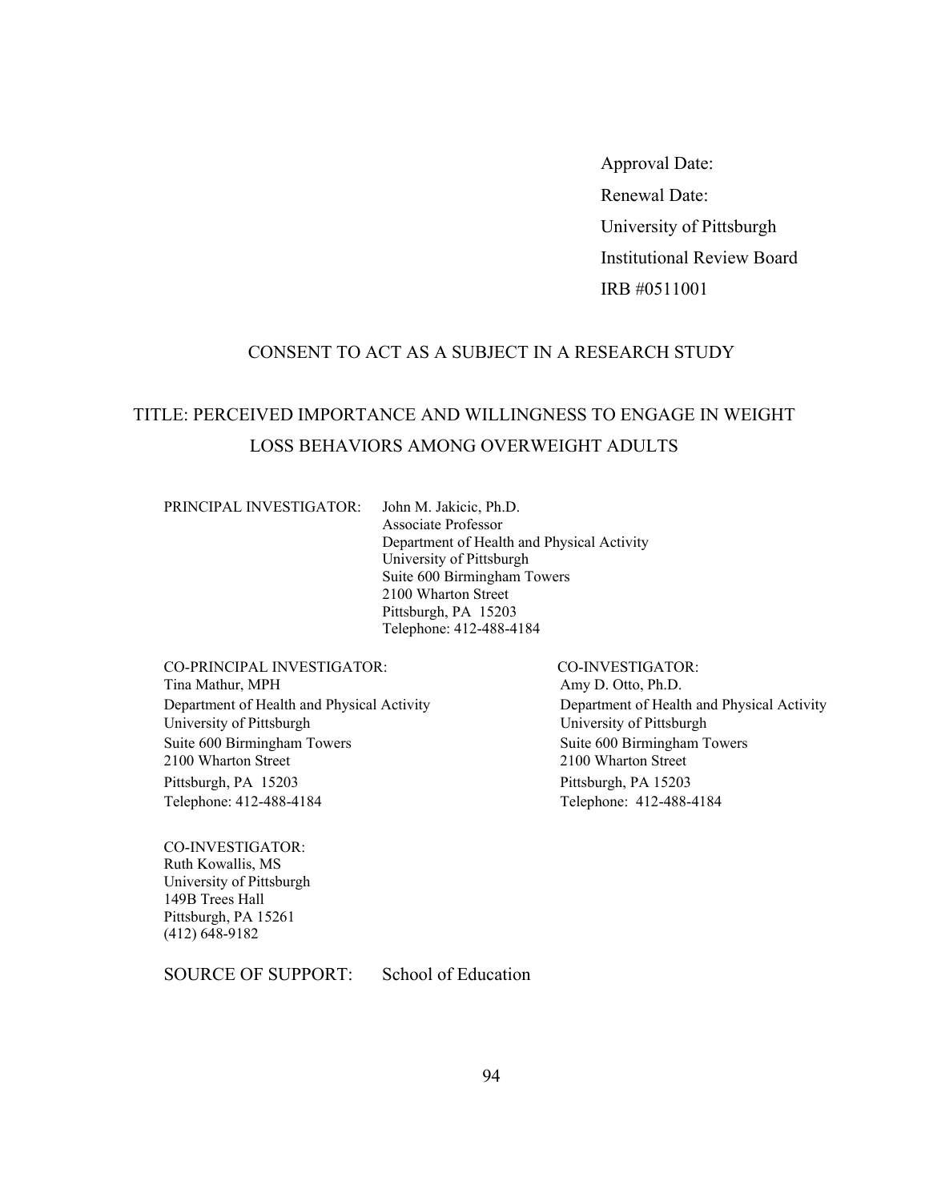Approval Date:

Renewal Date:

University of Pittsburgh

Institutional Review Board

IRB #0511001

## CONSENT TO ACT AS A SUBJECT IN A RESEARCH STUDY

## TITLE: PERCEIVED IMPORTANCE AND WILLINGNESS TO ENGAGE IN WEIGHT LOSS BEHAVIORS AMONG OVERWEIGHT ADULTS

PRINCIPAL INVESTIGATOR: John M. Jakicic, Ph.D.
Associate Professor
Department of Health and Physical Activity
University of Pittsburgh
Suite 600 Birmingham Towers
2100 Wharton Street
Pittsburgh, PA 15203
Telephone: 412-488-4184

CO-PRINCIPAL INVESTIGATOR:
Tina Mathur, MPH
Department of Health and Physical Activity
University of Pittsburgh
Suite 600 Birmingham Towers
2100 Wharton Street
Pittsburgh, PA 15203
Telephone: 412-488-4184

CO-INVESTIGATOR:
Amy D. Otto, Ph.D.
Department of Health and Physical Activity
University of Pittsburgh
Suite 600 Birmingham Towers
2100 Wharton Street
Pittsburgh, PA 15203
Telephone: 412-488-4184

CO-INVESTIGATOR:
Ruth Kowallis, MS
University of Pittsburgh
149B Trees Hall
Pittsburgh, PA 15261
(412) 648-9182

SOURCE OF SUPPORT: School of Education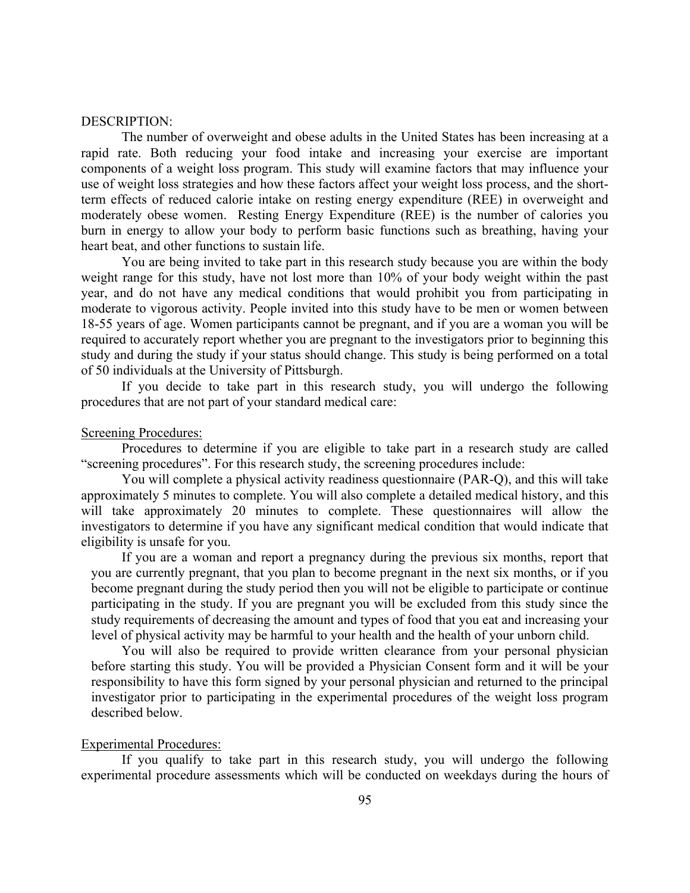DESCRIPTION:

The number of overweight and obese adults in the United States has been increasing at a rapid rate. Both reducing your food intake and increasing your exercise are important components of a weight loss program. This study will examine factors that may influence your use of weight loss strategies and how these factors affect your weight loss process, and the short-term effects of reduced calorie intake on resting energy expenditure (REE) in overweight and moderately obese women. Resting Energy Expenditure (REE) is the number of calories you burn in energy to allow your body to perform basic functions such as breathing, having your heart beat, and other functions to sustain life.

You are being invited to take part in this research study because you are within the body weight range for this study, have not lost more than 10% of your body weight within the past year, and do not have any medical conditions that would prohibit you from participating in moderate to vigorous activity. People invited into this study have to be men or women between 18-55 years of age. Women participants cannot be pregnant, and if you are a woman you will be required to accurately report whether you are pregnant to the investigators prior to beginning this study and during the study if your status should change. This study is being performed on a total of 50 individuals at the University of Pittsburgh.

If you decide to take part in this research study, you will undergo the following procedures that are not part of your standard medical care:

Screening Procedures:

Procedures to determine if you are eligible to take part in a research study are called "screening procedures". For this research study, the screening procedures include:

You will complete a physical activity readiness questionnaire (PAR-Q), and this will take approximately 5 minutes to complete. You will also complete a detailed medical history, and this will take approximately 20 minutes to complete. These questionnaires will allow the investigators to determine if you have any significant medical condition that would indicate that eligibility is unsafe for you.

If you are a woman and report a pregnancy during the previous six months, report that you are currently pregnant, that you plan to become pregnant in the next six months, or if you become pregnant during the study period then you will not be eligible to participate or continue participating in the study. If you are pregnant you will be excluded from this study since the study requirements of decreasing the amount and types of food that you eat and increasing your level of physical activity may be harmful to your health and the health of your unborn child.

You will also be required to provide written clearance from your personal physician before starting this study. You will be provided a Physician Consent form and it will be your responsibility to have this form signed by your personal physician and returned to the principal investigator prior to participating in the experimental procedures of the weight loss program described below.

Experimental Procedures:

If you qualify to take part in this research study, you will undergo the following experimental procedure assessments which will be conducted on weekdays during the hours of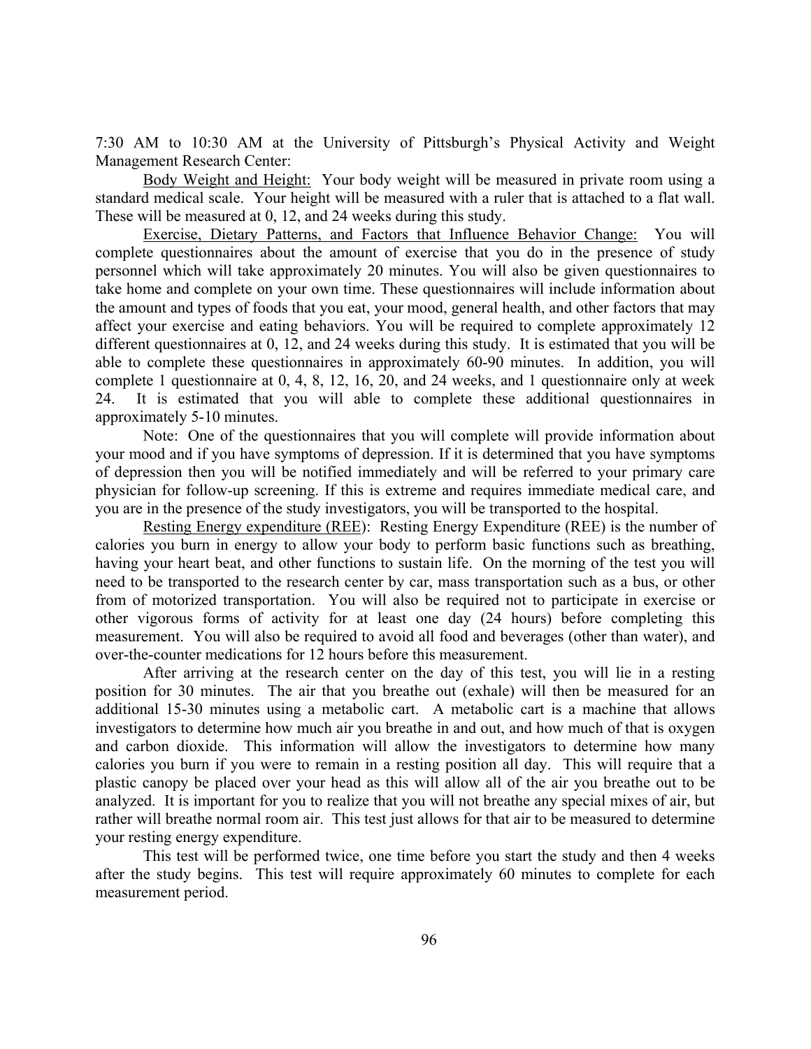7:30 AM to 10:30 AM at the University of Pittsburgh's Physical Activity and Weight Management Research Center:

Body Weight and Height: Your body weight will be measured in private room using a standard medical scale. Your height will be measured with a ruler that is attached to a flat wall. These will be measured at 0, 12, and 24 weeks during this study.

Exercise, Dietary Patterns, and Factors that Influence Behavior Change: You will complete questionnaires about the amount of exercise that you do in the presence of study personnel which will take approximately 20 minutes. You will also be given questionnaires to take home and complete on your own time. These questionnaires will include information about the amount and types of foods that you eat, your mood, general health, and other factors that may affect your exercise and eating behaviors. You will be required to complete approximately 12 different questionnaires at 0, 12, and 24 weeks during this study. It is estimated that you will be able to complete these questionnaires in approximately 60-90 minutes. In addition, you will complete 1 questionnaire at 0, 4, 8, 12, 16, 20, and 24 weeks, and 1 questionnaire only at week 24. It is estimated that you will able to complete these additional questionnaires in approximately 5-10 minutes.

Note: One of the questionnaires that you will complete will provide information about your mood and if you have symptoms of depression. If it is determined that you have symptoms of depression then you will be notified immediately and will be referred to your primary care physician for follow-up screening. If this is extreme and requires immediate medical care, and you are in the presence of the study investigators, you will be transported to the hospital.

Resting Energy expenditure (REE): Resting Energy Expenditure (REE) is the number of calories you burn in energy to allow your body to perform basic functions such as breathing, having your heart beat, and other functions to sustain life. On the morning of the test you will need to be transported to the research center by car, mass transportation such as a bus, or other from of motorized transportation. You will also be required not to participate in exercise or other vigorous forms of activity for at least one day (24 hours) before completing this measurement. You will also be required to avoid all food and beverages (other than water), and over-the-counter medications for 12 hours before this measurement.

After arriving at the research center on the day of this test, you will lie in a resting position for 30 minutes. The air that you breathe out (exhale) will then be measured for an additional 15-30 minutes using a metabolic cart. A metabolic cart is a machine that allows investigators to determine how much air you breathe in and out, and how much of that is oxygen and carbon dioxide. This information will allow the investigators to determine how many calories you burn if you were to remain in a resting position all day. This will require that a plastic canopy be placed over your head as this will allow all of the air you breathe out to be analyzed. It is important for you to realize that you will not breathe any special mixes of air, but rather will breathe normal room air. This test just allows for that air to be measured to determine your resting energy expenditure.

This test will be performed twice, one time before you start the study and then 4 weeks after the study begins. This test will require approximately 60 minutes to complete for each measurement period.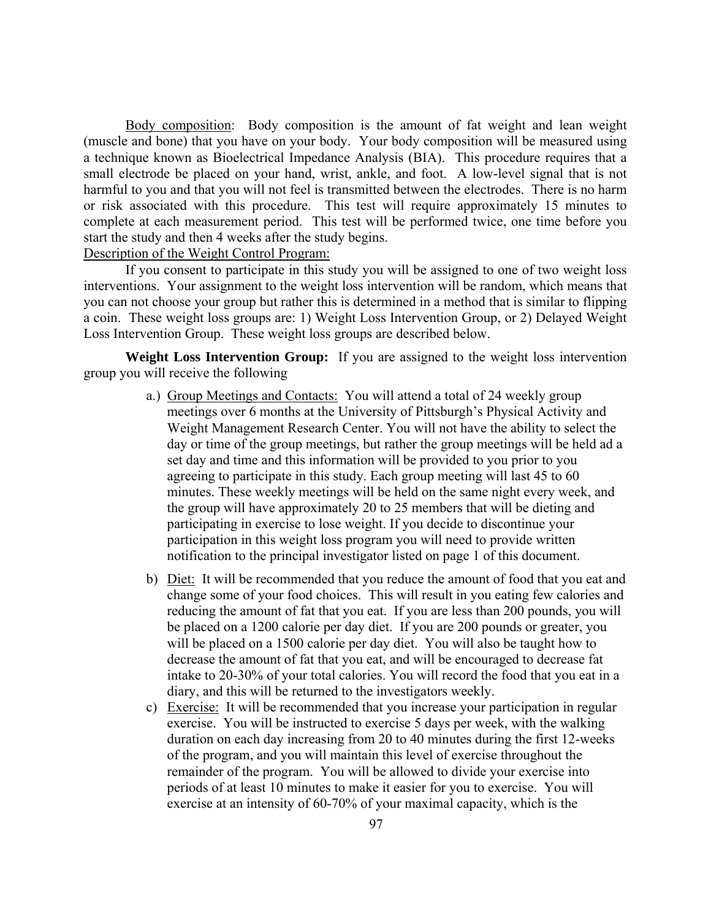Body composition: Body composition is the amount of fat weight and lean weight (muscle and bone) that you have on your body. Your body composition will be measured using a technique known as Bioelectrical Impedance Analysis (BIA). This procedure requires that a small electrode be placed on your hand, wrist, ankle, and foot. A low-level signal that is not harmful to you and that you will not feel is transmitted between the electrodes. There is no harm or risk associated with this procedure. This test will require approximately 15 minutes to complete at each measurement period. This test will be performed twice, one time before you start the study and then 4 weeks after the study begins.

Description of the Weight Control Program:

If you consent to participate in this study you will be assigned to one of two weight loss interventions. Your assignment to the weight loss intervention will be random, which means that you can not choose your group but rather this is determined in a method that is similar to flipping a coin. These weight loss groups are: 1) Weight Loss Intervention Group, or 2) Delayed Weight Loss Intervention Group. These weight loss groups are described below.

**Weight Loss Intervention Group:** If you are assigned to the weight loss intervention group you will receive the following

a.) Group Meetings and Contacts: You will attend a total of 24 weekly group meetings over 6 months at the University of Pittsburgh's Physical Activity and Weight Management Research Center. You will not have the ability to select the day or time of the group meetings, but rather the group meetings will be held ad a set day and time and this information will be provided to you prior to you agreeing to participate in this study. Each group meeting will last 45 to 60 minutes. These weekly meetings will be held on the same night every week, and the group will have approximately 20 to 25 members that will be dieting and participating in exercise to lose weight. If you decide to discontinue your participation in this weight loss program you will need to provide written notification to the principal investigator listed on page 1 of this document.

b) Diet: It will be recommended that you reduce the amount of food that you eat and change some of your food choices. This will result in you eating few calories and reducing the amount of fat that you eat. If you are less than 200 pounds, you will be placed on a 1200 calorie per day diet. If you are 200 pounds or greater, you will be placed on a 1500 calorie per day diet. You will also be taught how to decrease the amount of fat that you eat, and will be encouraged to decrease fat intake to 20-30% of your total calories. You will record the food that you eat in a diary, and this will be returned to the investigators weekly.

c) Exercise: It will be recommended that you increase your participation in regular exercise. You will be instructed to exercise 5 days per week, with the walking duration on each day increasing from 20 to 40 minutes during the first 12-weeks of the program, and you will maintain this level of exercise throughout the remainder of the program. You will be allowed to divide your exercise into periods of at least 10 minutes to make it easier for you to exercise. You will exercise at an intensity of 60-70% of your maximal capacity, which is the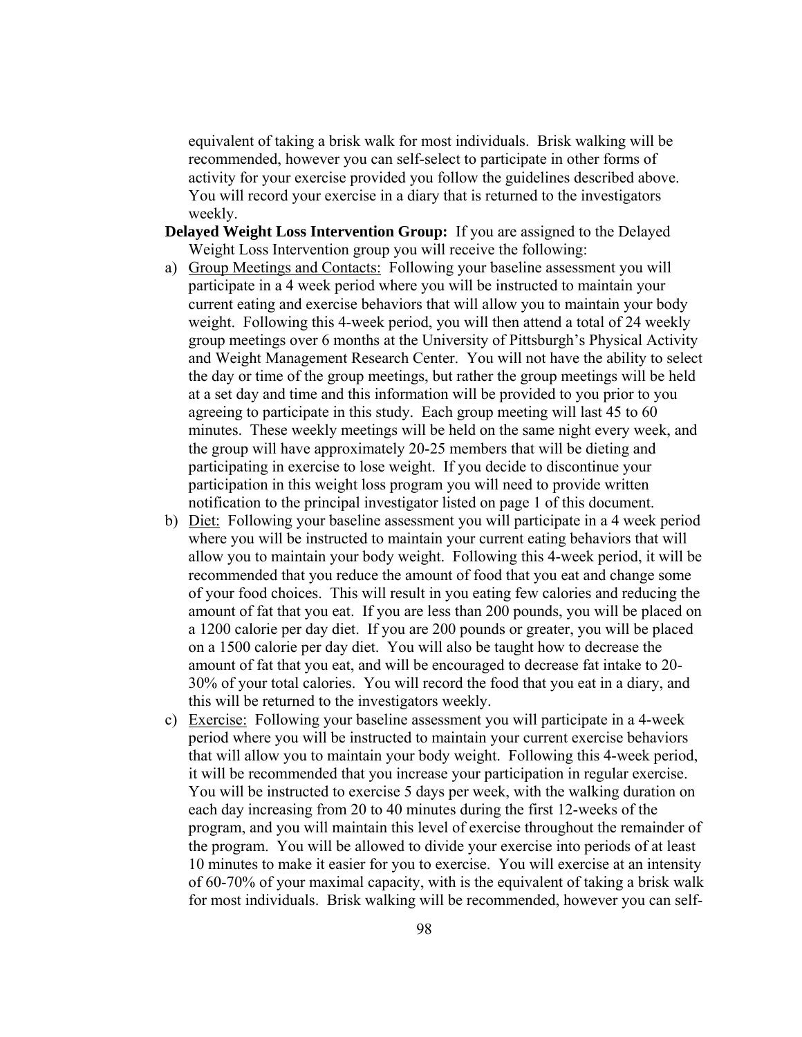equivalent of taking a brisk walk for most individuals. Brisk walking will be recommended, however you can self-select to participate in other forms of activity for your exercise provided you follow the guidelines described above. You will record your exercise in a diary that is returned to the investigators weekly.

**Delayed Weight Loss Intervention Group:** If you are assigned to the Delayed Weight Loss Intervention group you will receive the following:

a) Group Meetings and Contacts: Following your baseline assessment you will participate in a 4 week period where you will be instructed to maintain your current eating and exercise behaviors that will allow you to maintain your body weight. Following this 4-week period, you will then attend a total of 24 weekly group meetings over 6 months at the University of Pittsburgh's Physical Activity and Weight Management Research Center. You will not have the ability to select the day or time of the group meetings, but rather the group meetings will be held at a set day and time and this information will be provided to you prior to you agreeing to participate in this study. Each group meeting will last 45 to 60 minutes. These weekly meetings will be held on the same night every week, and the group will have approximately 20-25 members that will be dieting and participating in exercise to lose weight. If you decide to discontinue your participation in this weight loss program you will need to provide written notification to the principal investigator listed on page 1 of this document.

b) Diet: Following your baseline assessment you will participate in a 4 week period where you will be instructed to maintain your current eating behaviors that will allow you to maintain your body weight. Following this 4-week period, it will be recommended that you reduce the amount of food that you eat and change some of your food choices. This will result in you eating few calories and reducing the amount of fat that you eat. If you are less than 200 pounds, you will be placed on a 1200 calorie per day diet. If you are 200 pounds or greater, you will be placed on a 1500 calorie per day diet. You will also be taught how to decrease the amount of fat that you eat, and will be encouraged to decrease fat intake to 20-30% of your total calories. You will record the food that you eat in a diary, and this will be returned to the investigators weekly.

c) Exercise: Following your baseline assessment you will participate in a 4-week period where you will be instructed to maintain your current exercise behaviors that will allow you to maintain your body weight. Following this 4-week period, it will be recommended that you increase your participation in regular exercise. You will be instructed to exercise 5 days per week, with the walking duration on each day increasing from 20 to 40 minutes during the first 12-weeks of the program, and you will maintain this level of exercise throughout the remainder of the program. You will be allowed to divide your exercise into periods of at least 10 minutes to make it easier for you to exercise. You will exercise at an intensity of 60-70% of your maximal capacity, with is the equivalent of taking a brisk walk for most individuals. Brisk walking will be recommended, however you can self-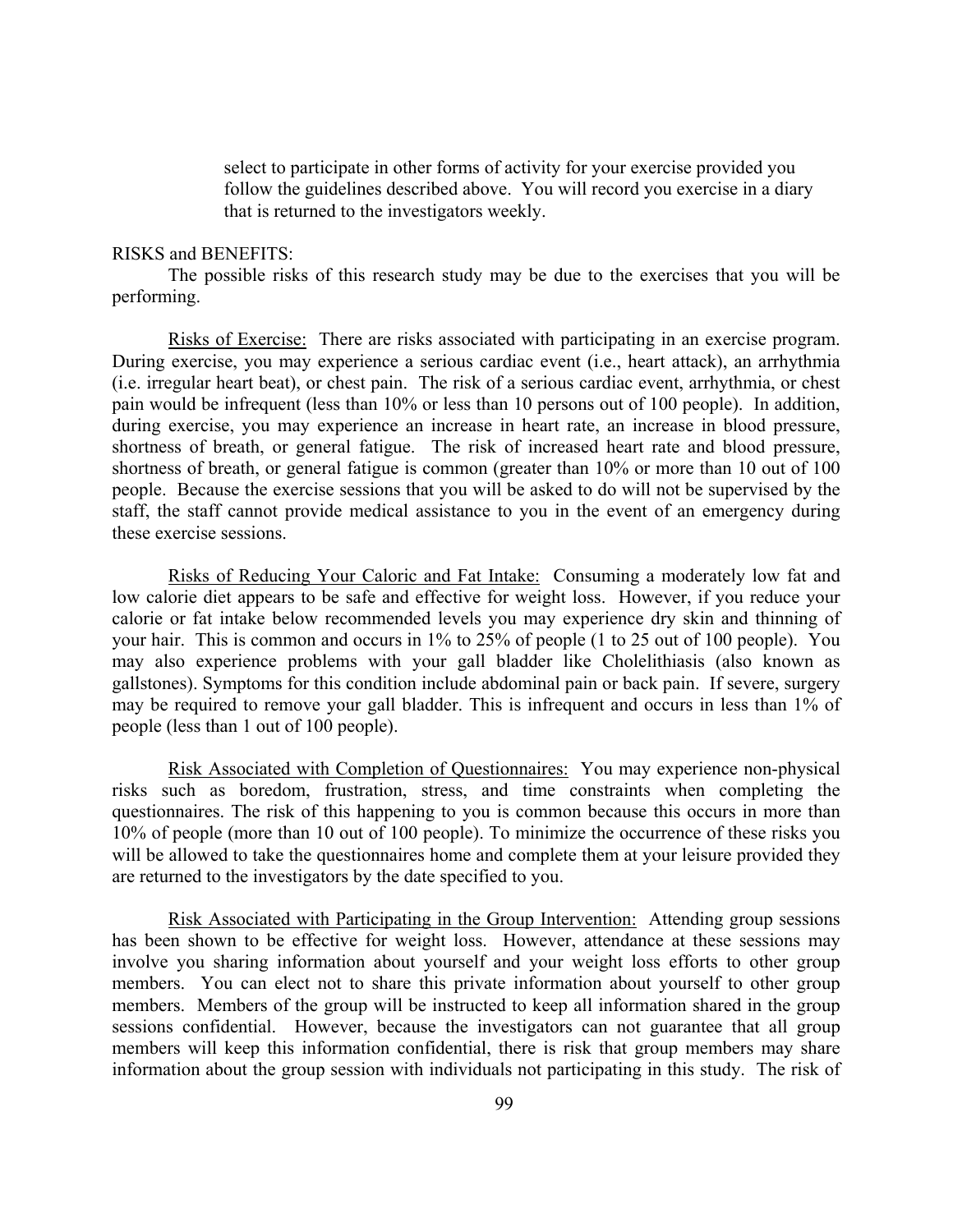select to participate in other forms of activity for your exercise provided you follow the guidelines described above. You will record you exercise in a diary that is returned to the investigators weekly.

RISKS and BENEFITS:

The possible risks of this research study may be due to the exercises that you will be performing.

Risks of Exercise: There are risks associated with participating in an exercise program. During exercise, you may experience a serious cardiac event (i.e., heart attack), an arrhythmia (i.e. irregular heart beat), or chest pain. The risk of a serious cardiac event, arrhythmia, or chest pain would be infrequent (less than 10% or less than 10 persons out of 100 people). In addition, during exercise, you may experience an increase in heart rate, an increase in blood pressure, shortness of breath, or general fatigue. The risk of increased heart rate and blood pressure, shortness of breath, or general fatigue is common (greater than 10% or more than 10 out of 100 people. Because the exercise sessions that you will be asked to do will not be supervised by the staff, the staff cannot provide medical assistance to you in the event of an emergency during these exercise sessions.

Risks of Reducing Your Caloric and Fat Intake: Consuming a moderately low fat and low calorie diet appears to be safe and effective for weight loss. However, if you reduce your calorie or fat intake below recommended levels you may experience dry skin and thinning of your hair. This is common and occurs in 1% to 25% of people (1 to 25 out of 100 people). You may also experience problems with your gall bladder like Cholelithiasis (also known as gallstones). Symptoms for this condition include abdominal pain or back pain. If severe, surgery may be required to remove your gall bladder. This is infrequent and occurs in less than 1% of people (less than 1 out of 100 people).

Risk Associated with Completion of Questionnaires: You may experience non-physical risks such as boredom, frustration, stress, and time constraints when completing the questionnaires. The risk of this happening to you is common because this occurs in more than 10% of people (more than 10 out of 100 people). To minimize the occurrence of these risks you will be allowed to take the questionnaires home and complete them at your leisure provided they are returned to the investigators by the date specified to you.

Risk Associated with Participating in the Group Intervention: Attending group sessions has been shown to be effective for weight loss. However, attendance at these sessions may involve you sharing information about yourself and your weight loss efforts to other group members. You can elect not to share this private information about yourself to other group members. Members of the group will be instructed to keep all information shared in the group sessions confidential. However, because the investigators can not guarantee that all group members will keep this information confidential, there is risk that group members may share information about the group session with individuals not participating in this study. The risk of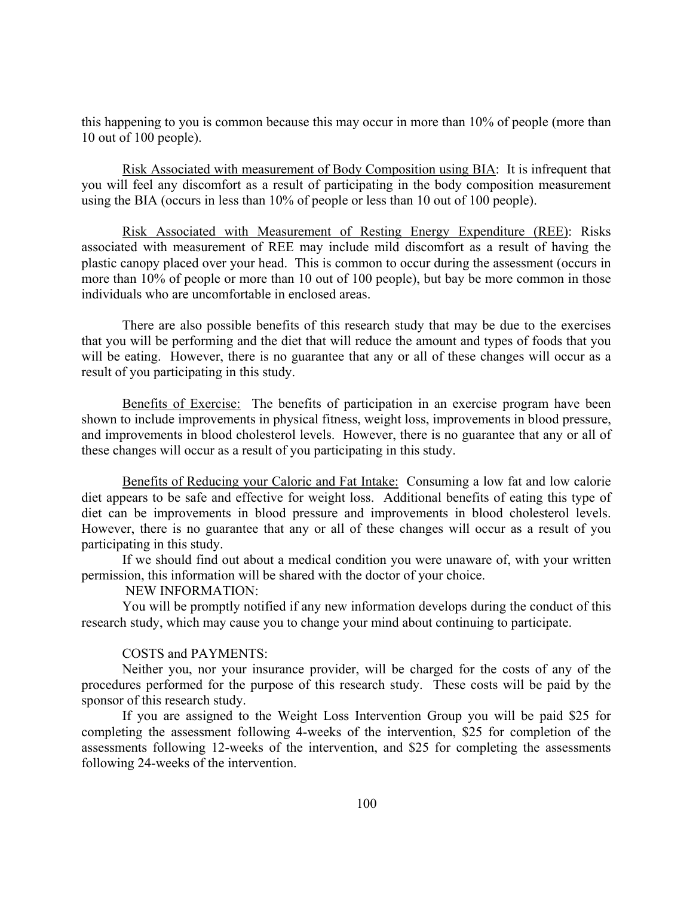this happening to you is common because this may occur in more than 10% of people (more than 10 out of 100 people).

Risk Associated with measurement of Body Composition using BIA: It is infrequent that you will feel any discomfort as a result of participating in the body composition measurement using the BIA (occurs in less than 10% of people or less than 10 out of 100 people).

Risk Associated with Measurement of Resting Energy Expenditure (REE): Risks associated with measurement of REE may include mild discomfort as a result of having the plastic canopy placed over your head. This is common to occur during the assessment (occurs in more than 10% of people or more than 10 out of 100 people), but bay be more common in those individuals who are uncomfortable in enclosed areas.

There are also possible benefits of this research study that may be due to the exercises that you will be performing and the diet that will reduce the amount and types of foods that you will be eating. However, there is no guarantee that any or all of these changes will occur as a result of you participating in this study.

Benefits of Exercise: The benefits of participation in an exercise program have been shown to include improvements in physical fitness, weight loss, improvements in blood pressure, and improvements in blood cholesterol levels. However, there is no guarantee that any or all of these changes will occur as a result of you participating in this study.

Benefits of Reducing your Caloric and Fat Intake: Consuming a low fat and low calorie diet appears to be safe and effective for weight loss. Additional benefits of eating this type of diet can be improvements in blood pressure and improvements in blood cholesterol levels. However, there is no guarantee that any or all of these changes will occur as a result of you participating in this study.

If we should find out about a medical condition you were unaware of, with your written permission, this information will be shared with the doctor of your choice.

NEW INFORMATION:

You will be promptly notified if any new information develops during the conduct of this research study, which may cause you to change your mind about continuing to participate.

COSTS and PAYMENTS:

Neither you, nor your insurance provider, will be charged for the costs of any of the procedures performed for the purpose of this research study. These costs will be paid by the sponsor of this research study.

If you are assigned to the Weight Loss Intervention Group you will be paid $25 for completing the assessment following 4-weeks of the intervention, $25 for completion of the assessments following 12-weeks of the intervention, and $25 for completing the assessments following 24-weeks of the intervention.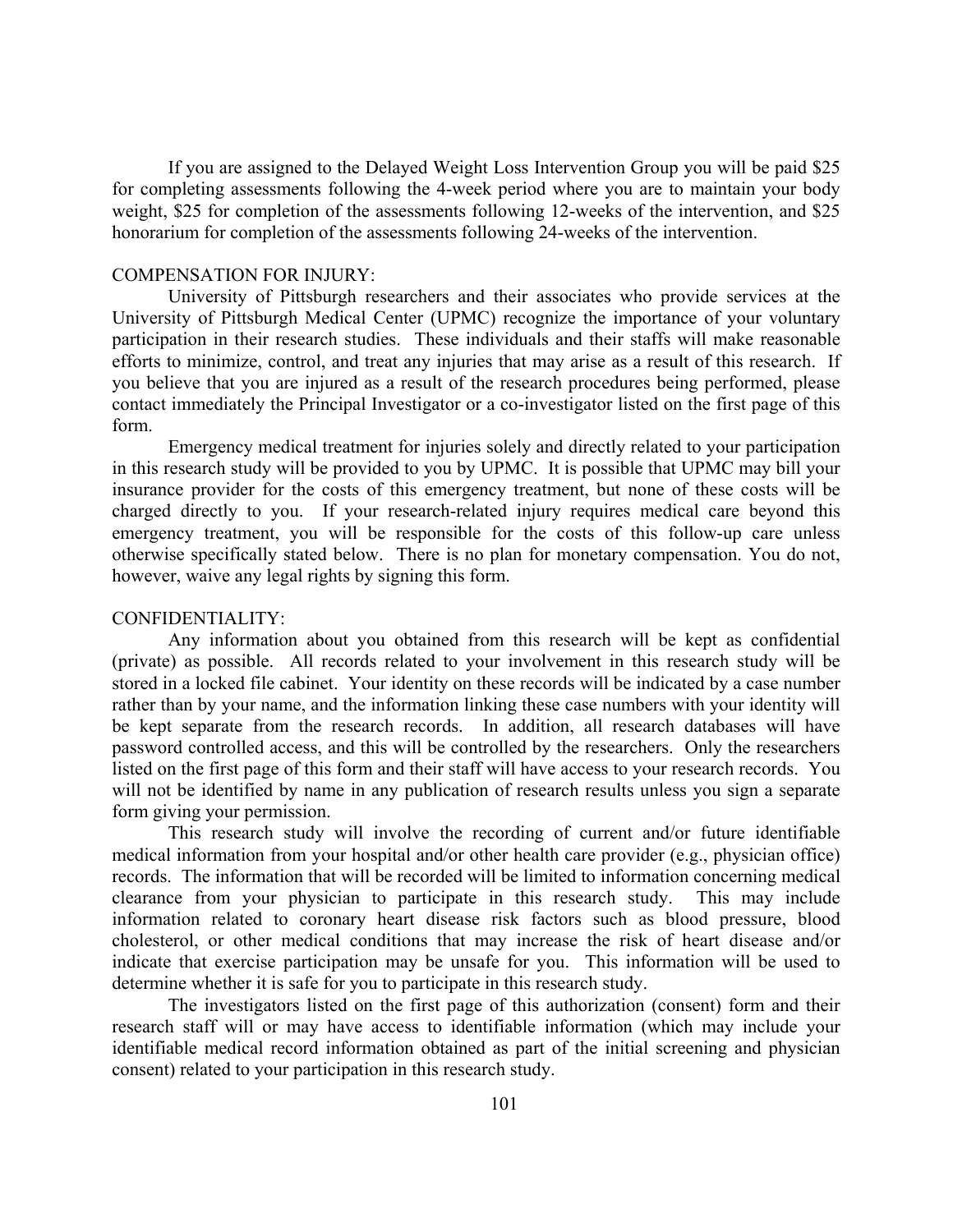If you are assigned to the Delayed Weight Loss Intervention Group you will be paid $25 for completing assessments following the 4-week period where you are to maintain your body weight, $25 for completion of the assessments following 12-weeks of the intervention, and $25 honorarium for completion of the assessments following 24-weeks of the intervention.

COMPENSATION FOR INJURY:

University of Pittsburgh researchers and their associates who provide services at the University of Pittsburgh Medical Center (UPMC) recognize the importance of your voluntary participation in their research studies. These individuals and their staffs will make reasonable efforts to minimize, control, and treat any injuries that may arise as a result of this research. If you believe that you are injured as a result of the research procedures being performed, please contact immediately the Principal Investigator or a co-investigator listed on the first page of this form.

Emergency medical treatment for injuries solely and directly related to your participation in this research study will be provided to you by UPMC. It is possible that UPMC may bill your insurance provider for the costs of this emergency treatment, but none of these costs will be charged directly to you. If your research-related injury requires medical care beyond this emergency treatment, you will be responsible for the costs of this follow-up care unless otherwise specifically stated below. There is no plan for monetary compensation. You do not, however, waive any legal rights by signing this form.

CONFIDENTIALITY:

Any information about you obtained from this research will be kept as confidential (private) as possible. All records related to your involvement in this research study will be stored in a locked file cabinet. Your identity on these records will be indicated by a case number rather than by your name, and the information linking these case numbers with your identity will be kept separate from the research records. In addition, all research databases will have password controlled access, and this will be controlled by the researchers. Only the researchers listed on the first page of this form and their staff will have access to your research records. You will not be identified by name in any publication of research results unless you sign a separate form giving your permission.

This research study will involve the recording of current and/or future identifiable medical information from your hospital and/or other health care provider (e.g., physician office) records. The information that will be recorded will be limited to information concerning medical clearance from your physician to participate in this research study. This may include information related to coronary heart disease risk factors such as blood pressure, blood cholesterol, or other medical conditions that may increase the risk of heart disease and/or indicate that exercise participation may be unsafe for you. This information will be used to determine whether it is safe for you to participate in this research study.

The investigators listed on the first page of this authorization (consent) form and their research staff will or may have access to identifiable information (which may include your identifiable medical record information obtained as part of the initial screening and physician consent) related to your participation in this research study.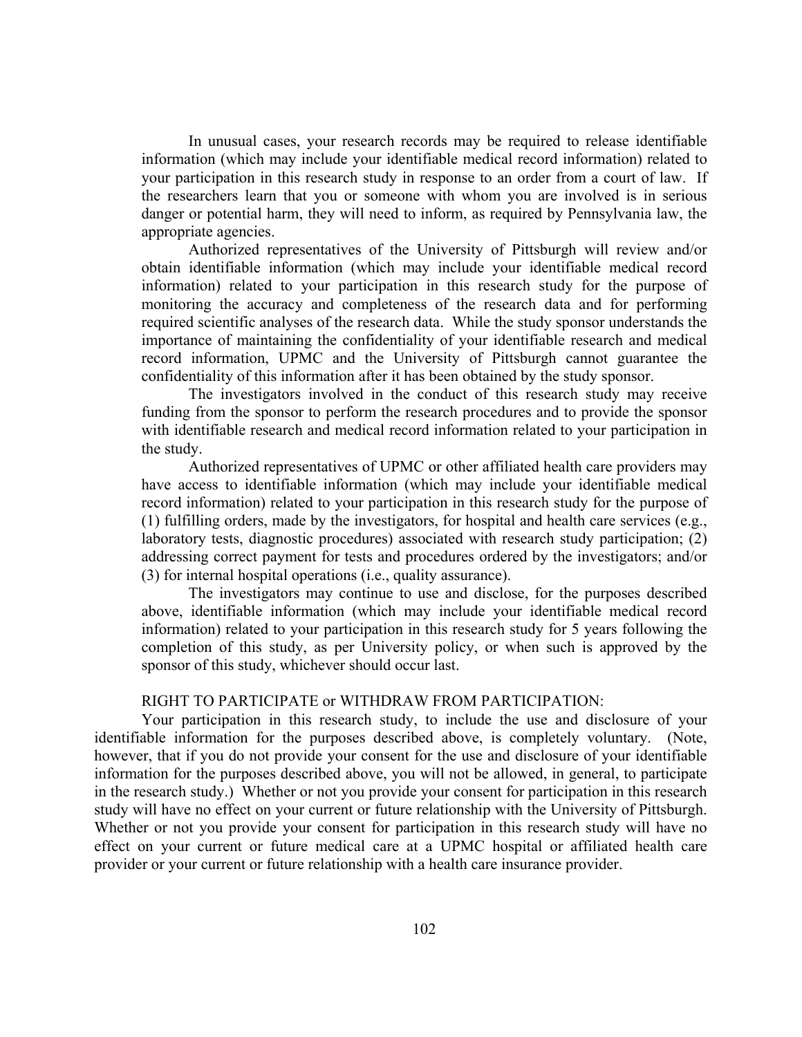In unusual cases, your research records may be required to release identifiable information (which may include your identifiable medical record information) related to your participation in this research study in response to an order from a court of law. If the researchers learn that you or someone with whom you are involved is in serious danger or potential harm, they will need to inform, as required by Pennsylvania law, the appropriate agencies.

Authorized representatives of the University of Pittsburgh will review and/or obtain identifiable information (which may include your identifiable medical record information) related to your participation in this research study for the purpose of monitoring the accuracy and completeness of the research data and for performing required scientific analyses of the research data. While the study sponsor understands the importance of maintaining the confidentiality of your identifiable research and medical record information, UPMC and the University of Pittsburgh cannot guarantee the confidentiality of this information after it has been obtained by the study sponsor.

The investigators involved in the conduct of this research study may receive funding from the sponsor to perform the research procedures and to provide the sponsor with identifiable research and medical record information related to your participation in the study.

Authorized representatives of UPMC or other affiliated health care providers may have access to identifiable information (which may include your identifiable medical record information) related to your participation in this research study for the purpose of (1) fulfilling orders, made by the investigators, for hospital and health care services (e.g., laboratory tests, diagnostic procedures) associated with research study participation; (2) addressing correct payment for tests and procedures ordered by the investigators; and/or (3) for internal hospital operations (i.e., quality assurance).

The investigators may continue to use and disclose, for the purposes described above, identifiable information (which may include your identifiable medical record information) related to your participation in this research study for 5 years following the completion of this study, as per University policy, or when such is approved by the sponsor of this study, whichever should occur last.

RIGHT TO PARTICIPATE or WITHDRAW FROM PARTICIPATION:

Your participation in this research study, to include the use and disclosure of your identifiable information for the purposes described above, is completely voluntary. (Note, however, that if you do not provide your consent for the use and disclosure of your identifiable information for the purposes described above, you will not be allowed, in general, to participate in the research study.) Whether or not you provide your consent for participation in this research study will have no effect on your current or future relationship with the University of Pittsburgh. Whether or not you provide your consent for participation in this research study will have no effect on your current or future medical care at a UPMC hospital or affiliated health care provider or your current or future relationship with a health care insurance provider.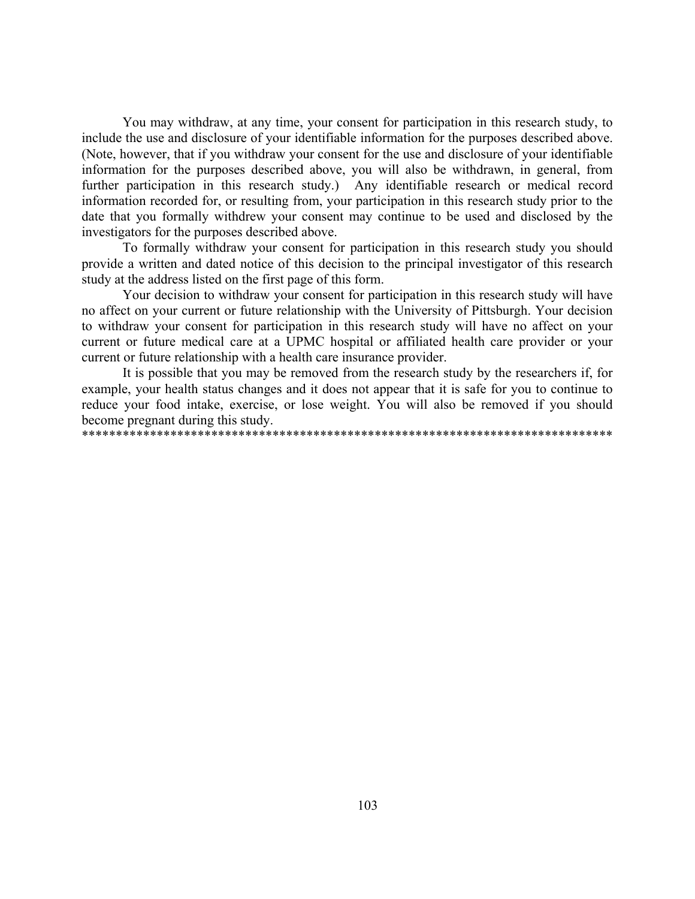You may withdraw, at any time, your consent for participation in this research study, to include the use and disclosure of your identifiable information for the purposes described above. (Note, however, that if you withdraw your consent for the use and disclosure of your identifiable information for the purposes described above, you will also be withdrawn, in general, from further participation in this research study.) Any identifiable research or medical record information recorded for, or resulting from, your participation in this research study prior to the date that you formally withdrew your consent may continue to be used and disclosed by the investigators for the purposes described above.

To formally withdraw your consent for participation in this research study you should provide a written and dated notice of this decision to the principal investigator of this research study at the address listed on the first page of this form.

Your decision to withdraw your consent for participation in this research study will have no affect on your current or future relationship with the University of Pittsburgh. Your decision to withdraw your consent for participation in this research study will have no affect on your current or future medical care at a UPMC hospital or affiliated health care provider or your current or future relationship with a health care insurance provider.

It is possible that you may be removed from the research study by the researchers if, for example, your health status changes and it does not appear that it is safe for you to continue to reduce your food intake, exercise, or lose weight. You will also be removed if you should become pregnant during this study.

********************************************************************************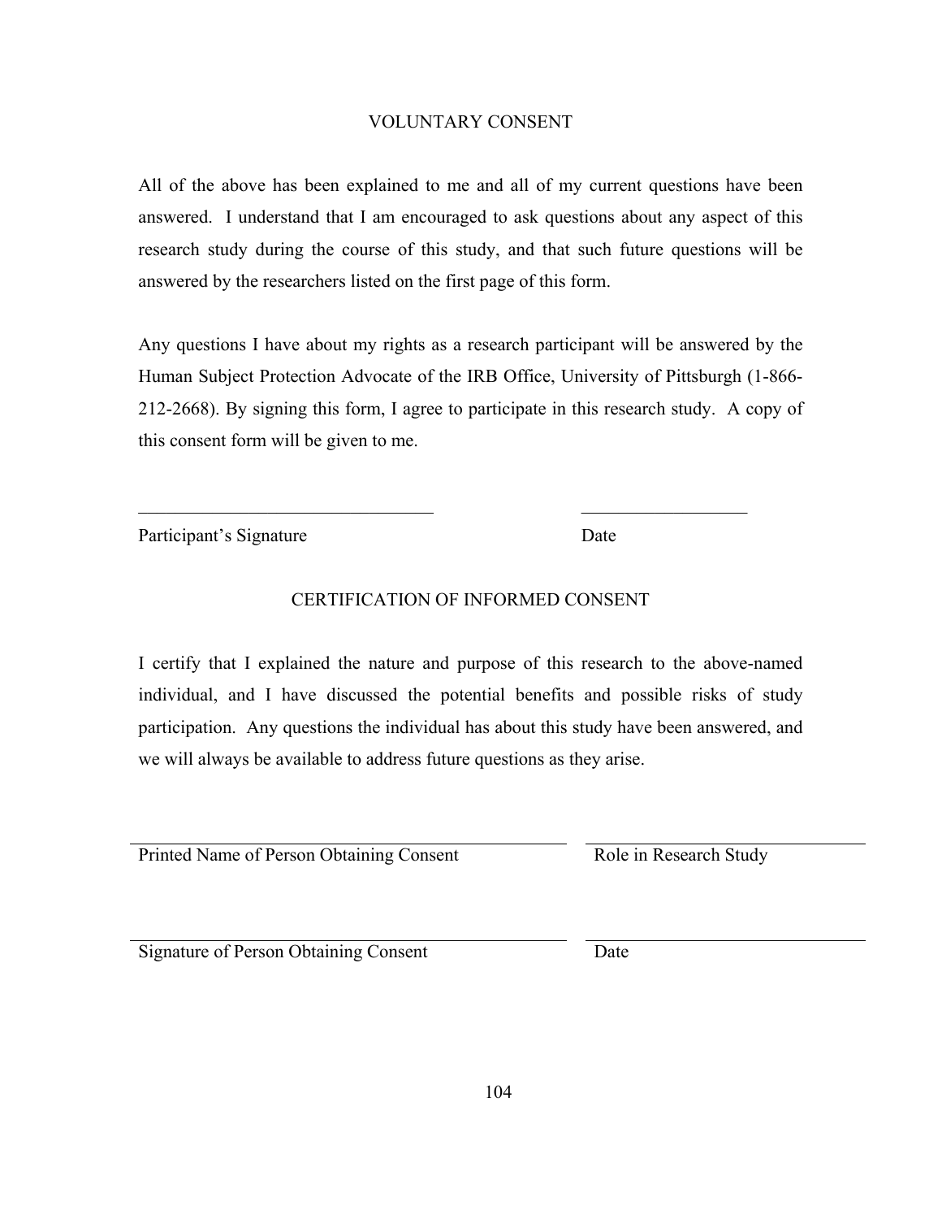## VOLUNTARY CONSENT

All of the above has been explained to me and all of my current questions have been answered. I understand that I am encouraged to ask questions about any aspect of this research study during the course of this study, and that such future questions will be answered by the researchers listed on the first page of this form.

Any questions I have about my rights as a research participant will be answered by the Human Subject Protection Advocate of the IRB Office, University of Pittsburgh (1-866-212-2668). By signing this form, I agree to participate in this research study. A copy of this consent form will be given to me.

_________________________________ __________________

Participant's Signature Date

## CERTIFICATION OF INFORMED CONSENT

I certify that I explained the nature and purpose of this research to the above-named individual, and I have discussed the potential benefits and possible risks of study participation. Any questions the individual has about this study have been answered, and we will always be available to address future questions as they arise.

_________________________________ __________________

Printed Name of Person Obtaining Consent Role in Research Study

_________________________________ __________________

Signature of Person Obtaining Consent Date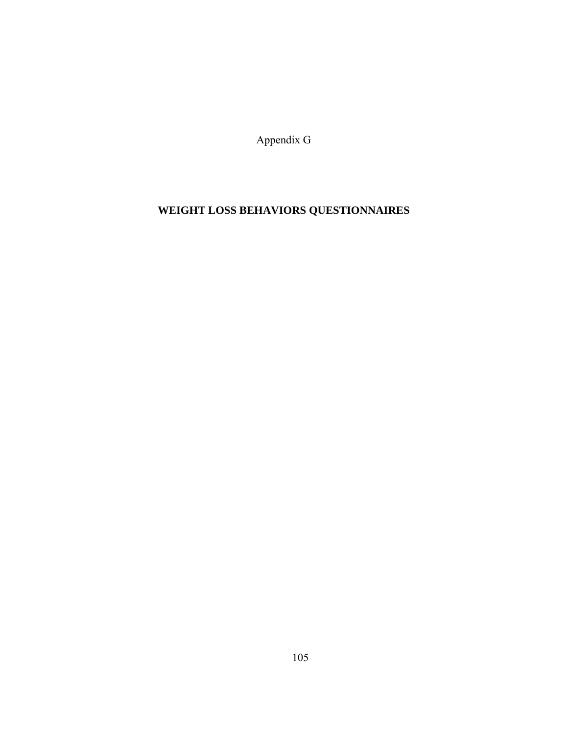Appendix G

# WEIGHT LOSS BEHAVIORS QUESTIONNAIRES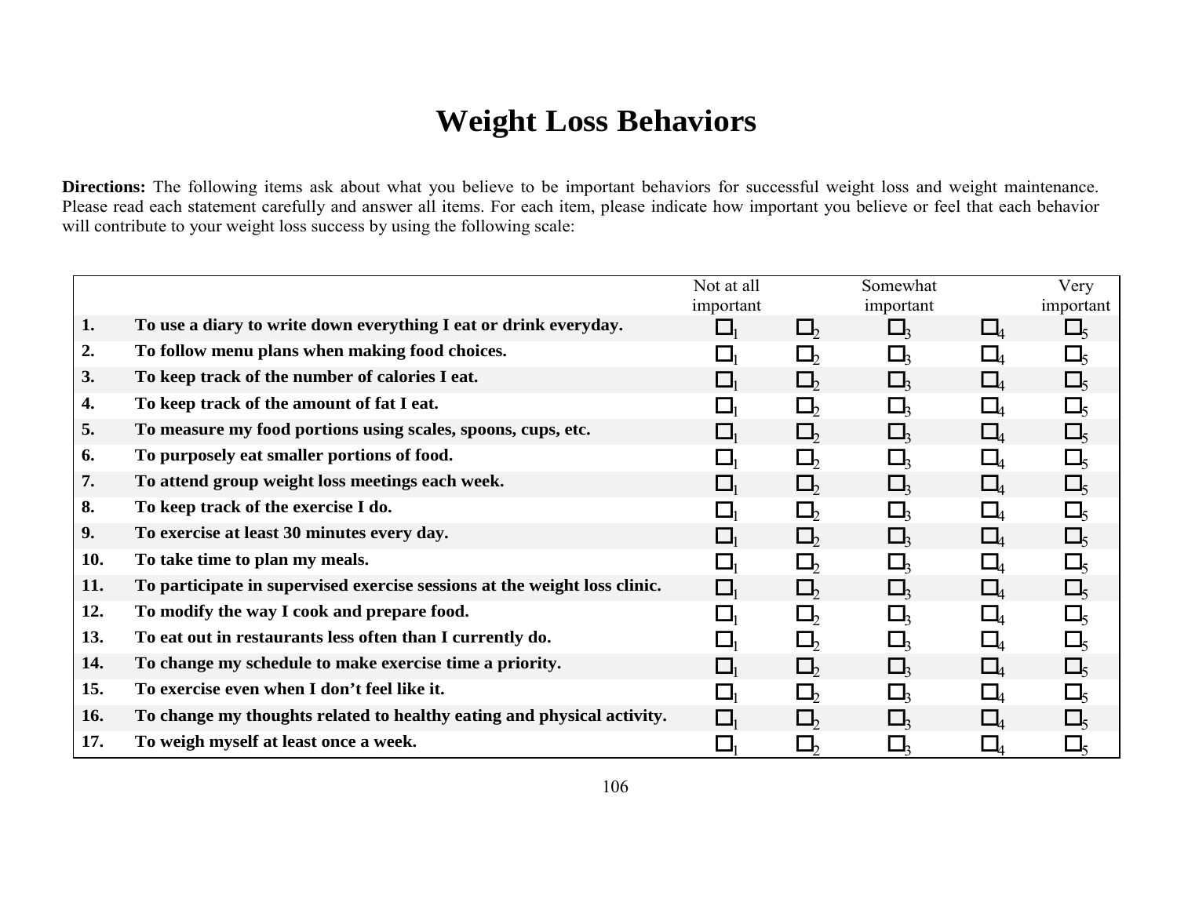# Weight Loss Behaviors

**Directions:** The following items ask about what you believe to be important behaviors for successful weight loss and weight maintenance. Please read each statement carefully and answer all items. For each item, please indicate how important you believe or feel that each behavior will contribute to your weight loss success by using the following scale:

| | | Not at all important | | Somewhat important | | Very important |
|---|---|---|---|---|---|---|
| **1.** | **To use a diary to write down everything I eat or drink everyday.** | ☐1 | ☐2 | ☐3 | ☐4 | ☐5 |
| **2.** | **To follow menu plans when making food choices.** | ☐1 | ☐2 | ☐3 | ☐4 | ☐5 |
| **3.** | **To keep track of the number of calories I eat.** | ☐1 | ☐2 | ☐3 | ☐4 | ☐5 |
| **4.** | **To keep track of the amount of fat I eat.** | ☐1 | ☐2 | ☐3 | ☐4 | ☐5 |
| **5.** | **To measure my food portions using scales, spoons, cups, etc.** | ☐1 | ☐2 | ☐3 | ☐4 | ☐5 |
| **6.** | **To purposely eat smaller portions of food.** | ☐1 | ☐2 | ☐3 | ☐4 | ☐5 |
| **7.** | **To attend group weight loss meetings each week.** | ☐1 | ☐2 | ☐3 | ☐4 | ☐5 |
| **8.** | **To keep track of the exercise I do.** | ☐1 | ☐2 | ☐3 | ☐4 | ☐5 |
| **9.** | **To exercise at least 30 minutes every day.** | ☐1 | ☐2 | ☐3 | ☐4 | ☐5 |
| **10.** | **To take time to plan my meals.** | ☐1 | ☐2 | ☐3 | ☐4 | ☐5 |
| **11.** | **To participate in supervised exercise sessions at the weight loss clinic.** | ☐1 | ☐2 | ☐3 | ☐4 | ☐5 |
| **12.** | **To modify the way I cook and prepare food.** | ☐1 | ☐2 | ☐3 | ☐4 | ☐5 |
| **13.** | **To eat out in restaurants less often than I currently do.** | ☐1 | ☐2 | ☐3 | ☐4 | ☐5 |
| **14.** | **To change my schedule to make exercise time a priority.** | ☐1 | ☐2 | ☐3 | ☐4 | ☐5 |
| **15.** | **To exercise even when I don't feel like it.** | ☐1 | ☐2 | ☐3 | ☐4 | ☐5 |
| **16.** | **To change my thoughts related to healthy eating and physical activity.** | ☐1 | ☐2 | ☐3 | ☐4 | ☐5 |
| **17.** | **To weigh myself at least once a week.** | ☐1 | ☐2 | ☐3 | ☐4 | ☐5 |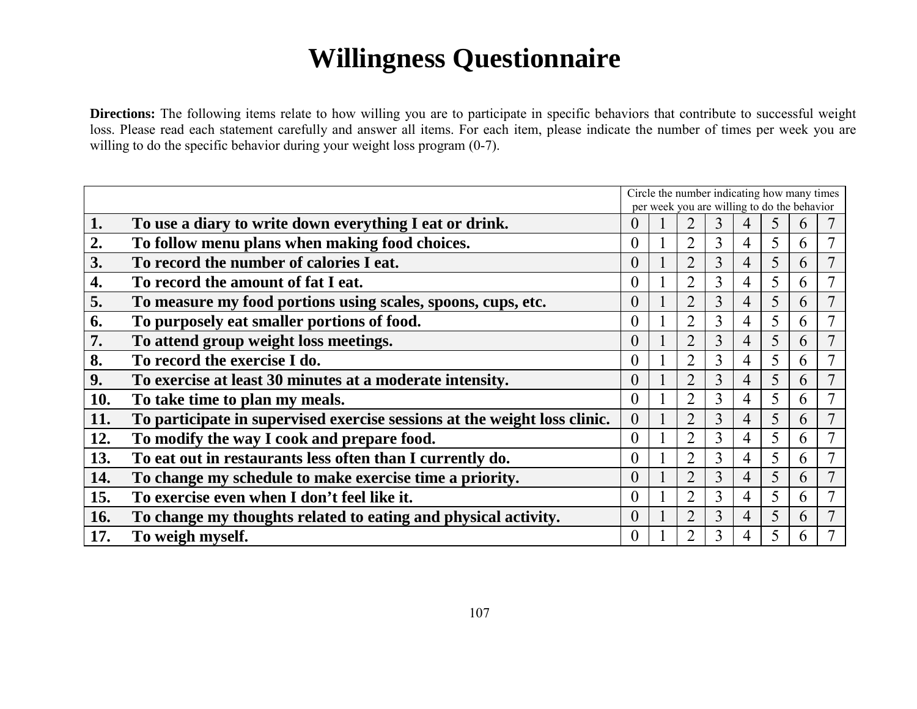# Willingness Questionnaire

**Directions:** The following items relate to how willing you are to participate in specific behaviors that contribute to successful weight loss. Please read each statement carefully and answer all items. For each item, please indicate the number of times per week you are willing to do the specific behavior during your weight loss program (0-7).

| | | Circle the number indicating how many times per week you are willing to do the behavior | | | | | | | |
|---|---|---|---|---|---|---|---|---|---|
| **1.** | **To use a diary to write down everything I eat or drink.** | 0 | 1 | 2 | 3 | 4 | 5 | 6 | 7 |
| **2.** | **To follow menu plans when making food choices.** | 0 | 1 | 2 | 3 | 4 | 5 | 6 | 7 |
| **3.** | **To record the number of calories I eat.** | 0 | 1 | 2 | 3 | 4 | 5 | 6 | 7 |
| **4.** | **To record the amount of fat I eat.** | 0 | 1 | 2 | 3 | 4 | 5 | 6 | 7 |
| **5.** | **To measure my food portions using scales, spoons, cups, etc.** | 0 | 1 | 2 | 3 | 4 | 5 | 6 | 7 |
| **6.** | **To purposely eat smaller portions of food.** | 0 | 1 | 2 | 3 | 4 | 5 | 6 | 7 |
| **7.** | **To attend group weight loss meetings.** | 0 | 1 | 2 | 3 | 4 | 5 | 6 | 7 |
| **8.** | **To record the exercise I do.** | 0 | 1 | 2 | 3 | 4 | 5 | 6 | 7 |
| **9.** | **To exercise at least 30 minutes at a moderate intensity.** | 0 | 1 | 2 | 3 | 4 | 5 | 6 | 7 |
| **10.** | **To take time to plan my meals.** | 0 | 1 | 2 | 3 | 4 | 5 | 6 | 7 |
| **11.** | **To participate in supervised exercise sessions at the weight loss clinic.** | 0 | 1 | 2 | 3 | 4 | 5 | 6 | 7 |
| **12.** | **To modify the way I cook and prepare food.** | 0 | 1 | 2 | 3 | 4 | 5 | 6 | 7 |
| **13.** | **To eat out in restaurants less often than I currently do.** | 0 | 1 | 2 | 3 | 4 | 5 | 6 | 7 |
| **14.** | **To change my schedule to make exercise time a priority.** | 0 | 1 | 2 | 3 | 4 | 5 | 6 | 7 |
| **15.** | **To exercise even when I don't feel like it.** | 0 | 1 | 2 | 3 | 4 | 5 | 6 | 7 |
| **16.** | **To change my thoughts related to eating and physical activity.** | 0 | 1 | 2 | 3 | 4 | 5 | 6 | 7 |
| **17.** | **To weigh myself.** | 0 | 1 | 2 | 3 | 4 | 5 | 6 | 7 |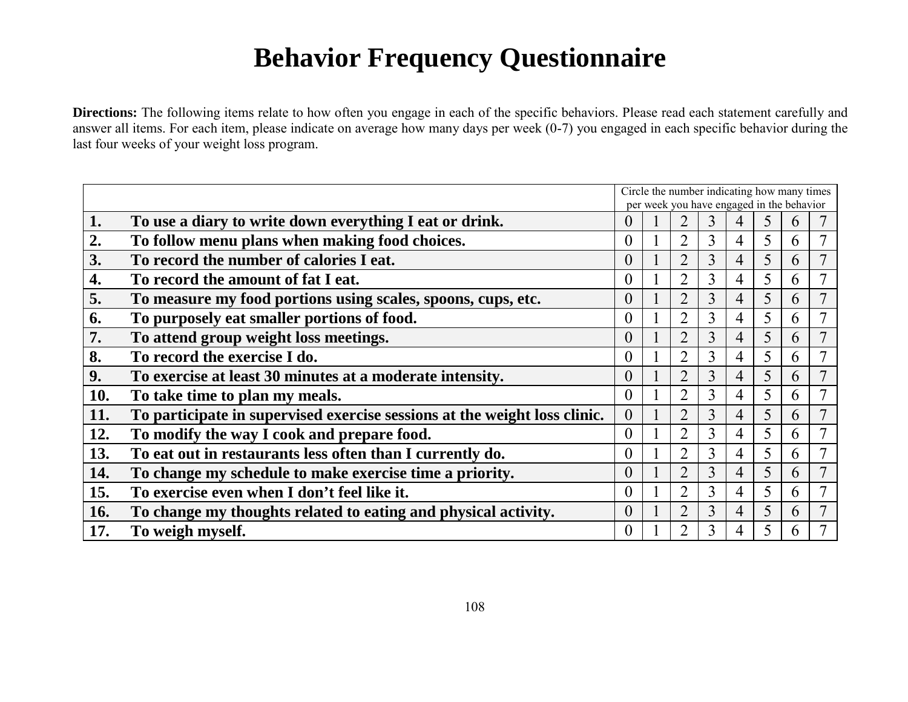# Behavior Frequency Questionnaire

**Directions:** The following items relate to how often you engage in each of the specific behaviors. Please read each statement carefully and answer all items. For each item, please indicate on average how many days per week (0-7) you engaged in each specific behavior during the last four weeks of your weight loss program.

| | | Circle the number indicating how many times per week you have engaged in the behavior | | | | | | | |
|---|---|---|---|---|---|---|---|---|---|
| **1.** | **To use a diary to write down everything I eat or drink.** | 0 | 1 | 2 | 3 | 4 | 5 | 6 | 7 |
| **2.** | **To follow menu plans when making food choices.** | 0 | 1 | 2 | 3 | 4 | 5 | 6 | 7 |
| **3.** | **To record the number of calories I eat.** | 0 | 1 | 2 | 3 | 4 | 5 | 6 | 7 |
| **4.** | **To record the amount of fat I eat.** | 0 | 1 | 2 | 3 | 4 | 5 | 6 | 7 |
| **5.** | **To measure my food portions using scales, spoons, cups, etc.** | 0 | 1 | 2 | 3 | 4 | 5 | 6 | 7 |
| **6.** | **To purposely eat smaller portions of food.** | 0 | 1 | 2 | 3 | 4 | 5 | 6 | 7 |
| **7.** | **To attend group weight loss meetings.** | 0 | 1 | 2 | 3 | 4 | 5 | 6 | 7 |
| **8.** | **To record the exercise I do.** | 0 | 1 | 2 | 3 | 4 | 5 | 6 | 7 |
| **9.** | **To exercise at least 30 minutes at a moderate intensity.** | 0 | 1 | 2 | 3 | 4 | 5 | 6 | 7 |
| **10.** | **To take time to plan my meals.** | 0 | 1 | 2 | 3 | 4 | 5 | 6 | 7 |
| **11.** | **To participate in supervised exercise sessions at the weight loss clinic.** | 0 | 1 | 2 | 3 | 4 | 5 | 6 | 7 |
| **12.** | **To modify the way I cook and prepare food.** | 0 | 1 | 2 | 3 | 4 | 5 | 6 | 7 |
| **13.** | **To eat out in restaurants less often than I currently do.** | 0 | 1 | 2 | 3 | 4 | 5 | 6 | 7 |
| **14.** | **To change my schedule to make exercise time a priority.** | 0 | 1 | 2 | 3 | 4 | 5 | 6 | 7 |
| **15.** | **To exercise even when I don't feel like it.** | 0 | 1 | 2 | 3 | 4 | 5 | 6 | 7 |
| **16.** | **To change my thoughts related to eating and physical activity.** | 0 | 1 | 2 | 3 | 4 | 5 | 6 | 7 |
| **17.** | **To weigh myself.** | 0 | 1 | 2 | 3 | 4 | 5 | 6 | 7 |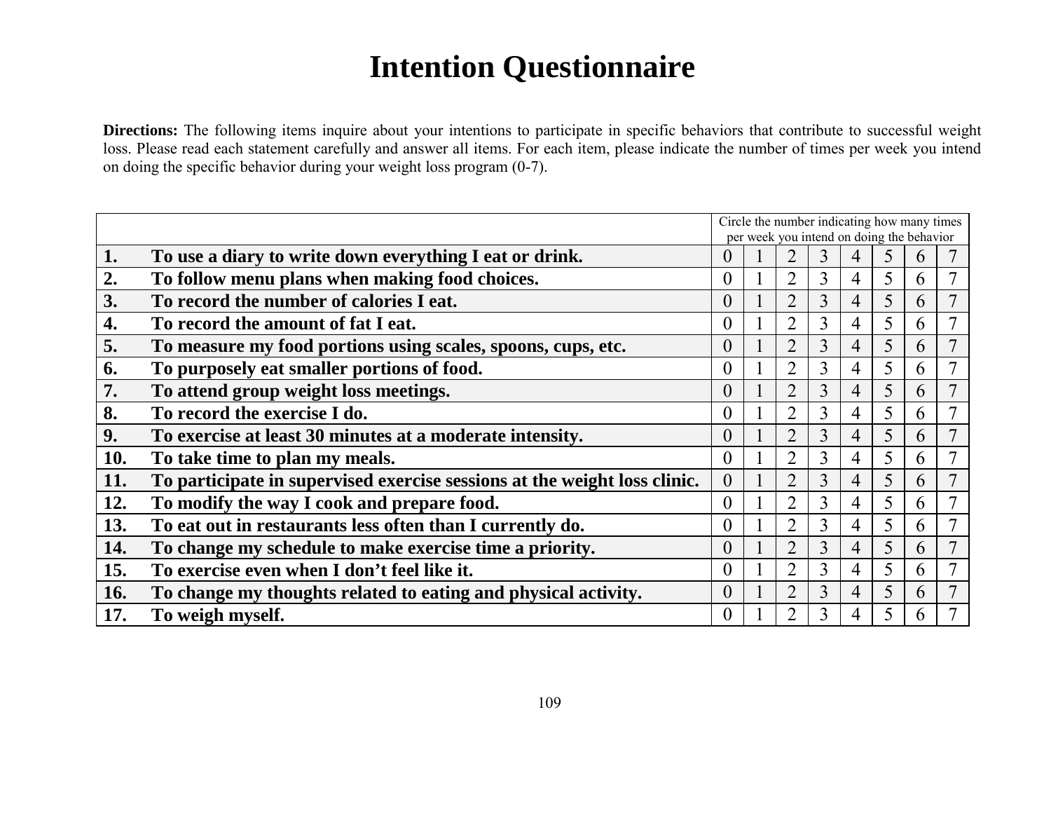# Intention Questionnaire

**Directions:** The following items inquire about your intentions to participate in specific behaviors that contribute to successful weight loss. Please read each statement carefully and answer all items. For each item, please indicate the number of times per week you intend on doing the specific behavior during your weight loss program (0-7).

| | | Circle the number indicating how many times per week you intend on doing the behavior | | | | | | | |
|---|---|---|---|---|---|---|---|---|---|
| **1.** | **To use a diary to write down everything I eat or drink.** | 0 | 1 | 2 | 3 | 4 | 5 | 6 | 7 |
| **2.** | **To follow menu plans when making food choices.** | 0 | 1 | 2 | 3 | 4 | 5 | 6 | 7 |
| **3.** | **To record the number of calories I eat.** | 0 | 1 | 2 | 3 | 4 | 5 | 6 | 7 |
| **4.** | **To record the amount of fat I eat.** | 0 | 1 | 2 | 3 | 4 | 5 | 6 | 7 |
| **5.** | **To measure my food portions using scales, spoons, cups, etc.** | 0 | 1 | 2 | 3 | 4 | 5 | 6 | 7 |
| **6.** | **To purposely eat smaller portions of food.** | 0 | 1 | 2 | 3 | 4 | 5 | 6 | 7 |
| **7.** | **To attend group weight loss meetings.** | 0 | 1 | 2 | 3 | 4 | 5 | 6 | 7 |
| **8.** | **To record the exercise I do.** | 0 | 1 | 2 | 3 | 4 | 5 | 6 | 7 |
| **9.** | **To exercise at least 30 minutes at a moderate intensity.** | 0 | 1 | 2 | 3 | 4 | 5 | 6 | 7 |
| **10.** | **To take time to plan my meals.** | 0 | 1 | 2 | 3 | 4 | 5 | 6 | 7 |
| **11.** | **To participate in supervised exercise sessions at the weight loss clinic.** | 0 | 1 | 2 | 3 | 4 | 5 | 6 | 7 |
| **12.** | **To modify the way I cook and prepare food.** | 0 | 1 | 2 | 3 | 4 | 5 | 6 | 7 |
| **13.** | **To eat out in restaurants less often than I currently do.** | 0 | 1 | 2 | 3 | 4 | 5 | 6 | 7 |
| **14.** | **To change my schedule to make exercise time a priority.** | 0 | 1 | 2 | 3 | 4 | 5 | 6 | 7 |
| **15.** | **To exercise even when I don't feel like it.** | 0 | 1 | 2 | 3 | 4 | 5 | 6 | 7 |
| **16.** | **To change my thoughts related to eating and physical activity.** | 0 | 1 | 2 | 3 | 4 | 5 | 6 | 7 |
| **17.** | **To weigh myself.** | 0 | 1 | 2 | 3 | 4 | 5 | 6 | 7 |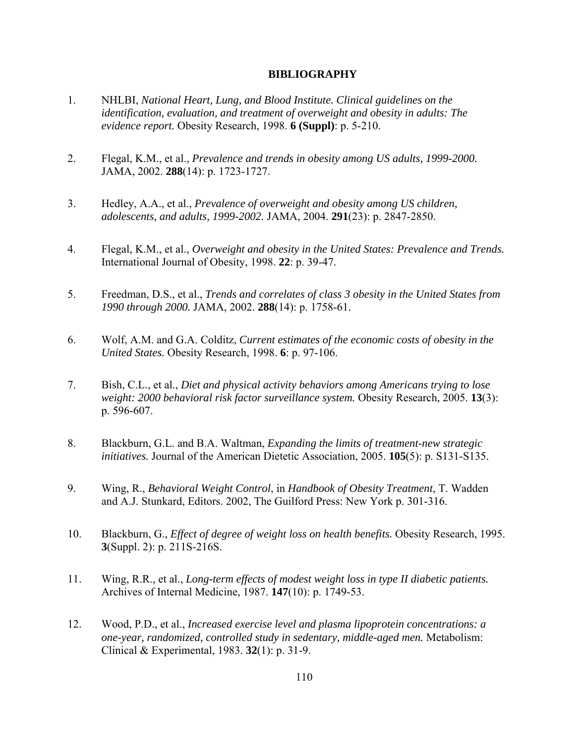# BIBLIOGRAPHY

1. NHLBI, *National Heart, Lung, and Blood Institute. Clinical guidelines on the identification, evaluation, and treatment of overweight and obesity in adults: The evidence report.* Obesity Research, 1998. **6 (Suppl)**: p. 5-210.

2. Flegal, K.M., et al., *Prevalence and trends in obesity among US adults, 1999-2000.* JAMA, 2002. **288**(14): p. 1723-1727.

3. Hedley, A.A., et al., *Prevalence of overweight and obesity among US children, adolescents, and adults, 1999-2002.* JAMA, 2004. **291**(23): p. 2847-2850.

4. Flegal, K.M., et al., *Overweight and obesity in the United States: Prevalence and Trends.* International Journal of Obesity, 1998. **22**: p. 39-47.

5. Freedman, D.S., et al., *Trends and correlates of class 3 obesity in the United States from 1990 through 2000.* JAMA, 2002. **288**(14): p. 1758-61.

6. Wolf, A.M. and G.A. Colditz, *Current estimates of the economic costs of obesity in the United States.* Obesity Research, 1998. **6**: p. 97-106.

7. Bish, C.L., et al., *Diet and physical activity behaviors among Americans trying to lose weight: 2000 behavioral risk factor surveillance system.* Obesity Research, 2005. **13**(3): p. 596-607.

8. Blackburn, G.L. and B.A. Waltman, *Expanding the limits of treatment-new strategic initiatives.* Journal of the American Dietetic Association, 2005. **105**(5): p. S131-S135.

9. Wing, R., *Behavioral Weight Control*, in *Handbook of Obesity Treatment*, T. Wadden and A.J. Stunkard, Editors. 2002, The Guilford Press: New York p. 301-316.

10. Blackburn, G., *Effect of degree of weight loss on health benefits.* Obesity Research, 1995. **3**(Suppl. 2): p. 211S-216S.

11. Wing, R.R., et al., *Long-term effects of modest weight loss in type II diabetic patients.* Archives of Internal Medicine, 1987. **147**(10): p. 1749-53.

12. Wood, P.D., et al., *Increased exercise level and plasma lipoprotein concentrations: a one-year, randomized, controlled study in sedentary, middle-aged men.* Metabolism: Clinical & Experimental, 1983. **32**(1): p. 31-9.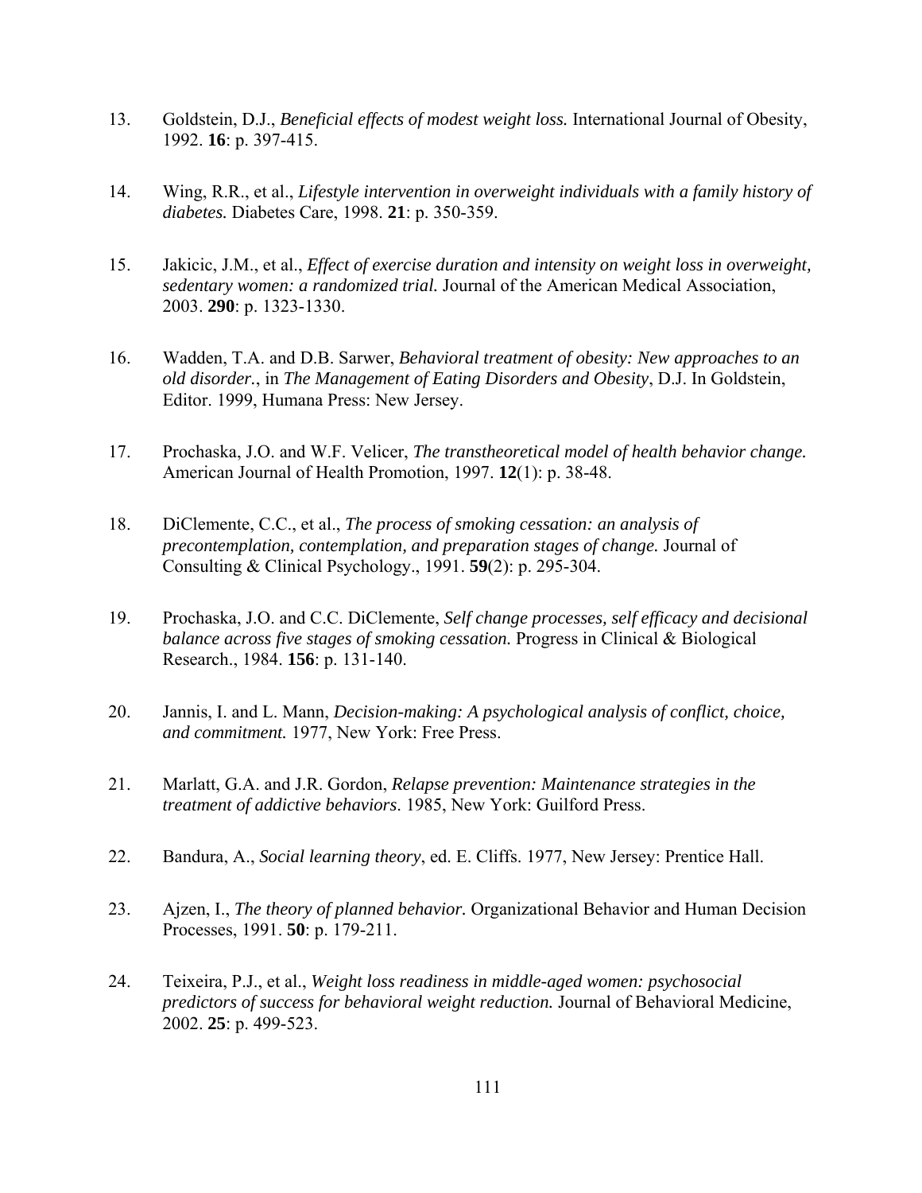13. Goldstein, D.J., *Beneficial effects of modest weight loss.* International Journal of Obesity, 1992. **16**: p. 397-415.

14. Wing, R.R., et al., *Lifestyle intervention in overweight individuals with a family history of diabetes.* Diabetes Care, 1998. **21**: p. 350-359.

15. Jakicic, J.M., et al., *Effect of exercise duration and intensity on weight loss in overweight, sedentary women: a randomized trial.* Journal of the American Medical Association, 2003. **290**: p. 1323-1330.

16. Wadden, T.A. and D.B. Sarwer, *Behavioral treatment of obesity: New approaches to an old disorder.*, in *The Management of Eating Disorders and Obesity*, D.J. In Goldstein, Editor. 1999, Humana Press: New Jersey.

17. Prochaska, J.O. and W.F. Velicer, *The transtheoretical model of health behavior change.* American Journal of Health Promotion, 1997. **12**(1): p. 38-48.

18. DiClemente, C.C., et al., *The process of smoking cessation: an analysis of precontemplation, contemplation, and preparation stages of change.* Journal of Consulting & Clinical Psychology., 1991. **59**(2): p. 295-304.

19. Prochaska, J.O. and C.C. DiClemente, *Self change processes, self efficacy and decisional balance across five stages of smoking cessation.* Progress in Clinical & Biological Research., 1984. **156**: p. 131-140.

20. Jannis, I. and L. Mann, *Decision-making: A psychological analysis of conflict, choice, and commitment.* 1977, New York: Free Press.

21. Marlatt, G.A. and J.R. Gordon, *Relapse prevention: Maintenance strategies in the treatment of addictive behaviors*. 1985, New York: Guilford Press.

22. Bandura, A., *Social learning theory*, ed. E. Cliffs. 1977, New Jersey: Prentice Hall.

23. Ajzen, I., *The theory of planned behavior.* Organizational Behavior and Human Decision Processes, 1991. **50**: p. 179-211.

24. Teixeira, P.J., et al., *Weight loss readiness in middle-aged women: psychosocial predictors of success for behavioral weight reduction.* Journal of Behavioral Medicine, 2002. **25**: p. 499-523.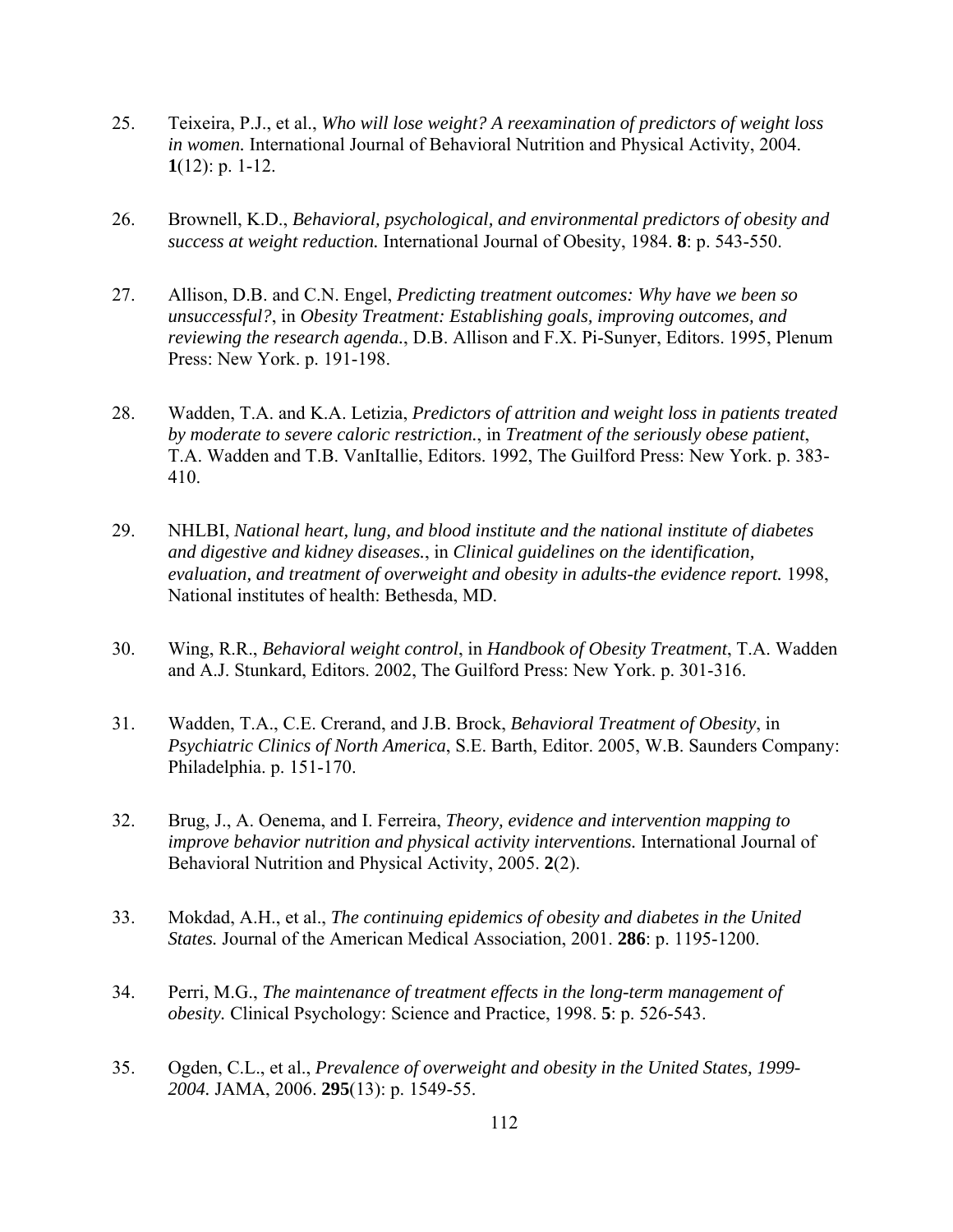25. Teixeira, P.J., et al., *Who will lose weight? A reexamination of predictors of weight loss in women.* International Journal of Behavioral Nutrition and Physical Activity, 2004. **1**(12): p. 1-12.

26. Brownell, K.D., *Behavioral, psychological, and environmental predictors of obesity and success at weight reduction.* International Journal of Obesity, 1984. **8**: p. 543-550.

27. Allison, D.B. and C.N. Engel, *Predicting treatment outcomes: Why have we been so unsuccessful?*, in *Obesity Treatment: Establishing goals, improving outcomes, and reviewing the research agenda.*, D.B. Allison and F.X. Pi-Sunyer, Editors. 1995, Plenum Press: New York. p. 191-198.

28. Wadden, T.A. and K.A. Letizia, *Predictors of attrition and weight loss in patients treated by moderate to severe caloric restriction.*, in *Treatment of the seriously obese patient*, T.A. Wadden and T.B. VanItallie, Editors. 1992, The Guilford Press: New York. p. 383-410.

29. NHLBI, *National heart, lung, and blood institute and the national institute of diabetes and digestive and kidney diseases.*, in *Clinical guidelines on the identification, evaluation, and treatment of overweight and obesity in adults-the evidence report.* 1998, National institutes of health: Bethesda, MD.

30. Wing, R.R., *Behavioral weight control*, in *Handbook of Obesity Treatment*, T.A. Wadden and A.J. Stunkard, Editors. 2002, The Guilford Press: New York. p. 301-316.

31. Wadden, T.A., C.E. Crerand, and J.B. Brock, *Behavioral Treatment of Obesity*, in *Psychiatric Clinics of North America*, S.E. Barth, Editor. 2005, W.B. Saunders Company: Philadelphia. p. 151-170.

32. Brug, J., A. Oenema, and I. Ferreira, *Theory, evidence and intervention mapping to improve behavior nutrition and physical activity interventions.* International Journal of Behavioral Nutrition and Physical Activity, 2005. **2**(2).

33. Mokdad, A.H., et al., *The continuing epidemics of obesity and diabetes in the United States.* Journal of the American Medical Association, 2001. **286**: p. 1195-1200.

34. Perri, M.G., *The maintenance of treatment effects in the long-term management of obesity.* Clinical Psychology: Science and Practice, 1998. **5**: p. 526-543.

35. Ogden, C.L., et al., *Prevalence of overweight and obesity in the United States, 1999-2004.* JAMA, 2006. **295**(13): p. 1549-55.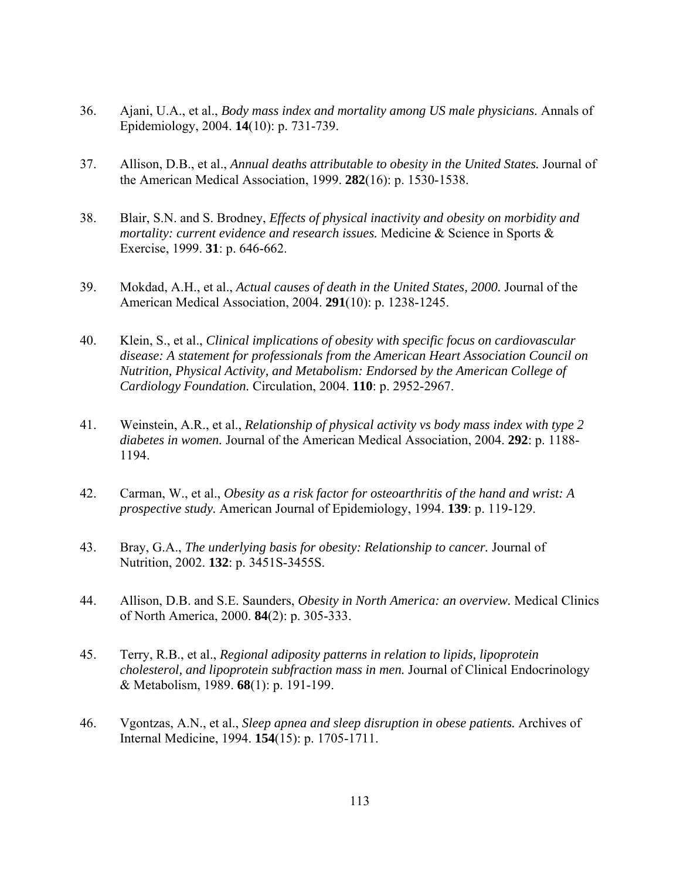36. Ajani, U.A., et al., *Body mass index and mortality among US male physicians.* Annals of Epidemiology, 2004. **14**(10): p. 731-739.

37. Allison, D.B., et al., *Annual deaths attributable to obesity in the United States.* Journal of the American Medical Association, 1999. **282**(16): p. 1530-1538.

38. Blair, S.N. and S. Brodney, *Effects of physical inactivity and obesity on morbidity and mortality: current evidence and research issues.* Medicine & Science in Sports & Exercise, 1999. **31**: p. 646-662.

39. Mokdad, A.H., et al., *Actual causes of death in the United States, 2000.* Journal of the American Medical Association, 2004. **291**(10): p. 1238-1245.

40. Klein, S., et al., *Clinical implications of obesity with specific focus on cardiovascular disease: A statement for professionals from the American Heart Association Council on Nutrition, Physical Activity, and Metabolism: Endorsed by the American College of Cardiology Foundation.* Circulation, 2004. **110**: p. 2952-2967.

41. Weinstein, A.R., et al., *Relationship of physical activity vs body mass index with type 2 diabetes in women.* Journal of the American Medical Association, 2004. **292**: p. 1188-1194.

42. Carman, W., et al., *Obesity as a risk factor for osteoarthritis of the hand and wrist: A prospective study.* American Journal of Epidemiology, 1994. **139**: p. 119-129.

43. Bray, G.A., *The underlying basis for obesity: Relationship to cancer.* Journal of Nutrition, 2002. **132**: p. 3451S-3455S.

44. Allison, D.B. and S.E. Saunders, *Obesity in North America: an overview.* Medical Clinics of North America, 2000. **84**(2): p. 305-333.

45. Terry, R.B., et al., *Regional adiposity patterns in relation to lipids, lipoprotein cholesterol, and lipoprotein subfraction mass in men.* Journal of Clinical Endocrinology & Metabolism, 1989. **68**(1): p. 191-199.

46. Vgontzas, A.N., et al., *Sleep apnea and sleep disruption in obese patients.* Archives of Internal Medicine, 1994. **154**(15): p. 1705-1711.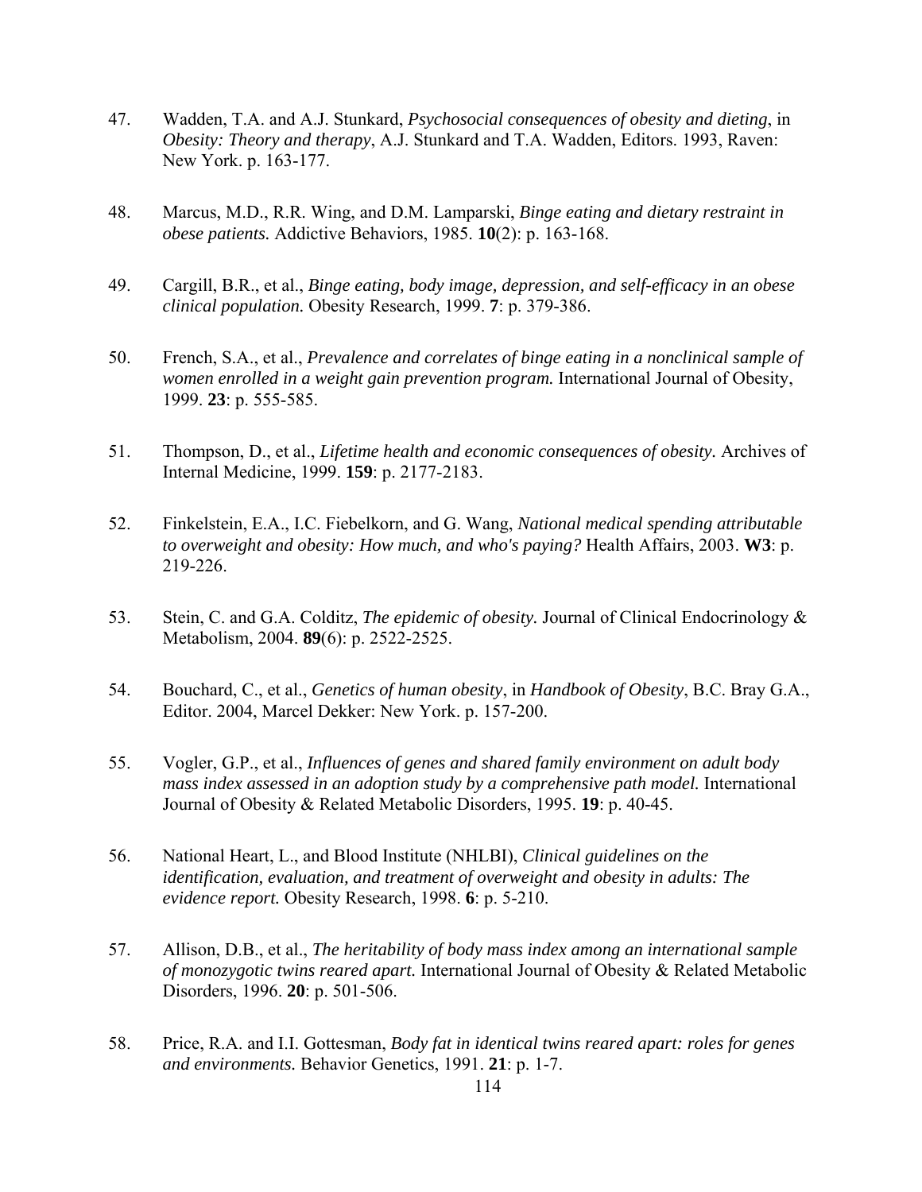47. Wadden, T.A. and A.J. Stunkard, *Psychosocial consequences of obesity and dieting*, in *Obesity: Theory and therapy*, A.J. Stunkard and T.A. Wadden, Editors. 1993, Raven: New York. p. 163-177.

48. Marcus, M.D., R.R. Wing, and D.M. Lamparski, *Binge eating and dietary restraint in obese patients.* Addictive Behaviors, 1985. **10**(2): p. 163-168.

49. Cargill, B.R., et al., *Binge eating, body image, depression, and self-efficacy in an obese clinical population.* Obesity Research, 1999. **7**: p. 379-386.

50. French, S.A., et al., *Prevalence and correlates of binge eating in a nonclinical sample of women enrolled in a weight gain prevention program.* International Journal of Obesity, 1999. **23**: p. 555-585.

51. Thompson, D., et al., *Lifetime health and economic consequences of obesity.* Archives of Internal Medicine, 1999. **159**: p. 2177-2183.

52. Finkelstein, E.A., I.C. Fiebelkorn, and G. Wang, *National medical spending attributable to overweight and obesity: How much, and who's paying?* Health Affairs, 2003. **W3**: p. 219-226.

53. Stein, C. and G.A. Colditz, *The epidemic of obesity.* Journal of Clinical Endocrinology & Metabolism, 2004. **89**(6): p. 2522-2525.

54. Bouchard, C., et al., *Genetics of human obesity*, in *Handbook of Obesity*, B.C. Bray G.A., Editor. 2004, Marcel Dekker: New York. p. 157-200.

55. Vogler, G.P., et al., *Influences of genes and shared family environment on adult body mass index assessed in an adoption study by a comprehensive path model.* International Journal of Obesity & Related Metabolic Disorders, 1995. **19**: p. 40-45.

56. National Heart, L., and Blood Institute (NHLBI), *Clinical guidelines on the identification, evaluation, and treatment of overweight and obesity in adults: The evidence report.* Obesity Research, 1998. **6**: p. 5-210.

57. Allison, D.B., et al., *The heritability of body mass index among an international sample of monozygotic twins reared apart.* International Journal of Obesity & Related Metabolic Disorders, 1996. **20**: p. 501-506.

58. Price, R.A. and I.I. Gottesman, *Body fat in identical twins reared apart: roles for genes and environments.* Behavior Genetics, 1991. **21**: p. 1-7.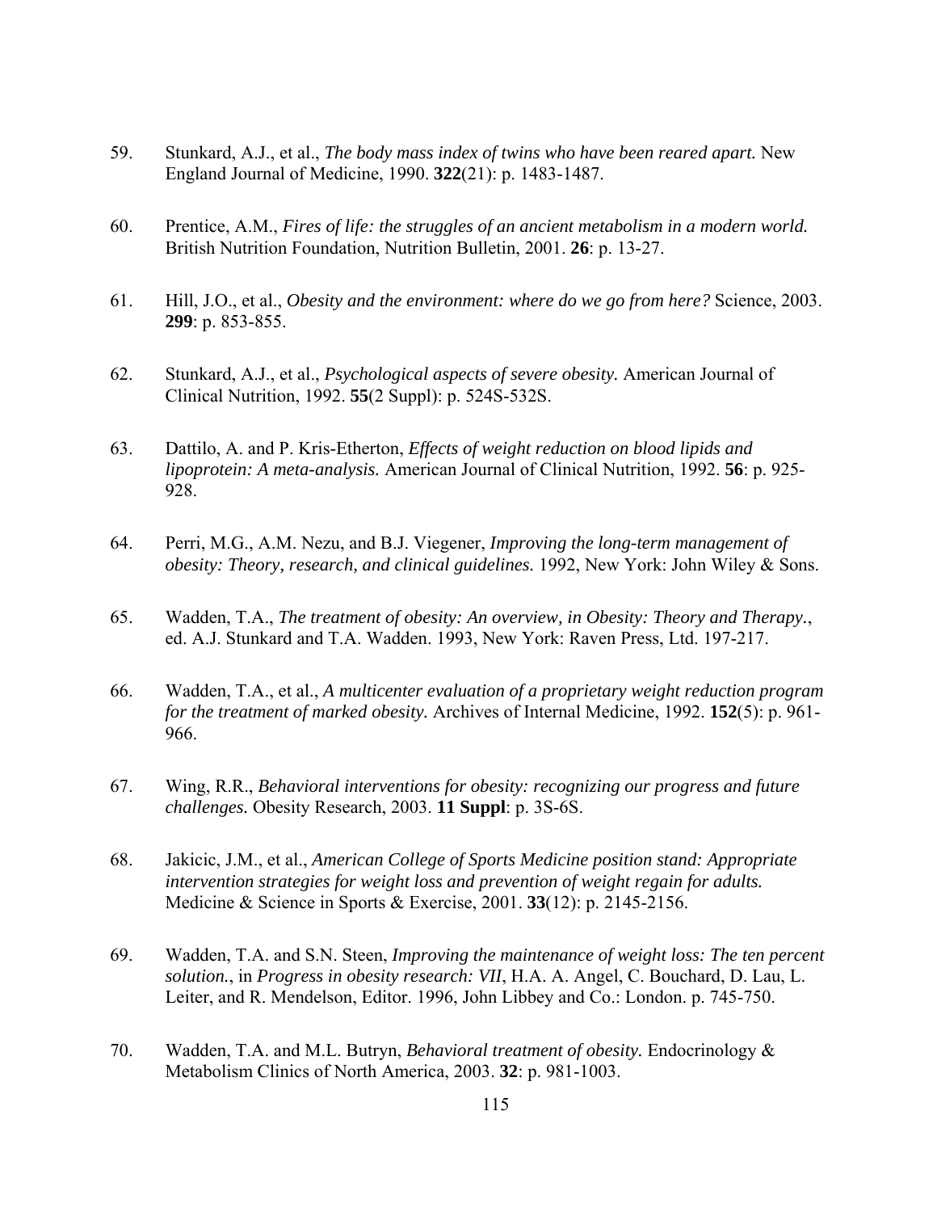59. Stunkard, A.J., et al., *The body mass index of twins who have been reared apart.* New England Journal of Medicine, 1990. **322**(21): p. 1483-1487.

60. Prentice, A.M., *Fires of life: the struggles of an ancient metabolism in a modern world.* British Nutrition Foundation, Nutrition Bulletin, 2001. **26**: p. 13-27.

61. Hill, J.O., et al., *Obesity and the environment: where do we go from here?* Science, 2003. **299**: p. 853-855.

62. Stunkard, A.J., et al., *Psychological aspects of severe obesity.* American Journal of Clinical Nutrition, 1992. **55**(2 Suppl): p. 524S-532S.

63. Dattilo, A. and P. Kris-Etherton, *Effects of weight reduction on blood lipids and lipoprotein: A meta-analysis.* American Journal of Clinical Nutrition, 1992. **56**: p. 925-928.

64. Perri, M.G., A.M. Nezu, and B.J. Viegener, *Improving the long-term management of obesity: Theory, research, and clinical guidelines.* 1992, New York: John Wiley & Sons.

65. Wadden, T.A., *The treatment of obesity: An overview, in Obesity: Theory and Therapy.*, ed. A.J. Stunkard and T.A. Wadden. 1993, New York: Raven Press, Ltd. 197-217.

66. Wadden, T.A., et al., *A multicenter evaluation of a proprietary weight reduction program for the treatment of marked obesity.* Archives of Internal Medicine, 1992. **152**(5): p. 961-966.

67. Wing, R.R., *Behavioral interventions for obesity: recognizing our progress and future challenges.* Obesity Research, 2003. **11 Suppl**: p. 3S-6S.

68. Jakicic, J.M., et al., *American College of Sports Medicine position stand: Appropriate intervention strategies for weight loss and prevention of weight regain for adults.* Medicine & Science in Sports & Exercise, 2001. **33**(12): p. 2145-2156.

69. Wadden, T.A. and S.N. Steen, *Improving the maintenance of weight loss: The ten percent solution.*, in *Progress in obesity research: VII*, H.A. A. Angel, C. Bouchard, D. Lau, L. Leiter, and R. Mendelson, Editor. 1996, John Libbey and Co.: London. p. 745-750.

70. Wadden, T.A. and M.L. Butryn, *Behavioral treatment of obesity.* Endocrinology & Metabolism Clinics of North America, 2003. **32**: p. 981-1003.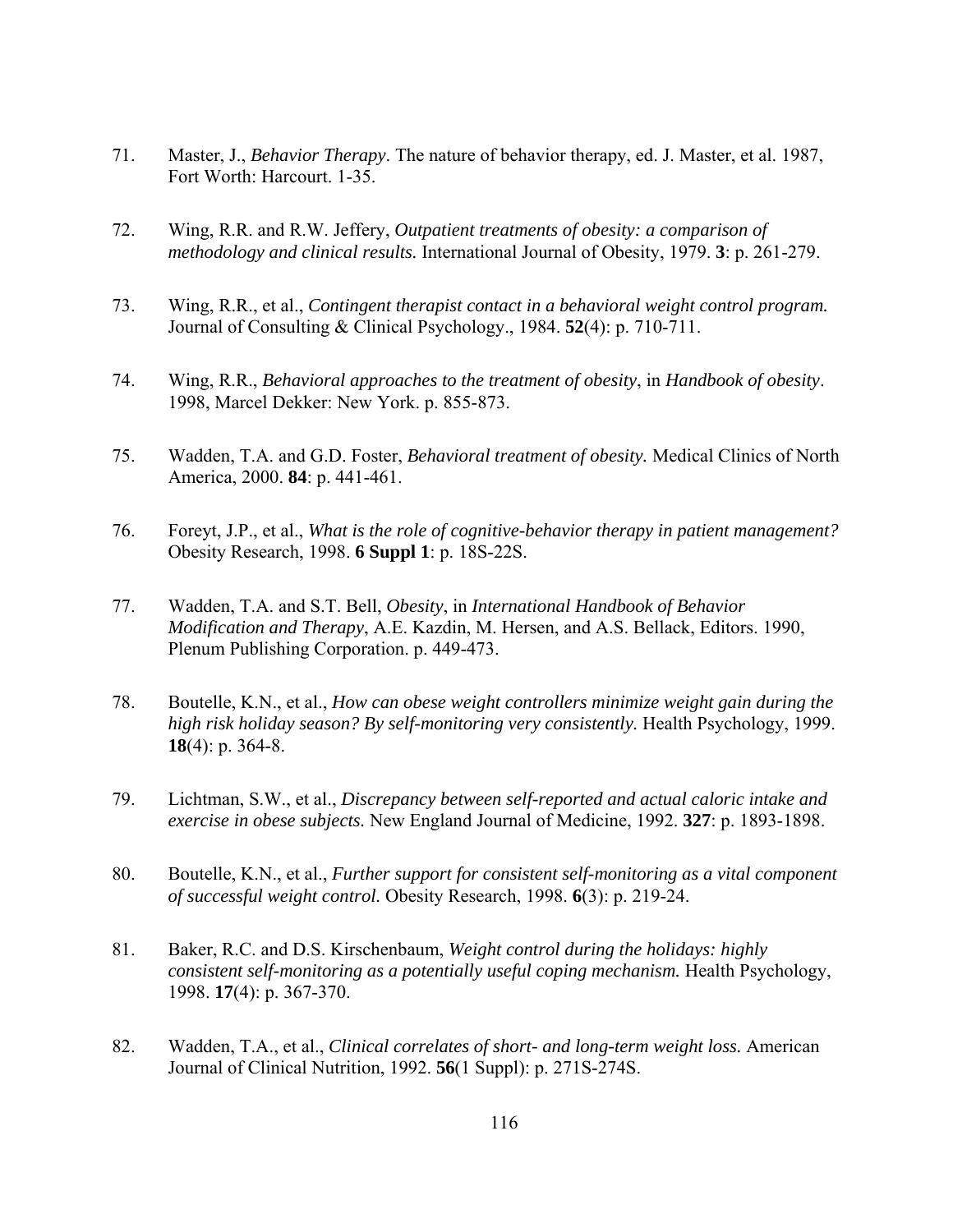71. Master, J., *Behavior Therapy*. The nature of behavior therapy, ed. J. Master, et al. 1987, Fort Worth: Harcourt. 1-35.

72. Wing, R.R. and R.W. Jeffery, *Outpatient treatments of obesity: a comparison of methodology and clinical results.* International Journal of Obesity, 1979. **3**: p. 261-279.

73. Wing, R.R., et al., *Contingent therapist contact in a behavioral weight control program.* Journal of Consulting & Clinical Psychology., 1984. **52**(4): p. 710-711.

74. Wing, R.R., *Behavioral approaches to the treatment of obesity*, in *Handbook of obesity*. 1998, Marcel Dekker: New York. p. 855-873.

75. Wadden, T.A. and G.D. Foster, *Behavioral treatment of obesity.* Medical Clinics of North America, 2000. **84**: p. 441-461.

76. Foreyt, J.P., et al., *What is the role of cognitive-behavior therapy in patient management?* Obesity Research, 1998. **6 Suppl 1**: p. 18S-22S.

77. Wadden, T.A. and S.T. Bell, *Obesity*, in *International Handbook of Behavior Modification and Therapy*, A.E. Kazdin, M. Hersen, and A.S. Bellack, Editors. 1990, Plenum Publishing Corporation. p. 449-473.

78. Boutelle, K.N., et al., *How can obese weight controllers minimize weight gain during the high risk holiday season? By self-monitoring very consistently.* Health Psychology, 1999. **18**(4): p. 364-8.

79. Lichtman, S.W., et al., *Discrepancy between self-reported and actual caloric intake and exercise in obese subjects.* New England Journal of Medicine, 1992. **327**: p. 1893-1898.

80. Boutelle, K.N., et al., *Further support for consistent self-monitoring as a vital component of successful weight control.* Obesity Research, 1998. **6**(3): p. 219-24.

81. Baker, R.C. and D.S. Kirschenbaum, *Weight control during the holidays: highly consistent self-monitoring as a potentially useful coping mechanism.* Health Psychology, 1998. **17**(4): p. 367-370.

82. Wadden, T.A., et al., *Clinical correlates of short- and long-term weight loss.* American Journal of Clinical Nutrition, 1992. **56**(1 Suppl): p. 271S-274S.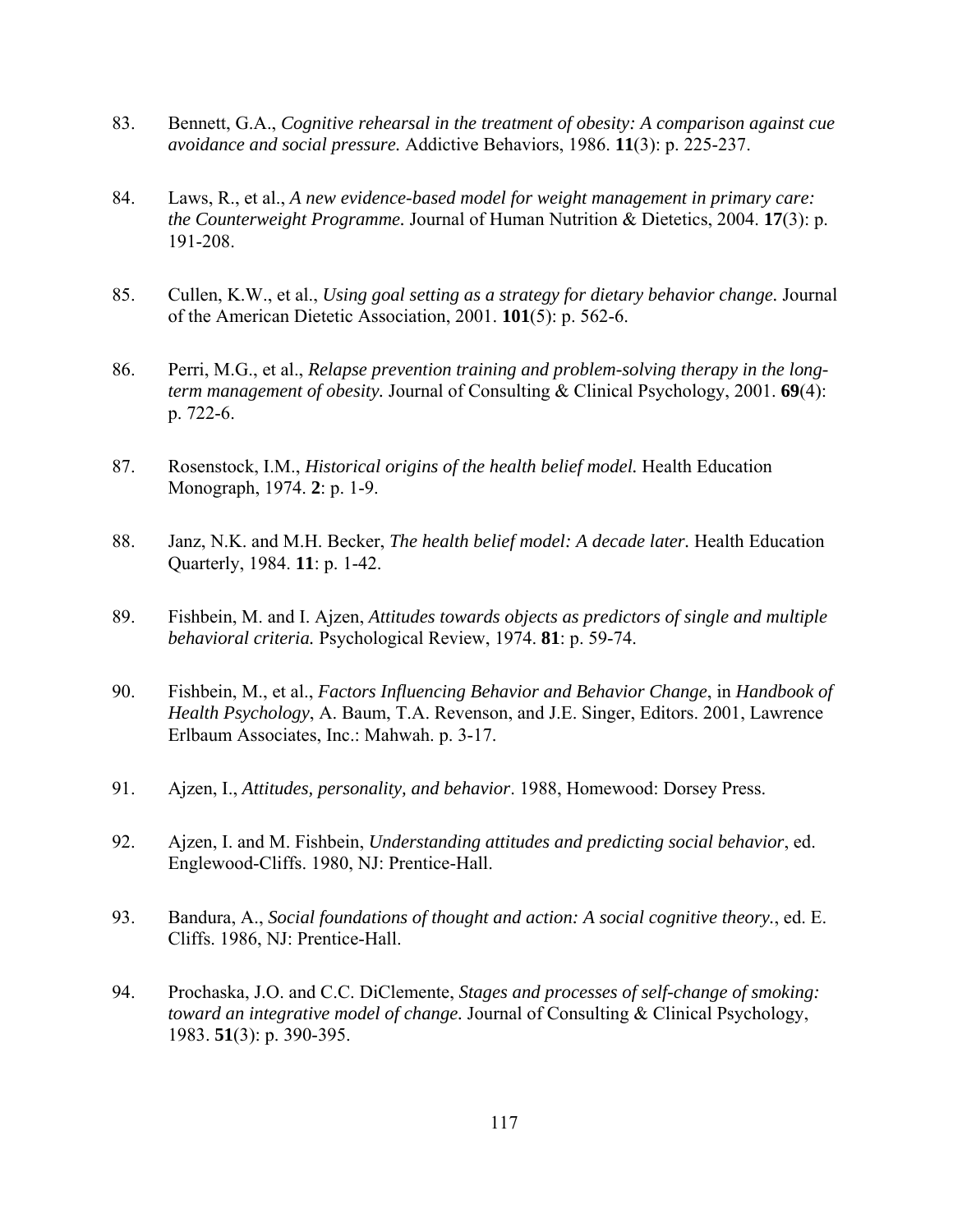83. Bennett, G.A., *Cognitive rehearsal in the treatment of obesity: A comparison against cue avoidance and social pressure.* Addictive Behaviors, 1986. **11**(3): p. 225-237.

84. Laws, R., et al., *A new evidence-based model for weight management in primary care: the Counterweight Programme.* Journal of Human Nutrition & Dietetics, 2004. **17**(3): p. 191-208.

85. Cullen, K.W., et al., *Using goal setting as a strategy for dietary behavior change.* Journal of the American Dietetic Association, 2001. **101**(5): p. 562-6.

86. Perri, M.G., et al., *Relapse prevention training and problem-solving therapy in the long-term management of obesity.* Journal of Consulting & Clinical Psychology, 2001. **69**(4): p. 722-6.

87. Rosenstock, I.M., *Historical origins of the health belief model.* Health Education Monograph, 1974. **2**: p. 1-9.

88. Janz, N.K. and M.H. Becker, *The health belief model: A decade later.* Health Education Quarterly, 1984. **11**: p. 1-42.

89. Fishbein, M. and I. Ajzen, *Attitudes towards objects as predictors of single and multiple behavioral criteria.* Psychological Review, 1974. **81**: p. 59-74.

90. Fishbein, M., et al., *Factors Influencing Behavior and Behavior Change*, in *Handbook of Health Psychology*, A. Baum, T.A. Revenson, and J.E. Singer, Editors. 2001, Lawrence Erlbaum Associates, Inc.: Mahwah. p. 3-17.

91. Ajzen, I., *Attitudes, personality, and behavior*. 1988, Homewood: Dorsey Press.

92. Ajzen, I. and M. Fishbein, *Understanding attitudes and predicting social behavior*, ed. Englewood-Cliffs. 1980, NJ: Prentice-Hall.

93. Bandura, A., *Social foundations of thought and action: A social cognitive theory.*, ed. E. Cliffs. 1986, NJ: Prentice-Hall.

94. Prochaska, J.O. and C.C. DiClemente, *Stages and processes of self-change of smoking: toward an integrative model of change.* Journal of Consulting & Clinical Psychology, 1983. **51**(3): p. 390-395.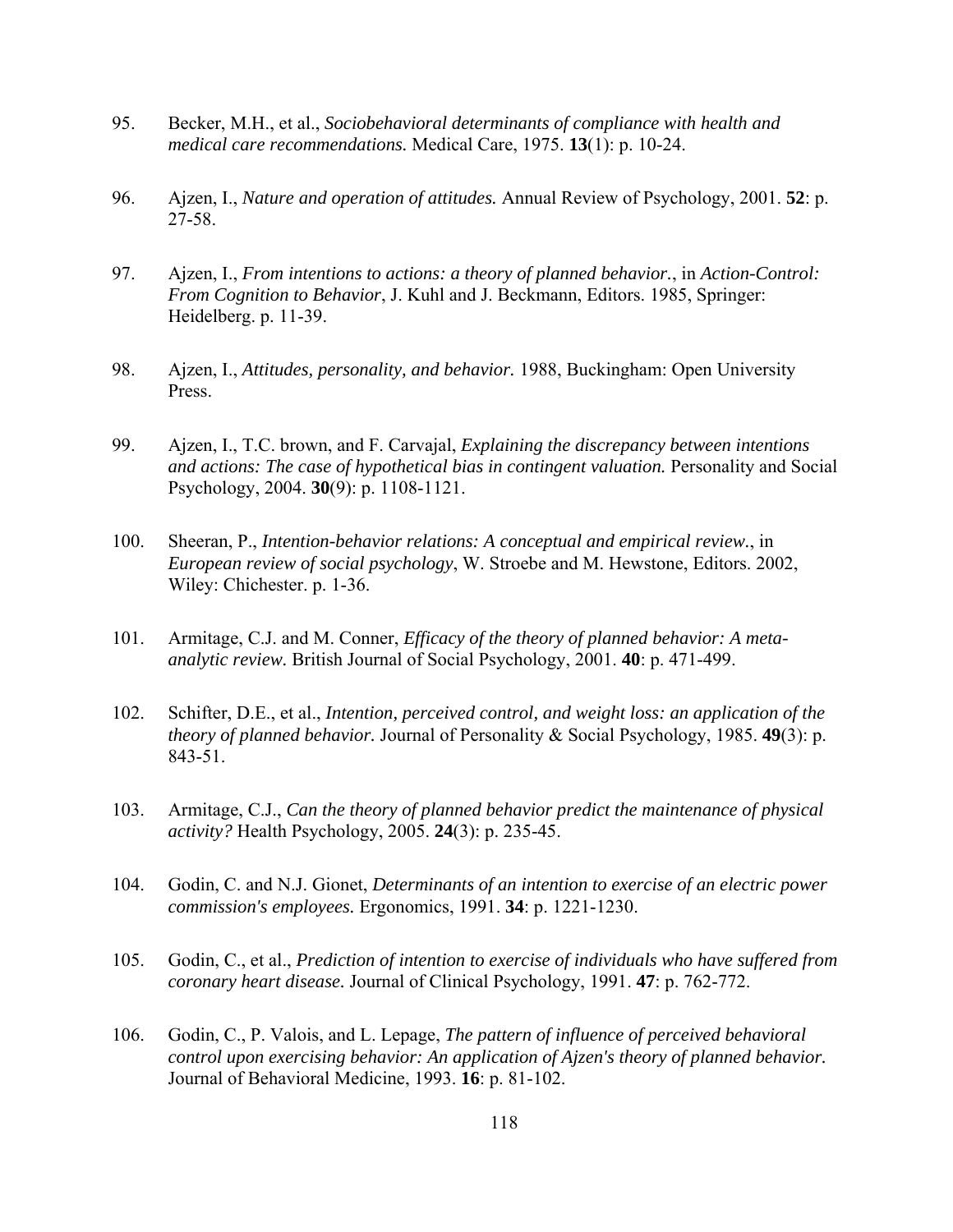95. Becker, M.H., et al., *Sociobehavioral determinants of compliance with health and medical care recommendations.* Medical Care, 1975. **13**(1): p. 10-24.

96. Ajzen, I., *Nature and operation of attitudes.* Annual Review of Psychology, 2001. **52**: p. 27-58.

97. Ajzen, I., *From intentions to actions: a theory of planned behavior.*, in *Action-Control: From Cognition to Behavior*, J. Kuhl and J. Beckmann, Editors. 1985, Springer: Heidelberg. p. 11-39.

98. Ajzen, I., *Attitudes, personality, and behavior.* 1988, Buckingham: Open University Press.

99. Ajzen, I., T.C. brown, and F. Carvajal, *Explaining the discrepancy between intentions and actions: The case of hypothetical bias in contingent valuation.* Personality and Social Psychology, 2004. **30**(9): p. 1108-1121.

100. Sheeran, P., *Intention-behavior relations: A conceptual and empirical review.*, in *European review of social psychology*, W. Stroebe and M. Hewstone, Editors. 2002, Wiley: Chichester. p. 1-36.

101. Armitage, C.J. and M. Conner, *Efficacy of the theory of planned behavior: A meta-analytic review.* British Journal of Social Psychology, 2001. **40**: p. 471-499.

102. Schifter, D.E., et al., *Intention, perceived control, and weight loss: an application of the theory of planned behavior.* Journal of Personality & Social Psychology, 1985. **49**(3): p. 843-51.

103. Armitage, C.J., *Can the theory of planned behavior predict the maintenance of physical activity?* Health Psychology, 2005. **24**(3): p. 235-45.

104. Godin, C. and N.J. Gionet, *Determinants of an intention to exercise of an electric power commission's employees.* Ergonomics, 1991. **34**: p. 1221-1230.

105. Godin, C., et al., *Prediction of intention to exercise of individuals who have suffered from coronary heart disease.* Journal of Clinical Psychology, 1991. **47**: p. 762-772.

106. Godin, C., P. Valois, and L. Lepage, *The pattern of influence of perceived behavioral control upon exercising behavior: An application of Ajzen's theory of planned behavior.* Journal of Behavioral Medicine, 1993. **16**: p. 81-102.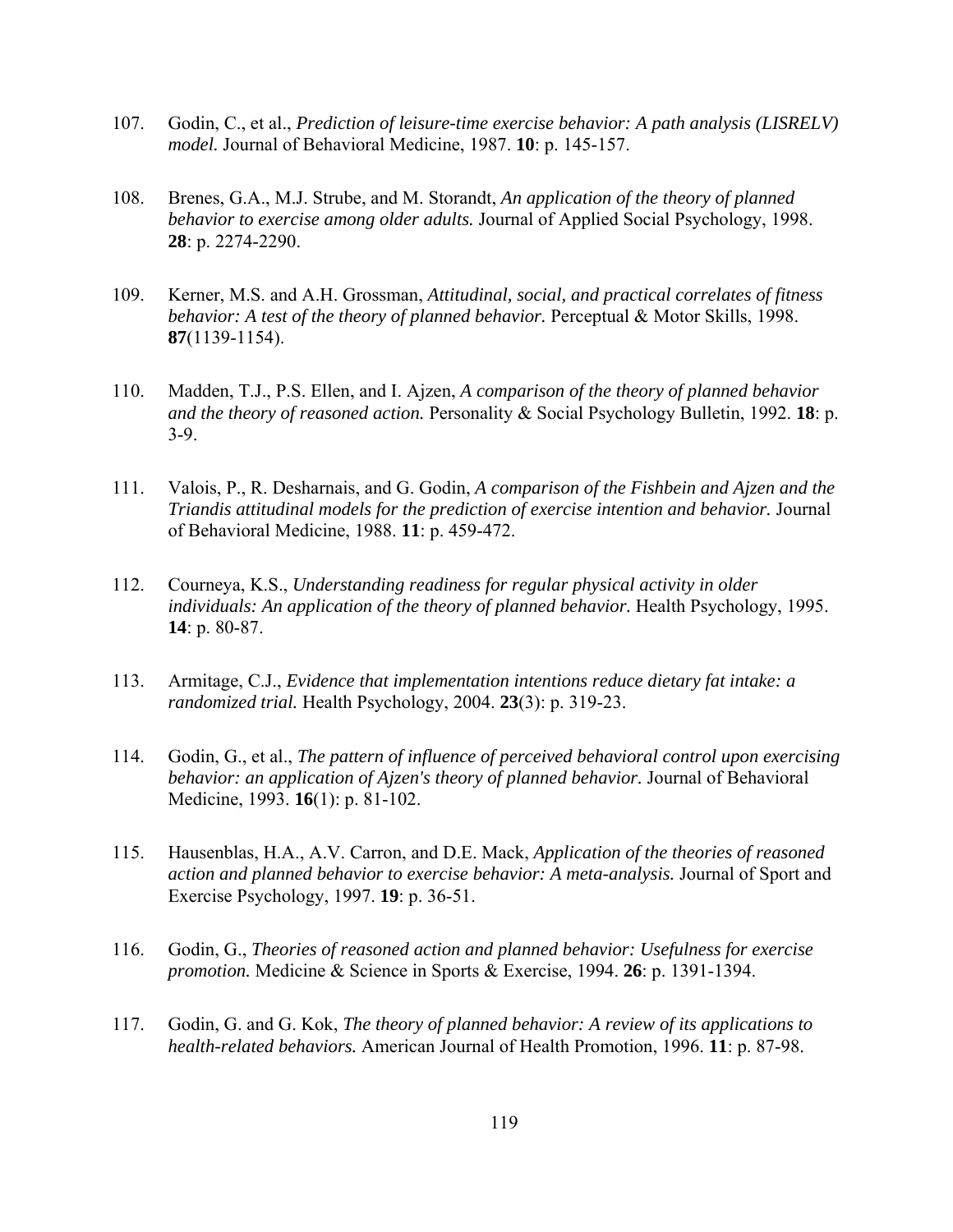107. Godin, C., et al., *Prediction of leisure-time exercise behavior: A path analysis (LISRELV) model.* Journal of Behavioral Medicine, 1987. **10**: p. 145-157.

108. Brenes, G.A., M.J. Strube, and M. Storandt, *An application of the theory of planned behavior to exercise among older adults.* Journal of Applied Social Psychology, 1998. **28**: p. 2274-2290.

109. Kerner, M.S. and A.H. Grossman, *Attitudinal, social, and practical correlates of fitness behavior: A test of the theory of planned behavior.* Perceptual & Motor Skills, 1998. **87**(1139-1154).

110. Madden, T.J., P.S. Ellen, and I. Ajzen, *A comparison of the theory of planned behavior and the theory of reasoned action.* Personality & Social Psychology Bulletin, 1992. **18**: p. 3-9.

111. Valois, P., R. Desharnais, and G. Godin, *A comparison of the Fishbein and Ajzen and the Triandis attitudinal models for the prediction of exercise intention and behavior.* Journal of Behavioral Medicine, 1988. **11**: p. 459-472.

112. Courneya, K.S., *Understanding readiness for regular physical activity in older individuals: An application of the theory of planned behavior.* Health Psychology, 1995. **14**: p. 80-87.

113. Armitage, C.J., *Evidence that implementation intentions reduce dietary fat intake: a randomized trial.* Health Psychology, 2004. **23**(3): p. 319-23.

114. Godin, G., et al., *The pattern of influence of perceived behavioral control upon exercising behavior: an application of Ajzen's theory of planned behavior.* Journal of Behavioral Medicine, 1993. **16**(1): p. 81-102.

115. Hausenblas, H.A., A.V. Carron, and D.E. Mack, *Application of the theories of reasoned action and planned behavior to exercise behavior: A meta-analysis.* Journal of Sport and Exercise Psychology, 1997. **19**: p. 36-51.

116. Godin, G., *Theories of reasoned action and planned behavior: Usefulness for exercise promotion.* Medicine & Science in Sports & Exercise, 1994. **26**: p. 1391-1394.

117. Godin, G. and G. Kok, *The theory of planned behavior: A review of its applications to health-related behaviors.* American Journal of Health Promotion, 1996. **11**: p. 87-98.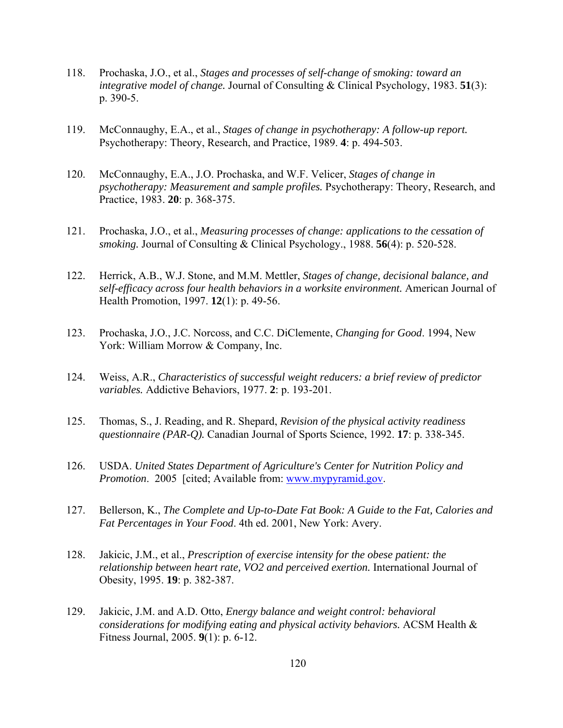118. Prochaska, J.O., et al., *Stages and processes of self-change of smoking: toward an integrative model of change.* Journal of Consulting & Clinical Psychology, 1983. **51**(3): p. 390-5.

119. McConnaughy, E.A., et al., *Stages of change in psychotherapy: A follow-up report.* Psychotherapy: Theory, Research, and Practice, 1989. **4**: p. 494-503.

120. McConnaughy, E.A., J.O. Prochaska, and W.F. Velicer, *Stages of change in psychotherapy: Measurement and sample profiles.* Psychotherapy: Theory, Research, and Practice, 1983. **20**: p. 368-375.

121. Prochaska, J.O., et al., *Measuring processes of change: applications to the cessation of smoking.* Journal of Consulting & Clinical Psychology., 1988. **56**(4): p. 520-528.

122. Herrick, A.B., W.J. Stone, and M.M. Mettler, *Stages of change, decisional balance, and self-efficacy across four health behaviors in a worksite environment.* American Journal of Health Promotion, 1997. **12**(1): p. 49-56.

123. Prochaska, J.O., J.C. Norcoss, and C.C. DiClemente, *Changing for Good*. 1994, New York: William Morrow & Company, Inc.

124. Weiss, A.R., *Characteristics of successful weight reducers: a brief review of predictor variables.* Addictive Behaviors, 1977. **2**: p. 193-201.

125. Thomas, S., J. Reading, and R. Shepard, *Revision of the physical activity readiness questionnaire (PAR-Q).* Canadian Journal of Sports Science, 1992. **17**: p. 338-345.

126. USDA. *United States Department of Agriculture's Center for Nutrition Policy and Promotion*. 2005 [cited; Available from: www.mypyramid.gov.

127. Bellerson, K., *The Complete and Up-to-Date Fat Book: A Guide to the Fat, Calories and Fat Percentages in Your Food*. 4th ed. 2001, New York: Avery.

128. Jakicic, J.M., et al., *Prescription of exercise intensity for the obese patient: the relationship between heart rate, VO2 and perceived exertion.* International Journal of Obesity, 1995. **19**: p. 382-387.

129. Jakicic, J.M. and A.D. Otto, *Energy balance and weight control: behavioral considerations for modifying eating and physical activity behaviors.* ACSM Health & Fitness Journal, 2005. **9**(1): p. 6-12.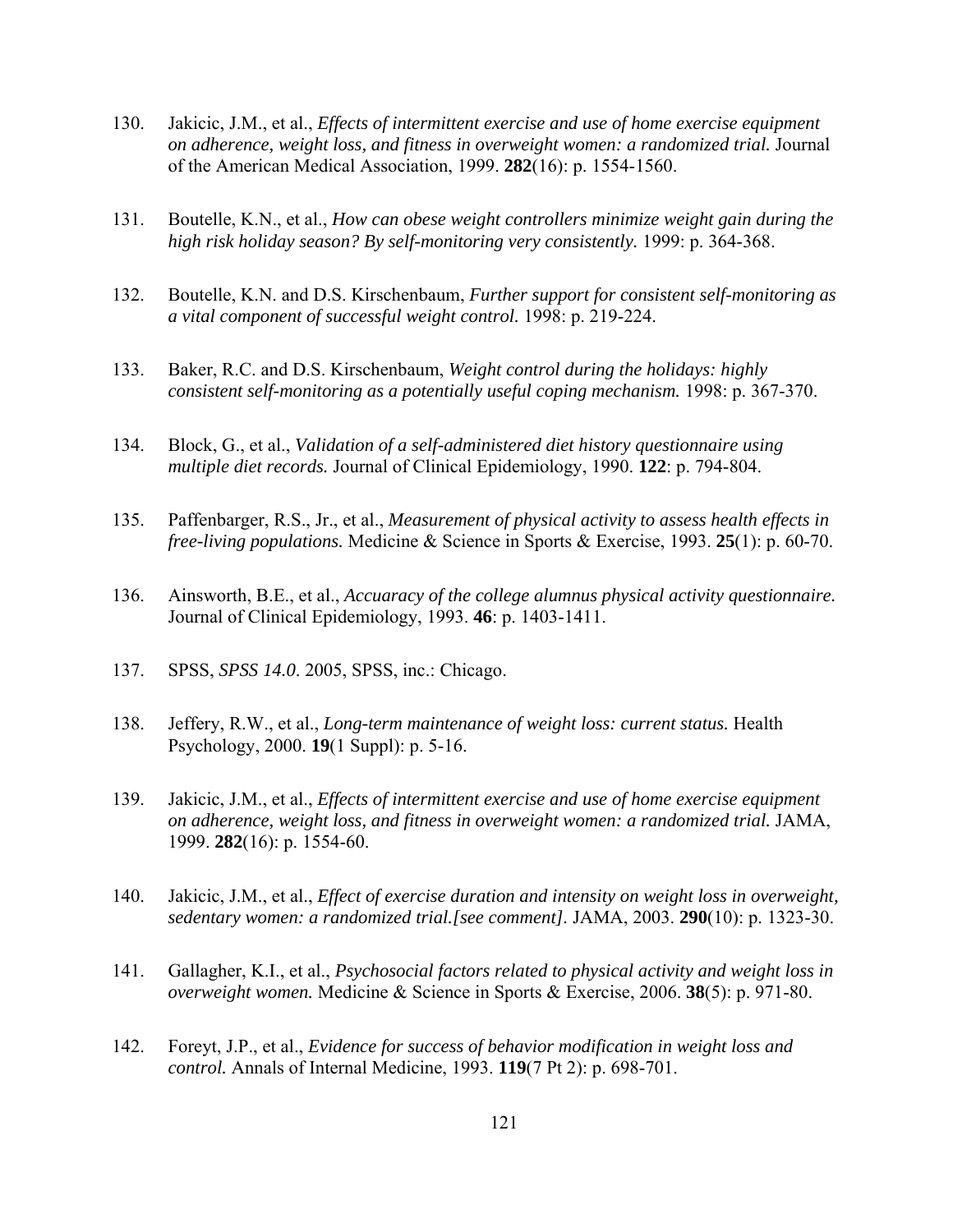130. Jakicic, J.M., et al., *Effects of intermittent exercise and use of home exercise equipment on adherence, weight loss, and fitness in overweight women: a randomized trial.* Journal of the American Medical Association, 1999. **282**(16): p. 1554-1560.

131. Boutelle, K.N., et al., *How can obese weight controllers minimize weight gain during the high risk holiday season? By self-monitoring very consistently.* 1999: p. 364-368.

132. Boutelle, K.N. and D.S. Kirschenbaum, *Further support for consistent self-monitoring as a vital component of successful weight control.* 1998: p. 219-224.

133. Baker, R.C. and D.S. Kirschenbaum, *Weight control during the holidays: highly consistent self-monitoring as a potentially useful coping mechanism.* 1998: p. 367-370.

134. Block, G., et al., *Validation of a self-administered diet history questionnaire using multiple diet records.* Journal of Clinical Epidemiology, 1990. **122**: p. 794-804.

135. Paffenbarger, R.S., Jr., et al., *Measurement of physical activity to assess health effects in free-living populations.* Medicine & Science in Sports & Exercise, 1993. **25**(1): p. 60-70.

136. Ainsworth, B.E., et al., *Accuaracy of the college alumnus physical activity questionnaire.* Journal of Clinical Epidemiology, 1993. **46**: p. 1403-1411.

137. SPSS, *SPSS 14.0*. 2005, SPSS, inc.: Chicago.

138. Jeffery, R.W., et al., *Long-term maintenance of weight loss: current status.* Health Psychology, 2000. **19**(1 Suppl): p. 5-16.

139. Jakicic, J.M., et al., *Effects of intermittent exercise and use of home exercise equipment on adherence, weight loss, and fitness in overweight women: a randomized trial.* JAMA, 1999. **282**(16): p. 1554-60.

140. Jakicic, J.M., et al., *Effect of exercise duration and intensity on weight loss in overweight, sedentary women: a randomized trial.[see comment].* JAMA, 2003. **290**(10): p. 1323-30.

141. Gallagher, K.I., et al., *Psychosocial factors related to physical activity and weight loss in overweight women.* Medicine & Science in Sports & Exercise, 2006. **38**(5): p. 971-80.

142. Foreyt, J.P., et al., *Evidence for success of behavior modification in weight loss and control.* Annals of Internal Medicine, 1993. **119**(7 Pt 2): p. 698-701.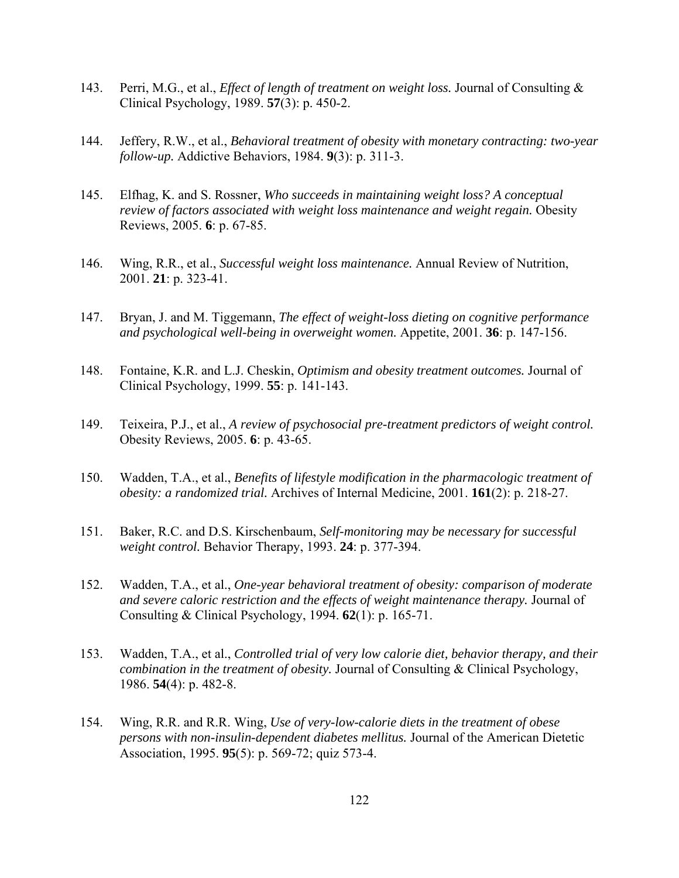143. Perri, M.G., et al., *Effect of length of treatment on weight loss.* Journal of Consulting & Clinical Psychology, 1989. **57**(3): p. 450-2.

144. Jeffery, R.W., et al., *Behavioral treatment of obesity with monetary contracting: two-year follow-up.* Addictive Behaviors, 1984. **9**(3): p. 311-3.

145. Elfhag, K. and S. Rossner, *Who succeeds in maintaining weight loss? A conceptual review of factors associated with weight loss maintenance and weight regain.* Obesity Reviews, 2005. **6**: p. 67-85.

146. Wing, R.R., et al., *Successful weight loss maintenance.* Annual Review of Nutrition, 2001. **21**: p. 323-41.

147. Bryan, J. and M. Tiggemann, *The effect of weight-loss dieting on cognitive performance and psychological well-being in overweight women.* Appetite, 2001. **36**: p. 147-156.

148. Fontaine, K.R. and L.J. Cheskin, *Optimism and obesity treatment outcomes.* Journal of Clinical Psychology, 1999. **55**: p. 141-143.

149. Teixeira, P.J., et al., *A review of psychosocial pre-treatment predictors of weight control.* Obesity Reviews, 2005. **6**: p. 43-65.

150. Wadden, T.A., et al., *Benefits of lifestyle modification in the pharmacologic treatment of obesity: a randomized trial.* Archives of Internal Medicine, 2001. **161**(2): p. 218-27.

151. Baker, R.C. and D.S. Kirschenbaum, *Self-monitoring may be necessary for successful weight control.* Behavior Therapy, 1993. **24**: p. 377-394.

152. Wadden, T.A., et al., *One-year behavioral treatment of obesity: comparison of moderate and severe caloric restriction and the effects of weight maintenance therapy.* Journal of Consulting & Clinical Psychology, 1994. **62**(1): p. 165-71.

153. Wadden, T.A., et al., *Controlled trial of very low calorie diet, behavior therapy, and their combination in the treatment of obesity.* Journal of Consulting & Clinical Psychology, 1986. **54**(4): p. 482-8.

154. Wing, R.R. and R.R. Wing, *Use of very-low-calorie diets in the treatment of obese persons with non-insulin-dependent diabetes mellitus.* Journal of the American Dietetic Association, 1995. **95**(5): p. 569-72; quiz 573-4.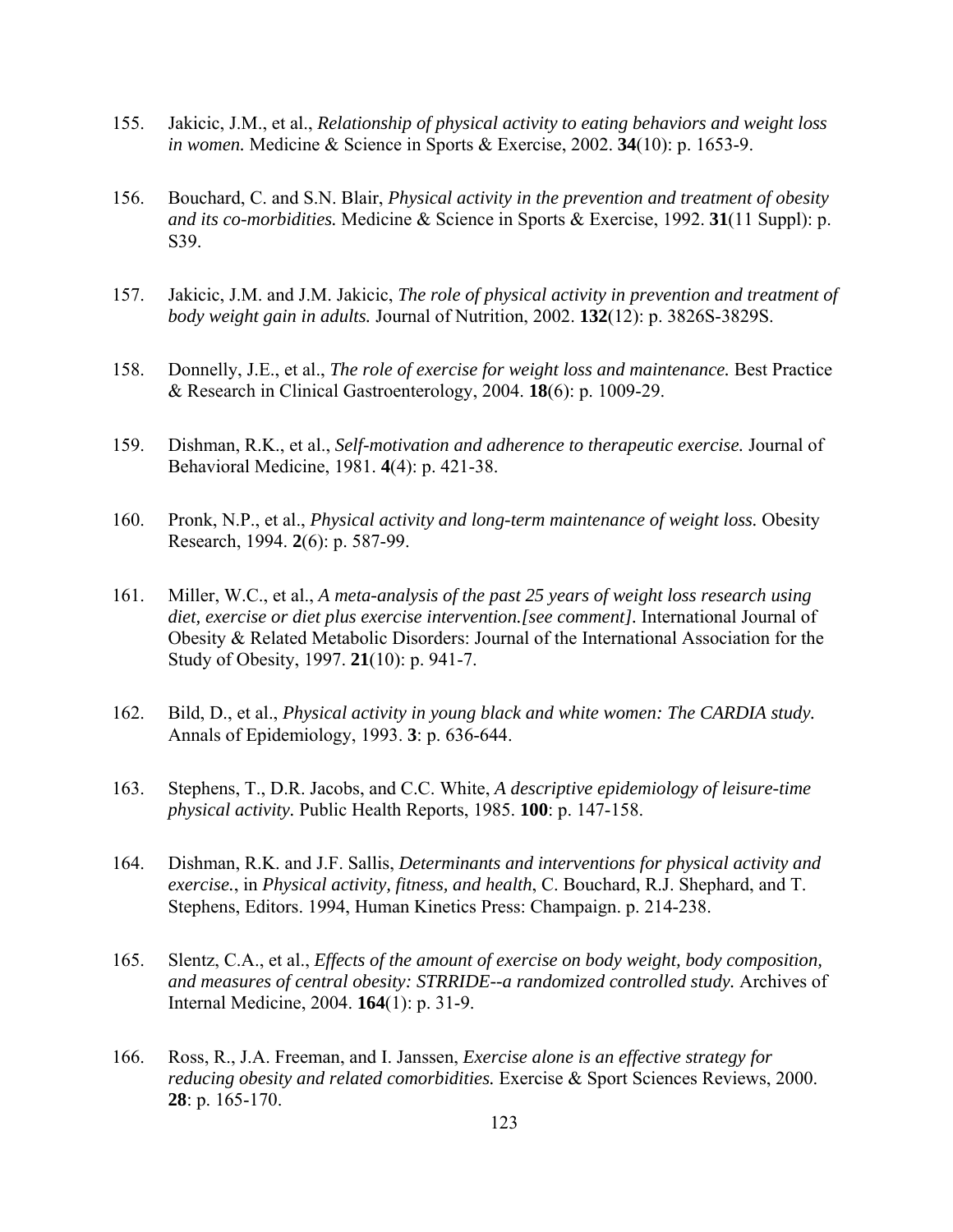155. Jakicic, J.M., et al., *Relationship of physical activity to eating behaviors and weight loss in women.* Medicine & Science in Sports & Exercise, 2002. **34**(10): p. 1653-9.

156. Bouchard, C. and S.N. Blair, *Physical activity in the prevention and treatment of obesity and its co-morbidities.* Medicine & Science in Sports & Exercise, 1992. **31**(11 Suppl): p. S39.

157. Jakicic, J.M. and J.M. Jakicic, *The role of physical activity in prevention and treatment of body weight gain in adults.* Journal of Nutrition, 2002. **132**(12): p. 3826S-3829S.

158. Donnelly, J.E., et al., *The role of exercise for weight loss and maintenance.* Best Practice & Research in Clinical Gastroenterology, 2004. **18**(6): p. 1009-29.

159. Dishman, R.K., et al., *Self-motivation and adherence to therapeutic exercise.* Journal of Behavioral Medicine, 1981. **4**(4): p. 421-38.

160. Pronk, N.P., et al., *Physical activity and long-term maintenance of weight loss.* Obesity Research, 1994. **2**(6): p. 587-99.

161. Miller, W.C., et al., *A meta-analysis of the past 25 years of weight loss research using diet, exercise or diet plus exercise intervention.[see comment].* International Journal of Obesity & Related Metabolic Disorders: Journal of the International Association for the Study of Obesity, 1997. **21**(10): p. 941-7.

162. Bild, D., et al., *Physical activity in young black and white women: The CARDIA study.* Annals of Epidemiology, 1993. **3**: p. 636-644.

163. Stephens, T., D.R. Jacobs, and C.C. White, *A descriptive epidemiology of leisure-time physical activity.* Public Health Reports, 1985. **100**: p. 147-158.

164. Dishman, R.K. and J.F. Sallis, *Determinants and interventions for physical activity and exercise.*, in *Physical activity, fitness, and health*, C. Bouchard, R.J. Shephard, and T. Stephens, Editors. 1994, Human Kinetics Press: Champaign. p. 214-238.

165. Slentz, C.A., et al., *Effects of the amount of exercise on body weight, body composition, and measures of central obesity: STRRIDE--a randomized controlled study.* Archives of Internal Medicine, 2004. **164**(1): p. 31-9.

166. Ross, R., J.A. Freeman, and I. Janssen, *Exercise alone is an effective strategy for reducing obesity and related comorbidities.* Exercise & Sport Sciences Reviews, 2000. **28**: p. 165-170.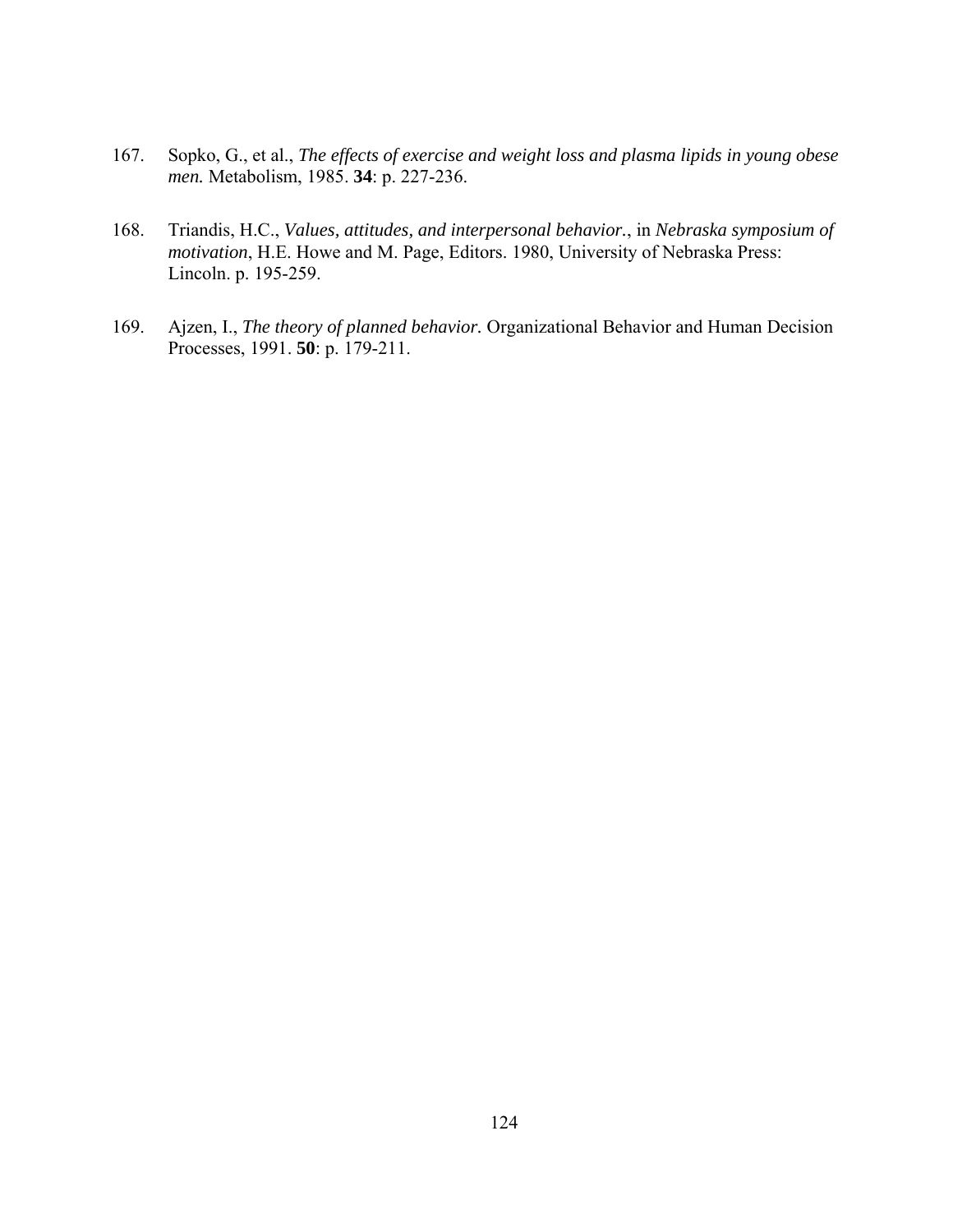167. Sopko, G., et al., *The effects of exercise and weight loss and plasma lipids in young obese men.* Metabolism, 1985. **34**: p. 227-236.

168. Triandis, H.C., *Values, attitudes, and interpersonal behavior.*, in *Nebraska symposium of motivation*, H.E. Howe and M. Page, Editors. 1980, University of Nebraska Press: Lincoln. p. 195-259.

169. Ajzen, I., *The theory of planned behavior.* Organizational Behavior and Human Decision Processes, 1991. **50**: p. 179-211.